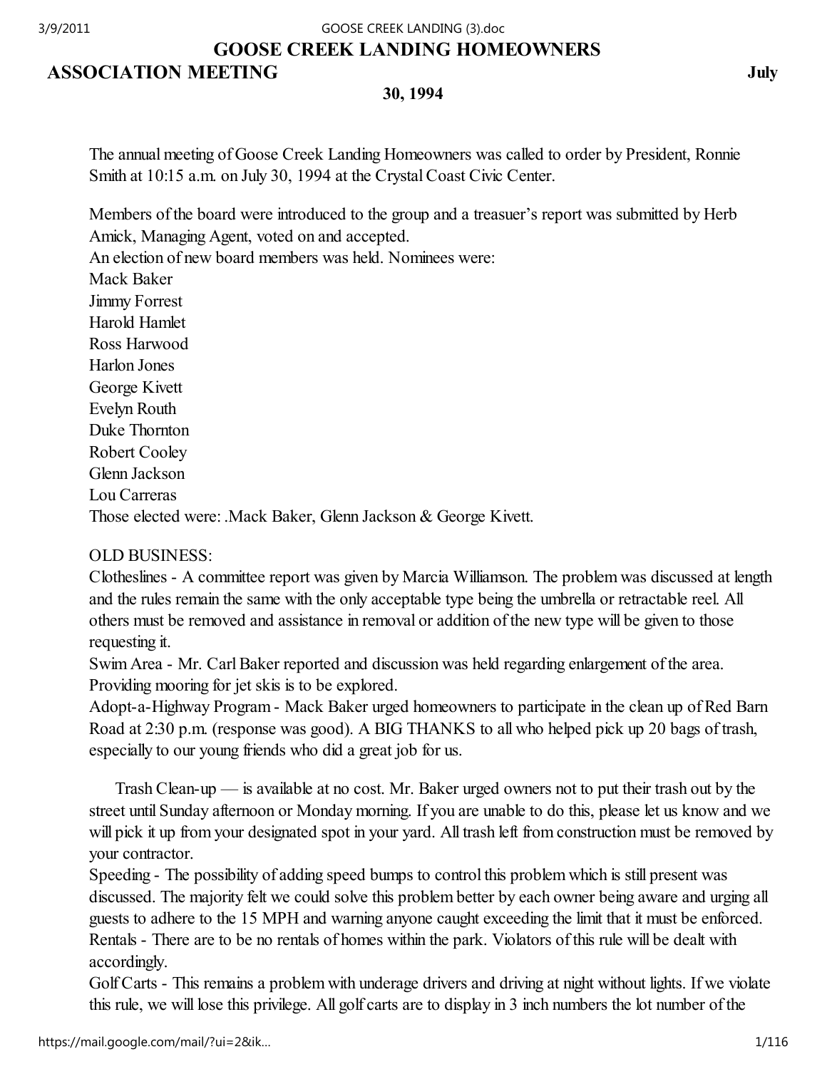# GOOSE CREEK LANDING HOMEOWNERS ASSOCIATION MEETING July 30, 1994

The annual meeting of Goose Creek Landing Homeowners was called to order by President, Ronnie Smith at 10:15 a.m. on July 30, 1994 at the Crystal Coast Civic Center.

Members of the board were introduced to the group and a treasuer's report was submitted by Herb Amick, Managing Agent, voted on and accepted.
An election of new board members was held. Nominees were:
Mack Baker
Jimmy Forrest
Harold Hamlet
Ross Harwood
Harlon Jones
George Kivett
Evelyn Routh
Duke Thornton
Robert Cooley
Glenn Jackson
Lou Carreras
Those elected were: .Mack Baker, Glenn Jackson & George Kivett.

OLD BUSINESS:
Clotheslines - A committee report was given by Marcia Williamson. The problem was discussed at length and the rules remain the same with the only acceptable type being the umbrella or retractable reel. All others must be removed and assistance in removal or addition of the new type will be given to those requesting it.
Swim Area - Mr. Carl Baker reported and discussion was held regarding enlargement of the area. Providing mooring for jet skis is to be explored.
Adopt-a-Highway Program - Mack Baker urged homeowners to participate in the clean up of Red Barn Road at 2:30 p.m. (response was good). A BIG THANKS to all who helped pick up 20 bags of trash, especially to our young friends who did a great job for us.

Trash Clean-up — is available at no cost. Mr. Baker urged owners not to put their trash out by the street until Sunday afternoon or Monday morning. If you are unable to do this, please let us know and we will pick it up from your designated spot in your yard. All trash left from construction must be removed by your contractor.
Speeding - The possibility of adding speed bumps to control this problem which is still present was discussed. The majority felt we could solve this problem better by each owner being aware and urging all guests to adhere to the 15 MPH and warning anyone caught exceeding the limit that it must be enforced.
Rentals - There are to be no rentals of homes within the park. Violators of this rule will be dealt with accordingly.
Golf Carts - This remains a problem with underage drivers and driving at night without lights. If we violate this rule, we will lose this privilege. All golf carts are to display in 3 inch numbers the lot number of the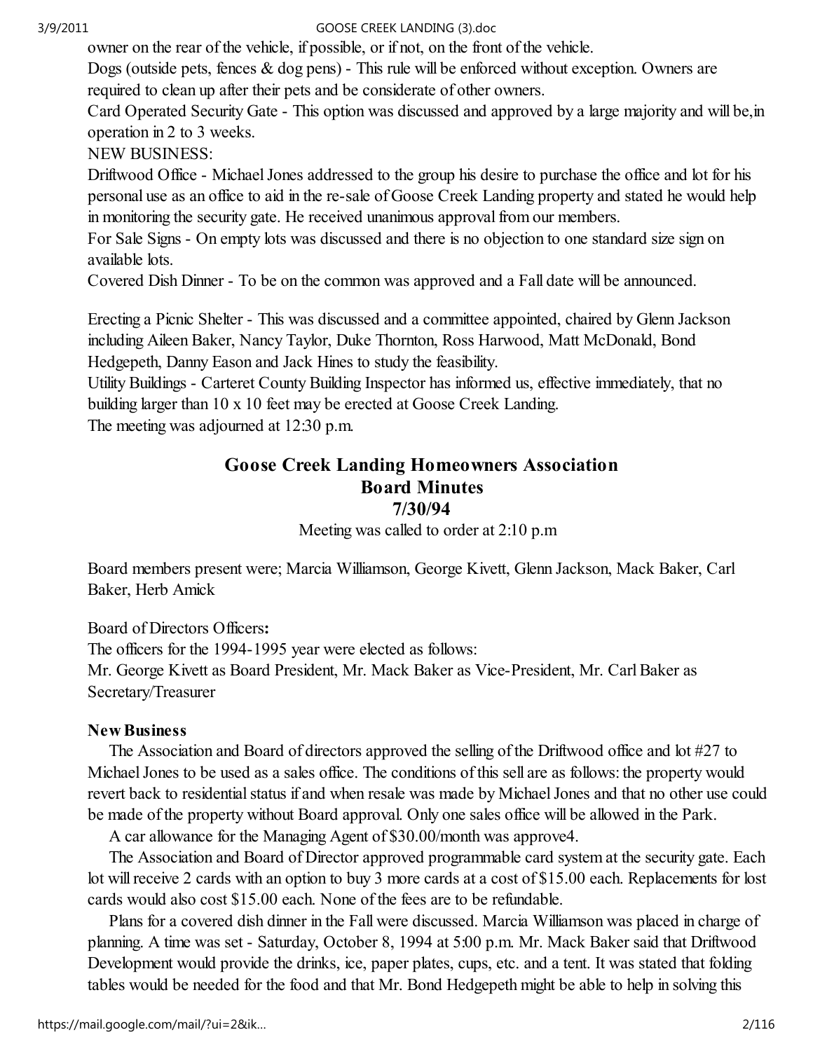owner on the rear of the vehicle, if possible, or if not, on the front of the vehicle.
Dogs (outside pets, fences & dog pens) - This rule will be enforced without exception. Owners are required to clean up after their pets and be considerate of other owners.
Card Operated Security Gate - This option was discussed and approved by a large majority and will be,in operation in 2 to 3 weeks.
NEW BUSINESS:
Driftwood Office - Michael Jones addressed to the group his desire to purchase the office and lot for his personal use as an office to aid in the re-sale of Goose Creek Landing property and stated he would help in monitoring the security gate. He received unanimous approval from our members.
For Sale Signs - On empty lots was discussed and there is no objection to one standard size sign on available lots.
Covered Dish Dinner - To be on the common was approved and a Fall date will be announced.

Erecting a Picnic Shelter - This was discussed and a committee appointed, chaired by Glenn Jackson including Aileen Baker, Nancy Taylor, Duke Thornton, Ross Harwood, Matt McDonald, Bond Hedgepeth, Danny Eason and Jack Hines to study the feasibility.
Utility Buildings - Carteret County Building Inspector has informed us, effective immediately, that no building larger than 10 x 10 feet may be erected at Goose Creek Landing.
The meeting was adjourned at 12:30 p.m.

## Goose Creek Landing Homeowners Association
## Board Minutes
## 7/30/94

Meeting was called to order at 2:10 p.m

Board members present were; Marcia Williamson, George Kivett, Glenn Jackson, Mack Baker, Carl Baker, Herb Amick

Board of Directors Officers**:**
The officers for the 1994-1995 year were elected as follows:
Mr. George Kivett as Board President, Mr. Mack Baker as Vice-President, Mr. Carl Baker as Secretary/Treasurer

**New Business**

The Association and Board of directors approved the selling of the Driftwood office and lot #27 to Michael Jones to be used as a sales office. The conditions of this sell are as follows: the property would revert back to residential status if and when resale was made by Michael Jones and that no other use could be made of the property without Board approval. Only one sales office will be allowed in the Park.

A car allowance for the Managing Agent of $30.00/month was approve4.

The Association and Board of Director approved programmable card system at the security gate. Each lot will receive 2 cards with an option to buy 3 more cards at a cost of $15.00 each. Replacements for lost cards would also cost $15.00 each. None of the fees are to be refundable.

Plans for a covered dish dinner in the Fall were discussed. Marcia Williamson was placed in charge of planning. A time was set - Saturday, October 8, 1994 at 5:00 p.m. Mr. Mack Baker said that Driftwood Development would provide the drinks, ice, paper plates, cups, etc. and a tent. It was stated that folding tables would be needed for the food and that Mr. Bond Hedgepeth might be able to help in solving this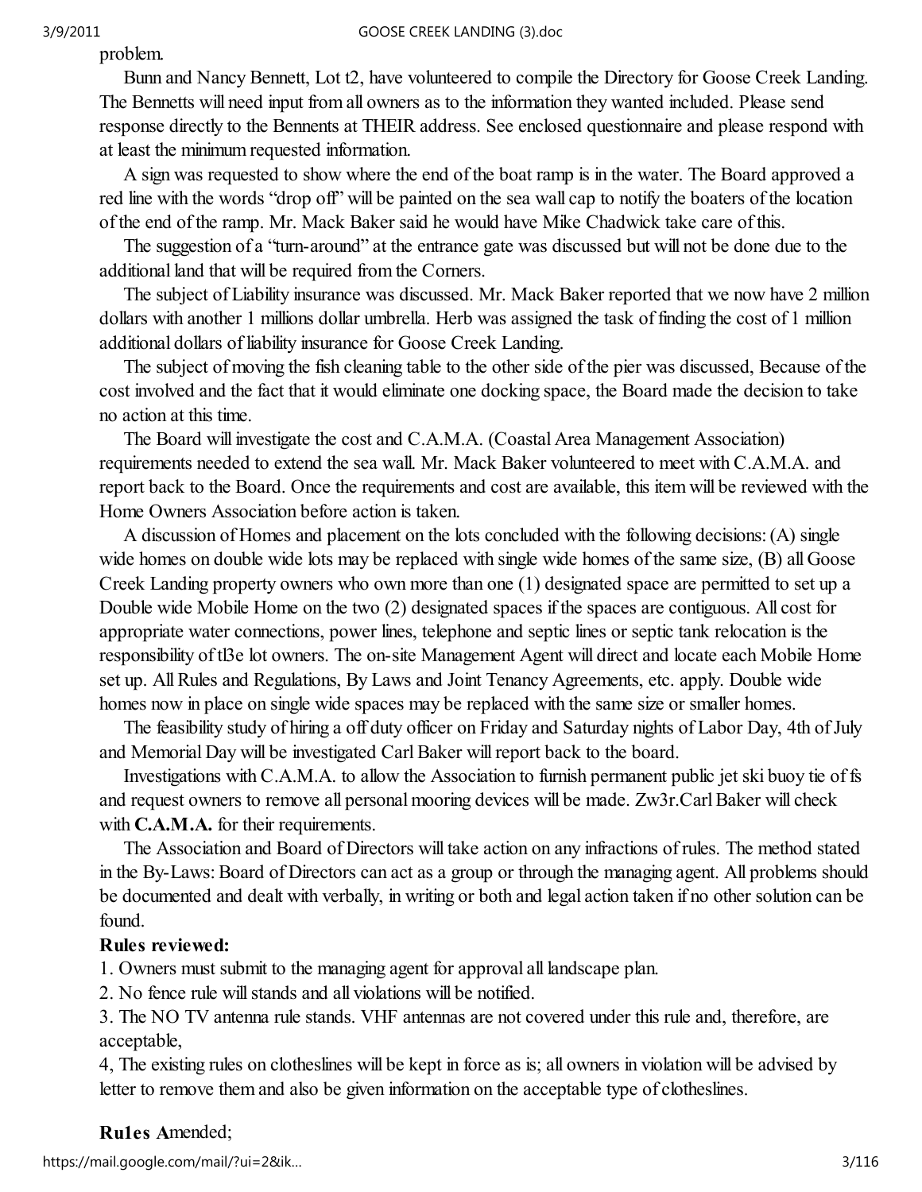problem.

Bunn and Nancy Bennett, Lot t2, have volunteered to compile the Directory for Goose Creek Landing. The Bennetts will need input from all owners as to the information they wanted included. Please send response directly to the Bennents at THEIR address. See enclosed questionnaire and please respond with at least the minimum requested information.

A sign was requested to show where the end of the boat ramp is in the water. The Board approved a red line with the words "drop off" will be painted on the sea wall cap to notify the boaters of the location of the end of the ramp. Mr. Mack Baker said he would have Mike Chadwick take care of this.

The suggestion of a "turn-around" at the entrance gate was discussed but will not be done due to the additional land that will be required from the Corners.

The subject of Liability insurance was discussed. Mr. Mack Baker reported that we now have 2 million dollars with another 1 millions dollar umbrella. Herb was assigned the task of finding the cost of 1 million additional dollars of liability insurance for Goose Creek Landing.

The subject of moving the fish cleaning table to the other side of the pier was discussed, Because of the cost involved and the fact that it would eliminate one docking space, the Board made the decision to take no action at this time.

The Board will investigate the cost and C.A.M.A. (Coastal Area Management Association) requirements needed to extend the sea wall. Mr. Mack Baker volunteered to meet with C.A.M.A. and report back to the Board. Once the requirements and cost are available, this item will be reviewed with the Home Owners Association before action is taken.

A discussion of Homes and placement on the lots concluded with the following decisions: (A) single wide homes on double wide lots may be replaced with single wide homes of the same size, (B) all Goose Creek Landing property owners who own more than one (1) designated space are permitted to set up a Double wide Mobile Home on the two (2) designated spaces if the spaces are contiguous. All cost for appropriate water connections, power lines, telephone and septic lines or septic tank relocation is the responsibility of tl3e lot owners. The on-site Management Agent will direct and locate each Mobile Home set up. All Rules and Regulations, By Laws and Joint Tenancy Agreements, etc. apply. Double wide homes now in place on single wide spaces may be replaced with the same size or smaller homes.

The feasibility study of hiring a off duty officer on Friday and Saturday nights of Labor Day, 4th of July and Memorial Day will be investigated Carl Baker will report back to the board.

Investigations with C.A.M.A. to allow the Association to furnish permanent public jet ski buoy tie of fs and request owners to remove all personal mooring devices will be made. Zw3r.Carl Baker will check with **C.A.M.A.** for their requirements.

The Association and Board of Directors will take action on any infractions of rules. The method stated in the By-Laws: Board of Directors can act as a group or through the managing agent. All problems should be documented and dealt with verbally, in writing or both and legal action taken if no other solution can be found.

**Rules reviewed:**

1. Owners must submit to the managing agent for approval all landscape plan.
2. No fence rule will stands and all violations will be notified.
3. The NO TV antenna rule stands. VHF antennas are not covered under this rule and, therefore, are acceptable,

4, The existing rules on clotheslines will be kept in force as is; all owners in violation will be advised by letter to remove them and also be given information on the acceptable type of clotheslines.

**Ru1es A**mended;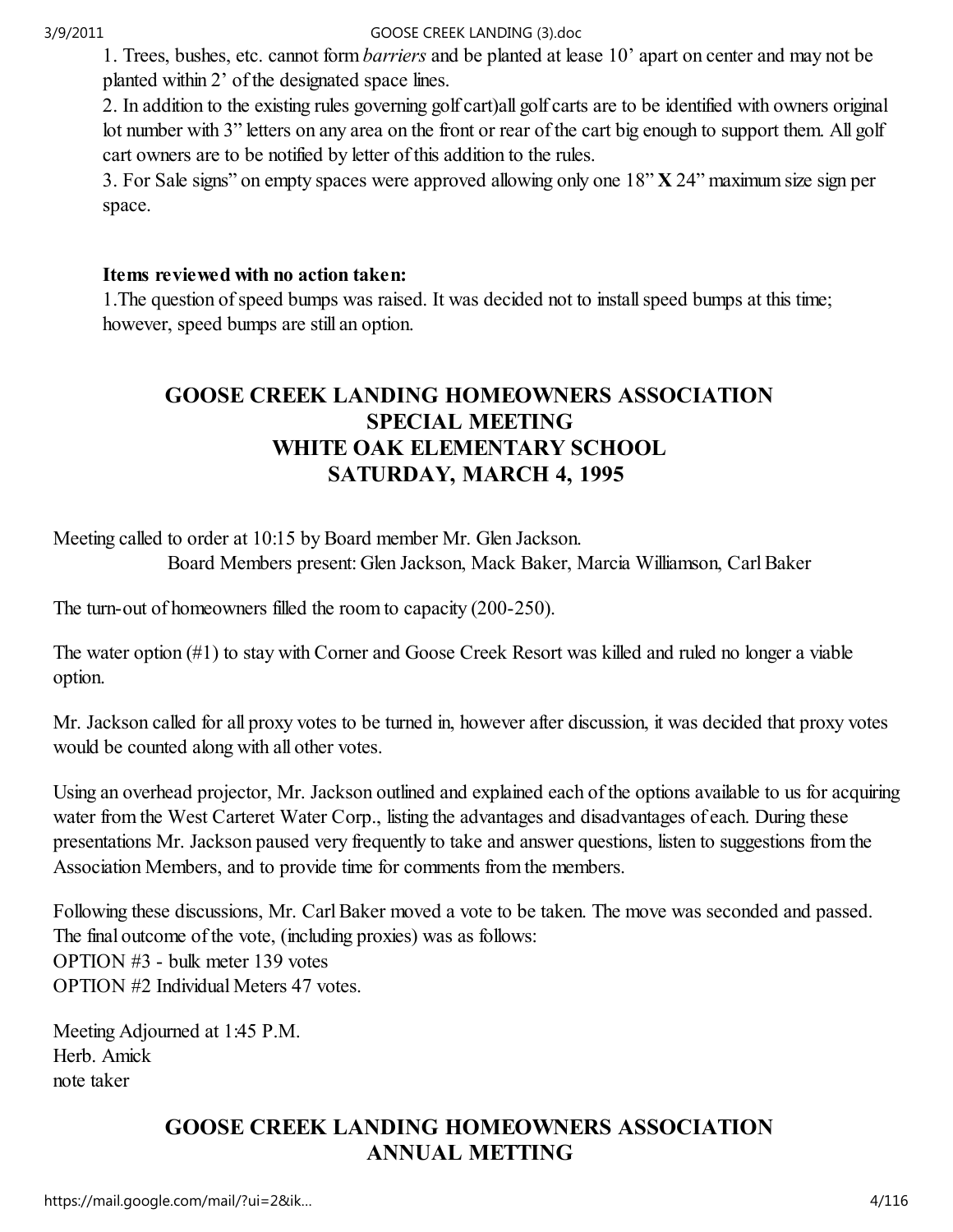1. Trees, bushes, etc. cannot form *barriers* and be planted at lease 10' apart on center and may not be planted within 2' of the designated space lines.

2. In addition to the existing rules governing golf cart)all golf carts are to be identified with owners original lot number with 3" letters on any area on the front or rear of the cart big enough to support them. All golf cart owners are to be notified by letter of this addition to the rules.

3. For Sale signs" on empty spaces were approved allowing only one 18" **X** 24" maximum size sign per space.

**Items reviewed with no action taken:**

1.The question of speed bumps was raised. It was decided not to install speed bumps at this time; however, speed bumps are still an option.

## GOOSE CREEK LANDING HOMEOWNERS ASSOCIATION SPECIAL MEETING WHITE OAK ELEMENTARY SCHOOL SATURDAY, MARCH 4, 1995

Meeting called to order at 10:15 by Board member Mr. Glen Jackson.

Board Members present: Glen Jackson, Mack Baker, Marcia Williamson, Carl Baker

The turn-out of homeowners filled the room to capacity (200-250).

The water option (#1) to stay with Corner and Goose Creek Resort was killed and ruled no longer a viable option.

Mr. Jackson called for all proxy votes to be turned in, however after discussion, it was decided that proxy votes would be counted along with all other votes.

Using an overhead projector, Mr. Jackson outlined and explained each of the options available to us for acquiring water from the West Carteret Water Corp., listing the advantages and disadvantages of each. During these presentations Mr. Jackson paused very frequently to take and answer questions, listen to suggestions from the Association Members, and to provide time for comments from the members.

Following these discussions, Mr. Carl Baker moved a vote to be taken. The move was seconded and passed. The final outcome of the vote, (including proxies) was as follows:
OPTION #3 - bulk meter 139 votes
OPTION #2 Individual Meters 47 votes.

Meeting Adjourned at 1:45 P.M.
Herb. Amick
note taker

## GOOSE CREEK LANDING HOMEOWNERS ASSOCIATION ANNUAL METTING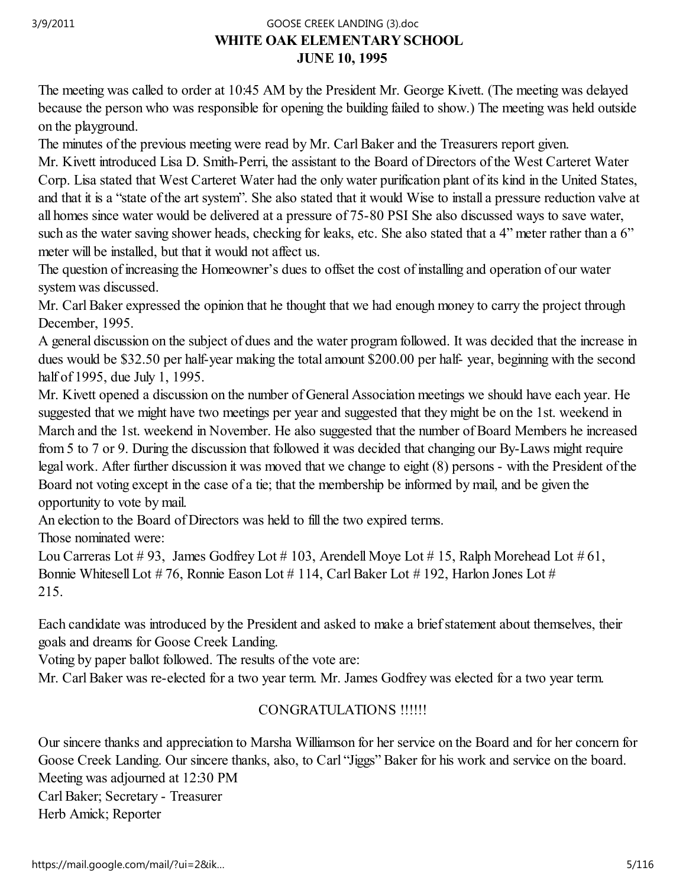## WHITE OAK ELEMENTARY SCHOOL
## JUNE 10, 1995

The meeting was called to order at 10:45 AM by the President Mr. George Kivett. (The meeting was delayed because the person who was responsible for opening the building failed to show.) The meeting was held outside on the playground.

The minutes of the previous meeting were read by Mr. Carl Baker and the Treasurers report given.

Mr. Kivett introduced Lisa D. Smith-Perri, the assistant to the Board of Directors of the West Carteret Water Corp. Lisa stated that West Carteret Water had the only water purification plant of its kind in the United States, and that it is a "state of the art system". She also stated that it would Wise to install a pressure reduction valve at all homes since water would be delivered at a pressure of 75-80 PSI She also discussed ways to save water, such as the water saving shower heads, checking for leaks, etc. She also stated that a 4" meter rather than a 6" meter will be installed, but that it would not affect us.

The question of increasing the Homeowner's dues to offset the cost of installing and operation of our water system was discussed.

Mr. Carl Baker expressed the opinion that he thought that we had enough money to carry the project through December, 1995.

A general discussion on the subject of dues and the water program followed. It was decided that the increase in dues would be $32.50 per half-year making the total amount $200.00 per half- year, beginning with the second half of 1995, due July 1, 1995.

Mr. Kivett opened a discussion on the number of General Association meetings we should have each year. He suggested that we might have two meetings per year and suggested that they might be on the 1st. weekend in March and the 1st. weekend in November. He also suggested that the number of Board Members he increased from 5 to 7 or 9. During the discussion that followed it was decided that changing our By-Laws might require legal work. After further discussion it was moved that we change to eight (8) persons - with the President of the Board not voting except in the case of a tie; that the membership be informed by mail, and be given the opportunity to vote by mail.

An election to the Board of Directors was held to fill the two expired terms.

Those nominated were:

Lou Carreras Lot # 93, James Godfrey Lot # 103, Arendell Moye Lot # 15, Ralph Morehead Lot # 61, Bonnie Whitesell Lot # 76, Ronnie Eason Lot # 114, Carl Baker Lot # 192, Harlon Jones Lot # 215.

Each candidate was introduced by the President and asked to make a brief statement about themselves, their goals and dreams for Goose Creek Landing.

Voting by paper ballot followed. The results of the vote are:

Mr. Carl Baker was re-elected for a two year term. Mr. James Godfrey was elected for a two year term.

CONGRATULATIONS !!!!!!

Our sincere thanks and appreciation to Marsha Williamson for her service on the Board and for her concern for Goose Creek Landing. Our sincere thanks, also, to Carl "Jiggs" Baker for his work and service on the board.

Meeting was adjourned at 12:30 PM

Carl Baker; Secretary - Treasurer

Herb Amick; Reporter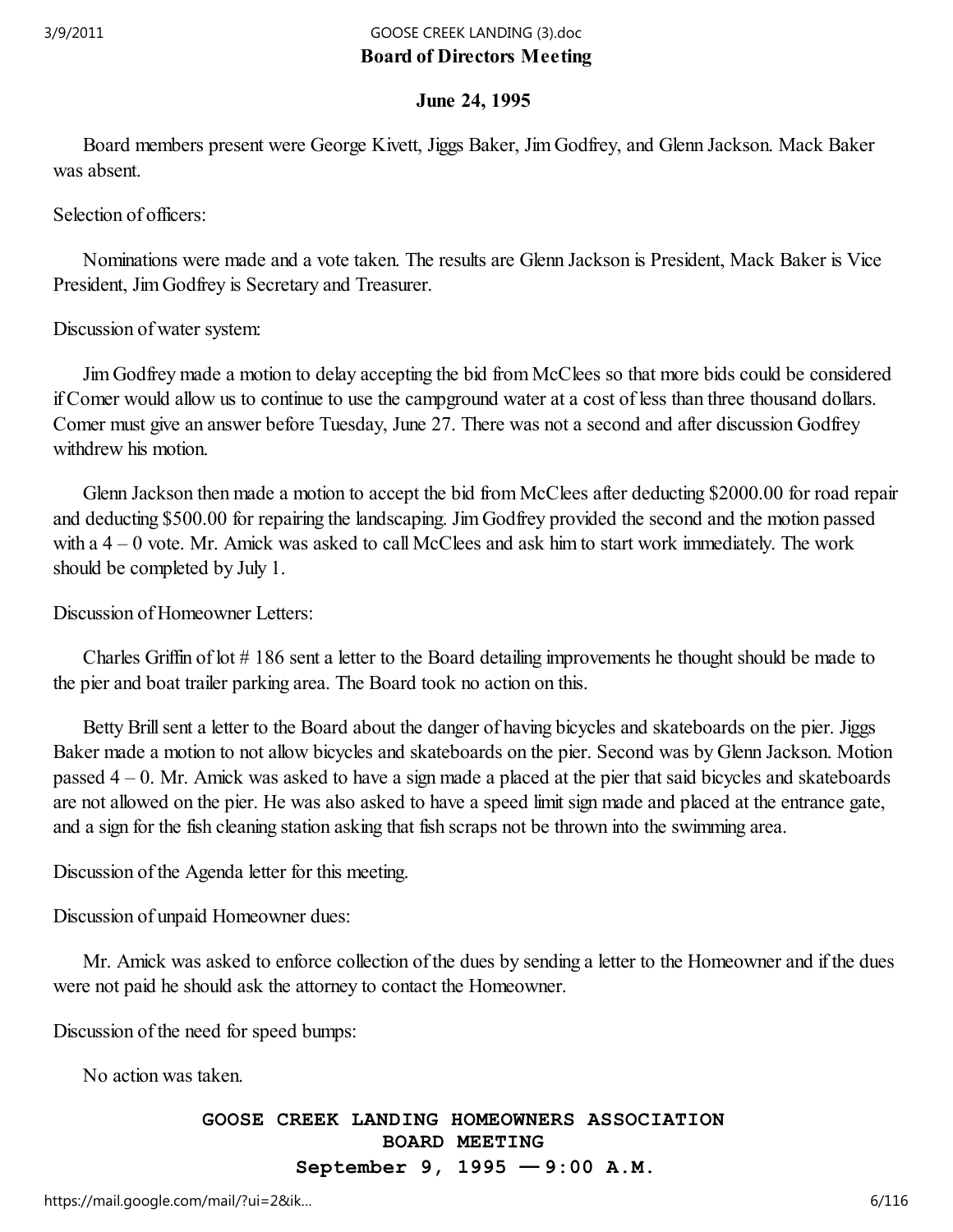## Board of Directors Meeting

**June 24, 1995**

Board members present were George Kivett, Jiggs Baker, Jim Godfrey, and Glenn Jackson. Mack Baker was absent.

Selection of officers:

Nominations were made and a vote taken. The results are Glenn Jackson is President, Mack Baker is Vice President, Jim Godfrey is Secretary and Treasurer.

Discussion of water system:

Jim Godfrey made a motion to delay accepting the bid from McClees so that more bids could be considered if Comer would allow us to continue to use the campground water at a cost of less than three thousand dollars. Comer must give an answer before Tuesday, June 27. There was not a second and after discussion Godfrey withdrew his motion.

Glenn Jackson then made a motion to accept the bid from McClees after deducting $2000.00 for road repair and deducting $500.00 for repairing the landscaping. Jim Godfrey provided the second and the motion passed with a 4 – 0 vote. Mr. Amick was asked to call McClees and ask him to start work immediately. The work should be completed by July 1.

Discussion of Homeowner Letters:

Charles Griffin of lot # 186 sent a letter to the Board detailing improvements he thought should be made to the pier and boat trailer parking area. The Board took no action on this.

Betty Brill sent a letter to the Board about the danger of having bicycles and skateboards on the pier. Jiggs Baker made a motion to not allow bicycles and skateboards on the pier. Second was by Glenn Jackson. Motion passed 4 – 0. Mr. Amick was asked to have a sign made a placed at the pier that said bicycles and skateboards are not allowed on the pier. He was also asked to have a speed limit sign made and placed at the entrance gate, and a sign for the fish cleaning station asking that fish scraps not be thrown into the swimming area.

Discussion of the Agenda letter for this meeting.

Discussion of unpaid Homeowner dues:

Mr. Amick was asked to enforce collection of the dues by sending a letter to the Homeowner and if the dues were not paid he should ask the attorney to contact the Homeowner.

Discussion of the need for speed bumps:

No action was taken.

**GOOSE CREEK LANDING HOMEOWNERS ASSOCIATION**
**BOARD MEETING**
**September 9, 1995 —— 9:00 A.M.**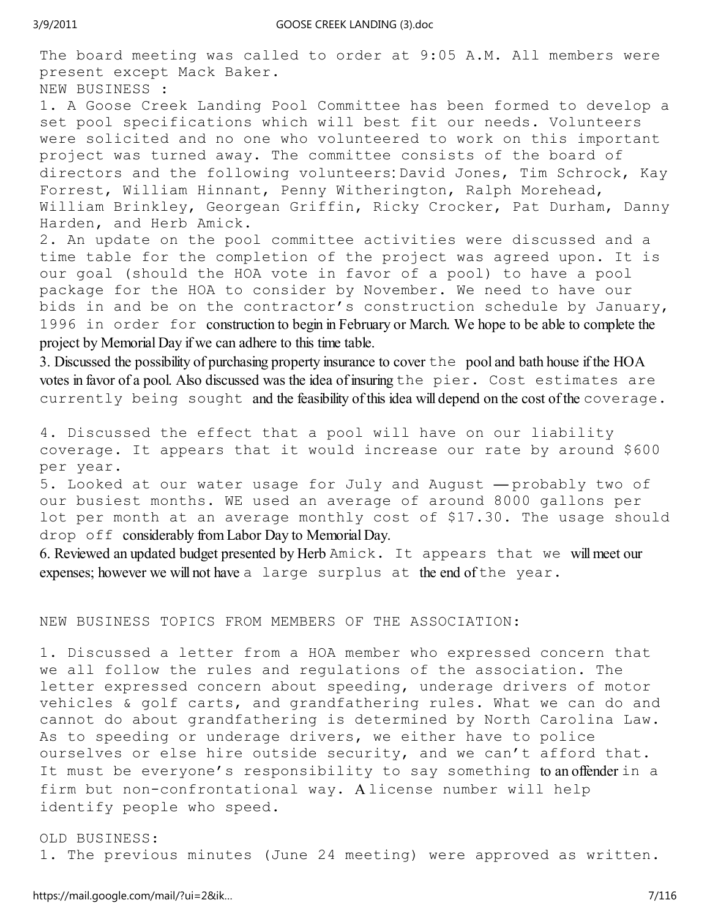The board meeting was called to order at 9:05 A.M. All members were present except Mack Baker.

NEW BUSINESS :

1. A Goose Creek Landing Pool Committee has been formed to develop a set pool specifications which will best fit our needs. Volunteers were solicited and no one who volunteered to work on this important project was turned away. The committee consists of the board of directors and the following volunteers: David Jones, Tim Schrock, Kay Forrest, William Hinnant, Penny Witherington, Ralph Morehead, William Brinkley, Georgean Griffin, Ricky Crocker, Pat Durham, Danny Harden, and Herb Amick.
2. An update on the pool committee activities were discussed and a time table for the completion of the project was agreed upon. It is our goal (should the HOA vote in favor of a pool) to have a pool package for the HOA to consider by November. We need to have our bids in and be on the contractor's construction schedule by January, 1996 in order for construction to begin in February or March. We hope to be able to complete the project by Memorial Day if we can adhere to this time table.
3. Discussed the possibility of purchasing property insurance to cover the pool and bath house if the HOA votes in favor of a pool. Also discussed was the idea of insuring the pier. Cost estimates are currently being sought and the feasibility of this idea will depend on the cost of the coverage.
4. Discussed the effect that a pool will have on our liability coverage. It appears that it would increase our rate by around $600 per year.
5. Looked at our water usage for July and August — probably two of our busiest months. WE used an average of around 8000 gallons per lot per month at an average monthly cost of $17.30. The usage should drop off considerably from Labor Day to Memorial Day.
6. Reviewed an updated budget presented by Herb Amick. It appears that we will meet our expenses; however we will not have a large surplus at the end of the year.

NEW BUSINESS TOPICS FROM MEMBERS OF THE ASSOCIATION:

1. Discussed a letter from a HOA member who expressed concern that we all follow the rules and regulations of the association. The letter expressed concern about speeding, underage drivers of motor vehicles & golf carts, and grandfathering rules. What we can do and cannot do about grandfathering is determined by North Carolina Law. As to speeding or underage drivers, we either have to police ourselves or else hire outside security, and we can't afford that. It must be everyone's responsibility to say something to an offender in a firm but non-confrontational way. A license number will help identify people who speed.

OLD BUSINESS:

1. The previous minutes (June 24 meeting) were approved as written.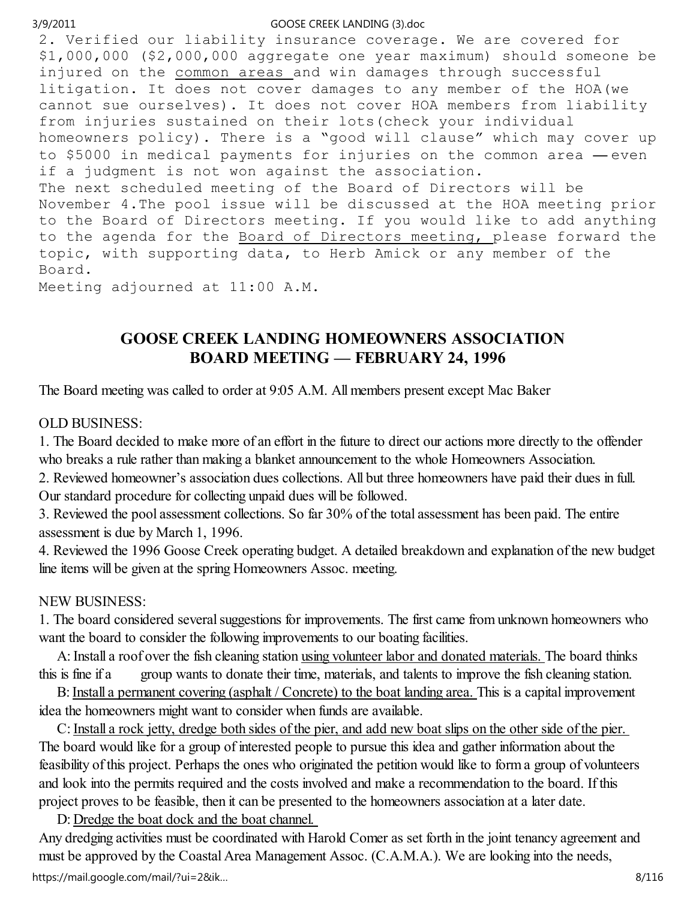2. Verified our liability insurance coverage. We are covered for $1,000,000 ($2,000,000 aggregate one year maximum) should someone be injured on the <u>common areas</u> and win damages through successful litigation. It does not cover damages to any member of the HOA(we cannot sue ourselves). It does not cover HOA members from liability from injuries sustained on their lots(check your individual homeowners policy). There is a "good will clause" which may cover up to $5000 in medical payments for injuries on the common area — even if a judgment is not won against the association.

The next scheduled meeting of the Board of Directors will be November 4.The pool issue will be discussed at the HOA meeting prior to the Board of Directors meeting. If you would like to add anything to the agenda for the <u>Board of Directors meeting,</u> please forward the topic, with supporting data, to Herb Amick or any member of the Board.

Meeting adjourned at 11:00 A.M.

## GOOSE CREEK LANDING HOMEOWNERS ASSOCIATION
## BOARD MEETING — FEBRUARY 24, 1996

The Board meeting was called to order at 9:05 A.M. All members present except Mac Baker

OLD BUSINESS:

1. The Board decided to make more of an effort in the future to direct our actions more directly to the offender who breaks a rule rather than making a blanket announcement to the whole Homeowners Association.
2. Reviewed homeowner's association dues collections. All but three homeowners have paid their dues in full. Our standard procedure for collecting unpaid dues will be followed.
3. Reviewed the pool assessment collections. So far 30% of the total assessment has been paid. The entire assessment is due by March 1, 1996.
4. Reviewed the 1996 Goose Creek operating budget. A detailed breakdown and explanation of the new budget line items will be given at the spring Homeowners Assoc. meeting.

NEW BUSINESS:

1. The board considered several suggestions for improvements. The first came from unknown homeowners who want the board to consider the following improvements to our boating facilities.

A: Install a roof over the fish cleaning station <u>using volunteer labor and donated materials.</u> The board thinks this is fine if a group wants to donate their time, materials, and talents to improve the fish cleaning station.

B: <u>Install a permanent covering (asphalt / Concrete) to the boat landing area.</u> This is a capital improvement idea the homeowners might want to consider when funds are available.

C: <u>Install a rock jetty, dredge both sides of the pier, and add new boat slips on the other side of the pier.</u> The board would like for a group of interested people to pursue this idea and gather information about the feasibility of this project. Perhaps the ones who originated the petition would like to form a group of volunteers and look into the permits required and the costs involved and make a recommendation to the board. If this project proves to be feasible, then it can be presented to the homeowners association at a later date.

D: <u>Dredge the boat dock and the boat channel.</u>

Any dredging activities must be coordinated with Harold Comer as set forth in the joint tenancy agreement and must be approved by the Coastal Area Management Assoc. (C.A.M.A.). We are looking into the needs,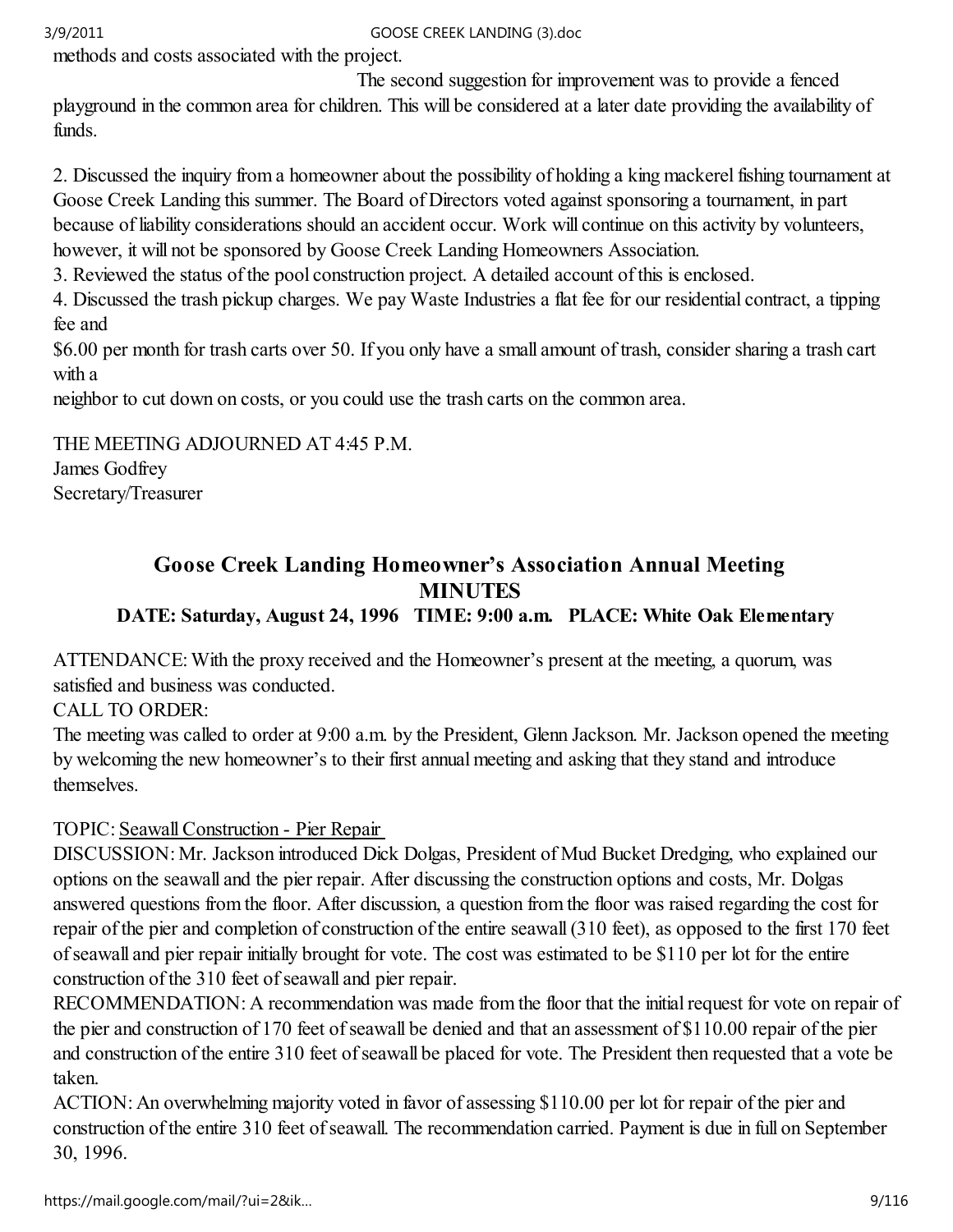methods and costs associated with the project.

The second suggestion for improvement was to provide a fenced playground in the common area for children. This will be considered at a later date providing the availability of funds.

2. Discussed the inquiry from a homeowner about the possibility of holding a king mackerel fishing tournament at Goose Creek Landing this summer. The Board of Directors voted against sponsoring a tournament, in part because of liability considerations should an accident occur. Work will continue on this activity by volunteers, however, it will not be sponsored by Goose Creek Landing Homeowners Association.
3. Reviewed the status of the pool construction project. A detailed account of this is enclosed.
4. Discussed the trash pickup charges. We pay Waste Industries a flat fee for our residential contract, a tipping fee and
$6.00 per month for trash carts over 50. If you only have a small amount of trash, consider sharing a trash cart with a
neighbor to cut down on costs, or you could use the trash carts on the common area.

THE MEETING ADJOURNED AT 4:45 P.M.
James Godfrey
Secretary/Treasurer

## Goose Creek Landing Homeowner's Association Annual Meeting MINUTES

**DATE: Saturday, August 24, 1996 TIME: 9:00 a.m. PLACE: White Oak Elementary**

ATTENDANCE: With the proxy received and the Homeowner's present at the meeting, a quorum, was satisfied and business was conducted.
CALL TO ORDER:
The meeting was called to order at 9:00 a.m. by the President, Glenn Jackson. Mr. Jackson opened the meeting by welcoming the new homeowner's to their first annual meeting and asking that they stand and introduce themselves.

TOPIC: Seawall Construction - Pier Repair
DISCUSSION: Mr. Jackson introduced Dick Dolgas, President of Mud Bucket Dredging, who explained our options on the seawall and the pier repair. After discussing the construction options and costs, Mr. Dolgas answered questions from the floor. After discussion, a question from the floor was raised regarding the cost for repair of the pier and completion of construction of the entire seawall (310 feet), as opposed to the first 170 feet of seawall and pier repair initially brought for vote. The cost was estimated to be $110 per lot for the entire construction of the 310 feet of seawall and pier repair.
RECOMMENDATION: A recommendation was made from the floor that the initial request for vote on repair of the pier and construction of 170 feet of seawall be denied and that an assessment of $110.00 repair of the pier and construction of the entire 310 feet of seawall be placed for vote. The President then requested that a vote be taken.
ACTION: An overwhelming majority voted in favor of assessing $110.00 per lot for repair of the pier and construction of the entire 310 feet of seawall. The recommendation carried. Payment is due in full on September 30, 1996.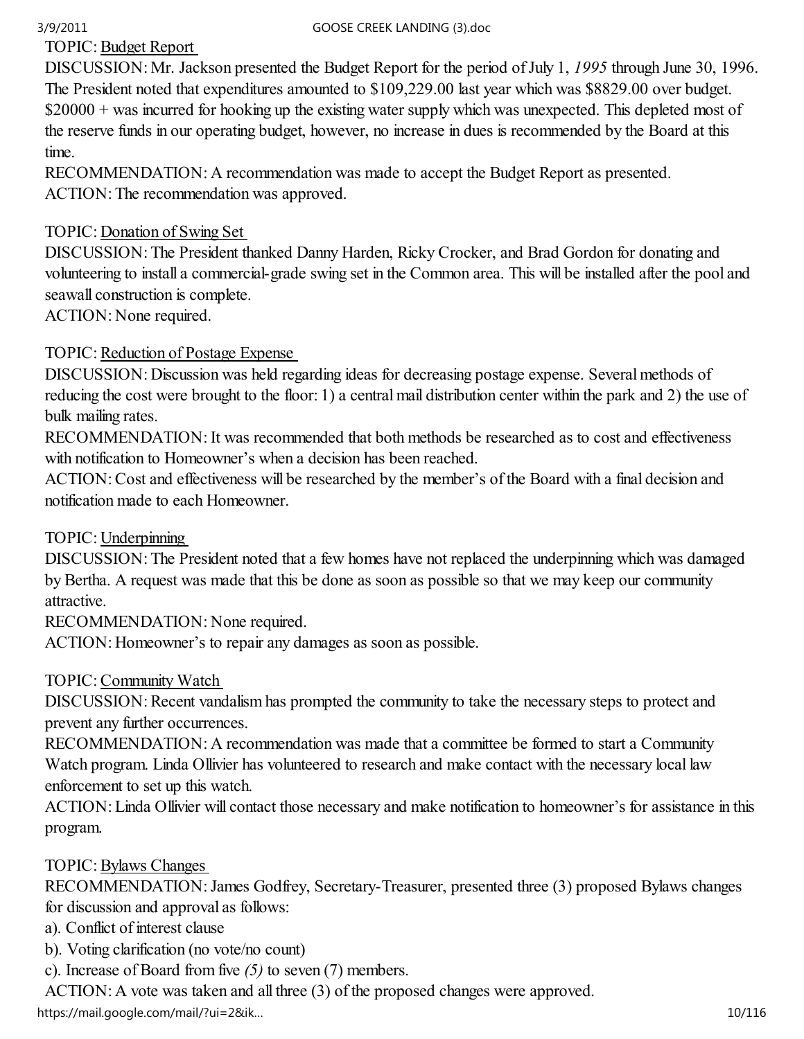TOPIC: Budget Report

DISCUSSION: Mr. Jackson presented the Budget Report for the period of July 1, *1995* through June 30, 1996. The President noted that expenditures amounted to $109,229.00 last year which was $8829.00 over budget. $20000 + was incurred for hooking up the existing water supply which was unexpected. This depleted most of the reserve funds in our operating budget, however, no increase in dues is recommended by the Board at this time.

RECOMMENDATION: A recommendation was made to accept the Budget Report as presented.

ACTION: The recommendation was approved.

TOPIC: Donation of Swing Set

DISCUSSION: The President thanked Danny Harden, Ricky Crocker, and Brad Gordon for donating and volunteering to install a commercial-grade swing set in the Common area. This will be installed after the pool and seawall construction is complete.

ACTION: None required.

TOPIC: Reduction of Postage Expense

DISCUSSION: Discussion was held regarding ideas for decreasing postage expense. Several methods of reducing the cost were brought to the floor: 1) a central mail distribution center within the park and 2) the use of bulk mailing rates.

RECOMMENDATION: It was recommended that both methods be researched as to cost and effectiveness with notification to Homeowner's when a decision has been reached.

ACTION: Cost and effectiveness will be researched by the member's of the Board with a final decision and notification made to each Homeowner.

TOPIC: Underpinning

DISCUSSION: The President noted that a few homes have not replaced the underpinning which was damaged by Bertha. A request was made that this be done as soon as possible so that we may keep our community attractive.

RECOMMENDATION: None required.

ACTION: Homeowner's to repair any damages as soon as possible.

TOPIC: Community Watch

DISCUSSION: Recent vandalism has prompted the community to take the necessary steps to protect and prevent any further occurrences.

RECOMMENDATION: A recommendation was made that a committee be formed to start a Community Watch program. Linda Ollivier has volunteered to research and make contact with the necessary local law enforcement to set up this watch.

ACTION: Linda Ollivier will contact those necessary and make notification to homeowner's for assistance in this program.

TOPIC: Bylaws Changes

RECOMMENDATION: James Godfrey, Secretary-Treasurer, presented three (3) proposed Bylaws changes for discussion and approval as follows:

a). Conflict of interest clause

b). Voting clarification (no vote/no count)

c). Increase of Board from five *(5)* to seven (7) members.

ACTION: A vote was taken and all three (3) of the proposed changes were approved.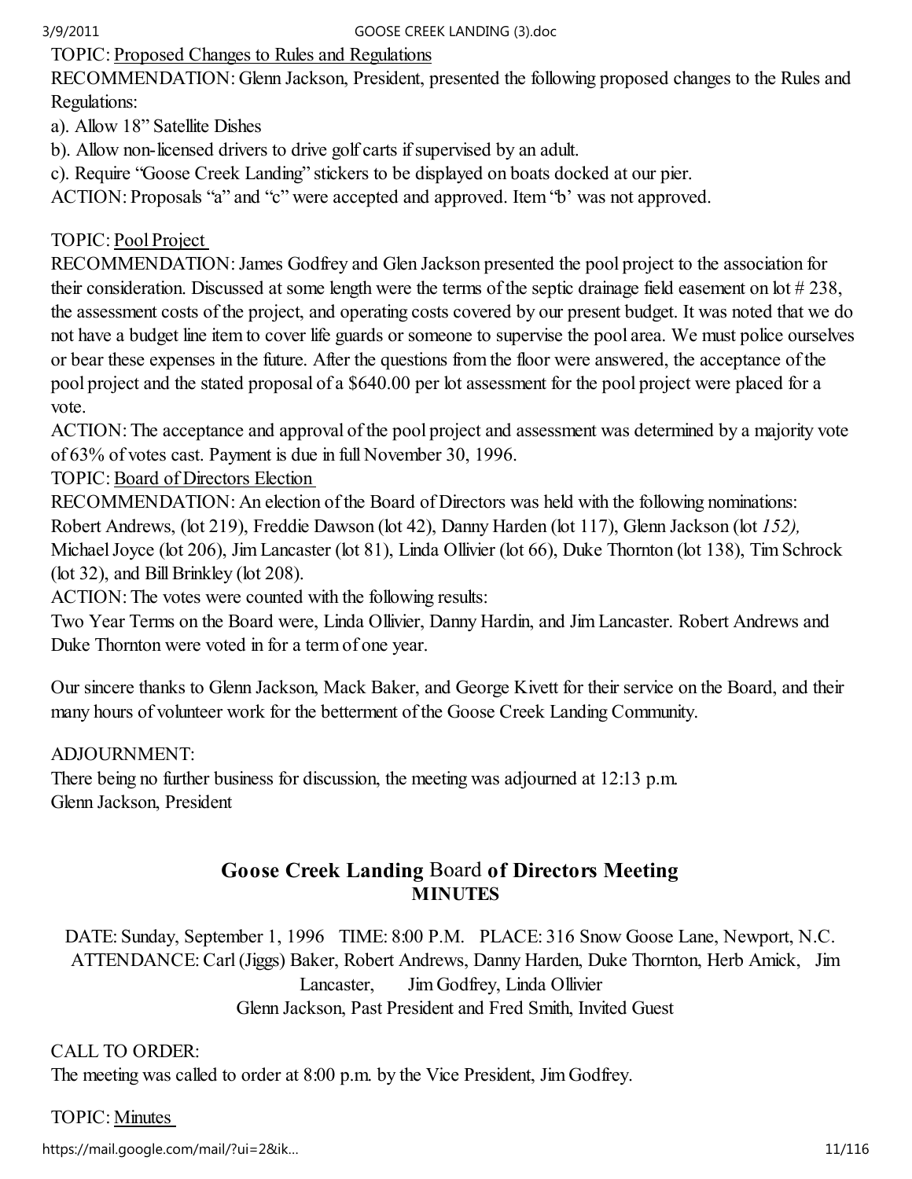TOPIC: <u>Proposed Changes to Rules and Regulations</u>

RECOMMENDATION: Glenn Jackson, President, presented the following proposed changes to the Rules and Regulations:

a). Allow 18" Satellite Dishes

b). Allow non-licensed drivers to drive golf carts if supervised by an adult.

c). Require "Goose Creek Landing" stickers to be displayed on boats docked at our pier.

ACTION: Proposals "a" and "c" were accepted and approved. Item "b' was not approved.

TOPIC: <u>Pool Project</u>

RECOMMENDATION: James Godfrey and Glen Jackson presented the pool project to the association for their consideration. Discussed at some length were the terms of the septic drainage field easement on lot # 238, the assessment costs of the project, and operating costs covered by our present budget. It was noted that we do not have a budget line item to cover life guards or someone to supervise the pool area. We must police ourselves or bear these expenses in the future. After the questions from the floor were answered, the acceptance of the pool project and the stated proposal of a $640.00 per lot assessment for the pool project were placed for a vote.

ACTION: The acceptance and approval of the pool project and assessment was determined by a majority vote of 63% of votes cast. Payment is due in full November 30, 1996.

TOPIC: <u>Board of Directors Election</u>

RECOMMENDATION: An election of the Board of Directors was held with the following nominations: Robert Andrews, (lot 219), Freddie Dawson (lot 42), Danny Harden (lot 117), Glenn Jackson (lot *152),* Michael Joyce (lot 206), Jim Lancaster (lot 81), Linda Ollivier (lot 66), Duke Thornton (lot 138), Tim Schrock (lot 32), and Bill Brinkley (lot 208).

ACTION: The votes were counted with the following results:

Two Year Terms on the Board were, Linda Ollivier, Danny Hardin, and Jim Lancaster. Robert Andrews and Duke Thornton were voted in for a term of one year.

Our sincere thanks to Glenn Jackson, Mack Baker, and George Kivett for their service on the Board, and their many hours of volunteer work for the betterment of the Goose Creek Landing Community.

ADJOURNMENT:

There being no further business for discussion, the meeting was adjourned at 12:13 p.m.

Glenn Jackson, President

## Goose Creek Landing Board of Directors Meeting
## MINUTES

DATE: Sunday, September 1, 1996 TIME: 8:00 P.M. PLACE: 316 Snow Goose Lane, Newport, N.C.

ATTENDANCE: Carl (Jiggs) Baker, Robert Andrews, Danny Harden, Duke Thornton, Herb Amick, Jim Lancaster, Jim Godfrey, Linda Ollivier

Glenn Jackson, Past President and Fred Smith, Invited Guest

CALL TO ORDER:

The meeting was called to order at 8:00 p.m. by the Vice President, Jim Godfrey.

TOPIC: <u>Minutes</u>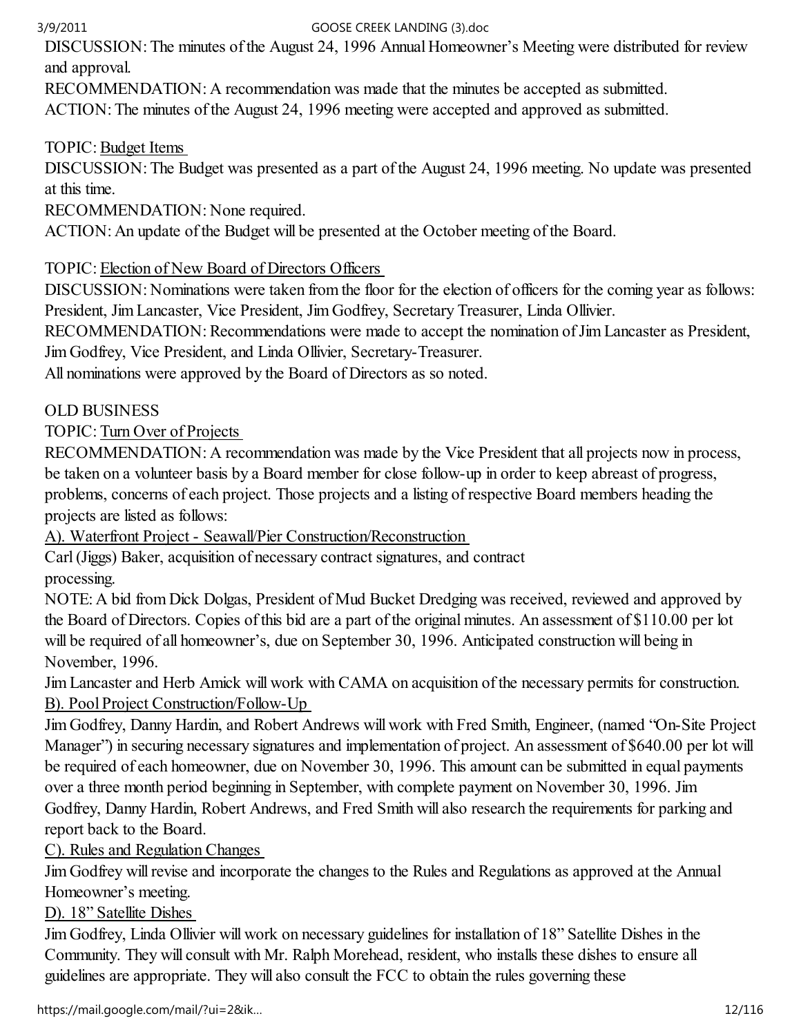DISCUSSION: The minutes of the August 24, 1996 Annual Homeowner's Meeting were distributed for review and approval.

RECOMMENDATION: A recommendation was made that the minutes be accepted as submitted.

ACTION: The minutes of the August 24, 1996 meeting were accepted and approved as submitted.

TOPIC: Budget Items

DISCUSSION: The Budget was presented as a part of the August 24, 1996 meeting. No update was presented at this time.

RECOMMENDATION: None required.

ACTION: An update of the Budget will be presented at the October meeting of the Board.

TOPIC: Election of New Board of Directors Officers

DISCUSSION: Nominations were taken from the floor for the election of officers for the coming year as follows: President, Jim Lancaster, Vice President, Jim Godfrey, Secretary Treasurer, Linda Ollivier.

RECOMMENDATION: Recommendations were made to accept the nomination of Jim Lancaster as President, Jim Godfrey, Vice President, and Linda Ollivier, Secretary-Treasurer.

All nominations were approved by the Board of Directors as so noted.

OLD BUSINESS

TOPIC: Turn Over of Projects

RECOMMENDATION: A recommendation was made by the Vice President that all projects now in process, be taken on a volunteer basis by a Board member for close follow-up in order to keep abreast of progress, problems, concerns of each project. Those projects and a listing of respective Board members heading the projects are listed as follows:

A). Waterfront Project - Seawall/Pier Construction/Reconstruction

Carl (Jiggs) Baker, acquisition of necessary contract signatures, and contract processing.

NOTE: A bid from Dick Dolgas, President of Mud Bucket Dredging was received, reviewed and approved by the Board of Directors. Copies of this bid are a part of the original minutes. An assessment of $110.00 per lot will be required of all homeowner's, due on September 30, 1996. Anticipated construction will being in November, 1996.

Jim Lancaster and Herb Amick will work with CAMA on acquisition of the necessary permits for construction.

B). Pool Project Construction/Follow-Up

Jim Godfrey, Danny Hardin, and Robert Andrews will work with Fred Smith, Engineer, (named "On-Site Project Manager") in securing necessary signatures and implementation of project. An assessment of $640.00 per lot will be required of each homeowner, due on November 30, 1996. This amount can be submitted in equal payments over a three month period beginning in September, with complete payment on November 30, 1996. Jim Godfrey, Danny Hardin, Robert Andrews, and Fred Smith will also research the requirements for parking and report back to the Board.

C). Rules and Regulation Changes

Jim Godfrey will revise and incorporate the changes to the Rules and Regulations as approved at the Annual Homeowner's meeting.

D). 18" Satellite Dishes

Jim Godfrey, Linda Ollivier will work on necessary guidelines for installation of 18" Satellite Dishes in the Community. They will consult with Mr. Ralph Morehead, resident, who installs these dishes to ensure all guidelines are appropriate. They will also consult the FCC to obtain the rules governing these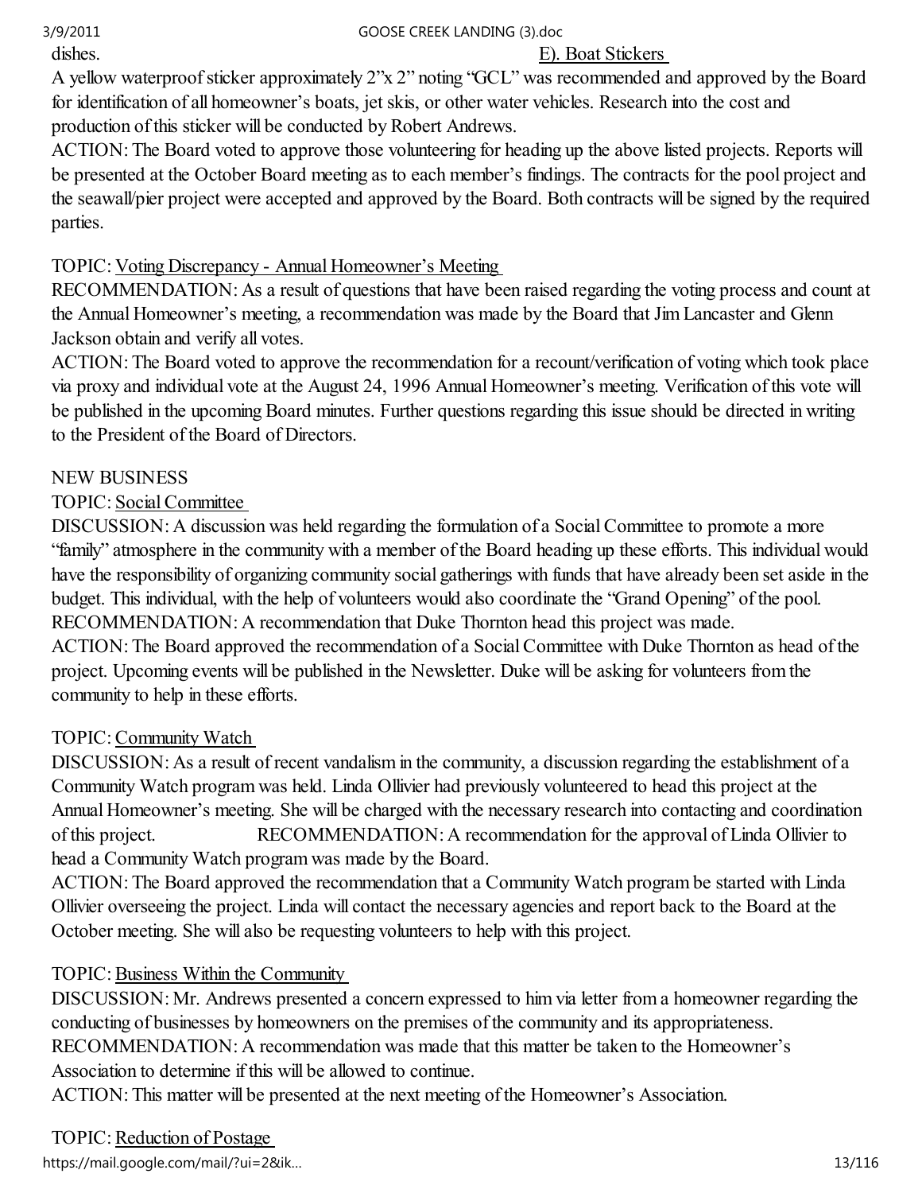dishes. E). Boat Stickers

A yellow waterproof sticker approximately 2"x 2" noting "GCL" was recommended and approved by the Board for identification of all homeowner's boats, jet skis, or other water vehicles. Research into the cost and production of this sticker will be conducted by Robert Andrews.

ACTION: The Board voted to approve those volunteering for heading up the above listed projects. Reports will be presented at the October Board meeting as to each member's findings. The contracts for the pool project and the seawall/pier project were accepted and approved by the Board. Both contracts will be signed by the required parties.

TOPIC: Voting Discrepancy - Annual Homeowner's Meeting

RECOMMENDATION: As a result of questions that have been raised regarding the voting process and count at the Annual Homeowner's meeting, a recommendation was made by the Board that Jim Lancaster and Glenn Jackson obtain and verify all votes.

ACTION: The Board voted to approve the recommendation for a recount/verification of voting which took place via proxy and individual vote at the August 24, 1996 Annual Homeowner's meeting. Verification of this vote will be published in the upcoming Board minutes. Further questions regarding this issue should be directed in writing to the President of the Board of Directors.

NEW BUSINESS

TOPIC: Social Committee

DISCUSSION: A discussion was held regarding the formulation of a Social Committee to promote a more "family" atmosphere in the community with a member of the Board heading up these efforts. This individual would have the responsibility of organizing community social gatherings with funds that have already been set aside in the budget. This individual, with the help of volunteers would also coordinate the "Grand Opening" of the pool.

RECOMMENDATION: A recommendation that Duke Thornton head this project was made.

ACTION: The Board approved the recommendation of a Social Committee with Duke Thornton as head of the project. Upcoming events will be published in the Newsletter. Duke will be asking for volunteers from the community to help in these efforts.

TOPIC: Community Watch

DISCUSSION: As a result of recent vandalism in the community, a discussion regarding the establishment of a Community Watch program was held. Linda Ollivier had previously volunteered to head this project at the Annual Homeowner's meeting. She will be charged with the necessary research into contacting and coordination of this project. RECOMMENDATION: A recommendation for the approval of Linda Ollivier to head a Community Watch program was made by the Board.

ACTION: The Board approved the recommendation that a Community Watch program be started with Linda Ollivier overseeing the project. Linda will contact the necessary agencies and report back to the Board at the October meeting. She will also be requesting volunteers to help with this project.

TOPIC: Business Within the Community

DISCUSSION: Mr. Andrews presented a concern expressed to him via letter from a homeowner regarding the conducting of businesses by homeowners on the premises of the community and its appropriateness.

RECOMMENDATION: A recommendation was made that this matter be taken to the Homeowner's Association to determine if this will be allowed to continue.

ACTION: This matter will be presented at the next meeting of the Homeowner's Association.

TOPIC: Reduction of Postage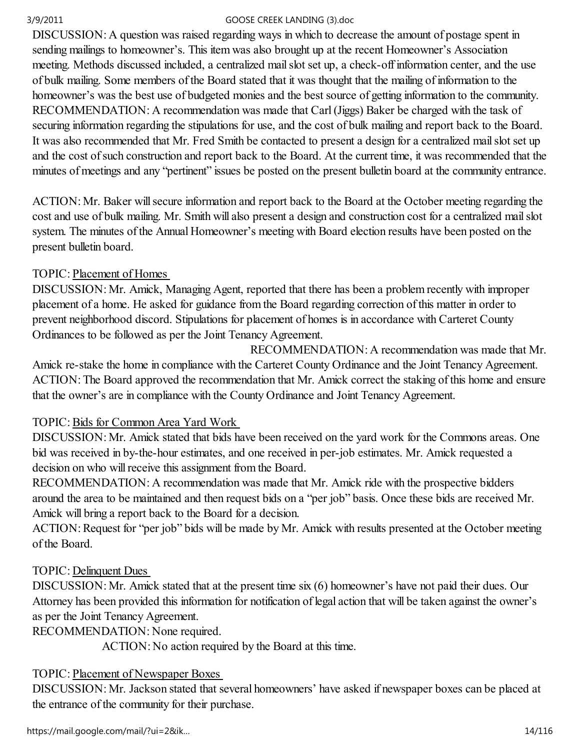DISCUSSION: A question was raised regarding ways in which to decrease the amount of postage spent in sending mailings to homeowner's. This item was also brought up at the recent Homeowner's Association meeting. Methods discussed included, a centralized mail slot set up, a check-off information center, and the use of bulk mailing. Some members of the Board stated that it was thought that the mailing of information to the homeowner's was the best use of budgeted monies and the best source of getting information to the community.

RECOMMENDATION: A recommendation was made that Carl (Jiggs) Baker be charged with the task of securing information regarding the stipulations for use, and the cost of bulk mailing and report back to the Board. It was also recommended that Mr. Fred Smith be contacted to present a design for a centralized mail slot set up and the cost of such construction and report back to the Board. At the current time, it was recommended that the minutes of meetings and any "pertinent" issues be posted on the present bulletin board at the community entrance.

ACTION: Mr. Baker will secure information and report back to the Board at the October meeting regarding the cost and use of bulk mailing. Mr. Smith will also present a design and construction cost for a centralized mail slot system. The minutes of the Annual Homeowner's meeting with Board election results have been posted on the present bulletin board.

TOPIC: <u>Placement of Homes</u>

DISCUSSION: Mr. Amick, Managing Agent, reported that there has been a problem recently with improper placement of a home. He asked for guidance from the Board regarding correction of this matter in order to prevent neighborhood discord. Stipulations for placement of homes is in accordance with Carteret County Ordinances to be followed as per the Joint Tenancy Agreement.

RECOMMENDATION: A recommendation was made that Mr. Amick re-stake the home in compliance with the Carteret County Ordinance and the Joint Tenancy Agreement.

ACTION: The Board approved the recommendation that Mr. Amick correct the staking of this home and ensure that the owner's are in compliance with the County Ordinance and Joint Tenancy Agreement.

TOPIC: <u>Bids for Common Area Yard Work</u>

DISCUSSION: Mr. Amick stated that bids have been received on the yard work for the Commons areas. One bid was received in by-the-hour estimates, and one received in per-job estimates. Mr. Amick requested a decision on who will receive this assignment from the Board.

RECOMMENDATION: A recommendation was made that Mr. Amick ride with the prospective bidders around the area to be maintained and then request bids on a "per job" basis. Once these bids are received Mr. Amick will bring a report back to the Board for a decision.

ACTION: Request for "per job" bids will be made by Mr. Amick with results presented at the October meeting of the Board.

TOPIC: <u>Delinquent Dues</u>

DISCUSSION: Mr. Amick stated that at the present time six (6) homeowner's have not paid their dues. Our Attorney has been provided this information for notification of legal action that will be taken against the owner's as per the Joint Tenancy Agreement.

RECOMMENDATION: None required.

ACTION: No action required by the Board at this time.

TOPIC: <u>Placement of Newspaper Boxes</u>

DISCUSSION: Mr. Jackson stated that several homeowners' have asked if newspaper boxes can be placed at the entrance of the community for their purchase.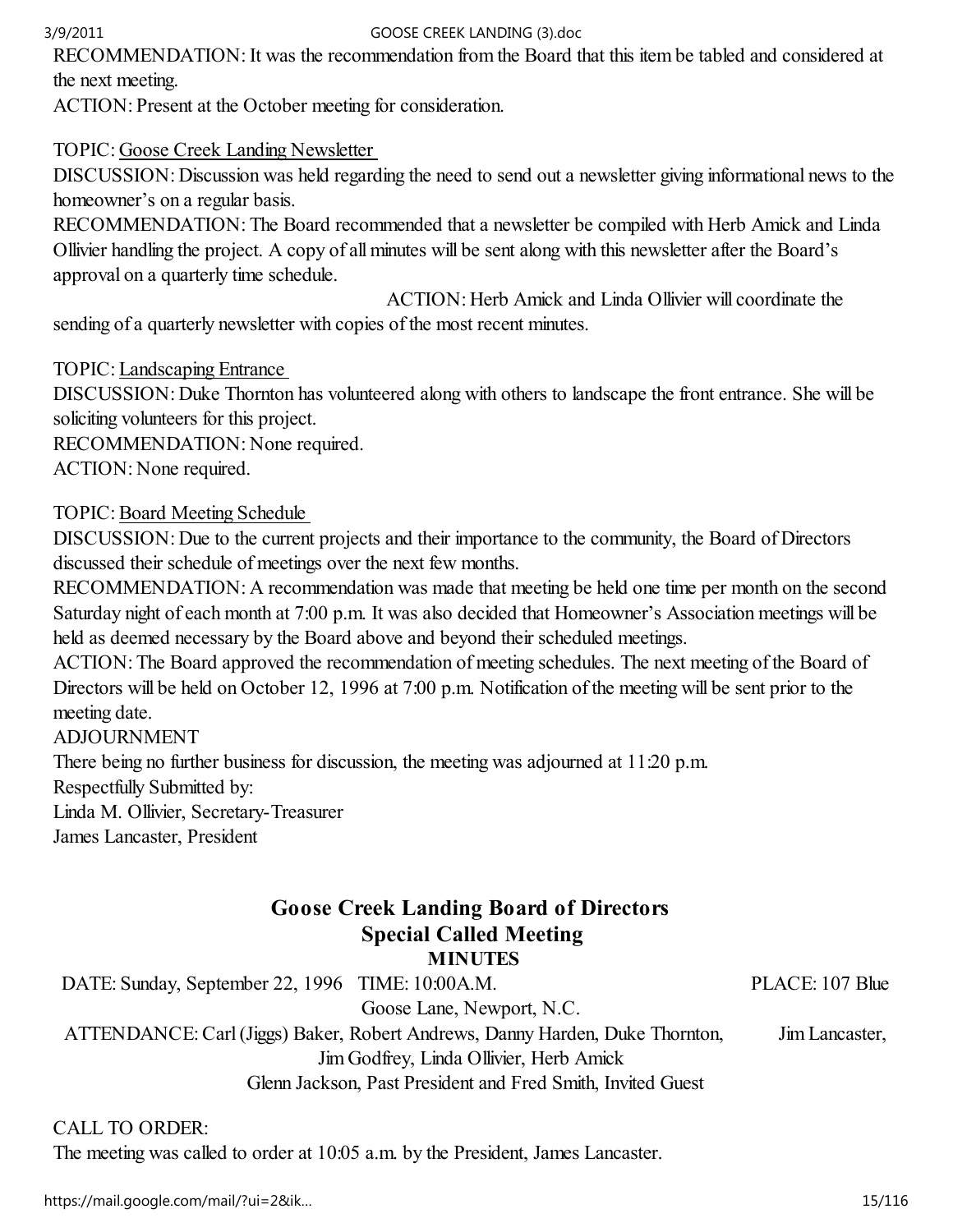RECOMMENDATION: It was the recommendation from the Board that this item be tabled and considered at the next meeting.

ACTION: Present at the October meeting for consideration.

TOPIC: Goose Creek Landing Newsletter

DISCUSSION: Discussion was held regarding the need to send out a newsletter giving informational news to the homeowner's on a regular basis.

RECOMMENDATION: The Board recommended that a newsletter be compiled with Herb Amick and Linda Ollivier handling the project. A copy of all minutes will be sent along with this newsletter after the Board's approval on a quarterly time schedule.

ACTION: Herb Amick and Linda Ollivier will coordinate the sending of a quarterly newsletter with copies of the most recent minutes.

TOPIC: Landscaping Entrance

DISCUSSION: Duke Thornton has volunteered along with others to landscape the front entrance. She will be soliciting volunteers for this project.

RECOMMENDATION: None required.

ACTION: None required.

TOPIC: Board Meeting Schedule

DISCUSSION: Due to the current projects and their importance to the community, the Board of Directors discussed their schedule of meetings over the next few months.

RECOMMENDATION: A recommendation was made that meeting be held one time per month on the second Saturday night of each month at 7:00 p.m. It was also decided that Homeowner's Association meetings will be held as deemed necessary by the Board above and beyond their scheduled meetings.

ACTION: The Board approved the recommendation of meeting schedules. The next meeting of the Board of Directors will be held on October 12, 1996 at 7:00 p.m. Notification of the meeting will be sent prior to the meeting date.

ADJOURNMENT

There being no further business for discussion, the meeting was adjourned at 11:20 p.m.

Respectfully Submitted by:

Linda M. Ollivier, Secretary-Treasurer

James Lancaster, President

## Goose Creek Landing Board of Directors
## Special Called Meeting
### MINUTES

DATE: Sunday, September 22, 1996 TIME: 10:00A.M. PLACE: 107 Blue Goose Lane, Newport, N.C.

ATTENDANCE: Carl (Jiggs) Baker, Robert Andrews, Danny Harden, Duke Thornton, Jim Lancaster, Jim Godfrey, Linda Ollivier, Herb Amick
Glenn Jackson, Past President and Fred Smith, Invited Guest

CALL TO ORDER:

The meeting was called to order at 10:05 a.m. by the President, James Lancaster.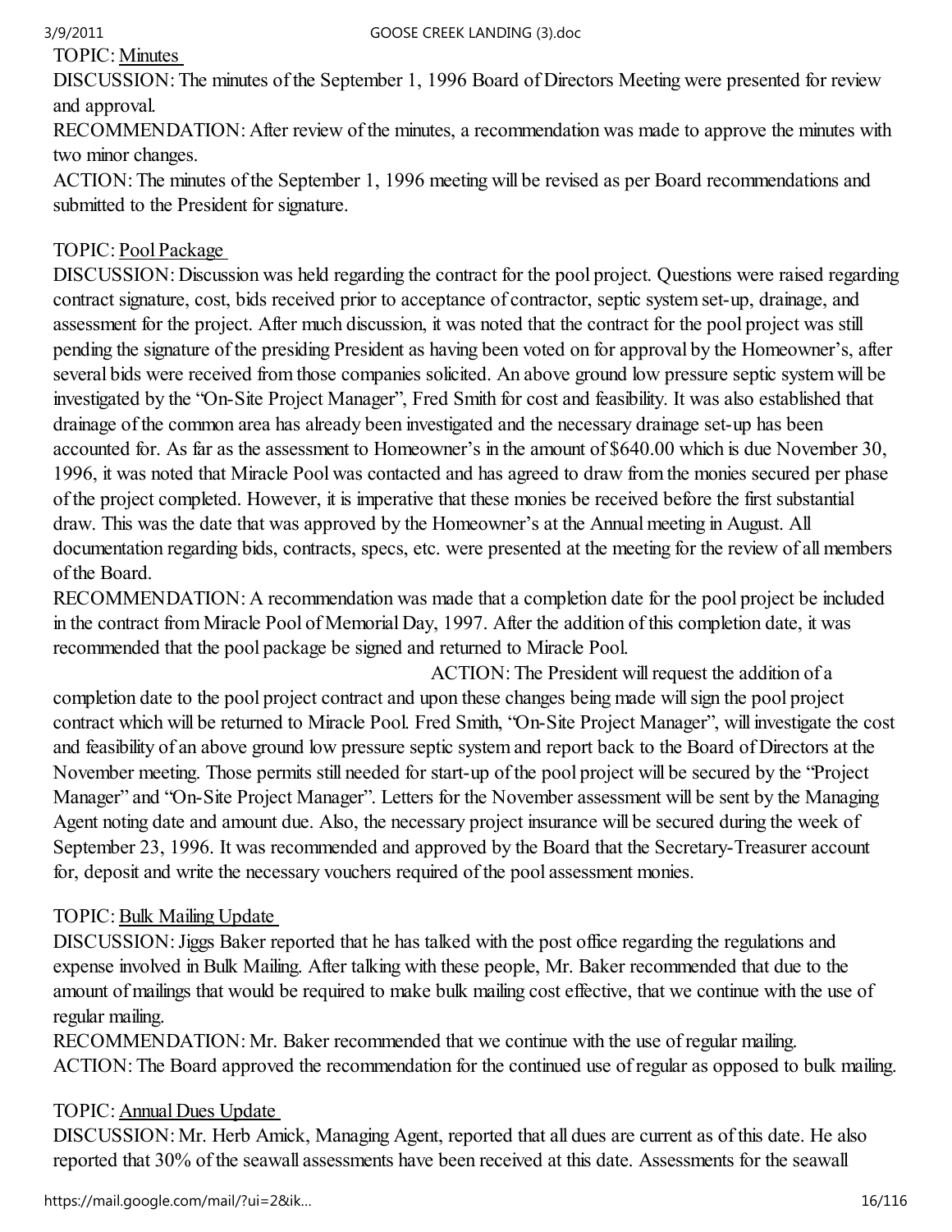TOPIC: Minutes

DISCUSSION: The minutes of the September 1, 1996 Board of Directors Meeting were presented for review and approval.

RECOMMENDATION: After review of the minutes, a recommendation was made to approve the minutes with two minor changes.

ACTION: The minutes of the September 1, 1996 meeting will be revised as per Board recommendations and submitted to the President for signature.

TOPIC: Pool Package

DISCUSSION: Discussion was held regarding the contract for the pool project. Questions were raised regarding contract signature, cost, bids received prior to acceptance of contractor, septic system set-up, drainage, and assessment for the project. After much discussion, it was noted that the contract for the pool project was still pending the signature of the presiding President as having been voted on for approval by the Homeowner's, after several bids were received from those companies solicited. An above ground low pressure septic system will be investigated by the "On-Site Project Manager", Fred Smith for cost and feasibility. It was also established that drainage of the common area has already been investigated and the necessary drainage set-up has been accounted for. As far as the assessment to Homeowner's in the amount of $640.00 which is due November 30, 1996, it was noted that Miracle Pool was contacted and has agreed to draw from the monies secured per phase of the project completed. However, it is imperative that these monies be received before the first substantial draw. This was the date that was approved by the Homeowner's at the Annual meeting in August. All documentation regarding bids, contracts, specs, etc. were presented at the meeting for the review of all members of the Board.

RECOMMENDATION: A recommendation was made that a completion date for the pool project be included in the contract from Miracle Pool of Memorial Day, 1997. After the addition of this completion date, it was recommended that the pool package be signed and returned to Miracle Pool.

ACTION: The President will request the addition of a completion date to the pool project contract and upon these changes being made will sign the pool project contract which will be returned to Miracle Pool. Fred Smith, "On-Site Project Manager", will investigate the cost and feasibility of an above ground low pressure septic system and report back to the Board of Directors at the November meeting. Those permits still needed for start-up of the pool project will be secured by the "Project Manager" and "On-Site Project Manager". Letters for the November assessment will be sent by the Managing Agent noting date and amount due. Also, the necessary project insurance will be secured during the week of September 23, 1996. It was recommended and approved by the Board that the Secretary-Treasurer account for, deposit and write the necessary vouchers required of the pool assessment monies.

TOPIC: Bulk Mailing Update

DISCUSSION: Jiggs Baker reported that he has talked with the post office regarding the regulations and expense involved in Bulk Mailing. After talking with these people, Mr. Baker recommended that due to the amount of mailings that would be required to make bulk mailing cost effective, that we continue with the use of regular mailing.

RECOMMENDATION: Mr. Baker recommended that we continue with the use of regular mailing.

ACTION: The Board approved the recommendation for the continued use of regular as opposed to bulk mailing.

TOPIC: Annual Dues Update

DISCUSSION: Mr. Herb Amick, Managing Agent, reported that all dues are current as of this date. He also reported that 30% of the seawall assessments have been received at this date. Assessments for the seawall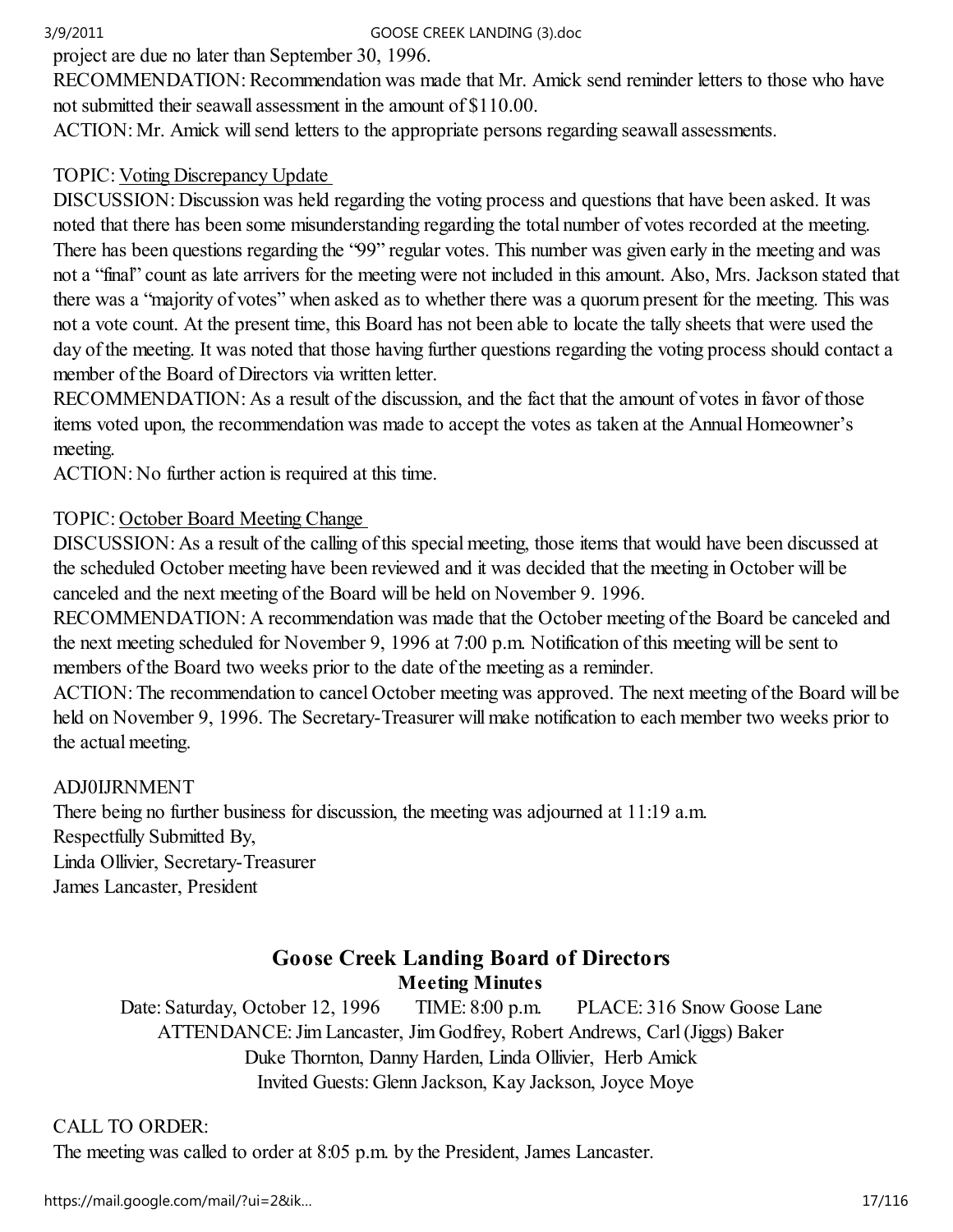project are due no later than September 30, 1996.

RECOMMENDATION: Recommendation was made that Mr. Amick send reminder letters to those who have not submitted their seawall assessment in the amount of $110.00.

ACTION: Mr. Amick will send letters to the appropriate persons regarding seawall assessments.

TOPIC: Voting Discrepancy Update

DISCUSSION: Discussion was held regarding the voting process and questions that have been asked. It was noted that there has been some misunderstanding regarding the total number of votes recorded at the meeting. There has been questions regarding the "99" regular votes. This number was given early in the meeting and was not a "final" count as late arrivers for the meeting were not included in this amount. Also, Mrs. Jackson stated that there was a "majority of votes" when asked as to whether there was a quorum present for the meeting. This was not a vote count. At the present time, this Board has not been able to locate the tally sheets that were used the day of the meeting. It was noted that those having further questions regarding the voting process should contact a member of the Board of Directors via written letter.

RECOMMENDATION: As a result of the discussion, and the fact that the amount of votes in favor of those items voted upon, the recommendation was made to accept the votes as taken at the Annual Homeowner's meeting.

ACTION: No further action is required at this time.

TOPIC: October Board Meeting Change

DISCUSSION: As a result of the calling of this special meeting, those items that would have been discussed at the scheduled October meeting have been reviewed and it was decided that the meeting in October will be canceled and the next meeting of the Board will be held on November 9. 1996.

RECOMMENDATION: A recommendation was made that the October meeting of the Board be canceled and the next meeting scheduled for November 9, 1996 at 7:00 p.m. Notification of this meeting will be sent to members of the Board two weeks prior to the date of the meeting as a reminder.

ACTION: The recommendation to cancel October meeting was approved. The next meeting of the Board will be held on November 9, 1996. The Secretary-Treasurer will make notification to each member two weeks prior to the actual meeting.

ADJ0IJRNMENT

There being no further business for discussion, the meeting was adjourned at 11:19 a.m.

Respectfully Submitted By,

Linda Ollivier, Secretary-Treasurer

James Lancaster, President

## Goose Creek Landing Board of Directors

### Meeting Minutes

Date: Saturday, October 12, 1996 TIME: 8:00 p.m. PLACE: 316 Snow Goose Lane

ATTENDANCE: Jim Lancaster, Jim Godfrey, Robert Andrews, Carl (Jiggs) Baker Duke Thornton, Danny Harden, Linda Ollivier, Herb Amick

Invited Guests: Glenn Jackson, Kay Jackson, Joyce Moye

CALL TO ORDER:

The meeting was called to order at 8:05 p.m. by the President, James Lancaster.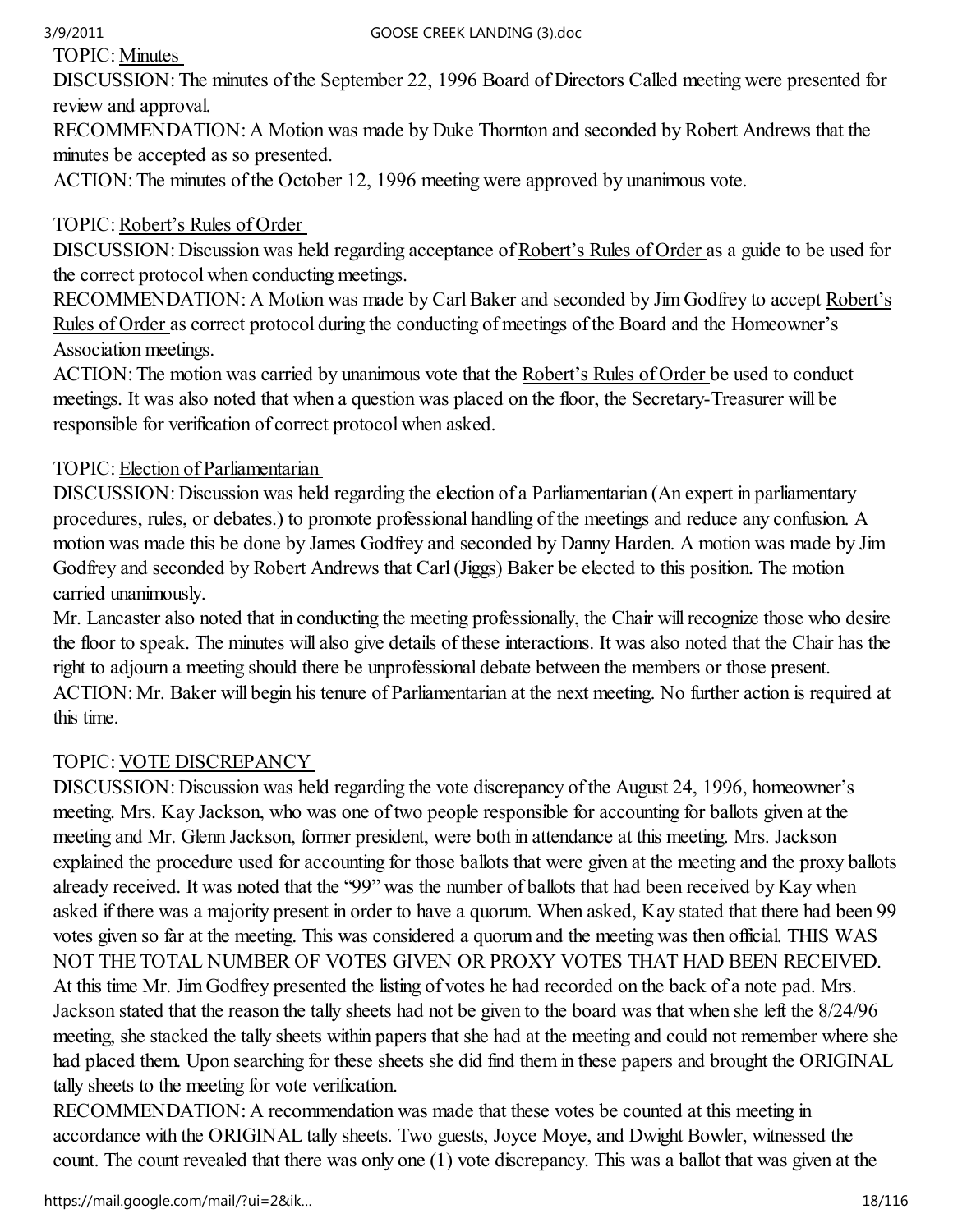TOPIC: <u>Minutes</u>
DISCUSSION: The minutes of the September 22, 1996 Board of Directors Called meeting were presented for review and approval.
RECOMMENDATION: A Motion was made by Duke Thornton and seconded by Robert Andrews that the minutes be accepted as so presented.
ACTION: The minutes of the October 12, 1996 meeting were approved by unanimous vote.

TOPIC: <u>Robert's Rules of Order</u>
DISCUSSION: Discussion was held regarding acceptance of <u>Robert's Rules of Order</u> as a guide to be used for the correct protocol when conducting meetings.
RECOMMENDATION: A Motion was made by Carl Baker and seconded by Jim Godfrey to accept <u>Robert's Rules of Order</u> as correct protocol during the conducting of meetings of the Board and the Homeowner's Association meetings.
ACTION: The motion was carried by unanimous vote that the <u>Robert's Rules of Order</u> be used to conduct meetings. It was also noted that when a question was placed on the floor, the Secretary-Treasurer will be responsible for verification of correct protocol when asked.

TOPIC: <u>Election of Parliamentarian</u>
DISCUSSION: Discussion was held regarding the election of a Parliamentarian (An expert in parliamentary procedures, rules, or debates.) to promote professional handling of the meetings and reduce any confusion. A motion was made this be done by James Godfrey and seconded by Danny Harden. A motion was made by Jim Godfrey and seconded by Robert Andrews that Carl (Jiggs) Baker be elected to this position. The motion carried unanimously.
Mr. Lancaster also noted that in conducting the meeting professionally, the Chair will recognize those who desire the floor to speak. The minutes will also give details of these interactions. It was also noted that the Chair has the right to adjourn a meeting should there be unprofessional debate between the members or those present.
ACTION: Mr. Baker will begin his tenure of Parliamentarian at the next meeting. No further action is required at this time.

TOPIC: <u>VOTE DISCREPANCY</u>
DISCUSSION: Discussion was held regarding the vote discrepancy of the August 24, 1996, homeowner's meeting. Mrs. Kay Jackson, who was one of two people responsible for accounting for ballots given at the meeting and Mr. Glenn Jackson, former president, were both in attendance at this meeting. Mrs. Jackson explained the procedure used for accounting for those ballots that were given at the meeting and the proxy ballots already received. It was noted that the "99" was the number of ballots that had been received by Kay when asked if there was a majority present in order to have a quorum. When asked, Kay stated that there had been 99 votes given so far at the meeting. This was considered a quorum and the meeting was then official. THIS WAS NOT THE TOTAL NUMBER OF VOTES GIVEN OR PROXY VOTES THAT HAD BEEN RECEIVED. At this time Mr. Jim Godfrey presented the listing of votes he had recorded on the back of a note pad. Mrs. Jackson stated that the reason the tally sheets had not be given to the board was that when she left the 8/24/96 meeting, she stacked the tally sheets within papers that she had at the meeting and could not remember where she had placed them. Upon searching for these sheets she did find them in these papers and brought the ORIGINAL tally sheets to the meeting for vote verification.
RECOMMENDATION: A recommendation was made that these votes be counted at this meeting in accordance with the ORIGINAL tally sheets. Two guests, Joyce Moye, and Dwight Bowler, witnessed the count. The count revealed that there was only one (1) vote discrepancy. This was a ballot that was given at the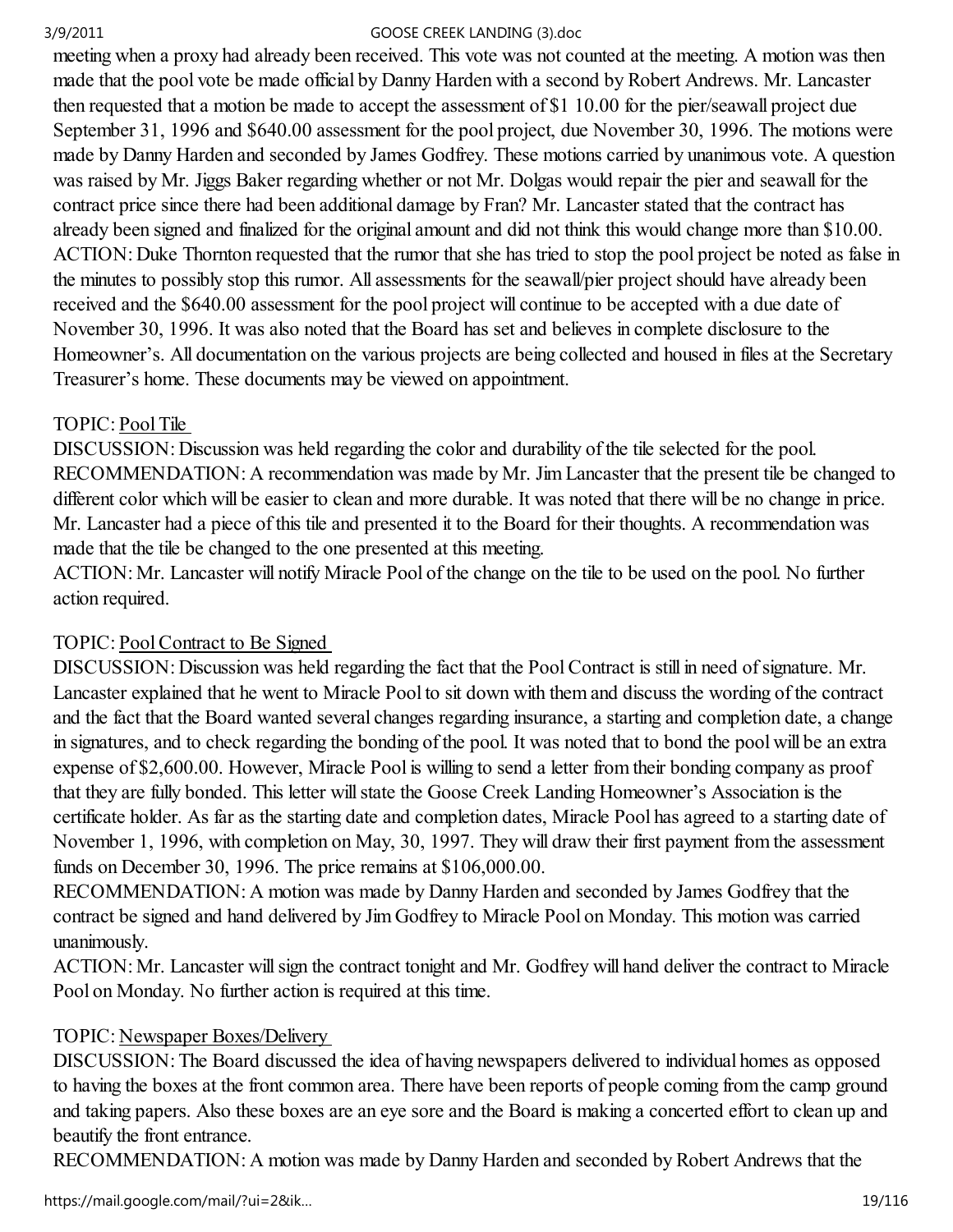meeting when a proxy had already been received. This vote was not counted at the meeting. A motion was then made that the pool vote be made official by Danny Harden with a second by Robert Andrews. Mr. Lancaster then requested that a motion be made to accept the assessment of $1 10.00 for the pier/seawall project due September 31, 1996 and $640.00 assessment for the pool project, due November 30, 1996. The motions were made by Danny Harden and seconded by James Godfrey. These motions carried by unanimous vote. A question was raised by Mr. Jiggs Baker regarding whether or not Mr. Dolgas would repair the pier and seawall for the contract price since there had been additional damage by Fran? Mr. Lancaster stated that the contract has already been signed and finalized for the original amount and did not think this would change more than $10.00.
ACTION: Duke Thornton requested that the rumor that she has tried to stop the pool project be noted as false in the minutes to possibly stop this rumor. All assessments for the seawall/pier project should have already been received and the $640.00 assessment for the pool project will continue to be accepted with a due date of November 30, 1996. It was also noted that the Board has set and believes in complete disclosure to the Homeowner's. All documentation on the various projects are being collected and housed in files at the Secretary Treasurer's home. These documents may be viewed on appointment.

TOPIC: Pool Tile
DISCUSSION: Discussion was held regarding the color and durability of the tile selected for the pool.
RECOMMENDATION: A recommendation was made by Mr. Jim Lancaster that the present tile be changed to different color which will be easier to clean and more durable. It was noted that there will be no change in price. Mr. Lancaster had a piece of this tile and presented it to the Board for their thoughts. A recommendation was made that the tile be changed to the one presented at this meeting.
ACTION: Mr. Lancaster will notify Miracle Pool of the change on the tile to be used on the pool. No further action required.

TOPIC: Pool Contract to Be Signed
DISCUSSION: Discussion was held regarding the fact that the Pool Contract is still in need of signature. Mr. Lancaster explained that he went to Miracle Pool to sit down with them and discuss the wording of the contract and the fact that the Board wanted several changes regarding insurance, a starting and completion date, a change in signatures, and to check regarding the bonding of the pool. It was noted that to bond the pool will be an extra expense of $2,600.00. However, Miracle Pool is willing to send a letter from their bonding company as proof that they are fully bonded. This letter will state the Goose Creek Landing Homeowner's Association is the certificate holder. As far as the starting date and completion dates, Miracle Pool has agreed to a starting date of November 1, 1996, with completion on May, 30, 1997. They will draw their first payment from the assessment funds on December 30, 1996. The price remains at $106,000.00.
RECOMMENDATION: A motion was made by Danny Harden and seconded by James Godfrey that the contract be signed and hand delivered by Jim Godfrey to Miracle Pool on Monday. This motion was carried unanimously.
ACTION: Mr. Lancaster will sign the contract tonight and Mr. Godfrey will hand deliver the contract to Miracle Pool on Monday. No further action is required at this time.

TOPIC: Newspaper Boxes/Delivery
DISCUSSION: The Board discussed the idea of having newspapers delivered to individual homes as opposed to having the boxes at the front common area. There have been reports of people coming from the camp ground and taking papers. Also these boxes are an eye sore and the Board is making a concerted effort to clean up and beautify the front entrance.
RECOMMENDATION: A motion was made by Danny Harden and seconded by Robert Andrews that the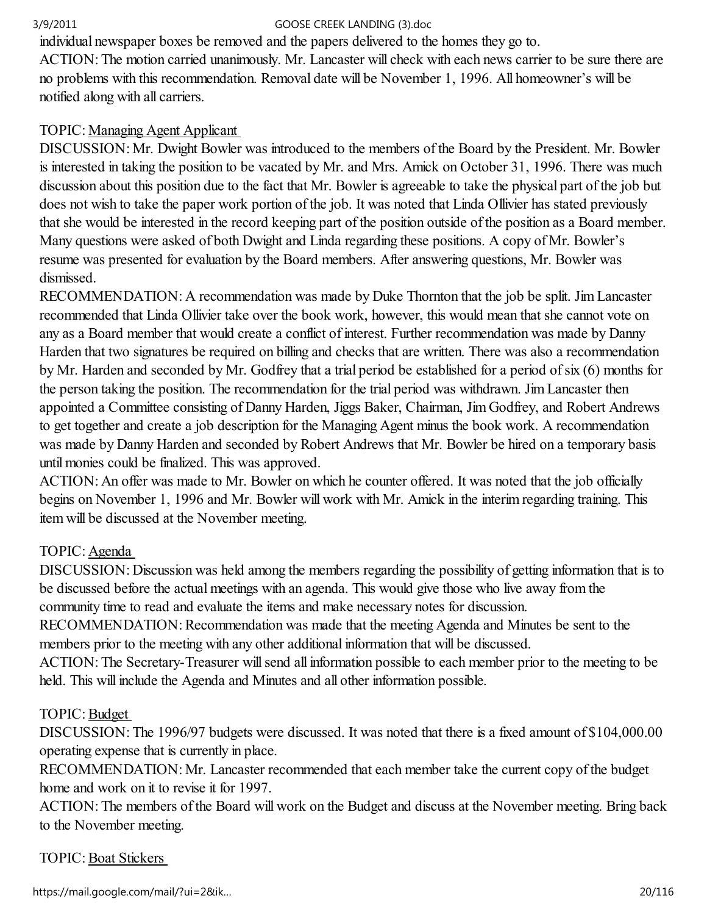individual newspaper boxes be removed and the papers delivered to the homes they go to.
ACTION: The motion carried unanimously. Mr. Lancaster will check with each news carrier to be sure there are no problems with this recommendation. Removal date will be November 1, 1996. All homeowner's will be notified along with all carriers.

TOPIC: Managing Agent Applicant
DISCUSSION: Mr. Dwight Bowler was introduced to the members of the Board by the President. Mr. Bowler is interested in taking the position to be vacated by Mr. and Mrs. Amick on October 31, 1996. There was much discussion about this position due to the fact that Mr. Bowler is agreeable to take the physical part of the job but does not wish to take the paper work portion of the job. It was noted that Linda Ollivier has stated previously that she would be interested in the record keeping part of the position outside of the position as a Board member. Many questions were asked of both Dwight and Linda regarding these positions. A copy of Mr. Bowler's resume was presented for evaluation by the Board members. After answering questions, Mr. Bowler was dismissed.
RECOMMENDATION: A recommendation was made by Duke Thornton that the job be split. Jim Lancaster recommended that Linda Ollivier take over the book work, however, this would mean that she cannot vote on any as a Board member that would create a conflict of interest. Further recommendation was made by Danny Harden that two signatures be required on billing and checks that are written. There was also a recommendation by Mr. Harden and seconded by Mr. Godfrey that a trial period be established for a period of six (6) months for the person taking the position. The recommendation for the trial period was withdrawn. Jim Lancaster then appointed a Committee consisting of Danny Harden, Jiggs Baker, Chairman, Jim Godfrey, and Robert Andrews to get together and create a job description for the Managing Agent minus the book work. A recommendation was made by Danny Harden and seconded by Robert Andrews that Mr. Bowler be hired on a temporary basis until monies could be finalized. This was approved.
ACTION: An offer was made to Mr. Bowler on which he counter offered. It was noted that the job officially begins on November 1, 1996 and Mr. Bowler will work with Mr. Amick in the interim regarding training. This item will be discussed at the November meeting.

TOPIC: Agenda
DISCUSSION: Discussion was held among the members regarding the possibility of getting information that is to be discussed before the actual meetings with an agenda. This would give those who live away from the community time to read and evaluate the items and make necessary notes for discussion.
RECOMMENDATION: Recommendation was made that the meeting Agenda and Minutes be sent to the members prior to the meeting with any other additional information that will be discussed.
ACTION: The Secretary-Treasurer will send all information possible to each member prior to the meeting to be held. This will include the Agenda and Minutes and all other information possible.

TOPIC: Budget
DISCUSSION: The 1996/97 budgets were discussed. It was noted that there is a fixed amount of $104,000.00 operating expense that is currently in place.
RECOMMENDATION: Mr. Lancaster recommended that each member take the current copy of the budget home and work on it to revise it for 1997.
ACTION: The members of the Board will work on the Budget and discuss at the November meeting. Bring back to the November meeting.

TOPIC: Boat Stickers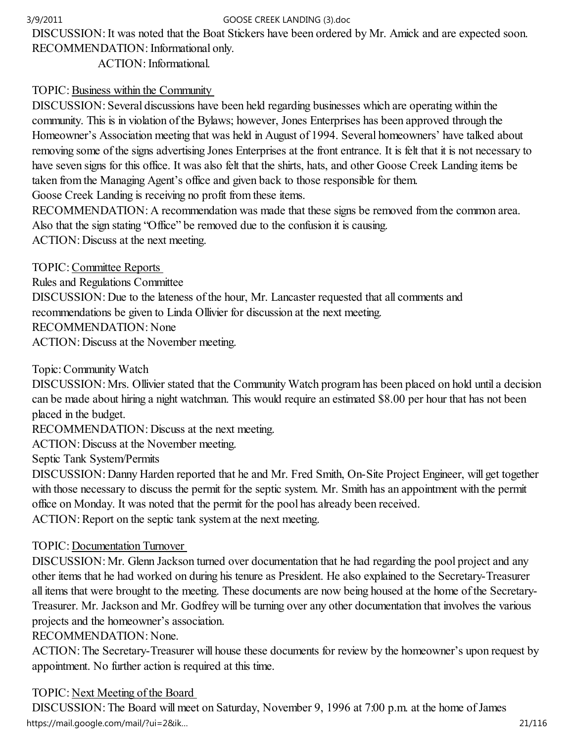DISCUSSION: It was noted that the Boat Stickers have been ordered by Mr. Amick and are expected soon.
RECOMMENDATION: Informational only.
ACTION: Informational.

TOPIC: Business within the Community
DISCUSSION: Several discussions have been held regarding businesses which are operating within the community. This is in violation of the Bylaws; however, Jones Enterprises has been approved through the Homeowner's Association meeting that was held in August of 1994. Several homeowners' have talked about removing some of the signs advertising Jones Enterprises at the front entrance. It is felt that it is not necessary to have seven signs for this office. It was also felt that the shirts, hats, and other Goose Creek Landing items be taken from the Managing Agent's office and given back to those responsible for them.
Goose Creek Landing is receiving no profit from these items.
RECOMMENDATION: A recommendation was made that these signs be removed from the common area. Also that the sign stating "Office" be removed due to the confusion it is causing.
ACTION: Discuss at the next meeting.

TOPIC: Committee Reports
Rules and Regulations Committee
DISCUSSION: Due to the lateness of the hour, Mr. Lancaster requested that all comments and recommendations be given to Linda Ollivier for discussion at the next meeting.
RECOMMENDATION: None
ACTION: Discuss at the November meeting.

Topic: Community Watch
DISCUSSION: Mrs. Ollivier stated that the Community Watch program has been placed on hold until a decision can be made about hiring a night watchman. This would require an estimated $8.00 per hour that has not been placed in the budget.
RECOMMENDATION: Discuss at the next meeting.
ACTION: Discuss at the November meeting.
Septic Tank System/Permits
DISCUSSION: Danny Harden reported that he and Mr. Fred Smith, On-Site Project Engineer, will get together with those necessary to discuss the permit for the septic system. Mr. Smith has an appointment with the permit office on Monday. It was noted that the permit for the pool has already been received.
ACTION: Report on the septic tank system at the next meeting.

TOPIC: Documentation Turnover
DISCUSSION: Mr. Glenn Jackson turned over documentation that he had regarding the pool project and any other items that he had worked on during his tenure as President. He also explained to the Secretary-Treasurer all items that were brought to the meeting. These documents are now being housed at the home of the Secretary-Treasurer. Mr. Jackson and Mr. Godfrey will be turning over any other documentation that involves the various projects and the homeowner's association.
RECOMMENDATION: None.
ACTION: The Secretary-Treasurer will house these documents for review by the homeowner's upon request by appointment. No further action is required at this time.

TOPIC: Next Meeting of the Board
DISCUSSION: The Board will meet on Saturday, November 9, 1996 at 7:00 p.m. at the home of James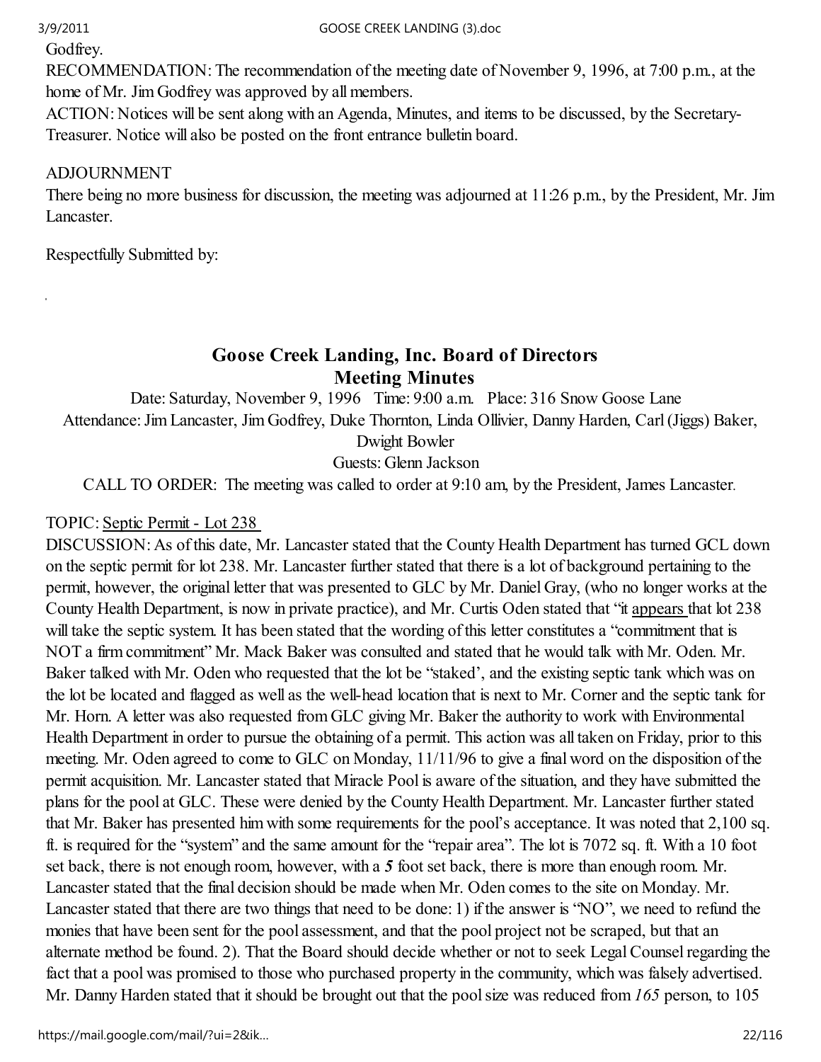Godfrey.

RECOMMENDATION: The recommendation of the meeting date of November 9, 1996, at 7:00 p.m., at the home of Mr. Jim Godfrey was approved by all members.

ACTION: Notices will be sent along with an Agenda, Minutes, and items to be discussed, by the Secretary-Treasurer. Notice will also be posted on the front entrance bulletin board.

ADJOURNMENT

There being no more business for discussion, the meeting was adjourned at 11:26 p.m., by the President, Mr. Jim Lancaster.

Respectfully Submitted by:

## Goose Creek Landing, Inc. Board of Directors
## Meeting Minutes

Date: Saturday, November 9, 1996 Time: 9:00 a.m. Place: 316 Snow Goose Lane

Attendance: Jim Lancaster, Jim Godfrey, Duke Thornton, Linda Ollivier, Danny Harden, Carl (Jiggs) Baker, Dwight Bowler

Guests: Glenn Jackson

CALL TO ORDER: The meeting was called to order at 9:10 am, by the President, James Lancaster.

TOPIC: <u>Septic Permit - Lot 238</u>

DISCUSSION: As of this date, Mr. Lancaster stated that the County Health Department has turned GCL down on the septic permit for lot 238. Mr. Lancaster further stated that there is a lot of background pertaining to the permit, however, the original letter that was presented to GLC by Mr. Daniel Gray, (who no longer works at the County Health Department, is now in private practice), and Mr. Curtis Oden stated that "it <u>appears</u> that lot 238 will take the septic system. It has been stated that the wording of this letter constitutes a "commitment that is NOT a firm commitment" Mr. Mack Baker was consulted and stated that he would talk with Mr. Oden. Mr. Baker talked with Mr. Oden who requested that the lot be "staked', and the existing septic tank which was on the lot be located and flagged as well as the well-head location that is next to Mr. Corner and the septic tank for Mr. Horn. A letter was also requested from GLC giving Mr. Baker the authority to work with Environmental Health Department in order to pursue the obtaining of a permit. This action was all taken on Friday, prior to this meeting. Mr. Oden agreed to come to GLC on Monday, 11/11/96 to give a final word on the disposition of the permit acquisition. Mr. Lancaster stated that Miracle Pool is aware of the situation, and they have submitted the plans for the pool at GLC. These were denied by the County Health Department. Mr. Lancaster further stated that Mr. Baker has presented him with some requirements for the pool's acceptance. It was noted that 2,100 sq. ft. is required for the "system" and the same amount for the "repair area". The lot is 7072 sq. ft. With a 10 foot set back, there is not enough room, however, with a ***5*** foot set back, there is more than enough room. Mr. Lancaster stated that the final decision should be made when Mr. Oden comes to the site on Monday. Mr. Lancaster stated that there are two things that need to be done: 1) if the answer is "NO", we need to refund the monies that have been sent for the pool assessment, and that the pool project not be scraped, but that an alternate method be found. 2). That the Board should decide whether or not to seek Legal Counsel regarding the fact that a pool was promised to those who purchased property in the community, which was falsely advertised. Mr. Danny Harden stated that it should be brought out that the pool size was reduced from *165* person, to 105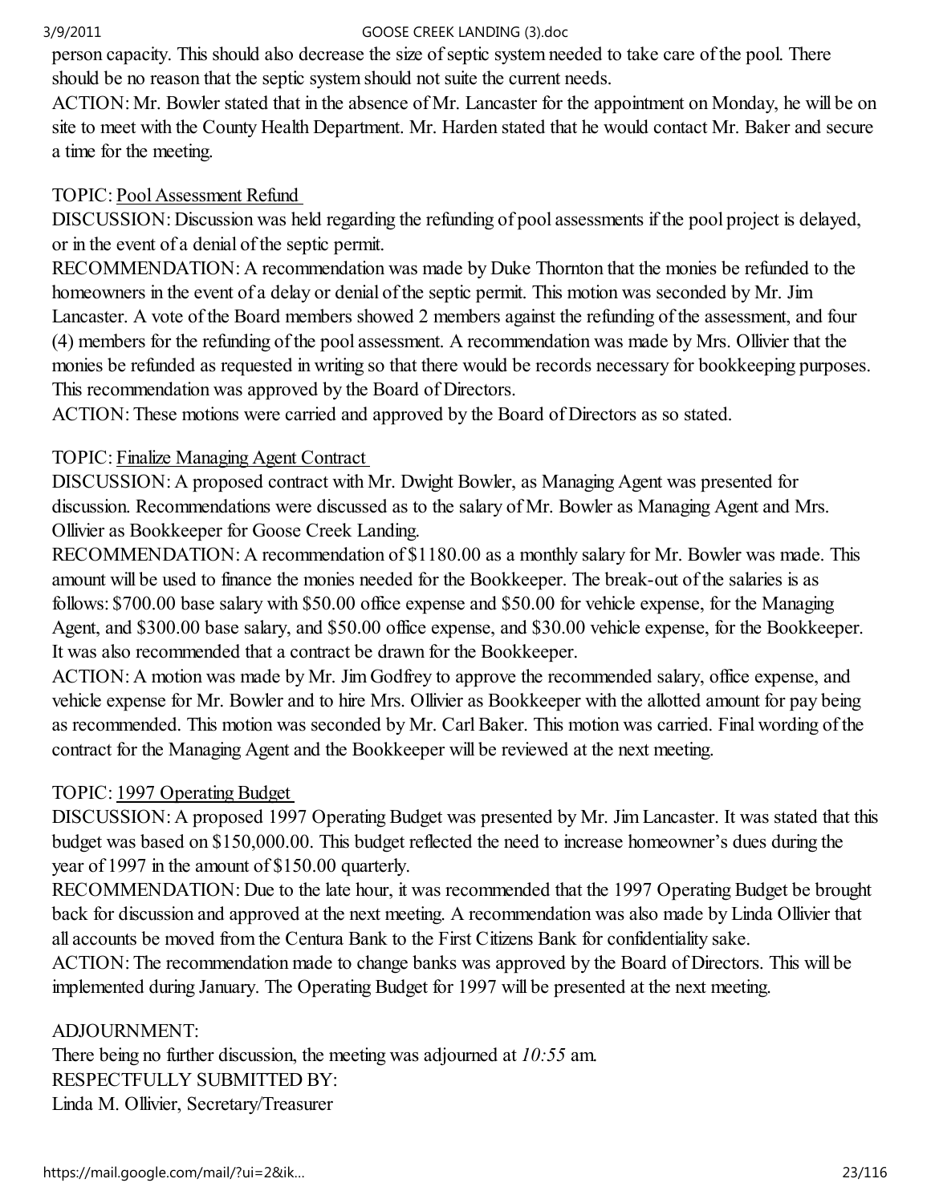person capacity. This should also decrease the size of septic system needed to take care of the pool. There should be no reason that the septic system should not suite the current needs.
ACTION: Mr. Bowler stated that in the absence of Mr. Lancaster for the appointment on Monday, he will be on site to meet with the County Health Department. Mr. Harden stated that he would contact Mr. Baker and secure a time for the meeting.

TOPIC: Pool Assessment Refund
DISCUSSION: Discussion was held regarding the refunding of pool assessments if the pool project is delayed, or in the event of a denial of the septic permit.
RECOMMENDATION: A recommendation was made by Duke Thornton that the monies be refunded to the homeowners in the event of a delay or denial of the septic permit. This motion was seconded by Mr. Jim Lancaster. A vote of the Board members showed 2 members against the refunding of the assessment, and four (4) members for the refunding of the pool assessment. A recommendation was made by Mrs. Ollivier that the monies be refunded as requested in writing so that there would be records necessary for bookkeeping purposes. This recommendation was approved by the Board of Directors.
ACTION: These motions were carried and approved by the Board of Directors as so stated.

TOPIC: Finalize Managing Agent Contract
DISCUSSION: A proposed contract with Mr. Dwight Bowler, as Managing Agent was presented for discussion. Recommendations were discussed as to the salary of Mr. Bowler as Managing Agent and Mrs. Ollivier as Bookkeeper for Goose Creek Landing.
RECOMMENDATION: A recommendation of $1180.00 as a monthly salary for Mr. Bowler was made. This amount will be used to finance the monies needed for the Bookkeeper. The break-out of the salaries is as follows: $700.00 base salary with $50.00 office expense and $50.00 for vehicle expense, for the Managing Agent, and $300.00 base salary, and $50.00 office expense, and $30.00 vehicle expense, for the Bookkeeper. It was also recommended that a contract be drawn for the Bookkeeper.
ACTION: A motion was made by Mr. Jim Godfrey to approve the recommended salary, office expense, and vehicle expense for Mr. Bowler and to hire Mrs. Ollivier as Bookkeeper with the allotted amount for pay being as recommended. This motion was seconded by Mr. Carl Baker. This motion was carried. Final wording of the contract for the Managing Agent and the Bookkeeper will be reviewed at the next meeting.

TOPIC: 1997 Operating Budget
DISCUSSION: A proposed 1997 Operating Budget was presented by Mr. Jim Lancaster. It was stated that this budget was based on $150,000.00. This budget reflected the need to increase homeowner's dues during the year of 1997 in the amount of $150.00 quarterly.
RECOMMENDATION: Due to the late hour, it was recommended that the 1997 Operating Budget be brought back for discussion and approved at the next meeting. A recommendation was also made by Linda Ollivier that all accounts be moved from the Centura Bank to the First Citizens Bank for confidentiality sake.
ACTION: The recommendation made to change banks was approved by the Board of Directors. This will be implemented during January. The Operating Budget for 1997 will be presented at the next meeting.

ADJOURNMENT:
There being no further discussion, the meeting was adjourned at *10:55* am.
RESPECTFULLY SUBMITTED BY:
Linda M. Ollivier, Secretary/Treasurer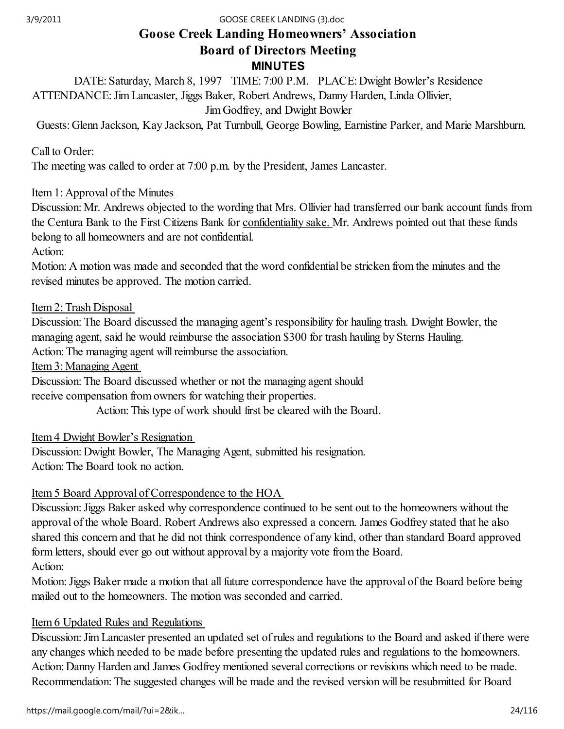# Goose Creek Landing Homeowners' Association

## Board of Directors Meeting

### MINUTES

DATE: Saturday, March 8, 1997 TIME: 7:00 P.M. PLACE: Dwight Bowler's Residence

ATTENDANCE: Jim Lancaster, Jiggs Baker, Robert Andrews, Danny Harden, Linda Ollivier, Jim Godfrey, and Dwight Bowler

Guests: Glenn Jackson, Kay Jackson, Pat Turnbull, George Bowling, Earnistine Parker, and Marie Marshburn.

Call to Order:
The meeting was called to order at 7:00 p.m. by the President, James Lancaster.

<u>Item 1: Approval of the Minutes</u>
Discussion: Mr. Andrews objected to the wording that Mrs. Ollivier had transferred our bank account funds from the Centura Bank to the First Citizens Bank for <u>confidentiality sake.</u> Mr. Andrews pointed out that these funds belong to all homeowners and are not confidential.
Action:
Motion: A motion was made and seconded that the word confidential be stricken from the minutes and the revised minutes be approved. The motion carried.

<u>Item 2: Trash Disposal</u>
Discussion: The Board discussed the managing agent's responsibility for hauling trash. Dwight Bowler, the managing agent, said he would reimburse the association $300 for trash hauling by Sterns Hauling.
Action: The managing agent will reimburse the association.

<u>Item 3: Managing Agent</u>
Discussion: The Board discussed whether or not the managing agent should receive compensation from owners for watching their properties.
Action: This type of work should first be cleared with the Board.

<u>Item 4 Dwight Bowler's Resignation</u>
Discussion: Dwight Bowler, The Managing Agent, submitted his resignation.
Action: The Board took no action.

<u>Item 5 Board Approval of Correspondence to the HOA</u>
Discussion: Jiggs Baker asked why correspondence continued to be sent out to the homeowners without the approval of the whole Board. Robert Andrews also expressed a concern. James Godfrey stated that he also shared this concern and that he did not think correspondence of any kind, other than standard Board approved form letters, should ever go out without approval by a majority vote from the Board.
Action:
Motion: Jiggs Baker made a motion that all future correspondence have the approval of the Board before being mailed out to the homeowners. The motion was seconded and carried.

<u>Item 6 Updated Rules and Regulations</u>
Discussion: Jim Lancaster presented an updated set of rules and regulations to the Board and asked if there were any changes which needed to be made before presenting the updated rules and regulations to the homeowners.
Action: Danny Harden and James Godfrey mentioned several corrections or revisions which need to be made.
Recommendation: The suggested changes will be made and the revised version will be resubmitted for Board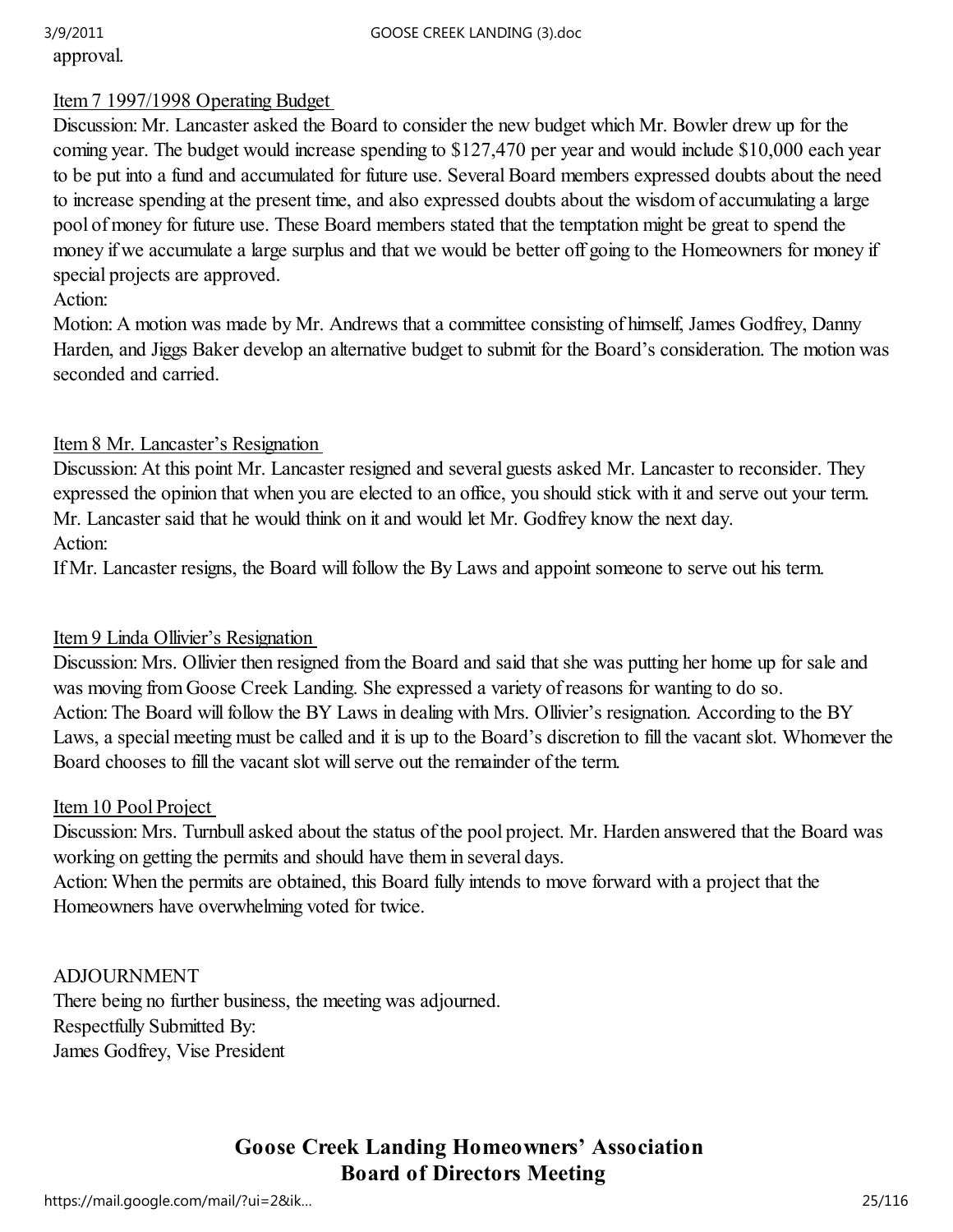approval.

Item 7 1997/1998 Operating Budget

Discussion: Mr. Lancaster asked the Board to consider the new budget which Mr. Bowler drew up for the coming year. The budget would increase spending to $127,470 per year and would include $10,000 each year to be put into a fund and accumulated for future use. Several Board members expressed doubts about the need to increase spending at the present time, and also expressed doubts about the wisdom of accumulating a large pool of money for future use. These Board members stated that the temptation might be great to spend the money if we accumulate a large surplus and that we would be better off going to the Homeowners for money if special projects are approved.

Action:

Motion: A motion was made by Mr. Andrews that a committee consisting of himself, James Godfrey, Danny Harden, and Jiggs Baker develop an alternative budget to submit for the Board's consideration. The motion was seconded and carried.

Item 8 Mr. Lancaster's Resignation

Discussion: At this point Mr. Lancaster resigned and several guests asked Mr. Lancaster to reconsider. They expressed the opinion that when you are elected to an office, you should stick with it and serve out your term. Mr. Lancaster said that he would think on it and would let Mr. Godfrey know the next day.

Action:

If Mr. Lancaster resigns, the Board will follow the By Laws and appoint someone to serve out his term.

Item 9 Linda Ollivier's Resignation

Discussion: Mrs. Ollivier then resigned from the Board and said that she was putting her home up for sale and was moving from Goose Creek Landing. She expressed a variety of reasons for wanting to do so.

Action: The Board will follow the BY Laws in dealing with Mrs. Ollivier's resignation. According to the BY Laws, a special meeting must be called and it is up to the Board's discretion to fill the vacant slot. Whomever the Board chooses to fill the vacant slot will serve out the remainder of the term.

Item 10 Pool Project

Discussion: Mrs. Turnbull asked about the status of the pool project. Mr. Harden answered that the Board was working on getting the permits and should have them in several days.

Action: When the permits are obtained, this Board fully intends to move forward with a project that the Homeowners have overwhelming voted for twice.

ADJOURNMENT

There being no further business, the meeting was adjourned.

Respectfully Submitted By:

James Godfrey, Vise President

**Goose Creek Landing Homeowners' Association**
**Board of Directors Meeting**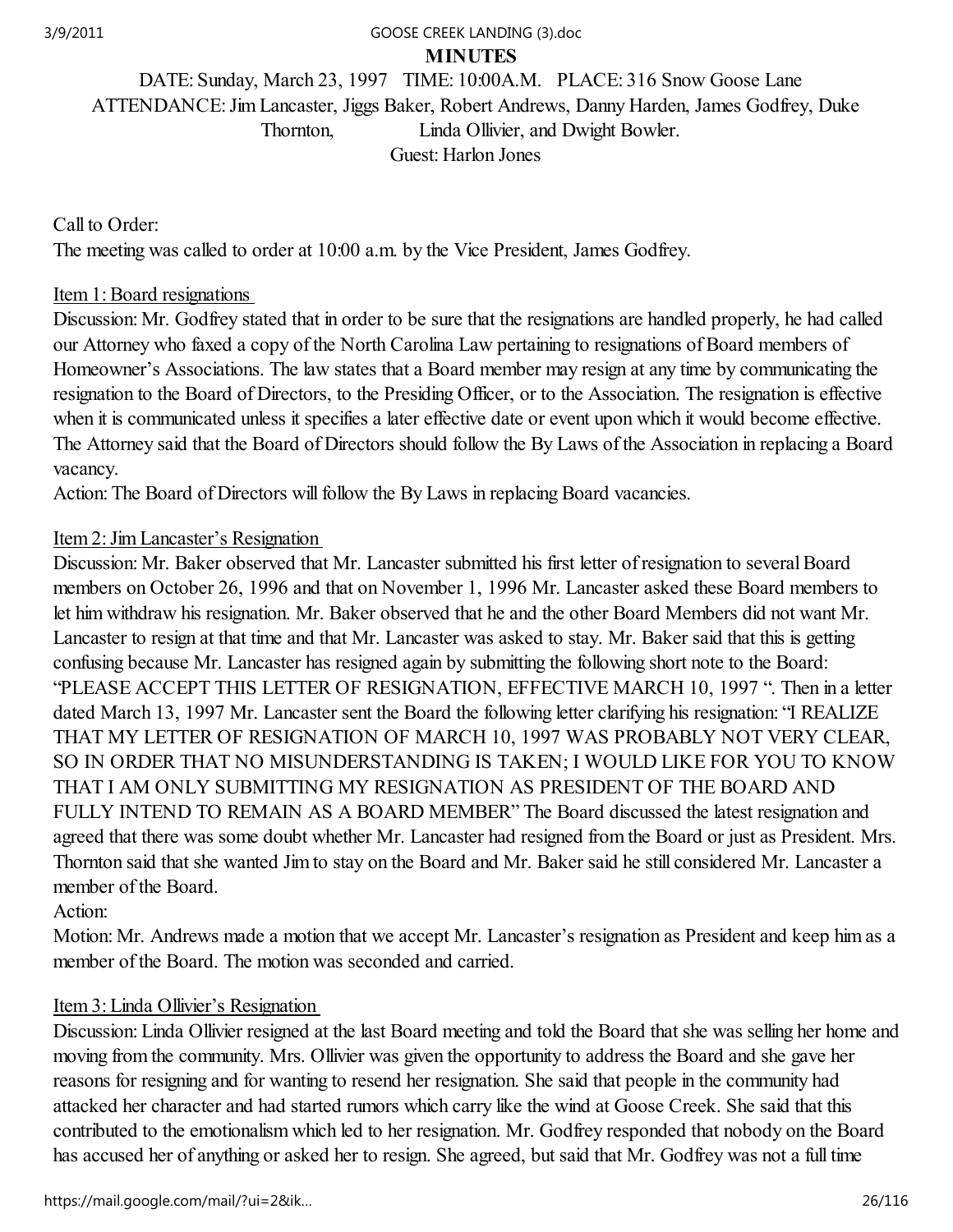# MINUTES

DATE: Sunday, March 23, 1997 TIME: 10:00A.M. PLACE: 316 Snow Goose Lane

ATTENDANCE: Jim Lancaster, Jiggs Baker, Robert Andrews, Danny Harden, James Godfrey, Duke Thornton, Linda Ollivier, and Dwight Bowler.

Guest: Harlon Jones

Call to Order:
The meeting was called to order at 10:00 a.m. by the Vice President, James Godfrey.

Item 1: Board resignations

Discussion: Mr. Godfrey stated that in order to be sure that the resignations are handled properly, he had called our Attorney who faxed a copy of the North Carolina Law pertaining to resignations of Board members of Homeowner's Associations. The law states that a Board member may resign at any time by communicating the resignation to the Board of Directors, to the Presiding Officer, or to the Association. The resignation is effective when it is communicated unless it specifies a later effective date or event upon which it would become effective. The Attorney said that the Board of Directors should follow the By Laws of the Association in replacing a Board vacancy.

Action: The Board of Directors will follow the By Laws in replacing Board vacancies.

Item 2: Jim Lancaster's Resignation

Discussion: Mr. Baker observed that Mr. Lancaster submitted his first letter of resignation to several Board members on October 26, 1996 and that on November 1, 1996 Mr. Lancaster asked these Board members to let him withdraw his resignation. Mr. Baker observed that he and the other Board Members did not want Mr. Lancaster to resign at that time and that Mr. Lancaster was asked to stay. Mr. Baker said that this is getting confusing because Mr. Lancaster has resigned again by submitting the following short note to the Board: "PLEASE ACCEPT THIS LETTER OF RESIGNATION, EFFECTIVE MARCH 10, 1997 ". Then in a letter dated March 13, 1997 Mr. Lancaster sent the Board the following letter clarifying his resignation: "I REALIZE THAT MY LETTER OF RESIGNATION OF MARCH 10, 1997 WAS PROBABLY NOT VERY CLEAR, SO IN ORDER THAT NO MISUNDERSTANDING IS TAKEN; I WOULD LIKE FOR YOU TO KNOW THAT I AM ONLY SUBMITTING MY RESIGNATION AS PRESIDENT OF THE BOARD AND FULLY INTEND TO REMAIN AS A BOARD MEMBER" The Board discussed the latest resignation and agreed that there was some doubt whether Mr. Lancaster had resigned from the Board or just as President. Mrs. Thornton said that she wanted Jim to stay on the Board and Mr. Baker said he still considered Mr. Lancaster a member of the Board.

Action:

Motion: Mr. Andrews made a motion that we accept Mr. Lancaster's resignation as President and keep him as a member of the Board. The motion was seconded and carried.

Item 3: Linda Ollivier's Resignation

Discussion: Linda Ollivier resigned at the last Board meeting and told the Board that she was selling her home and moving from the community. Mrs. Ollivier was given the opportunity to address the Board and she gave her reasons for resigning and for wanting to resend her resignation. She said that people in the community had attacked her character and had started rumors which carry like the wind at Goose Creek. She said that this contributed to the emotionalism which led to her resignation. Mr. Godfrey responded that nobody on the Board has accused her of anything or asked her to resign. She agreed, but said that Mr. Godfrey was not a full time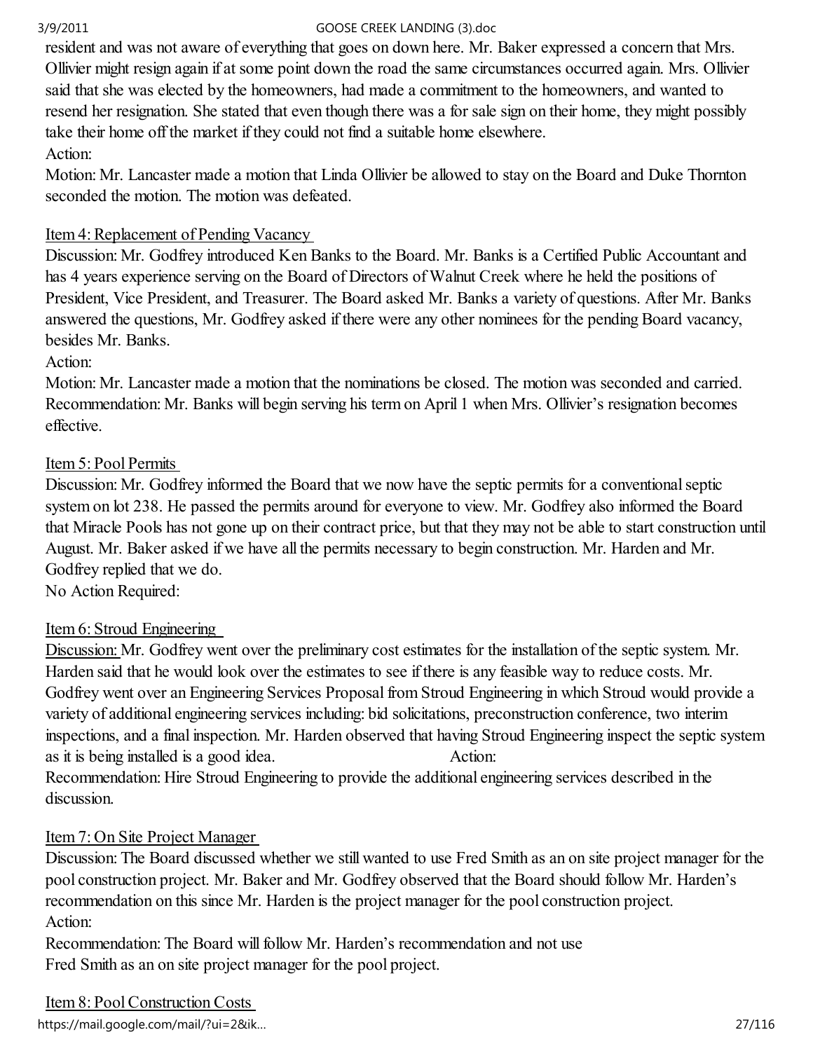resident and was not aware of everything that goes on down here. Mr. Baker expressed a concern that Mrs. Ollivier might resign again if at some point down the road the same circumstances occurred again. Mrs. Ollivier said that she was elected by the homeowners, had made a commitment to the homeowners, and wanted to resend her resignation. She stated that even though there was a for sale sign on their home, they might possibly take their home off the market if they could not find a suitable home elsewhere.

Action:

Motion: Mr. Lancaster made a motion that Linda Ollivier be allowed to stay on the Board and Duke Thornton seconded the motion. The motion was defeated.

Item 4: Replacement of Pending Vacancy

Discussion: Mr. Godfrey introduced Ken Banks to the Board. Mr. Banks is a Certified Public Accountant and has 4 years experience serving on the Board of Directors of Walnut Creek where he held the positions of President, Vice President, and Treasurer. The Board asked Mr. Banks a variety of questions. After Mr. Banks answered the questions, Mr. Godfrey asked if there were any other nominees for the pending Board vacancy, besides Mr. Banks.

Action:

Motion: Mr. Lancaster made a motion that the nominations be closed. The motion was seconded and carried.
Recommendation: Mr. Banks will begin serving his term on April 1 when Mrs. Ollivier's resignation becomes effective.

Item 5: Pool Permits

Discussion: Mr. Godfrey informed the Board that we now have the septic permits for a conventional septic system on lot 238. He passed the permits around for everyone to view. Mr. Godfrey also informed the Board that Miracle Pools has not gone up on their contract price, but that they may not be able to start construction until August. Mr. Baker asked if we have all the permits necessary to begin construction. Mr. Harden and Mr. Godfrey replied that we do.

No Action Required:

Item 6: Stroud Engineering

Discussion: Mr. Godfrey went over the preliminary cost estimates for the installation of the septic system. Mr. Harden said that he would look over the estimates to see if there is any feasible way to reduce costs. Mr. Godfrey went over an Engineering Services Proposal from Stroud Engineering in which Stroud would provide a variety of additional engineering services including: bid solicitations, preconstruction conference, two interim inspections, and a final inspection. Mr. Harden observed that having Stroud Engineering inspect the septic system as it is being installed is a good idea. Action:

Recommendation: Hire Stroud Engineering to provide the additional engineering services described in the discussion.

Item 7: On Site Project Manager

Discussion: The Board discussed whether we still wanted to use Fred Smith as an on site project manager for the pool construction project. Mr. Baker and Mr. Godfrey observed that the Board should follow Mr. Harden's recommendation on this since Mr. Harden is the project manager for the pool construction project.

Action:

Recommendation: The Board will follow Mr. Harden's recommendation and not use
Fred Smith as an on site project manager for the pool project.

Item 8: Pool Construction Costs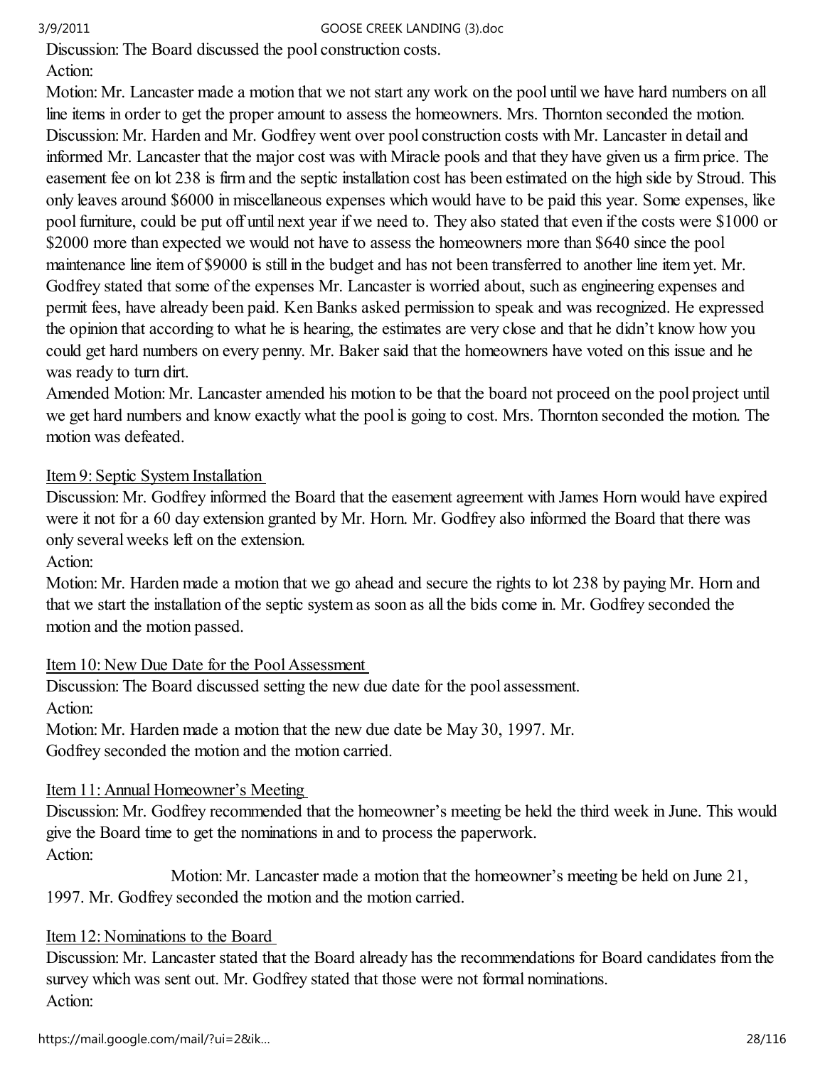Discussion: The Board discussed the pool construction costs.

Action:

Motion: Mr. Lancaster made a motion that we not start any work on the pool until we have hard numbers on all line items in order to get the proper amount to assess the homeowners. Mrs. Thornton seconded the motion.

Discussion: Mr. Harden and Mr. Godfrey went over pool construction costs with Mr. Lancaster in detail and informed Mr. Lancaster that the major cost was with Miracle pools and that they have given us a firm price. The easement fee on lot 238 is firm and the septic installation cost has been estimated on the high side by Stroud. This only leaves around $6000 in miscellaneous expenses which would have to be paid this year. Some expenses, like pool furniture, could be put off until next year if we need to. They also stated that even if the costs were $1000 or $2000 more than expected we would not have to assess the homeowners more than $640 since the pool maintenance line item of $9000 is still in the budget and has not been transferred to another line item yet. Mr. Godfrey stated that some of the expenses Mr. Lancaster is worried about, such as engineering expenses and permit fees, have already been paid. Ken Banks asked permission to speak and was recognized. He expressed the opinion that according to what he is hearing, the estimates are very close and that he didn't know how you could get hard numbers on every penny. Mr. Baker said that the homeowners have voted on this issue and he was ready to turn dirt.

Amended Motion: Mr. Lancaster amended his motion to be that the board not proceed on the pool project until we get hard numbers and know exactly what the pool is going to cost. Mrs. Thornton seconded the motion. The motion was defeated.

Item 9: Septic System Installation

Discussion: Mr. Godfrey informed the Board that the easement agreement with James Horn would have expired were it not for a 60 day extension granted by Mr. Horn. Mr. Godfrey also informed the Board that there was only several weeks left on the extension.

Action:

Motion: Mr. Harden made a motion that we go ahead and secure the rights to lot 238 by paying Mr. Horn and that we start the installation of the septic system as soon as all the bids come in. Mr. Godfrey seconded the motion and the motion passed.

Item 10: New Due Date for the Pool Assessment

Discussion: The Board discussed setting the new due date for the pool assessment.

Action:

Motion: Mr. Harden made a motion that the new due date be May 30, 1997. Mr. Godfrey seconded the motion and the motion carried.

Item 11: Annual Homeowner's Meeting

Discussion: Mr. Godfrey recommended that the homeowner's meeting be held the third week in June. This would give the Board time to get the nominations in and to process the paperwork.

Action:

Motion: Mr. Lancaster made a motion that the homeowner's meeting be held on June 21, 1997. Mr. Godfrey seconded the motion and the motion carried.

Item 12: Nominations to the Board

Discussion: Mr. Lancaster stated that the Board already has the recommendations for Board candidates from the survey which was sent out. Mr. Godfrey stated that those were not formal nominations.

Action: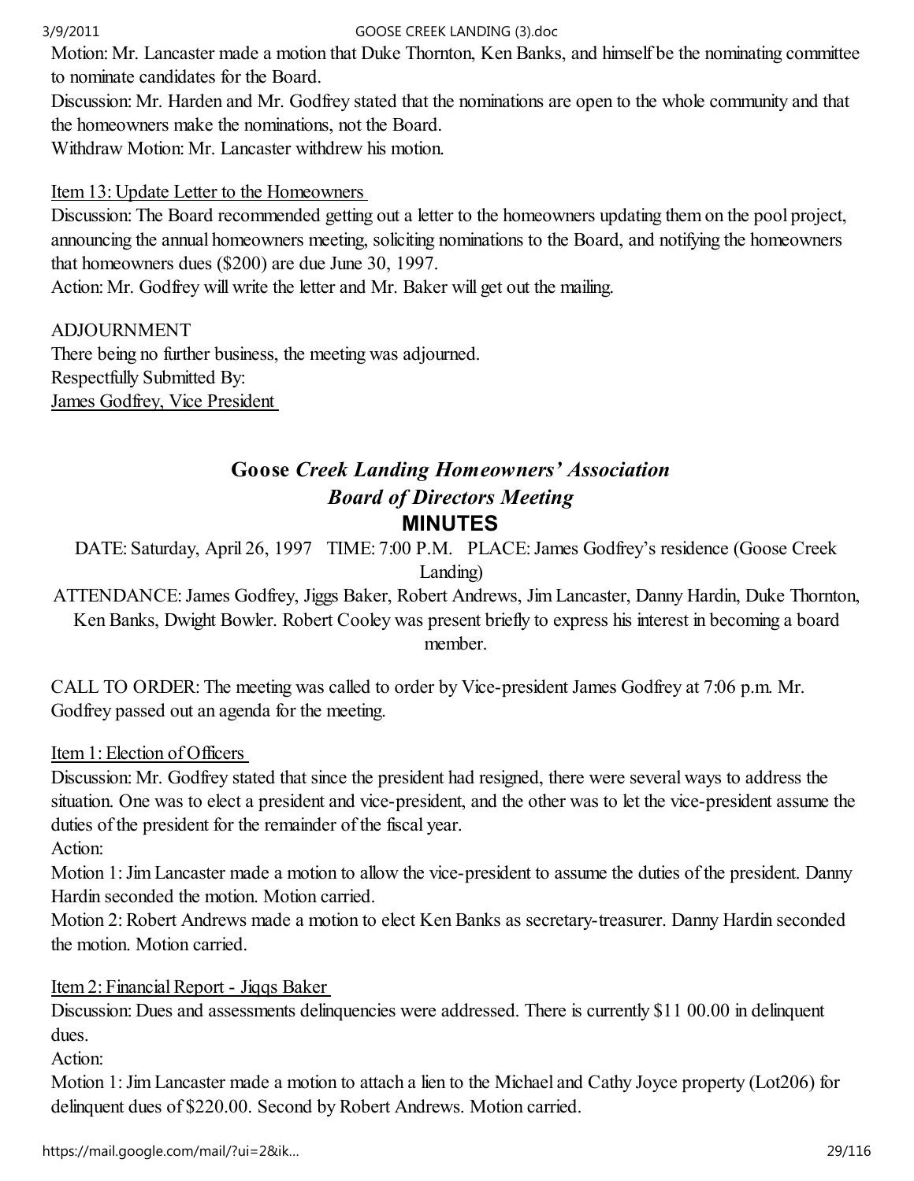Motion: Mr. Lancaster made a motion that Duke Thornton, Ken Banks, and himself be the nominating committee to nominate candidates for the Board.
Discussion: Mr. Harden and Mr. Godfrey stated that the nominations are open to the whole community and that the homeowners make the nominations, not the Board.
Withdraw Motion: Mr. Lancaster withdrew his motion.

Item 13: Update Letter to the Homeowners
Discussion: The Board recommended getting out a letter to the homeowners updating them on the pool project, announcing the annual homeowners meeting, soliciting nominations to the Board, and notifying the homeowners that homeowners dues ($200) are due June 30, 1997.
Action: Mr. Godfrey will write the letter and Mr. Baker will get out the mailing.

ADJOURNMENT
There being no further business, the meeting was adjourned.
Respectfully Submitted By:
James Godfrey, Vice President

## **Goose** ***Creek Landing Homeowners' Association***
## ***Board of Directors Meeting***
## **MINUTES**

DATE: Saturday, April 26, 1997 TIME: 7:00 P.M. PLACE: James Godfrey's residence (Goose Creek Landing)

ATTENDANCE: James Godfrey, Jiggs Baker, Robert Andrews, Jim Lancaster, Danny Hardin, Duke Thornton, Ken Banks, Dwight Bowler. Robert Cooley was present briefly to express his interest in becoming a board member.

CALL TO ORDER: The meeting was called to order by Vice-president James Godfrey at 7:06 p.m. Mr. Godfrey passed out an agenda for the meeting.

Item 1: Election of Officers
Discussion: Mr. Godfrey stated that since the president had resigned, there were several ways to address the situation. One was to elect a president and vice-president, and the other was to let the vice-president assume the duties of the president for the remainder of the fiscal year.
Action:
Motion 1: Jim Lancaster made a motion to allow the vice-president to assume the duties of the president. Danny Hardin seconded the motion. Motion carried.
Motion 2: Robert Andrews made a motion to elect Ken Banks as secretary-treasurer. Danny Hardin seconded the motion. Motion carried.

Item 2: Financial Report - Jiqqs Baker
Discussion: Dues and assessments delinquencies were addressed. There is currently $11 00.00 in delinquent dues.
Action:
Motion 1: Jim Lancaster made a motion to attach a lien to the Michael and Cathy Joyce property (Lot206) for delinquent dues of $220.00. Second by Robert Andrews. Motion carried.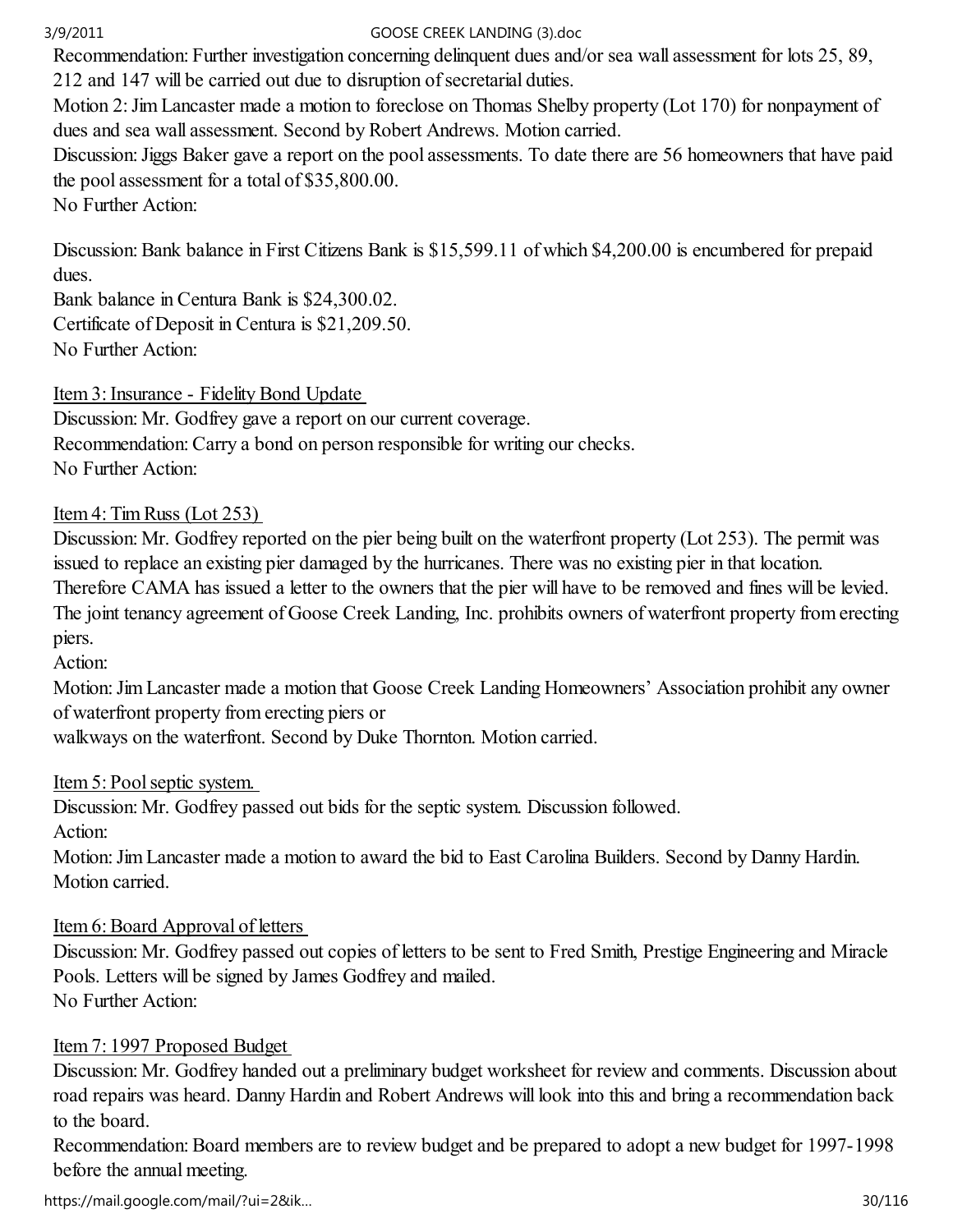Recommendation: Further investigation concerning delinquent dues and/or sea wall assessment for lots 25, 89, 212 and 147 will be carried out due to disruption of secretarial duties.

Motion 2: Jim Lancaster made a motion to foreclose on Thomas Shelby property (Lot 170) for nonpayment of dues and sea wall assessment. Second by Robert Andrews. Motion carried.

Discussion: Jiggs Baker gave a report on the pool assessments. To date there are 56 homeowners that have paid the pool assessment for a total of $35,800.00.

No Further Action:

Discussion: Bank balance in First Citizens Bank is $15,599.11 of which $4,200.00 is encumbered for prepaid dues.

Bank balance in Centura Bank is $24,300.02.

Certificate of Deposit in Centura is $21,209.50.

No Further Action:

Item 3: Insurance - Fidelity Bond Update

Discussion: Mr. Godfrey gave a report on our current coverage.

Recommendation: Carry a bond on person responsible for writing our checks.

No Further Action:

Item 4: Tim Russ (Lot 253)

Discussion: Mr. Godfrey reported on the pier being built on the waterfront property (Lot 253). The permit was issued to replace an existing pier damaged by the hurricanes. There was no existing pier in that location. Therefore CAMA has issued a letter to the owners that the pier will have to be removed and fines will be levied. The joint tenancy agreement of Goose Creek Landing, Inc. prohibits owners of waterfront property from erecting piers.

Action:

Motion: Jim Lancaster made a motion that Goose Creek Landing Homeowners' Association prohibit any owner of waterfront property from erecting piers or walkways on the waterfront. Second by Duke Thornton. Motion carried.

Item 5: Pool septic system.

Discussion: Mr. Godfrey passed out bids for the septic system. Discussion followed.

Action:

Motion: Jim Lancaster made a motion to award the bid to East Carolina Builders. Second by Danny Hardin. Motion carried.

Item 6: Board Approval of letters

Discussion: Mr. Godfrey passed out copies of letters to be sent to Fred Smith, Prestige Engineering and Miracle Pools. Letters will be signed by James Godfrey and mailed.

No Further Action:

Item 7: 1997 Proposed Budget

Discussion: Mr. Godfrey handed out a preliminary budget worksheet for review and comments. Discussion about road repairs was heard. Danny Hardin and Robert Andrews will look into this and bring a recommendation back to the board.

Recommendation: Board members are to review budget and be prepared to adopt a new budget for 1997-1998 before the annual meeting.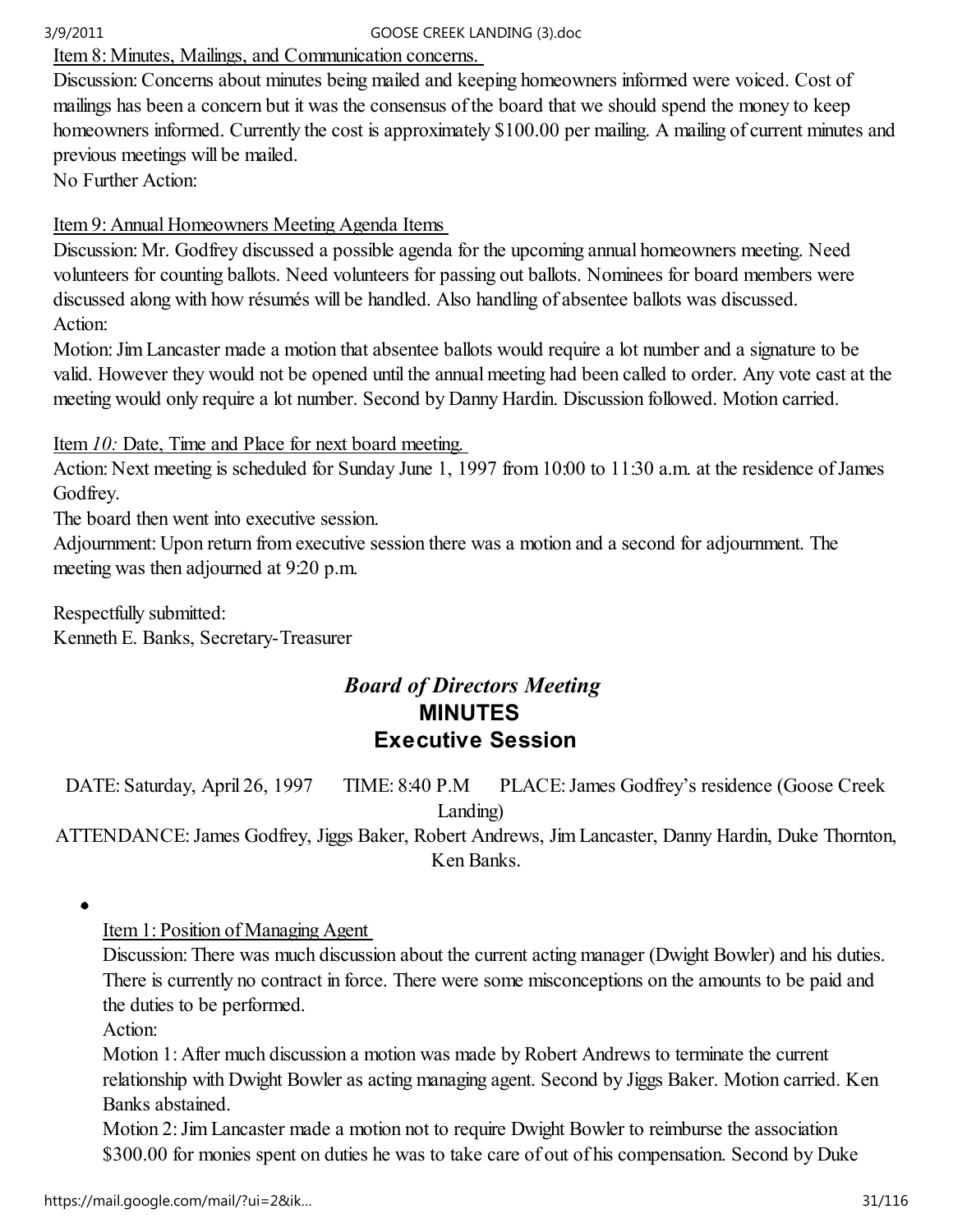Item 8: Minutes, Mailings, and Communication concerns.

Discussion: Concerns about minutes being mailed and keeping homeowners informed were voiced. Cost of mailings has been a concern but it was the consensus of the board that we should spend the money to keep homeowners informed. Currently the cost is approximately $100.00 per mailing. A mailing of current minutes and previous meetings will be mailed.

No Further Action:

Item 9: Annual Homeowners Meeting Agenda Items

Discussion: Mr. Godfrey discussed a possible agenda for the upcoming annual homeowners meeting. Need volunteers for counting ballots. Need volunteers for passing out ballots. Nominees for board members were discussed along with how résumés will be handled. Also handling of absentee ballots was discussed.

Action:

Motion: Jim Lancaster made a motion that absentee ballots would require a lot number and a signature to be valid. However they would not be opened until the annual meeting had been called to order. Any vote cast at the meeting would only require a lot number. Second by Danny Hardin. Discussion followed. Motion carried.

Item *10:* Date, Time and Place for next board meeting.

Action: Next meeting is scheduled for Sunday June 1, 1997 from 10:00 to 11:30 a.m. at the residence of James Godfrey.

The board then went into executive session.

Adjournment: Upon return from executive session there was a motion and a second for adjournment. The meeting was then adjourned at 9:20 p.m.

Respectfully submitted:
Kenneth E. Banks, Secretary-Treasurer

# *Board of Directors Meeting*
# MINUTES
# Executive Session

DATE: Saturday, April 26, 1997 TIME: 8:40 P.M PLACE: James Godfrey's residence (Goose Creek Landing)

ATTENDANCE: James Godfrey, Jiggs Baker, Robert Andrews, Jim Lancaster, Danny Hardin, Duke Thornton, Ken Banks.

- Item 1: Position of Managing Agent

  Discussion: There was much discussion about the current acting manager (Dwight Bowler) and his duties. There is currently no contract in force. There were some misconceptions on the amounts to be paid and the duties to be performed.

  Action:

  Motion 1: After much discussion a motion was made by Robert Andrews to terminate the current relationship with Dwight Bowler as acting managing agent. Second by Jiggs Baker. Motion carried. Ken Banks abstained.

  Motion 2: Jim Lancaster made a motion not to require Dwight Bowler to reimburse the association $300.00 for monies spent on duties he was to take care of out of his compensation. Second by Duke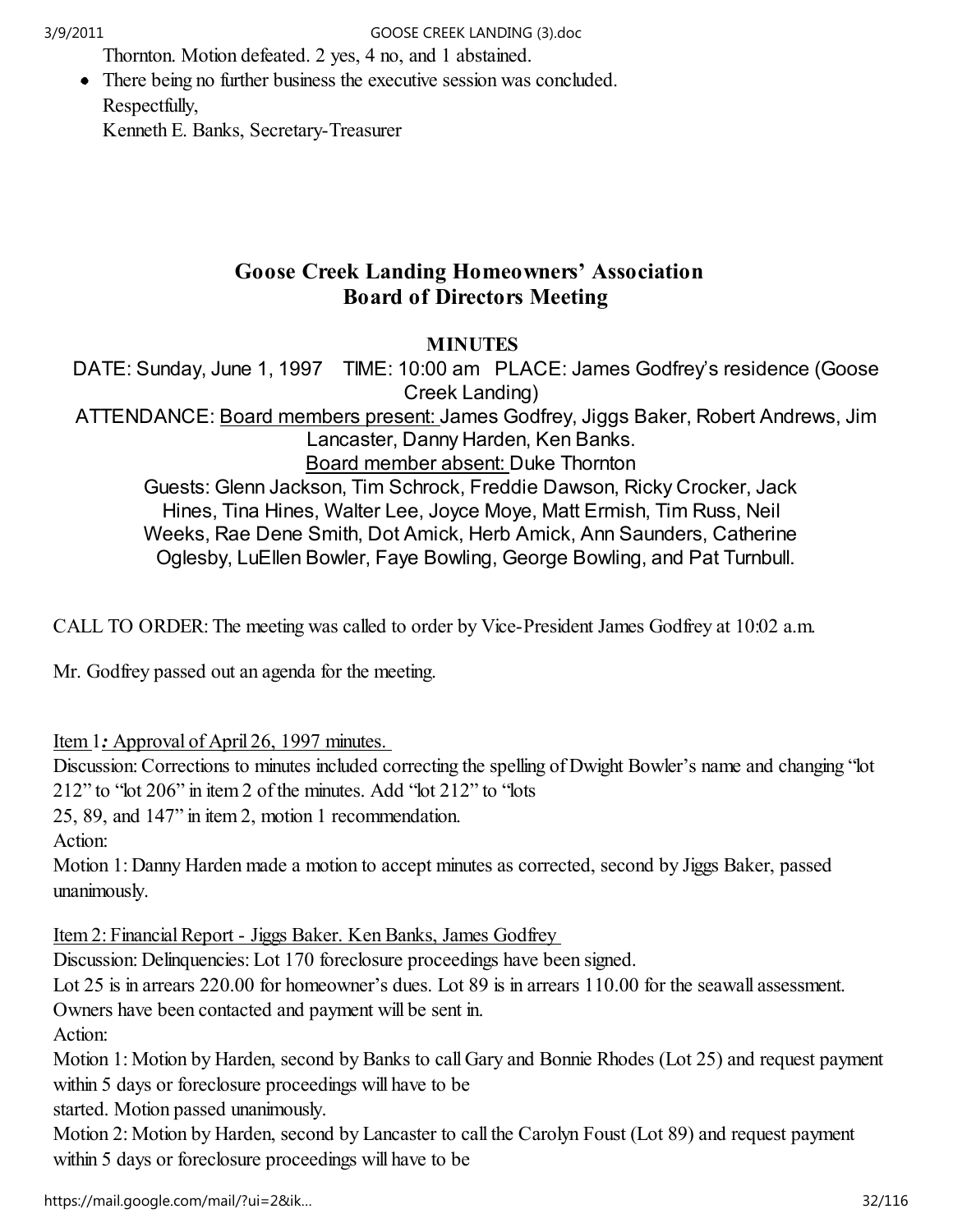Thornton. Motion defeated. 2 yes, 4 no, and 1 abstained.

- There being no further business the executive session was concluded.
  Respectfully,
  Kenneth E. Banks, Secretary-Treasurer

# Goose Creek Landing Homeowners' Association
# Board of Directors Meeting

**MINUTES**

DATE: Sunday, June 1, 1997 TIME: 10:00 am PLACE: James Godfrey's residence (Goose Creek Landing)

ATTENDANCE: Board members present: James Godfrey, Jiggs Baker, Robert Andrews, Jim Lancaster, Danny Harden, Ken Banks.

Board member absent: Duke Thornton

Guests: Glenn Jackson, Tim Schrock, Freddie Dawson, Ricky Crocker, Jack Hines, Tina Hines, Walter Lee, Joyce Moye, Matt Ermish, Tim Russ, Neil Weeks, Rae Dene Smith, Dot Amick, Herb Amick, Ann Saunders, Catherine Oglesby, LuEllen Bowler, Faye Bowling, George Bowling, and Pat Turnbull.

CALL TO ORDER: The meeting was called to order by Vice-President James Godfrey at 10:02 a.m.

Mr. Godfrey passed out an agenda for the meeting.

Item 1***:*** Approval of April 26, 1997 minutes.

Discussion: Corrections to minutes included correcting the spelling of Dwight Bowler's name and changing "lot 212" to "lot 206" in item 2 of the minutes. Add "lot 212" to "lots 25, 89, and 147" in item 2, motion 1 recommendation.

Action:

Motion 1: Danny Harden made a motion to accept minutes as corrected, second by Jiggs Baker, passed unanimously.

Item 2: Financial Report - Jiggs Baker. Ken Banks, James Godfrey

Discussion: Delinquencies: Lot 170 foreclosure proceedings have been signed.

Lot 25 is in arrears 220.00 for homeowner's dues. Lot 89 is in arrears 110.00 for the seawall assessment. Owners have been contacted and payment will be sent in.

Action:

Motion 1: Motion by Harden, second by Banks to call Gary and Bonnie Rhodes (Lot 25) and request payment within 5 days or foreclosure proceedings will have to be started. Motion passed unanimously.

Motion 2: Motion by Harden, second by Lancaster to call the Carolyn Foust (Lot 89) and request payment within 5 days or foreclosure proceedings will have to be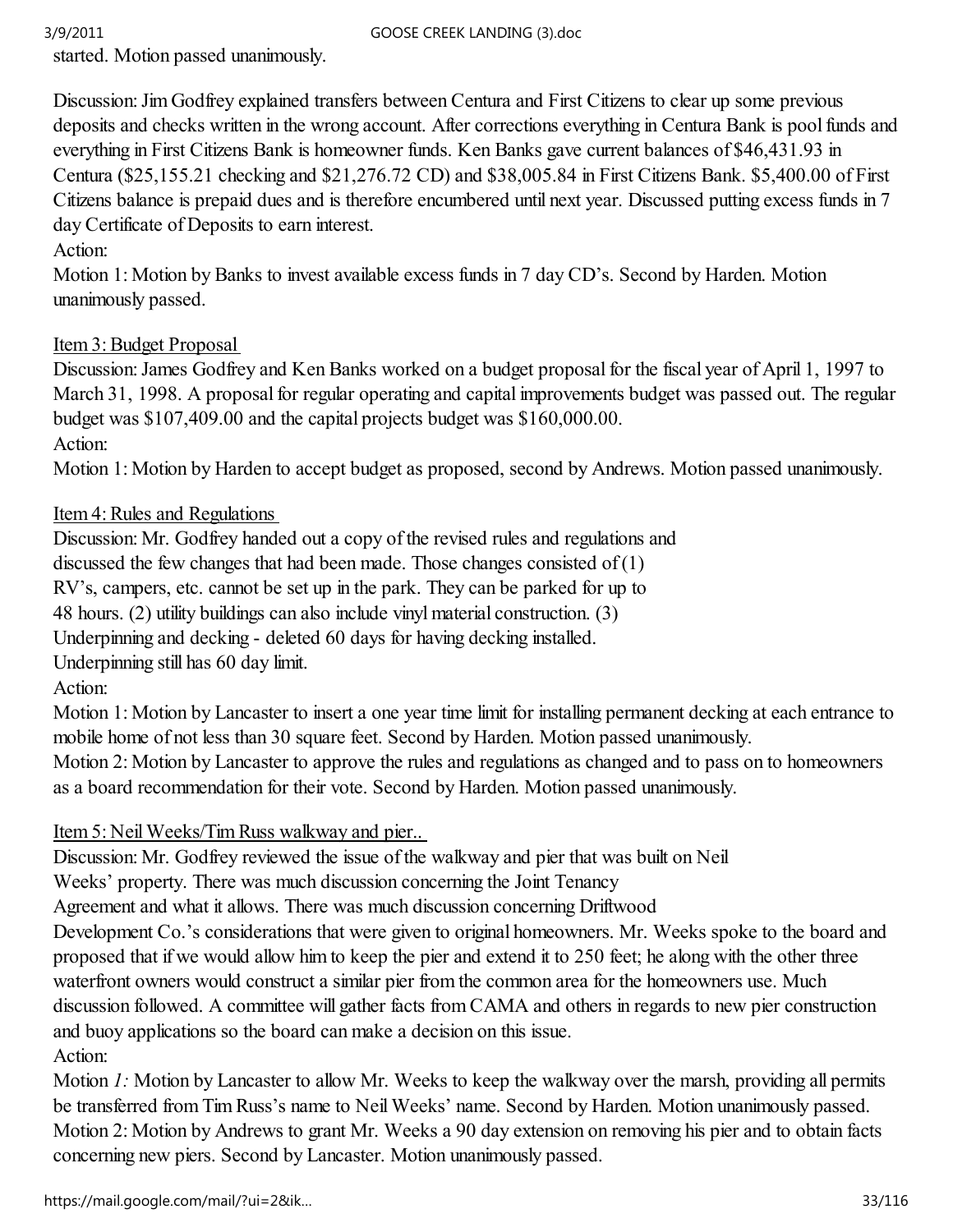started. Motion passed unanimously.

Discussion: Jim Godfrey explained transfers between Centura and First Citizens to clear up some previous deposits and checks written in the wrong account. After corrections everything in Centura Bank is pool funds and everything in First Citizens Bank is homeowner funds. Ken Banks gave current balances of $46,431.93 in Centura ($25,155.21 checking and $21,276.72 CD) and $38,005.84 in First Citizens Bank. $5,400.00 of First Citizens balance is prepaid dues and is therefore encumbered until next year. Discussed putting excess funds in 7 day Certificate of Deposits to earn interest.

Action:

Motion 1: Motion by Banks to invest available excess funds in 7 day CD's. Second by Harden. Motion unanimously passed.

<u>Item 3: Budget Proposal</u>

Discussion: James Godfrey and Ken Banks worked on a budget proposal for the fiscal year of April 1, 1997 to March 31, 1998. A proposal for regular operating and capital improvements budget was passed out. The regular budget was $107,409.00 and the capital projects budget was $160,000.00.

Action:

Motion 1: Motion by Harden to accept budget as proposed, second by Andrews. Motion passed unanimously.

<u>Item 4: Rules and Regulations</u>

Discussion: Mr. Godfrey handed out a copy of the revised rules and regulations and discussed the few changes that had been made. Those changes consisted of (1) RV's, campers, etc. cannot be set up in the park. They can be parked for up to 48 hours. (2) utility buildings can also include vinyl material construction. (3) Underpinning and decking - deleted 60 days for having decking installed. Underpinning still has 60 day limit.

Action:

Motion 1: Motion by Lancaster to insert a one year time limit for installing permanent decking at each entrance to mobile home of not less than 30 square feet. Second by Harden. Motion passed unanimously.

Motion 2: Motion by Lancaster to approve the rules and regulations as changed and to pass on to homeowners as a board recommendation for their vote. Second by Harden. Motion passed unanimously.

<u>Item 5: Neil Weeks/Tim Russ walkway and pier..</u>

Discussion: Mr. Godfrey reviewed the issue of the walkway and pier that was built on Neil Weeks' property. There was much discussion concerning the Joint Tenancy Agreement and what it allows. There was much discussion concerning Driftwood Development Co.'s considerations that were given to original homeowners. Mr. Weeks spoke to the board and proposed that if we would allow him to keep the pier and extend it to 250 feet; he along with the other three waterfront owners would construct a similar pier from the common area for the homeowners use. Much discussion followed. A committee will gather facts from CAMA and others in regards to new pier construction and buoy applications so the board can make a decision on this issue.

Action:

Motion *1:* Motion by Lancaster to allow Mr. Weeks to keep the walkway over the marsh, providing all permits be transferred from Tim Russ's name to Neil Weeks' name. Second by Harden. Motion unanimously passed.

Motion 2: Motion by Andrews to grant Mr. Weeks a 90 day extension on removing his pier and to obtain facts concerning new piers. Second by Lancaster. Motion unanimously passed.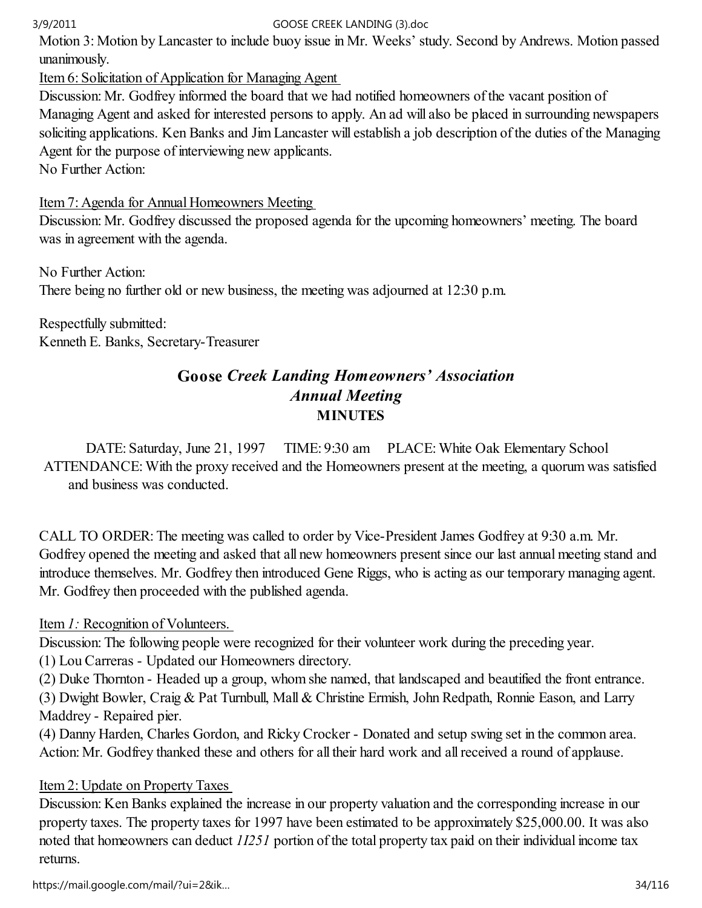Motion 3: Motion by Lancaster to include buoy issue in Mr. Weeks' study. Second by Andrews. Motion passed unanimously.

Item 6: Solicitation of Application for Managing Agent

Discussion: Mr. Godfrey informed the board that we had notified homeowners of the vacant position of Managing Agent and asked for interested persons to apply. An ad will also be placed in surrounding newspapers soliciting applications. Ken Banks and Jim Lancaster will establish a job description of the duties of the Managing Agent for the purpose of interviewing new applicants.

No Further Action:

Item 7: Agenda for Annual Homeowners Meeting

Discussion: Mr. Godfrey discussed the proposed agenda for the upcoming homeowners' meeting. The board was in agreement with the agenda.

No Further Action:

There being no further old or new business, the meeting was adjourned at 12:30 p.m.

Respectfully submitted:

Kenneth E. Banks, Secretary-Treasurer

## Goose *Creek Landing Homeowners' Association*
## *Annual Meeting*
## MINUTES

DATE: Saturday, June 21, 1997 TIME: 9:30 am PLACE: White Oak Elementary School

ATTENDANCE: With the proxy received and the Homeowners present at the meeting, a quorum was satisfied and business was conducted.

CALL TO ORDER: The meeting was called to order by Vice-President James Godfrey at 9:30 a.m. Mr. Godfrey opened the meeting and asked that all new homeowners present since our last annual meeting stand and introduce themselves. Mr. Godfrey then introduced Gene Riggs, who is acting as our temporary managing agent. Mr. Godfrey then proceeded with the published agenda.

Item *1:* Recognition of Volunteers.

Discussion: The following people were recognized for their volunteer work during the preceding year.

(1) Lou Carreras - Updated our Homeowners directory.

(2) Duke Thornton - Headed up a group, whom she named, that landscaped and beautified the front entrance.

(3) Dwight Bowler, Craig & Pat Turnbull, Mall & Christine Ermish, John Redpath, Ronnie Eason, and Larry Maddrey - Repaired pier.

(4) Danny Harden, Charles Gordon, and Ricky Crocker - Donated and setup swing set in the common area.

Action: Mr. Godfrey thanked these and others for all their hard work and all received a round of applause.

Item 2: Update on Property Taxes

Discussion: Ken Banks explained the increase in our property valuation and the corresponding increase in our property taxes. The property taxes for 1997 have been estimated to be approximately $25,000.00. It was also noted that homeowners can deduct *1I251* portion of the total property tax paid on their individual income tax returns.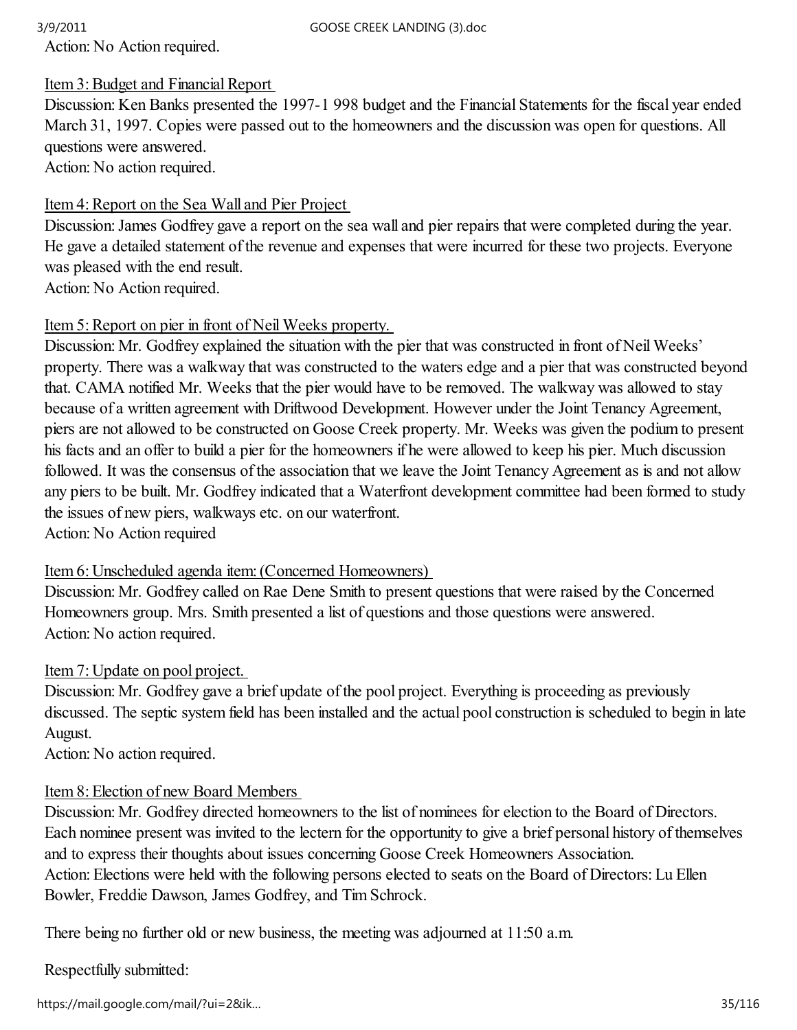Action: No Action required.

Item 3: Budget and Financial Report

Discussion: Ken Banks presented the 1997-1 998 budget and the Financial Statements for the fiscal year ended March 31, 1997. Copies were passed out to the homeowners and the discussion was open for questions. All questions were answered.

Action: No action required.

Item 4: Report on the Sea Wall and Pier Project

Discussion: James Godfrey gave a report on the sea wall and pier repairs that were completed during the year. He gave a detailed statement of the revenue and expenses that were incurred for these two projects. Everyone was pleased with the end result.

Action: No Action required.

Item 5: Report on pier in front of Neil Weeks property.

Discussion: Mr. Godfrey explained the situation with the pier that was constructed in front of Neil Weeks' property. There was a walkway that was constructed to the waters edge and a pier that was constructed beyond that. CAMA notified Mr. Weeks that the pier would have to be removed. The walkway was allowed to stay because of a written agreement with Driftwood Development. However under the Joint Tenancy Agreement, piers are not allowed to be constructed on Goose Creek property. Mr. Weeks was given the podium to present his facts and an offer to build a pier for the homeowners if he were allowed to keep his pier. Much discussion followed. It was the consensus of the association that we leave the Joint Tenancy Agreement as is and not allow any piers to be built. Mr. Godfrey indicated that a Waterfront development committee had been formed to study the issues of new piers, walkways etc. on our waterfront.

Action: No Action required

Item 6: Unscheduled agenda item: (Concerned Homeowners)

Discussion: Mr. Godfrey called on Rae Dene Smith to present questions that were raised by the Concerned Homeowners group. Mrs. Smith presented a list of questions and those questions were answered.

Action: No action required.

Item 7: Update on pool project.

Discussion: Mr. Godfrey gave a brief update of the pool project. Everything is proceeding as previously discussed. The septic system field has been installed and the actual pool construction is scheduled to begin in late August.

Action: No action required.

Item 8: Election of new Board Members

Discussion: Mr. Godfrey directed homeowners to the list of nominees for election to the Board of Directors. Each nominee present was invited to the lectern for the opportunity to give a brief personal history of themselves and to express their thoughts about issues concerning Goose Creek Homeowners Association.

Action: Elections were held with the following persons elected to seats on the Board of Directors: Lu Ellen Bowler, Freddie Dawson, James Godfrey, and Tim Schrock.

There being no further old or new business, the meeting was adjourned at 11:50 a.m.

Respectfully submitted: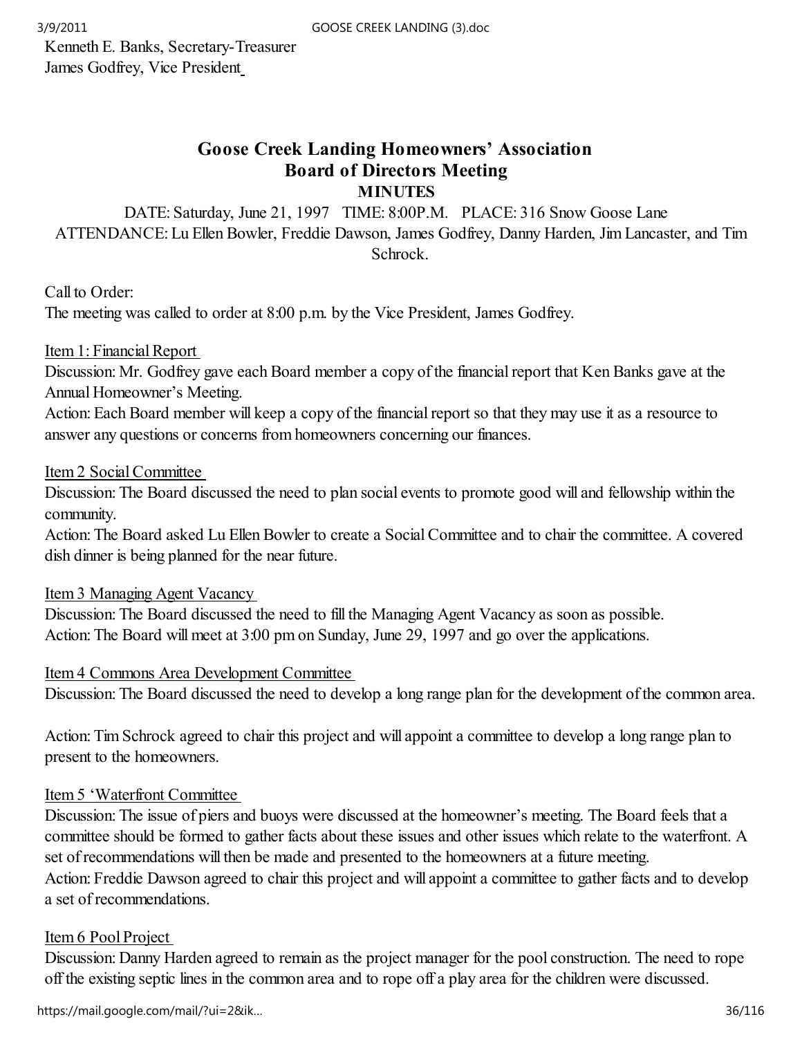Kenneth E. Banks, Secretary-Treasurer
James Godfrey, Vice President

# Goose Creek Landing Homeowners' Association
## Board of Directors Meeting
### MINUTES

DATE: Saturday, June 21, 1997 TIME: 8:00P.M. PLACE: 316 Snow Goose Lane
ATTENDANCE: Lu Ellen Bowler, Freddie Dawson, James Godfrey, Danny Harden, Jim Lancaster, and Tim Schrock.

Call to Order:
The meeting was called to order at 8:00 p.m. by the Vice President, James Godfrey.

Item 1: Financial Report
Discussion: Mr. Godfrey gave each Board member a copy of the financial report that Ken Banks gave at the Annual Homeowner's Meeting.
Action: Each Board member will keep a copy of the financial report so that they may use it as a resource to answer any questions or concerns from homeowners concerning our finances.

Item 2 Social Committee
Discussion: The Board discussed the need to plan social events to promote good will and fellowship within the community.
Action: The Board asked Lu Ellen Bowler to create a Social Committee and to chair the committee. A covered dish dinner is being planned for the near future.

Item 3 Managing Agent Vacancy
Discussion: The Board discussed the need to fill the Managing Agent Vacancy as soon as possible.
Action: The Board will meet at 3:00 pm on Sunday, June 29, 1997 and go over the applications.

Item 4 Commons Area Development Committee
Discussion: The Board discussed the need to develop a long range plan for the development of the common area.

Action: Tim Schrock agreed to chair this project and will appoint a committee to develop a long range plan to present to the homeowners.

Item 5 'Waterfront Committee
Discussion: The issue of piers and buoys were discussed at the homeowner's meeting. The Board feels that a committee should be formed to gather facts about these issues and other issues which relate to the waterfront. A set of recommendations will then be made and presented to the homeowners at a future meeting.
Action: Freddie Dawson agreed to chair this project and will appoint a committee to gather facts and to develop a set of recommendations.

Item 6 Pool Project
Discussion: Danny Harden agreed to remain as the project manager for the pool construction. The need to rope off the existing septic lines in the common area and to rope off a play area for the children were discussed.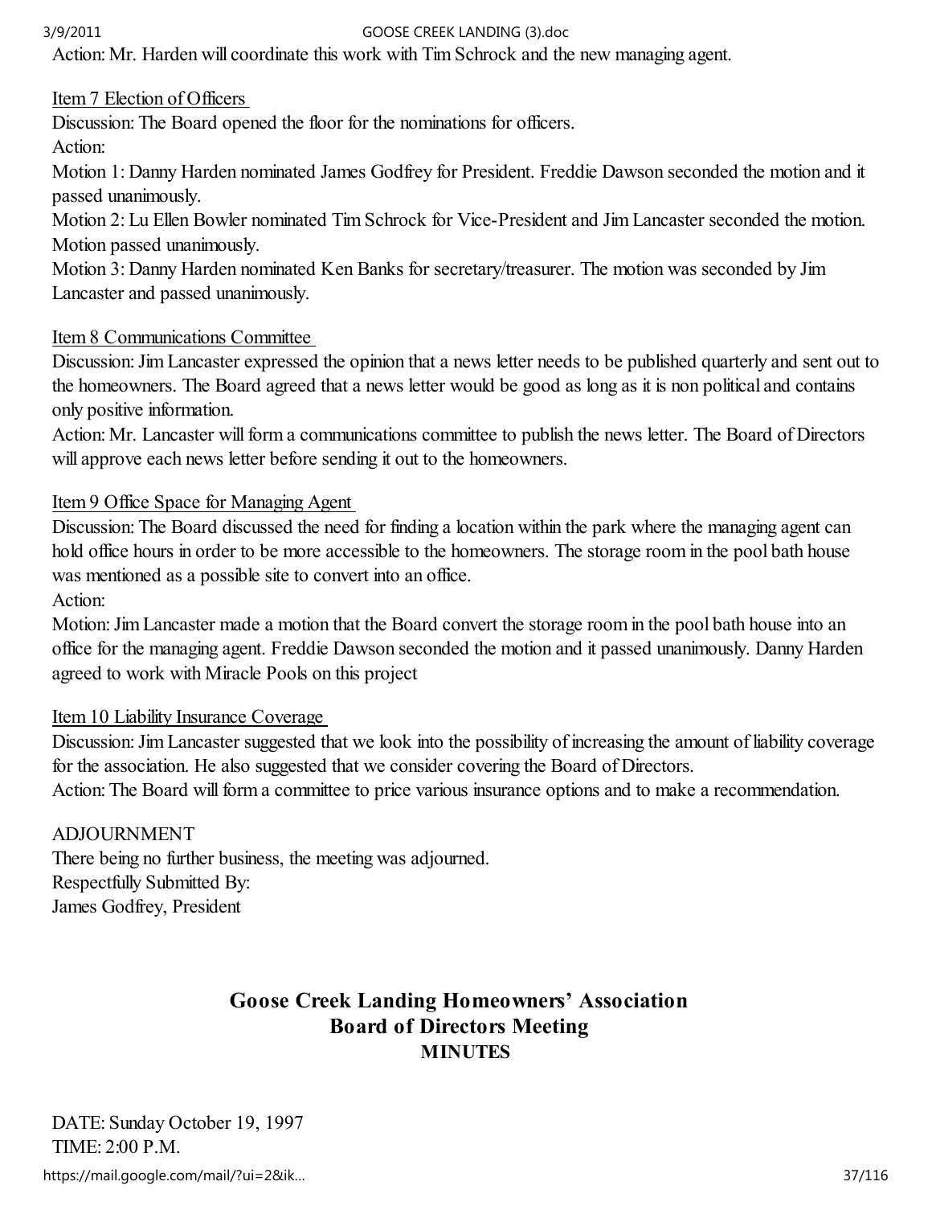Action: Mr. Harden will coordinate this work with Tim Schrock and the new managing agent.

Item 7 Election of Officers

Discussion: The Board opened the floor for the nominations for officers.

Action:

Motion 1: Danny Harden nominated James Godfrey for President. Freddie Dawson seconded the motion and it passed unanimously.

Motion 2: Lu Ellen Bowler nominated Tim Schrock for Vice-President and Jim Lancaster seconded the motion. Motion passed unanimously.

Motion 3: Danny Harden nominated Ken Banks for secretary/treasurer. The motion was seconded by Jim Lancaster and passed unanimously.

Item 8 Communications Committee

Discussion: Jim Lancaster expressed the opinion that a news letter needs to be published quarterly and sent out to the homeowners. The Board agreed that a news letter would be good as long as it is non political and contains only positive information.

Action: Mr. Lancaster will form a communications committee to publish the news letter. The Board of Directors will approve each news letter before sending it out to the homeowners.

Item 9 Office Space for Managing Agent

Discussion: The Board discussed the need for finding a location within the park where the managing agent can hold office hours in order to be more accessible to the homeowners. The storage room in the pool bath house was mentioned as a possible site to convert into an office.

Action:

Motion: Jim Lancaster made a motion that the Board convert the storage room in the pool bath house into an office for the managing agent. Freddie Dawson seconded the motion and it passed unanimously. Danny Harden agreed to work with Miracle Pools on this project

Item 10 Liability Insurance Coverage

Discussion: Jim Lancaster suggested that we look into the possibility of increasing the amount of liability coverage for the association. He also suggested that we consider covering the Board of Directors.

Action: The Board will form a committee to price various insurance options and to make a recommendation.

ADJOURNMENT

There being no further business, the meeting was adjourned.

Respectfully Submitted By:

James Godfrey, President

## Goose Creek Landing Homeowners' Association
## Board of Directors Meeting
### MINUTES

DATE: Sunday October 19, 1997

TIME: 2:00 P.M.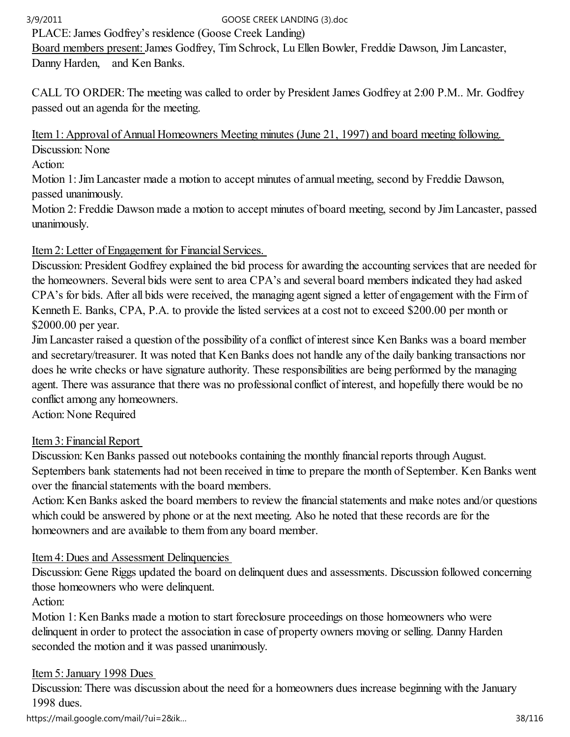PLACE: James Godfrey's residence (Goose Creek Landing)

<u>Board members present:</u> James Godfrey, Tim Schrock, Lu Ellen Bowler, Freddie Dawson, Jim Lancaster, Danny Harden, and Ken Banks.

CALL TO ORDER: The meeting was called to order by President James Godfrey at 2:00 P.M.. Mr. Godfrey passed out an agenda for the meeting.

<u>Item 1: Approval of Annual Homeowners Meeting minutes (June 21, 1997) and board meeting following.</u>

Discussion: None

Action:

Motion 1: Jim Lancaster made a motion to accept minutes of annual meeting, second by Freddie Dawson, passed unanimously.

Motion 2: Freddie Dawson made a motion to accept minutes of board meeting, second by Jim Lancaster, passed unanimously.

<u>Item 2: Letter of Engagement for Financial Services.</u>

Discussion: President Godfrey explained the bid process for awarding the accounting services that are needed for the homeowners. Several bids were sent to area CPA's and several board members indicated they had asked CPA's for bids. After all bids were received, the managing agent signed a letter of engagement with the Firm of Kenneth E. Banks, CPA, P.A. to provide the listed services at a cost not to exceed $200.00 per month or $2000.00 per year.

Jim Lancaster raised a question of the possibility of a conflict of interest since Ken Banks was a board member and secretary/treasurer. It was noted that Ken Banks does not handle any of the daily banking transactions nor does he write checks or have signature authority. These responsibilities are being performed by the managing agent. There was assurance that there was no professional conflict of interest, and hopefully there would be no conflict among any homeowners.

Action: None Required

<u>Item 3: Financial Report</u>

Discussion: Ken Banks passed out notebooks containing the monthly financial reports through August. Septembers bank statements had not been received in time to prepare the month of September. Ken Banks went over the financial statements with the board members.

Action: Ken Banks asked the board members to review the financial statements and make notes and/or questions which could be answered by phone or at the next meeting. Also he noted that these records are for the homeowners and are available to them from any board member.

<u>Item 4: Dues and Assessment Delinquencies</u>

Discussion: Gene Riggs updated the board on delinquent dues and assessments. Discussion followed concerning those homeowners who were delinquent.

Action:

Motion 1: Ken Banks made a motion to start foreclosure proceedings on those homeowners who were delinquent in order to protect the association in case of property owners moving or selling. Danny Harden seconded the motion and it was passed unanimously.

<u>Item 5: January 1998 Dues</u>

Discussion: There was discussion about the need for a homeowners dues increase beginning with the January 1998 dues.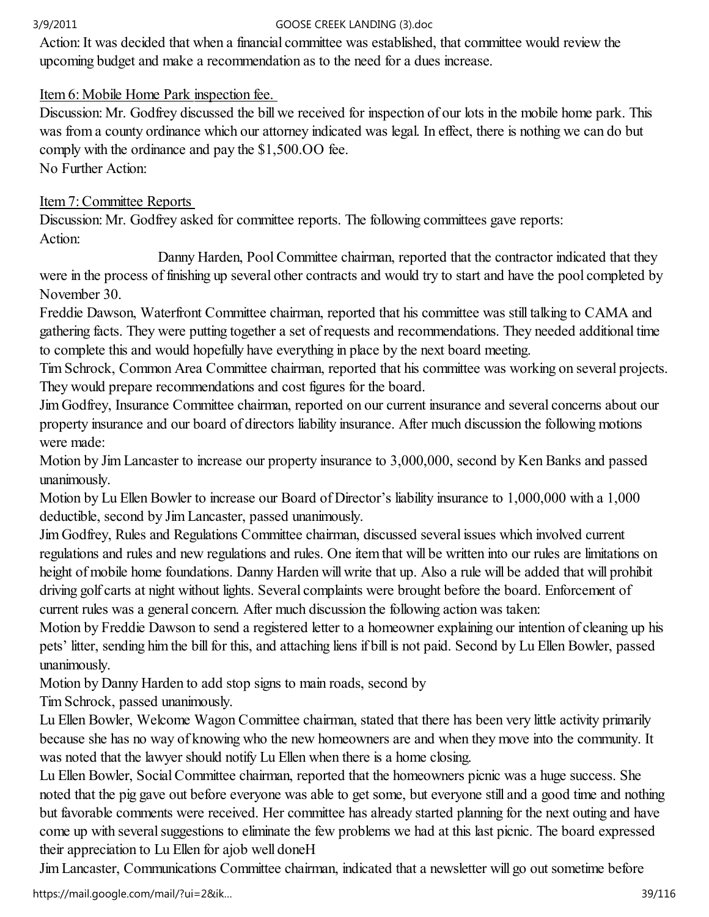Action: It was decided that when a financial committee was established, that committee would review the upcoming budget and make a recommendation as to the need for a dues increase.

Item 6: Mobile Home Park inspection fee.

Discussion: Mr. Godfrey discussed the bill we received for inspection of our lots in the mobile home park. This was from a county ordinance which our attorney indicated was legal. In effect, there is nothing we can do but comply with the ordinance and pay the $1,500.OO fee.

No Further Action:

Item 7: Committee Reports

Discussion: Mr. Godfrey asked for committee reports. The following committees gave reports:

Action:

Danny Harden, Pool Committee chairman, reported that the contractor indicated that they were in the process of finishing up several other contracts and would try to start and have the pool completed by November 30.

Freddie Dawson, Waterfront Committee chairman, reported that his committee was still talking to CAMA and gathering facts. They were putting together a set of requests and recommendations. They needed additional time to complete this and would hopefully have everything in place by the next board meeting.

Tim Schrock, Common Area Committee chairman, reported that his committee was working on several projects. They would prepare recommendations and cost figures for the board.

Jim Godfrey, Insurance Committee chairman, reported on our current insurance and several concerns about our property insurance and our board of directors liability insurance. After much discussion the following motions were made:

Motion by Jim Lancaster to increase our property insurance to 3,000,000, second by Ken Banks and passed unanimously.

Motion by Lu Ellen Bowler to increase our Board of Director's liability insurance to 1,000,000 with a 1,000 deductible, second by Jim Lancaster, passed unanimously.

Jim Godfrey, Rules and Regulations Committee chairman, discussed several issues which involved current regulations and rules and new regulations and rules. One item that will be written into our rules are limitations on height of mobile home foundations. Danny Harden will write that up. Also a rule will be added that will prohibit driving golf carts at night without lights. Several complaints were brought before the board. Enforcement of current rules was a general concern. After much discussion the following action was taken:

Motion by Freddie Dawson to send a registered letter to a homeowner explaining our intention of cleaning up his pets' litter, sending him the bill for this, and attaching liens if bill is not paid. Second by Lu Ellen Bowler, passed unanimously.

Motion by Danny Harden to add stop signs to main roads, second by Tim Schrock, passed unanimously.

Lu Ellen Bowler, Welcome Wagon Committee chairman, stated that there has been very little activity primarily because she has no way of knowing who the new homeowners are and when they move into the community. It was noted that the lawyer should notify Lu Ellen when there is a home closing.

Lu Ellen Bowler, Social Committee chairman, reported that the homeowners picnic was a huge success. She noted that the pig gave out before everyone was able to get some, but everyone still and a good time and nothing but favorable comments were received. Her committee has already started planning for the next outing and have come up with several suggestions to eliminate the few problems we had at this last picnic. The board expressed their appreciation to Lu Ellen for ajob well doneH

Jim Lancaster, Communications Committee chairman, indicated that a newsletter will go out sometime before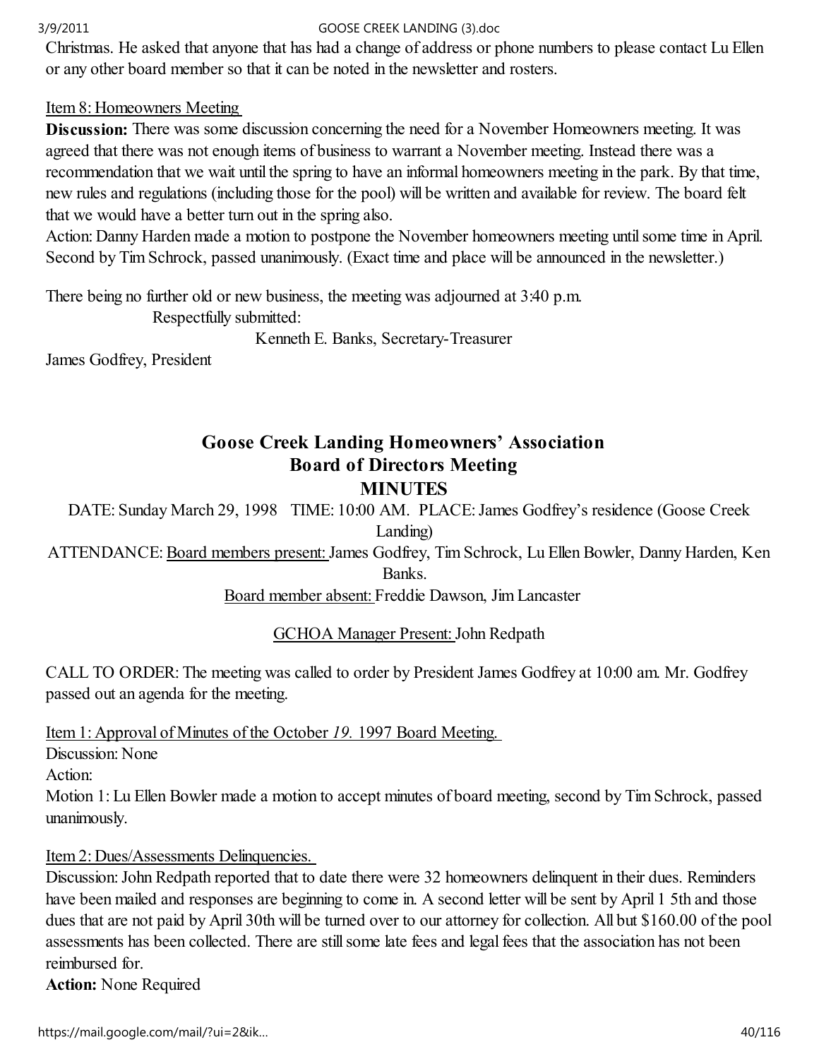Christmas. He asked that anyone that has had a change of address or phone numbers to please contact Lu Ellen or any other board member so that it can be noted in the newsletter and rosters.

Item 8: Homeowners Meeting

**Discussion:** There was some discussion concerning the need for a November Homeowners meeting. It was agreed that there was not enough items of business to warrant a November meeting. Instead there was a recommendation that we wait until the spring to have an informal homeowners meeting in the park. By that time, new rules and regulations (including those for the pool) will be written and available for review. The board felt that we would have a better turn out in the spring also.

Action: Danny Harden made a motion to postpone the November homeowners meeting until some time in April. Second by Tim Schrock, passed unanimously. (Exact time and place will be announced in the newsletter.)

There being no further old or new business, the meeting was adjourned at 3:40 p.m.

Respectfully submitted:

Kenneth E. Banks, Secretary-Treasurer

James Godfrey, President

## Goose Creek Landing Homeowners' Association
## Board of Directors Meeting
## MINUTES

DATE: Sunday March 29, 1998 TIME: 10:00 AM. PLACE: James Godfrey's residence (Goose Creek Landing)

ATTENDANCE: Board members present: James Godfrey, Tim Schrock, Lu Ellen Bowler, Danny Harden, Ken Banks.

Board member absent: Freddie Dawson, Jim Lancaster

GCHOA Manager Present: John Redpath

CALL TO ORDER: The meeting was called to order by President James Godfrey at 10:00 am. Mr. Godfrey passed out an agenda for the meeting.

Item 1: Approval of Minutes of the October *19.* 1997 Board Meeting.

Discussion: None

Action:

Motion 1: Lu Ellen Bowler made a motion to accept minutes of board meeting, second by Tim Schrock, passed unanimously.

Item 2: Dues/Assessments Delinquencies.

Discussion: John Redpath reported that to date there were 32 homeowners delinquent in their dues. Reminders have been mailed and responses are beginning to come in. A second letter will be sent by April 1 5th and those dues that are not paid by April 30th will be turned over to our attorney for collection. All but $160.00 of the pool assessments has been collected. There are still some late fees and legal fees that the association has not been reimbursed for.

**Action:** None Required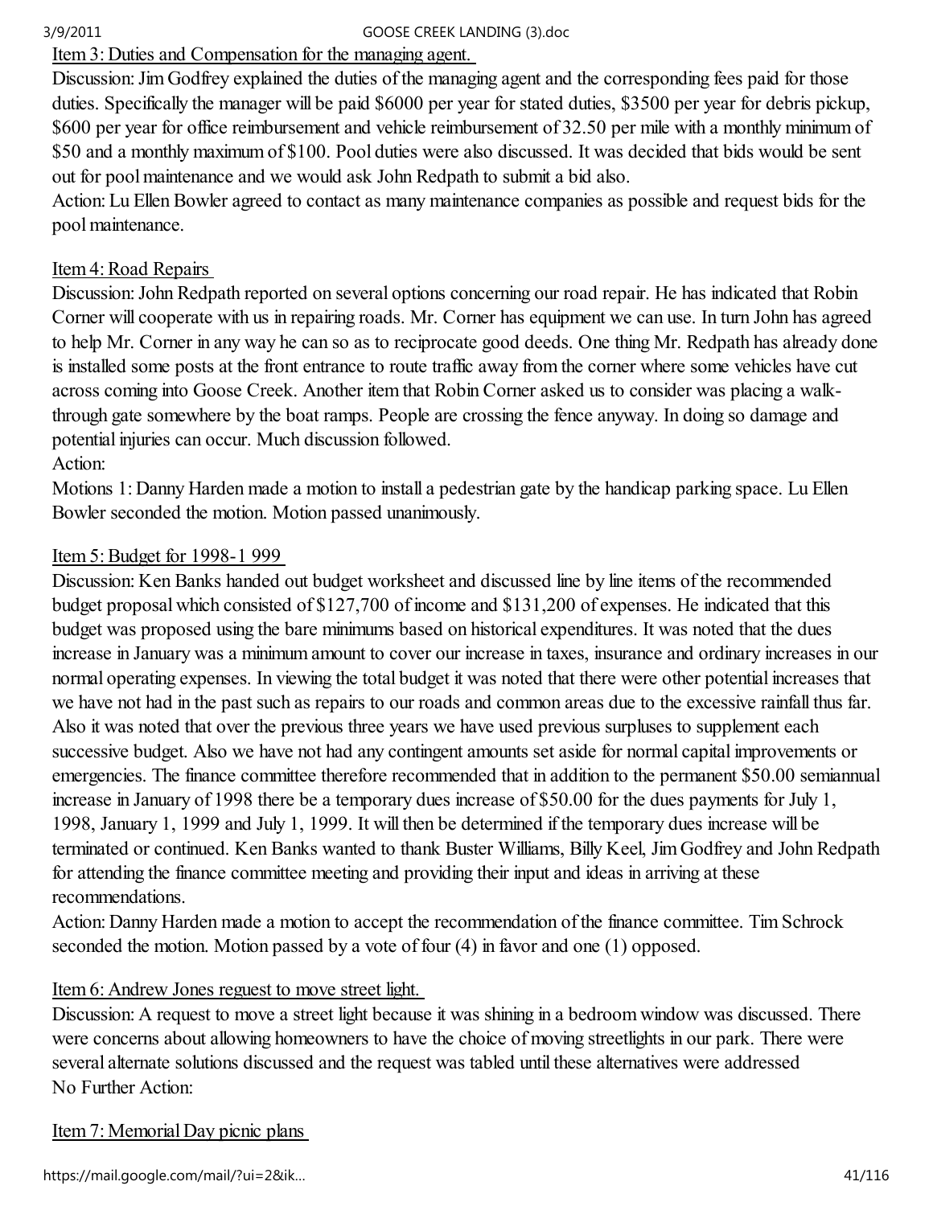Item 3: Duties and Compensation for the managing agent.

Discussion: Jim Godfrey explained the duties of the managing agent and the corresponding fees paid for those duties. Specifically the manager will be paid $6000 per year for stated duties, $3500 per year for debris pickup, $600 per year for office reimbursement and vehicle reimbursement of 32.50 per mile with a monthly minimum of $50 and a monthly maximum of $100. Pool duties were also discussed. It was decided that bids would be sent out for pool maintenance and we would ask John Redpath to submit a bid also.

Action: Lu Ellen Bowler agreed to contact as many maintenance companies as possible and request bids for the pool maintenance.

Item 4: Road Repairs

Discussion: John Redpath reported on several options concerning our road repair. He has indicated that Robin Corner will cooperate with us in repairing roads. Mr. Corner has equipment we can use. In turn John has agreed to help Mr. Corner in any way he can so as to reciprocate good deeds. One thing Mr. Redpath has already done is installed some posts at the front entrance to route traffic away from the corner where some vehicles have cut across coming into Goose Creek. Another item that Robin Corner asked us to consider was placing a walk-through gate somewhere by the boat ramps. People are crossing the fence anyway. In doing so damage and potential injuries can occur. Much discussion followed.

Action:

Motions 1: Danny Harden made a motion to install a pedestrian gate by the handicap parking space. Lu Ellen Bowler seconded the motion. Motion passed unanimously.

Item 5: Budget for 1998-1 999

Discussion: Ken Banks handed out budget worksheet and discussed line by line items of the recommended budget proposal which consisted of $127,700 of income and $131,200 of expenses. He indicated that this budget was proposed using the bare minimums based on historical expenditures. It was noted that the dues increase in January was a minimum amount to cover our increase in taxes, insurance and ordinary increases in our normal operating expenses. In viewing the total budget it was noted that there were other potential increases that we have not had in the past such as repairs to our roads and common areas due to the excessive rainfall thus far. Also it was noted that over the previous three years we have used previous surpluses to supplement each successive budget. Also we have not had any contingent amounts set aside for normal capital improvements or emergencies. The finance committee therefore recommended that in addition to the permanent $50.00 semiannual increase in January of 1998 there be a temporary dues increase of $50.00 for the dues payments for July 1, 1998, January 1, 1999 and July 1, 1999. It will then be determined if the temporary dues increase will be terminated or continued. Ken Banks wanted to thank Buster Williams, Billy Keel, Jim Godfrey and John Redpath for attending the finance committee meeting and providing their input and ideas in arriving at these recommendations.

Action: Danny Harden made a motion to accept the recommendation of the finance committee. Tim Schrock seconded the motion. Motion passed by a vote of four (4) in favor and one (1) opposed.

Item 6: Andrew Jones reguest to move street light.

Discussion: A request to move a street light because it was shining in a bedroom window was discussed. There were concerns about allowing homeowners to have the choice of moving streetlights in our park. There were several alternate solutions discussed and the request was tabled until these alternatives were addressed

No Further Action:

Item 7: Memorial Day picnic plans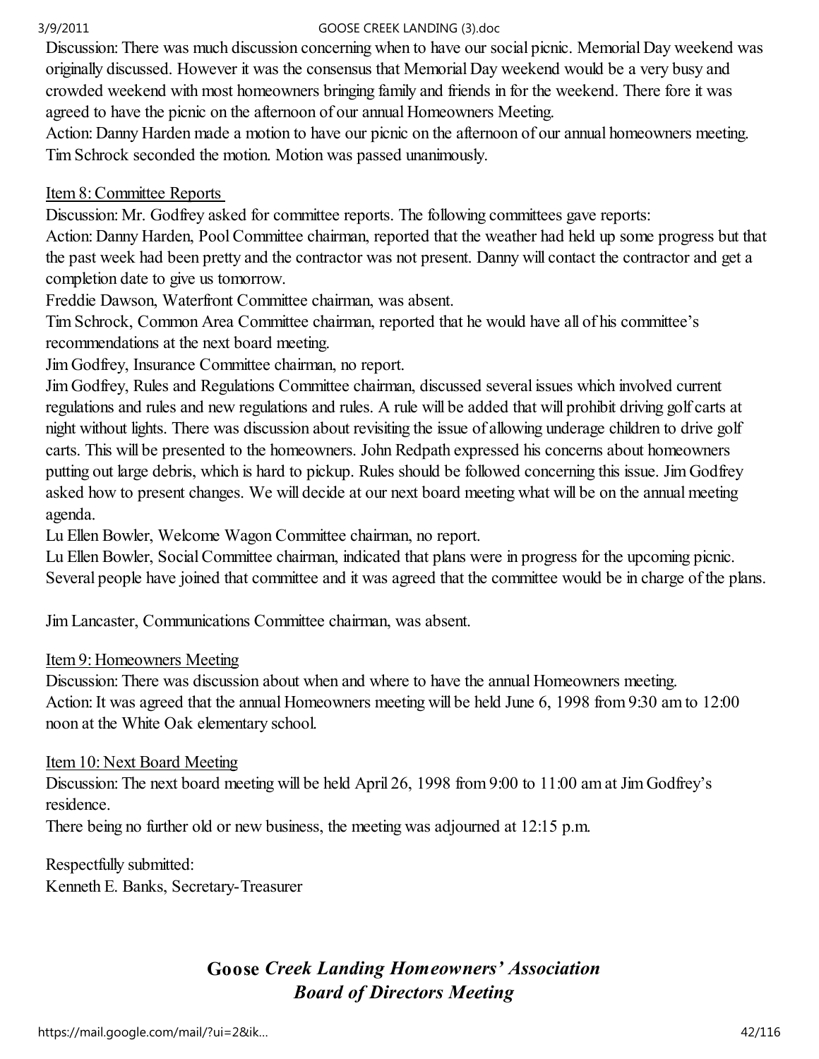Discussion: There was much discussion concerning when to have our social picnic. Memorial Day weekend was originally discussed. However it was the consensus that Memorial Day weekend would be a very busy and crowded weekend with most homeowners bringing family and friends in for the weekend. There fore it was agreed to have the picnic on the afternoon of our annual Homeowners Meeting.
Action: Danny Harden made a motion to have our picnic on the afternoon of our annual homeowners meeting. Tim Schrock seconded the motion. Motion was passed unanimously.

Item 8: Committee Reports
Discussion: Mr. Godfrey asked for committee reports. The following committees gave reports:
Action: Danny Harden, Pool Committee chairman, reported that the weather had held up some progress but that the past week had been pretty and the contractor was not present. Danny will contact the contractor and get a completion date to give us tomorrow.
Freddie Dawson, Waterfront Committee chairman, was absent.
Tim Schrock, Common Area Committee chairman, reported that he would have all of his committee's recommendations at the next board meeting.
Jim Godfrey, Insurance Committee chairman, no report.
Jim Godfrey, Rules and Regulations Committee chairman, discussed several issues which involved current regulations and rules and new regulations and rules. A rule will be added that will prohibit driving golf carts at night without lights. There was discussion about revisiting the issue of allowing underage children to drive golf carts. This will be presented to the homeowners. John Redpath expressed his concerns about homeowners putting out large debris, which is hard to pickup. Rules should be followed concerning this issue. Jim Godfrey asked how to present changes. We will decide at our next board meeting what will be on the annual meeting agenda.
Lu Ellen Bowler, Welcome Wagon Committee chairman, no report.
Lu Ellen Bowler, Social Committee chairman, indicated that plans were in progress for the upcoming picnic. Several people have joined that committee and it was agreed that the committee would be in charge of the plans.

Jim Lancaster, Communications Committee chairman, was absent.

Item 9: Homeowners Meeting
Discussion: There was discussion about when and where to have the annual Homeowners meeting.
Action: It was agreed that the annual Homeowners meeting will be held June 6, 1998 from 9:30 am to 12:00 noon at the White Oak elementary school.

Item 10: Next Board Meeting
Discussion: The next board meeting will be held April 26, 1998 from 9:00 to 11:00 am at Jim Godfrey's residence.
There being no further old or new business, the meeting was adjourned at 12:15 p.m.

Respectfully submitted:
Kenneth E. Banks, Secretary-Treasurer

## **Goose** ***Creek Landing Homeowners' Association***
## ***Board of Directors Meeting***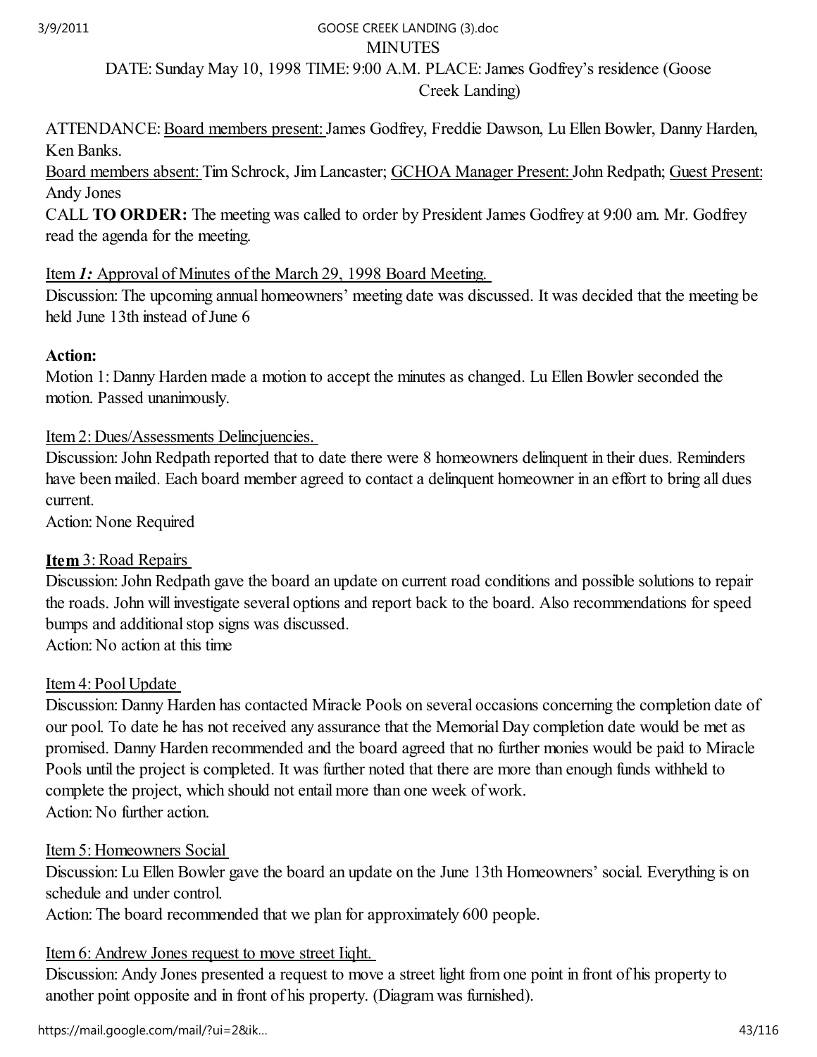MINUTES

DATE: Sunday May 10, 1998 TIME: 9:00 A.M. PLACE: James Godfrey's residence (Goose Creek Landing)

ATTENDANCE: Board members present: James Godfrey, Freddie Dawson, Lu Ellen Bowler, Danny Harden, Ken Banks.

Board members absent: Tim Schrock, Jim Lancaster; GCHOA Manager Present: John Redpath; Guest Present: Andy Jones

CALL **TO ORDER:** The meeting was called to order by President James Godfrey at 9:00 am. Mr. Godfrey read the agenda for the meeting.

Item ***1:*** Approval of Minutes of the March 29, 1998 Board Meeting.

Discussion: The upcoming annual homeowners' meeting date was discussed. It was decided that the meeting be held June 13th instead of June 6

**Action:**

Motion 1: Danny Harden made a motion to accept the minutes as changed. Lu Ellen Bowler seconded the motion. Passed unanimously.

Item 2: Dues/Assessments Delincjuencies.

Discussion: John Redpath reported that to date there were 8 homeowners delinquent in their dues. Reminders have been mailed. Each board member agreed to contact a delinquent homeowner in an effort to bring all dues current.

Action: None Required

**Item** 3: Road Repairs

Discussion: John Redpath gave the board an update on current road conditions and possible solutions to repair the roads. John will investigate several options and report back to the board. Also recommendations for speed bumps and additional stop signs was discussed.

Action: No action at this time

Item 4: Pool Update

Discussion: Danny Harden has contacted Miracle Pools on several occasions concerning the completion date of our pool. To date he has not received any assurance that the Memorial Day completion date would be met as promised. Danny Harden recommended and the board agreed that no further monies would be paid to Miracle Pools until the project is completed. It was further noted that there are more than enough funds withheld to complete the project, which should not entail more than one week of work.

Action: No further action.

Item 5: Homeowners Social

Discussion: Lu Ellen Bowler gave the board an update on the June 13th Homeowners' social. Everything is on schedule and under control.

Action: The board recommended that we plan for approximately 600 people.

Item 6: Andrew Jones request to move street Iight.

Discussion: Andy Jones presented a request to move a street light from one point in front of his property to another point opposite and in front of his property. (Diagram was furnished).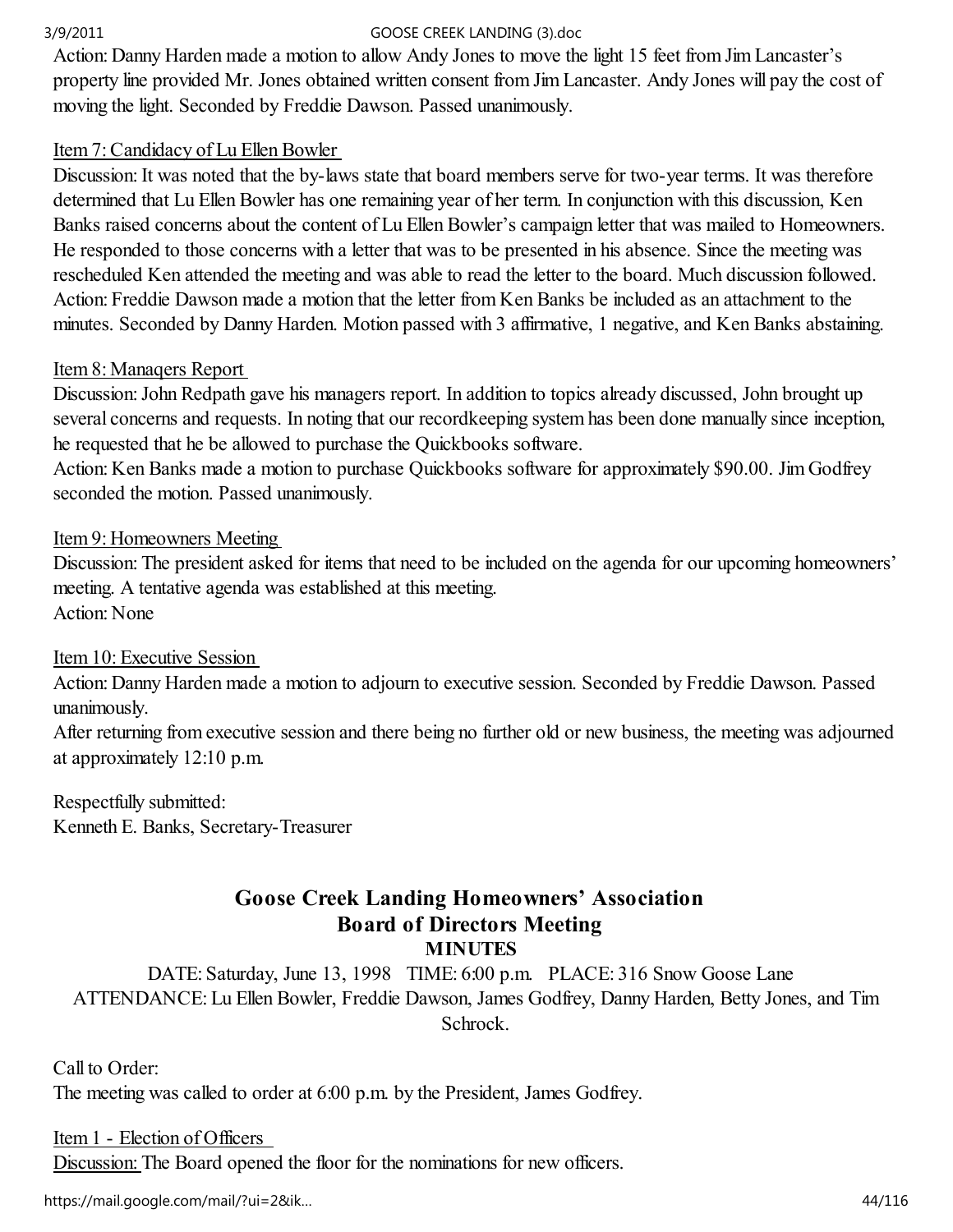Action: Danny Harden made a motion to allow Andy Jones to move the light 15 feet from Jim Lancaster's property line provided Mr. Jones obtained written consent from Jim Lancaster. Andy Jones will pay the cost of moving the light. Seconded by Freddie Dawson. Passed unanimously.

Item 7: Candidacy of Lu Ellen Bowler

Discussion: It was noted that the by-laws state that board members serve for two-year terms. It was therefore determined that Lu Ellen Bowler has one remaining year of her term. In conjunction with this discussion, Ken Banks raised concerns about the content of Lu Ellen Bowler's campaign letter that was mailed to Homeowners. He responded to those concerns with a letter that was to be presented in his absence. Since the meeting was rescheduled Ken attended the meeting and was able to read the letter to the board. Much discussion followed.
Action: Freddie Dawson made a motion that the letter from Ken Banks be included as an attachment to the minutes. Seconded by Danny Harden. Motion passed with 3 affirmative, 1 negative, and Ken Banks abstaining.

Item 8: Managers Report

Discussion: John Redpath gave his managers report. In addition to topics already discussed, John brought up several concerns and requests. In noting that our recordkeeping system has been done manually since inception, he requested that he be allowed to purchase the Quickbooks software.
Action: Ken Banks made a motion to purchase Quickbooks software for approximately $90.00. Jim Godfrey seconded the motion. Passed unanimously.

Item 9: Homeowners Meeting

Discussion: The president asked for items that need to be included on the agenda for our upcoming homeowners' meeting. A tentative agenda was established at this meeting.
Action: None

Item 10: Executive Session

Action: Danny Harden made a motion to adjourn to executive session. Seconded by Freddie Dawson. Passed unanimously.
After returning from executive session and there being no further old or new business, the meeting was adjourned at approximately 12:10 p.m.

Respectfully submitted:
Kenneth E. Banks, Secretary-Treasurer

## Goose Creek Landing Homeowners' Association
## Board of Directors Meeting
### MINUTES

DATE: Saturday, June 13, 1998 TIME: 6:00 p.m. PLACE: 316 Snow Goose Lane
ATTENDANCE: Lu Ellen Bowler, Freddie Dawson, James Godfrey, Danny Harden, Betty Jones, and Tim Schrock.

Call to Order:
The meeting was called to order at 6:00 p.m. by the President, James Godfrey.

Item 1 - Election of Officers

Discussion: The Board opened the floor for the nominations for new officers.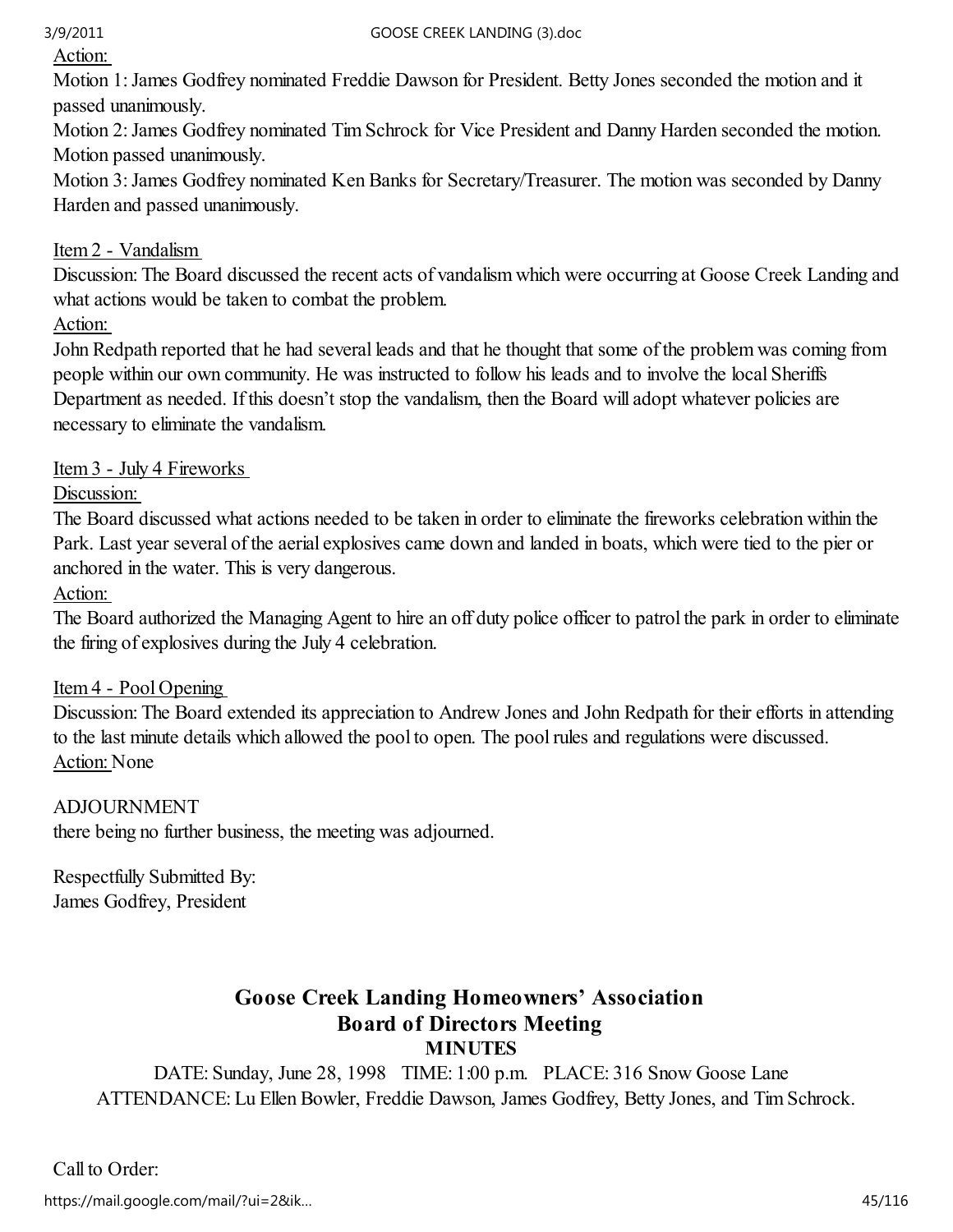Action:

Motion 1: James Godfrey nominated Freddie Dawson for President. Betty Jones seconded the motion and it passed unanimously.

Motion 2: James Godfrey nominated Tim Schrock for Vice President and Danny Harden seconded the motion. Motion passed unanimously.

Motion 3: James Godfrey nominated Ken Banks for Secretary/Treasurer. The motion was seconded by Danny Harden and passed unanimously.

Item 2 - Vandalism

Discussion: The Board discussed the recent acts of vandalism which were occurring at Goose Creek Landing and what actions would be taken to combat the problem.

Action:

John Redpath reported that he had several leads and that he thought that some of the problem was coming from people within our own community. He was instructed to follow his leads and to involve the local Sheriffs Department as needed. If this doesn't stop the vandalism, then the Board will adopt whatever policies are necessary to eliminate the vandalism.

Item 3 - July 4 Fireworks

Discussion:

The Board discussed what actions needed to be taken in order to eliminate the fireworks celebration within the Park. Last year several of the aerial explosives came down and landed in boats, which were tied to the pier or anchored in the water. This is very dangerous.

Action:

The Board authorized the Managing Agent to hire an off duty police officer to patrol the park in order to eliminate the firing of explosives during the July 4 celebration.

Item 4 - Pool Opening

Discussion: The Board extended its appreciation to Andrew Jones and John Redpath for their efforts in attending to the last minute details which allowed the pool to open. The pool rules and regulations were discussed.

Action: None

ADJOURNMENT

there being no further business, the meeting was adjourned.

Respectfully Submitted By:
James Godfrey, President

## Goose Creek Landing Homeowners' Association
## Board of Directors Meeting
### MINUTES

DATE: Sunday, June 28, 1998 TIME: 1:00 p.m. PLACE: 316 Snow Goose Lane
ATTENDANCE: Lu Ellen Bowler, Freddie Dawson, James Godfrey, Betty Jones, and Tim Schrock.

Call to Order: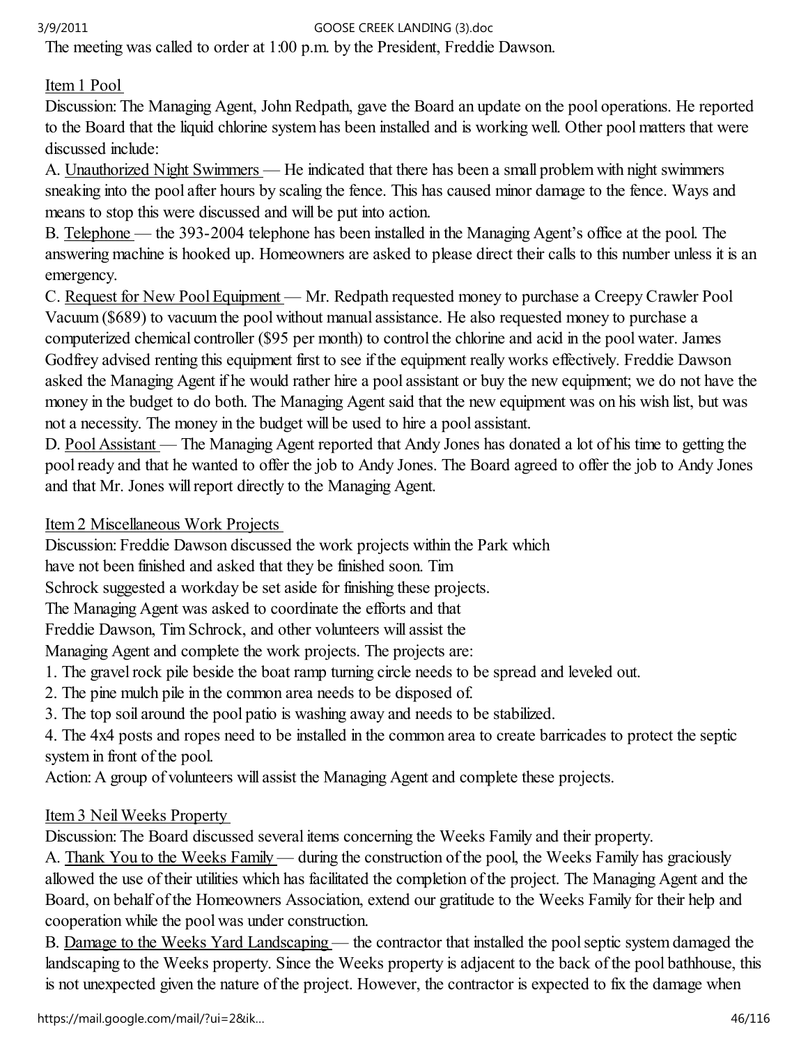The meeting was called to order at 1:00 p.m. by the President, Freddie Dawson.

Item 1 Pool

Discussion: The Managing Agent, John Redpath, gave the Board an update on the pool operations. He reported to the Board that the liquid chlorine system has been installed and is working well. Other pool matters that were discussed include:

A. Unauthorized Night Swimmers — He indicated that there has been a small problem with night swimmers sneaking into the pool after hours by scaling the fence. This has caused minor damage to the fence. Ways and means to stop this were discussed and will be put into action.

B. Telephone — the 393-2004 telephone has been installed in the Managing Agent's office at the pool. The answering machine is hooked up. Homeowners are asked to please direct their calls to this number unless it is an emergency.

C. Request for New Pool Equipment — Mr. Redpath requested money to purchase a Creepy Crawler Pool Vacuum ($689) to vacuum the pool without manual assistance. He also requested money to purchase a computerized chemical controller ($95 per month) to control the chlorine and acid in the pool water. James Godfrey advised renting this equipment first to see if the equipment really works effectively. Freddie Dawson asked the Managing Agent if he would rather hire a pool assistant or buy the new equipment; we do not have the money in the budget to do both. The Managing Agent said that the new equipment was on his wish list, but was not a necessity. The money in the budget will be used to hire a pool assistant.

D. Pool Assistant — The Managing Agent reported that Andy Jones has donated a lot of his time to getting the pool ready and that he wanted to offer the job to Andy Jones. The Board agreed to offer the job to Andy Jones and that Mr. Jones will report directly to the Managing Agent.

Item 2 Miscellaneous Work Projects

Discussion: Freddie Dawson discussed the work projects within the Park which have not been finished and asked that they be finished soon. Tim Schrock suggested a workday be set aside for finishing these projects. The Managing Agent was asked to coordinate the efforts and that Freddie Dawson, Tim Schrock, and other volunteers will assist the Managing Agent and complete the work projects. The projects are:

1. The gravel rock pile beside the boat ramp turning circle needs to be spread and leveled out.
2. The pine mulch pile in the common area needs to be disposed of.
3. The top soil around the pool patio is washing away and needs to be stabilized.
4. The 4x4 posts and ropes need to be installed in the common area to create barricades to protect the septic system in front of the pool.

Action: A group of volunteers will assist the Managing Agent and complete these projects.

Item 3 Neil Weeks Property

Discussion: The Board discussed several items concerning the Weeks Family and their property.

A. Thank You to the Weeks Family — during the construction of the pool, the Weeks Family has graciously allowed the use of their utilities which has facilitated the completion of the project. The Managing Agent and the Board, on behalf of the Homeowners Association, extend our gratitude to the Weeks Family for their help and cooperation while the pool was under construction.

B. Damage to the Weeks Yard Landscaping — the contractor that installed the pool septic system damaged the landscaping to the Weeks property. Since the Weeks property is adjacent to the back of the pool bathhouse, this is not unexpected given the nature of the project. However, the contractor is expected to fix the damage when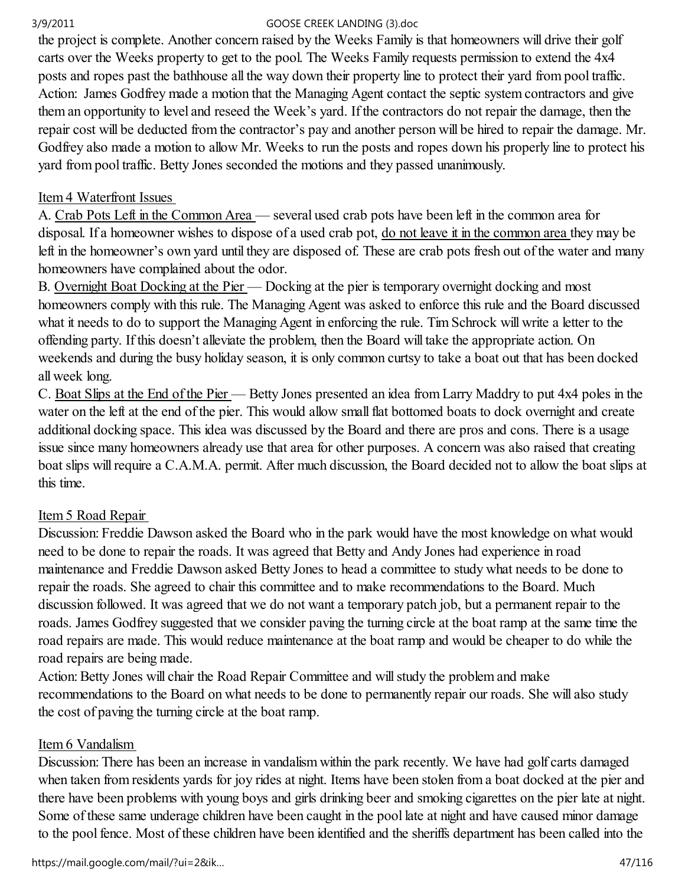the project is complete. Another concern raised by the Weeks Family is that homeowners will drive their golf carts over the Weeks property to get to the pool. The Weeks Family requests permission to extend the 4x4 posts and ropes past the bathhouse all the way down their property line to protect their yard from pool traffic. Action: James Godfrey made a motion that the Managing Agent contact the septic system contractors and give them an opportunity to level and reseed the Week's yard. If the contractors do not repair the damage, then the repair cost will be deducted from the contractor's pay and another person will be hired to repair the damage. Mr. Godfrey also made a motion to allow Mr. Weeks to run the posts and ropes down his properly line to protect his yard from pool traffic. Betty Jones seconded the motions and they passed unanimously.

<u>Item 4 Waterfront Issues</u>

A. <u>Crab Pots Left in the Common Area</u> — several used crab pots have been left in the common area for disposal. If a homeowner wishes to dispose of a used crab pot, <u>do not leave it in the common area</u> they may be left in the homeowner's own yard until they are disposed of. These are crab pots fresh out of the water and many homeowners have complained about the odor.

B. <u>Overnight Boat Docking at the Pier</u> — Docking at the pier is temporary overnight docking and most homeowners comply with this rule. The Managing Agent was asked to enforce this rule and the Board discussed what it needs to do to support the Managing Agent in enforcing the rule. Tim Schrock will write a letter to the offending party. If this doesn't alleviate the problem, then the Board will take the appropriate action. On weekends and during the busy holiday season, it is only common curtsy to take a boat out that has been docked all week long.

C. <u>Boat Slips at the End of the Pier</u> — Betty Jones presented an idea from Larry Maddry to put 4x4 poles in the water on the left at the end of the pier. This would allow small flat bottomed boats to dock overnight and create additional docking space. This idea was discussed by the Board and there are pros and cons. There is a usage issue since many homeowners already use that area for other purposes. A concern was also raised that creating boat slips will require a C.A.M.A. permit. After much discussion, the Board decided not to allow the boat slips at this time.

<u>Item 5 Road Repair</u>

Discussion: Freddie Dawson asked the Board who in the park would have the most knowledge on what would need to be done to repair the roads. It was agreed that Betty and Andy Jones had experience in road maintenance and Freddie Dawson asked Betty Jones to head a committee to study what needs to be done to repair the roads. She agreed to chair this committee and to make recommendations to the Board. Much discussion followed. It was agreed that we do not want a temporary patch job, but a permanent repair to the roads. James Godfrey suggested that we consider paving the turning circle at the boat ramp at the same time the road repairs are made. This would reduce maintenance at the boat ramp and would be cheaper to do while the road repairs are being made.

Action: Betty Jones will chair the Road Repair Committee and will study the problem and make recommendations to the Board on what needs to be done to permanently repair our roads. She will also study the cost of paving the turning circle at the boat ramp.

<u>Item 6 Vandalism</u>

Discussion: There has been an increase in vandalism within the park recently. We have had golf carts damaged when taken from residents yards for joy rides at night. Items have been stolen from a boat docked at the pier and there have been problems with young boys and girls drinking beer and smoking cigarettes on the pier late at night. Some of these same underage children have been caught in the pool late at night and have caused minor damage to the pool fence. Most of these children have been identified and the sheriffs department has been called into the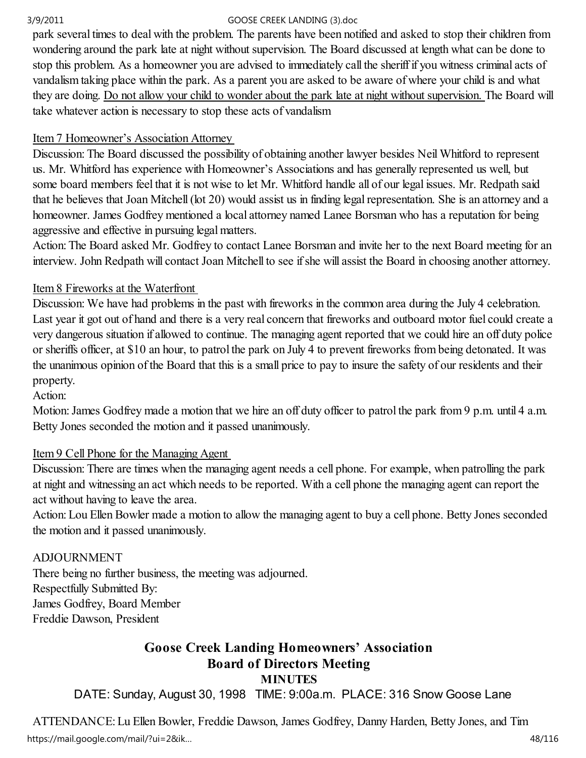park several times to deal with the problem. The parents have been notified and asked to stop their children from wondering around the park late at night without supervision. The Board discussed at length what can be done to stop this problem. As a homeowner you are advised to immediately call the sheriff if you witness criminal acts of vandalism taking place within the park. As a parent you are asked to be aware of where your child is and what they are doing. <u>Do not allow your child to wonder about the park late at night without supervision.</u> The Board will take whatever action is necessary to stop these acts of vandalism

<u>Item 7 Homeowner's Association Attorney</u>

Discussion: The Board discussed the possibility of obtaining another lawyer besides Neil Whitford to represent us. Mr. Whitford has experience with Homeowner's Associations and has generally represented us well, but some board members feel that it is not wise to let Mr. Whitford handle all of our legal issues. Mr. Redpath said that he believes that Joan Mitchell (lot 20) would assist us in finding legal representation. She is an attorney and a homeowner. James Godfrey mentioned a local attorney named Lanee Borsman who has a reputation for being aggressive and effective in pursuing legal matters.

Action: The Board asked Mr. Godfrey to contact Lanee Borsman and invite her to the next Board meeting for an interview. John Redpath will contact Joan Mitchell to see if she will assist the Board in choosing another attorney.

<u>Item 8 Fireworks at the Waterfront</u>

Discussion: We have had problems in the past with fireworks in the common area during the July 4 celebration. Last year it got out of hand and there is a very real concern that fireworks and outboard motor fuel could create a very dangerous situation if allowed to continue. The managing agent reported that we could hire an off duty police or sheriffs officer, at $10 an hour, to patrol the park on July 4 to prevent fireworks from being detonated. It was the unanimous opinion of the Board that this is a small price to pay to insure the safety of our residents and their property.

Action:

Motion: James Godfrey made a motion that we hire an off duty officer to patrol the park from 9 p.m. until 4 a.m. Betty Jones seconded the motion and it passed unanimously.

<u>Item 9 Cell Phone for the Managing Agent</u>

Discussion: There are times when the managing agent needs a cell phone. For example, when patrolling the park at night and witnessing an act which needs to be reported. With a cell phone the managing agent can report the act without having to leave the area.

Action: Lou Ellen Bowler made a motion to allow the managing agent to buy a cell phone. Betty Jones seconded the motion and it passed unanimously.

ADJOURNMENT

There being no further business, the meeting was adjourned.

Respectfully Submitted By:

James Godfrey, Board Member

Freddie Dawson, President

## Goose Creek Landing Homeowners' Association
## Board of Directors Meeting
### MINUTES

DATE: Sunday, August 30, 1998 TIME: 9:00a.m. PLACE: 316 Snow Goose Lane

ATTENDANCE: Lu Ellen Bowler, Freddie Dawson, James Godfrey, Danny Harden, Betty Jones, and Tim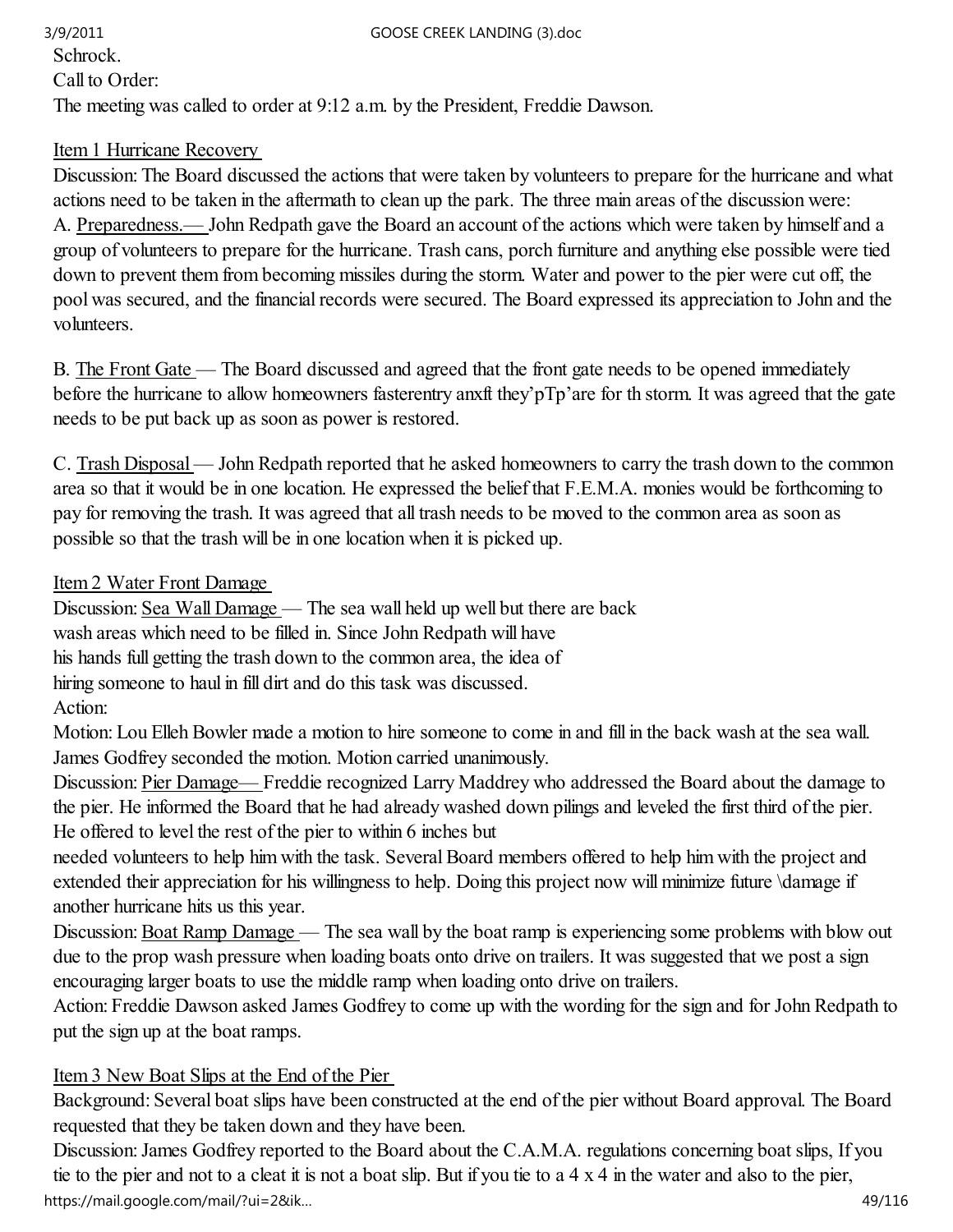Schrock.

Call to Order:

The meeting was called to order at 9:12 a.m. by the President, Freddie Dawson.

Item 1 Hurricane Recovery

Discussion: The Board discussed the actions that were taken by volunteers to prepare for the hurricane and what actions need to be taken in the aftermath to clean up the park. The three main areas of the discussion were:

A. Preparedness.— John Redpath gave the Board an account of the actions which were taken by himself and a group of volunteers to prepare for the hurricane. Trash cans, porch furniture and anything else possible were tied down to prevent them from becoming missiles during the storm. Water and power to the pier were cut off, the pool was secured, and the financial records were secured. The Board expressed its appreciation to John and the volunteers.

B. The Front Gate — The Board discussed and agreed that the front gate needs to be opened immediately before the hurricane to allow homeowners fasterentry anxft they'pTp'are for th storm. It was agreed that the gate needs to be put back up as soon as power is restored.

C. Trash Disposal — John Redpath reported that he asked homeowners to carry the trash down to the common area so that it would be in one location. He expressed the belief that F.E.M.A. monies would be forthcoming to pay for removing the trash. It was agreed that all trash needs to be moved to the common area as soon as possible so that the trash will be in one location when it is picked up.

Item 2 Water Front Damage

Discussion: Sea Wall Damage — The sea wall held up well but there are back wash areas which need to be filled in. Since John Redpath will have his hands full getting the trash down to the common area, the idea of hiring someone to haul in fill dirt and do this task was discussed.

Action:

Motion: Lou Elleh Bowler made a motion to hire someone to come in and fill in the back wash at the sea wall. James Godfrey seconded the motion. Motion carried unanimously.

Discussion: Pier Damage— Freddie recognized Larry Maddrey who addressed the Board about the damage to the pier. He informed the Board that he had already washed down pilings and leveled the first third of the pier. He offered to level the rest of the pier to within 6 inches but needed volunteers to help him with the task. Several Board members offered to help him with the project and extended their appreciation for his willingness to help. Doing this project now will minimize future \damage if another hurricane hits us this year.

Discussion: Boat Ramp Damage — The sea wall by the boat ramp is experiencing some problems with blow out due to the prop wash pressure when loading boats onto drive on trailers. It was suggested that we post a sign encouraging larger boats to use the middle ramp when loading onto drive on trailers.

Action: Freddie Dawson asked James Godfrey to come up with the wording for the sign and for John Redpath to put the sign up at the boat ramps.

Item 3 New Boat Slips at the End of the Pier

Background: Several boat slips have been constructed at the end of the pier without Board approval. The Board requested that they be taken down and they have been.

Discussion: James Godfrey reported to the Board about the C.A.M.A. regulations concerning boat slips, If you tie to the pier and not to a cleat it is not a boat slip. But if you tie to a 4 x 4 in the water and also to the pier,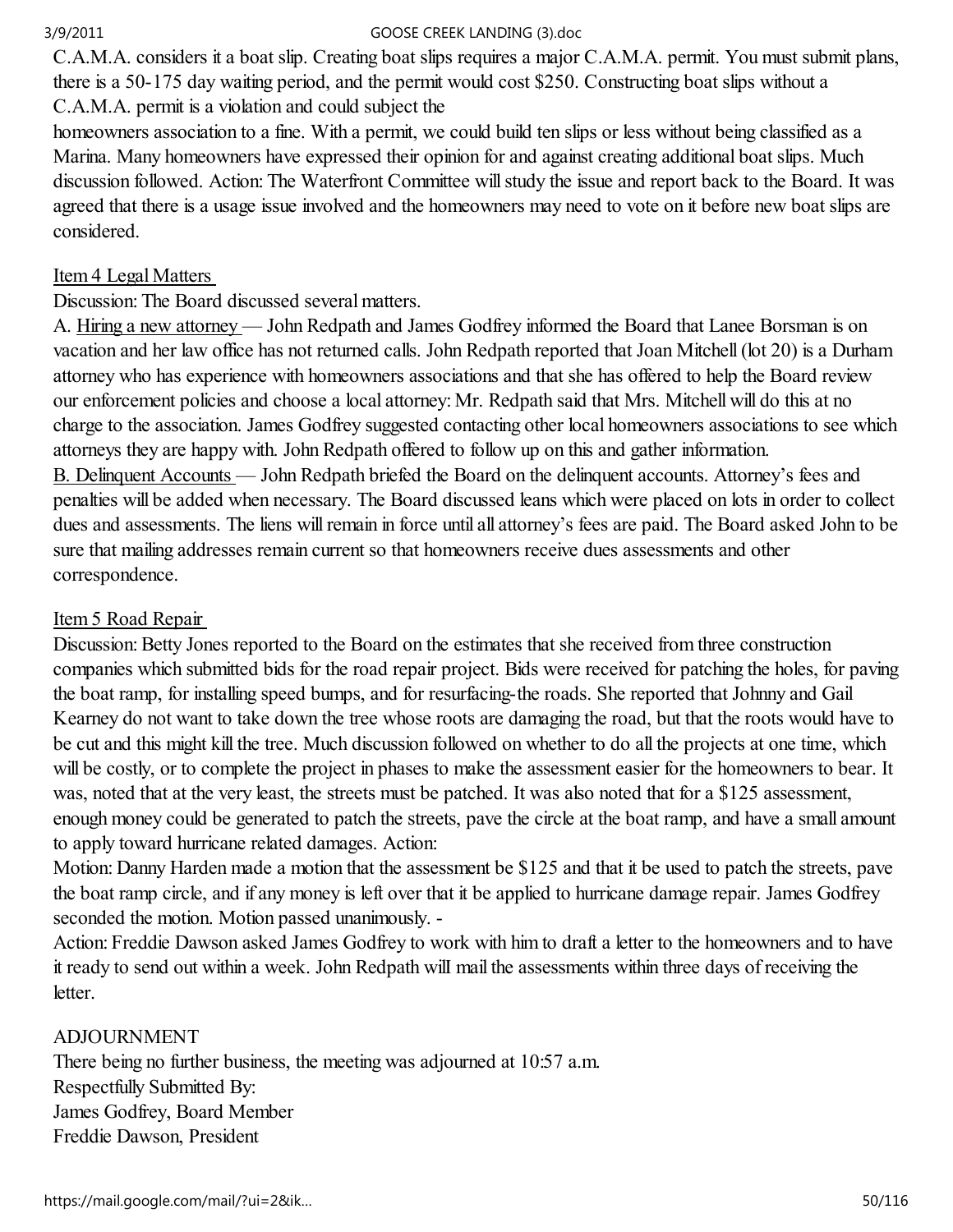C.A.M.A. considers it a boat slip. Creating boat slips requires a major C.A.M.A. permit. You must submit plans, there is a 50-175 day waiting period, and the permit would cost $250. Constructing boat slips without a C.A.M.A. permit is a violation and could subject the homeowners association to a fine. With a permit, we could build ten slips or less without being classified as a Marina. Many homeowners have expressed their opinion for and against creating additional boat slips. Much discussion followed. Action: The Waterfront Committee will study the issue and report back to the Board. It was agreed that there is a usage issue involved and the homeowners may need to vote on it before new boat slips are considered.

Item 4 Legal Matters

Discussion: The Board discussed several matters.

A. Hiring a new attorney — John Redpath and James Godfrey informed the Board that Lanee Borsman is on vacation and her law office has not returned calls. John Redpath reported that Joan Mitchell (lot 20) is a Durham attorney who has experience with homeowners associations and that she has offered to help the Board review our enforcement policies and choose a local attorney: Mr. Redpath said that Mrs. Mitchell will do this at no charge to the association. James Godfrey suggested contacting other local homeowners associations to see which attorneys they are happy with. John Redpath offered to follow up on this and gather information.

B. Delinquent Accounts — John Redpath briefed the Board on the delinquent accounts. Attorney's fees and penalties will be added when necessary. The Board discussed leans which were placed on lots in order to collect dues and assessments. The liens will remain in force until all attorney's fees are paid. The Board asked John to be sure that mailing addresses remain current so that homeowners receive dues assessments and other correspondence.

Item 5 Road Repair

Discussion: Betty Jones reported to the Board on the estimates that she received from three construction companies which submitted bids for the road repair project. Bids were received for patching the holes, for paving the boat ramp, for installing speed bumps, and for resurfacing-the roads. She reported that Johnny and Gail Kearney do not want to take down the tree whose roots are damaging the road, but that the roots would have to be cut and this might kill the tree. Much discussion followed on whether to do all the projects at one time, which will be costly, or to complete the project in phases to make the assessment easier for the homeowners to bear. It was, noted that at the very least, the streets must be patched. It was also noted that for a $125 assessment, enough money could be generated to patch the streets, pave the circle at the boat ramp, and have a small amount to apply toward hurricane related damages. Action:

Motion: Danny Harden made a motion that the assessment be $125 and that it be used to patch the streets, pave the boat ramp circle, and if any money is left over that it be applied to hurricane damage repair. James Godfrey seconded the motion. Motion passed unanimously. -

Action: Freddie Dawson asked James Godfrey to work with him to draft a letter to the homeowners and to have it ready to send out within a week. John Redpath will mail the assessments within three days of receiving the letter.

ADJOURNMENT

There being no further business, the meeting was adjourned at 10:57 a.m.

Respectfully Submitted By:

James Godfrey, Board Member

Freddie Dawson, President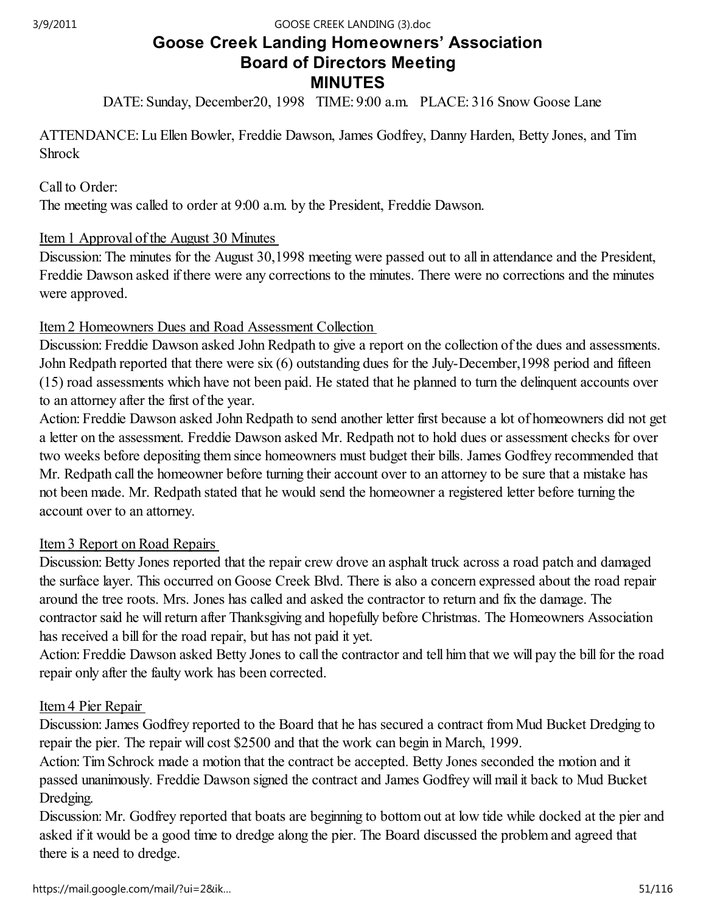# Goose Creek Landing Homeowners' Association
## Board of Directors Meeting
## MINUTES

DATE: Sunday, December20, 1998 TIME: 9:00 a.m. PLACE: 316 Snow Goose Lane

ATTENDANCE: Lu Ellen Bowler, Freddie Dawson, James Godfrey, Danny Harden, Betty Jones, and Tim Shrock

Call to Order:
The meeting was called to order at 9:00 a.m. by the President, Freddie Dawson.

Item 1 Approval of the August 30 Minutes
Discussion: The minutes for the August 30,1998 meeting were passed out to all in attendance and the President, Freddie Dawson asked if there were any corrections to the minutes. There were no corrections and the minutes were approved.

Item 2 Homeowners Dues and Road Assessment Collection
Discussion: Freddie Dawson asked John Redpath to give a report on the collection of the dues and assessments. John Redpath reported that there were six (6) outstanding dues for the July-December,1998 period and fifteen (15) road assessments which have not been paid. He stated that he planned to turn the delinquent accounts over to an attorney after the first of the year.
Action: Freddie Dawson asked John Redpath to send another letter first because a lot of homeowners did not get a letter on the assessment. Freddie Dawson asked Mr. Redpath not to hold dues or assessment checks for over two weeks before depositing them since homeowners must budget their bills. James Godfrey recommended that Mr. Redpath call the homeowner before turning their account over to an attorney to be sure that a mistake has not been made. Mr. Redpath stated that he would send the homeowner a registered letter before turning the account over to an attorney.

Item 3 Report on Road Repairs
Discussion: Betty Jones reported that the repair crew drove an asphalt truck across a road patch and damaged the surface layer. This occurred on Goose Creek Blvd. There is also a concern expressed about the road repair around the tree roots. Mrs. Jones has called and asked the contractor to return and fix the damage. The contractor said he will return after Thanksgiving and hopefully before Christmas. The Homeowners Association has received a bill for the road repair, but has not paid it yet.
Action: Freddie Dawson asked Betty Jones to call the contractor and tell him that we will pay the bill for the road repair only after the faulty work has been corrected.

Item 4 Pier Repair
Discussion: James Godfrey reported to the Board that he has secured a contract from Mud Bucket Dredging to repair the pier. The repair will cost $2500 and that the work can begin in March, 1999.
Action: Tim Schrock made a motion that the contract be accepted. Betty Jones seconded the motion and it passed unanimously. Freddie Dawson signed the contract and James Godfrey will mail it back to Mud Bucket Dredging.
Discussion: Mr. Godfrey reported that boats are beginning to bottom out at low tide while docked at the pier and asked if it would be a good time to dredge along the pier. The Board discussed the problem and agreed that there is a need to dredge.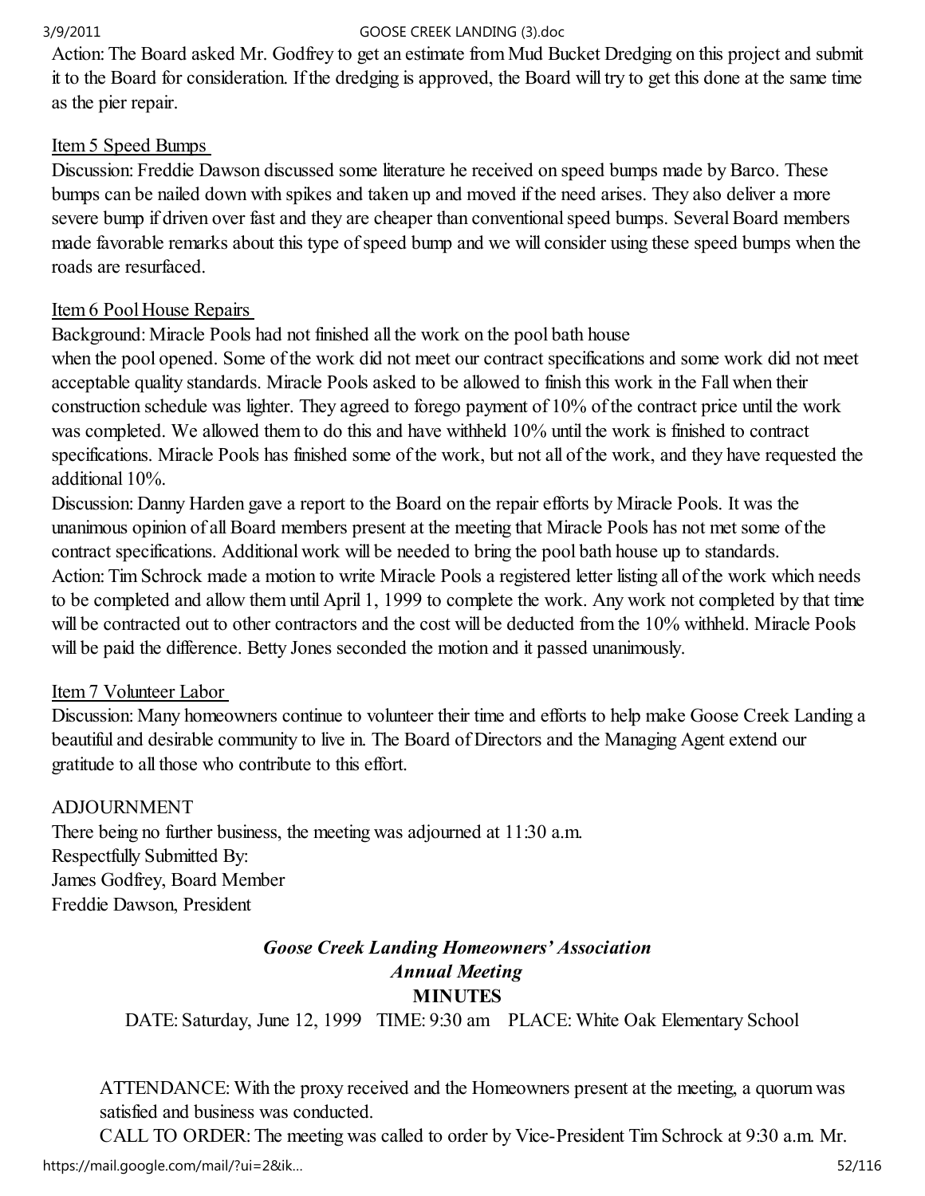Action: The Board asked Mr. Godfrey to get an estimate from Mud Bucket Dredging on this project and submit it to the Board for consideration. If the dredging is approved, the Board will try to get this done at the same time as the pier repair.

Item 5 Speed Bumps

Discussion: Freddie Dawson discussed some literature he received on speed bumps made by Barco. These bumps can be nailed down with spikes and taken up and moved if the need arises. They also deliver a more severe bump if driven over fast and they are cheaper than conventional speed bumps. Several Board members made favorable remarks about this type of speed bump and we will consider using these speed bumps when the roads are resurfaced.

Item 6 Pool House Repairs

Background: Miracle Pools had not finished all the work on the pool bath house when the pool opened. Some of the work did not meet our contract specifications and some work did not meet acceptable quality standards. Miracle Pools asked to be allowed to finish this work in the Fall when their construction schedule was lighter. They agreed to forego payment of 10% of the contract price until the work was completed. We allowed them to do this and have withheld 10% until the work is finished to contract specifications. Miracle Pools has finished some of the work, but not all of the work, and they have requested the additional 10%.

Discussion: Danny Harden gave a report to the Board on the repair efforts by Miracle Pools. It was the unanimous opinion of all Board members present at the meeting that Miracle Pools has not met some of the contract specifications. Additional work will be needed to bring the pool bath house up to standards.

Action: Tim Schrock made a motion to write Miracle Pools a registered letter listing all of the work which needs to be completed and allow them until April 1, 1999 to complete the work. Any work not completed by that time will be contracted out to other contractors and the cost will be deducted from the 10% withheld. Miracle Pools will be paid the difference. Betty Jones seconded the motion and it passed unanimously.

Item 7 Volunteer Labor

Discussion: Many homeowners continue to volunteer their time and efforts to help make Goose Creek Landing a beautiful and desirable community to live in. The Board of Directors and the Managing Agent extend our gratitude to all those who contribute to this effort.

ADJOURNMENT

There being no further business, the meeting was adjourned at 11:30 a.m.

Respectfully Submitted By:

James Godfrey, Board Member

Freddie Dawson, President

## *Goose Creek Landing Homeowners' Association*
## *Annual Meeting*
## **MINUTES**

DATE: Saturday, June 12, 1999 TIME: 9:30 am PLACE: White Oak Elementary School

ATTENDANCE: With the proxy received and the Homeowners present at the meeting, a quorum was satisfied and business was conducted.

CALL TO ORDER: The meeting was called to order by Vice-President Tim Schrock at 9:30 a.m. Mr.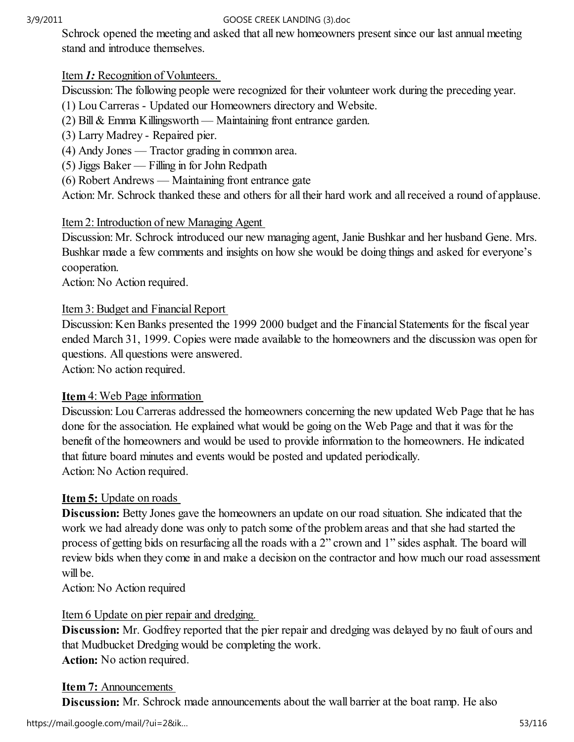Schrock opened the meeting and asked that all new homeowners present since our last annual meeting stand and introduce themselves.

Item ***1:*** Recognition of Volunteers.

Discussion: The following people were recognized for their volunteer work during the preceding year.

(1) Lou Carreras - Updated our Homeowners directory and Website.
(2) Bill & Emma Killingsworth — Maintaining front entrance garden.
(3) Larry Madrey - Repaired pier.
(4) Andy Jones — Tractor grading in common area.
(5) Jiggs Baker — Filling in for John Redpath
(6) Robert Andrews — Maintaining front entrance gate

Action: Mr. Schrock thanked these and others for all their hard work and all received a round of applause.

Item 2: Introduction of new Managing Agent

Discussion: Mr. Schrock introduced our new managing agent, Janie Bushkar and her husband Gene. Mrs. Bushkar made a few comments and insights on how she would be doing things and asked for everyone's cooperation.

Action: No Action required.

Item 3: Budget and Financial Report

Discussion: Ken Banks presented the 1999 2000 budget and the Financial Statements for the fiscal year ended March 31, 1999. Copies were made available to the homeowners and the discussion was open for questions. All questions were answered.

Action: No action required.

**Item** 4: Web Page information

Discussion: Lou Carreras addressed the homeowners concerning the new updated Web Page that he has done for the association. He explained what would be going on the Web Page and that it was for the benefit of the homeowners and would be used to provide information to the homeowners. He indicated that future board minutes and events would be posted and updated periodically.

Action: No Action required.

**Item 5:** Update on roads

**Discussion:** Betty Jones gave the homeowners an update on our road situation. She indicated that the work we had already done was only to patch some of the problem areas and that she had started the process of getting bids on resurfacing all the roads with a 2" crown and 1" sides asphalt. The board will review bids when they come in and make a decision on the contractor and how much our road assessment will be.

Action: No Action required

Item 6 Update on pier repair and dredging.

**Discussion:** Mr. Godfrey reported that the pier repair and dredging was delayed by no fault of ours and that Mudbucket Dredging would be completing the work.

**Action:** No action required.

**Item 7:** Announcements

**Discussion:** Mr. Schrock made announcements about the wall barrier at the boat ramp. He also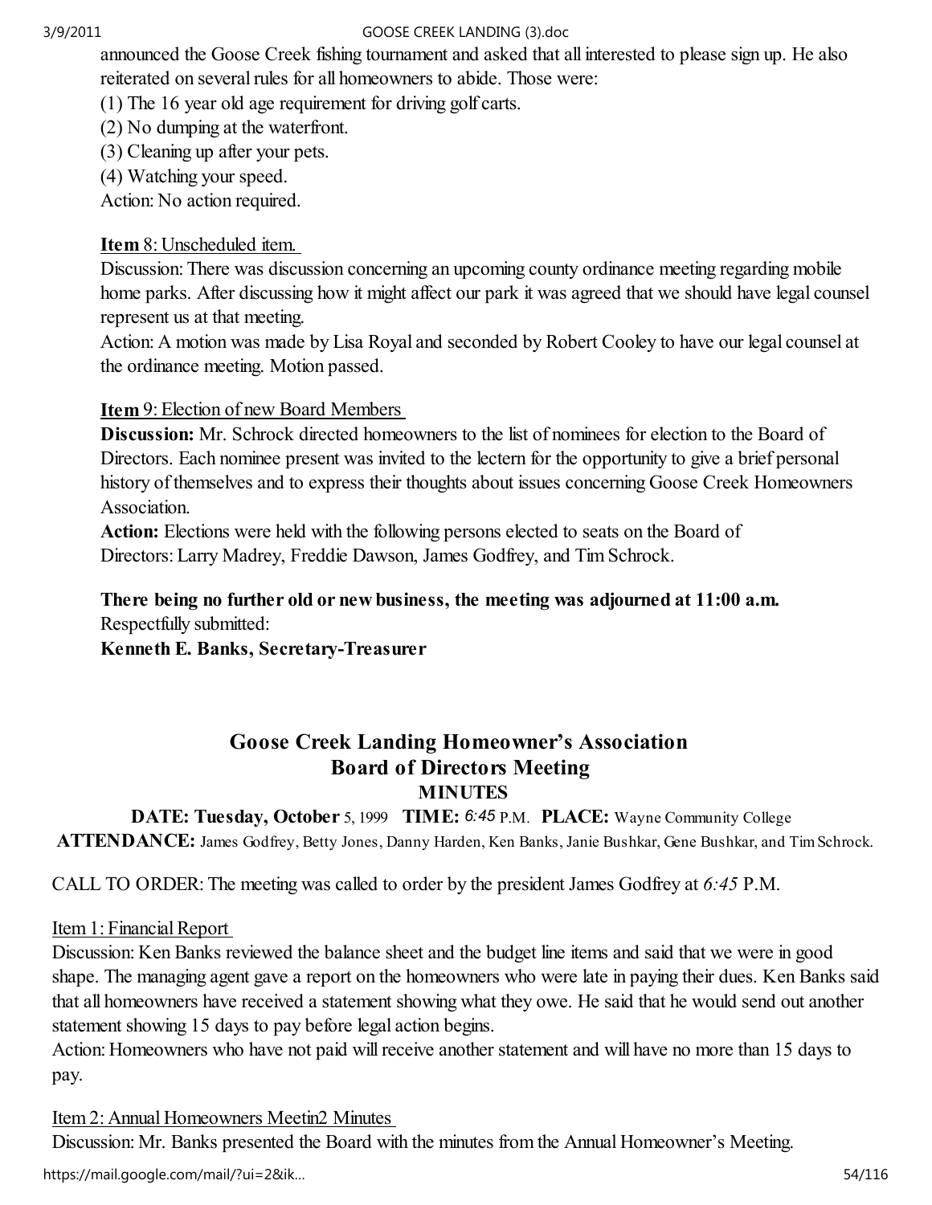announced the Goose Creek fishing tournament and asked that all interested to please sign up. He also reiterated on several rules for all homeowners to abide. Those were:

(1) The 16 year old age requirement for driving golf carts.
(2) No dumping at the waterfront.
(3) Cleaning up after your pets.
(4) Watching your speed.

Action: No action required.

<u>**Item** 8: Unscheduled item.</u>

Discussion: There was discussion concerning an upcoming county ordinance meeting regarding mobile home parks. After discussing how it might affect our park it was agreed that we should have legal counsel represent us at that meeting.

Action: A motion was made by Lisa Royal and seconded by Robert Cooley to have our legal counsel at the ordinance meeting. Motion passed.

<u>**Item** 9: Election of new Board Members</u>

**Discussion:** Mr. Schrock directed homeowners to the list of nominees for election to the Board of Directors. Each nominee present was invited to the lectern for the opportunity to give a brief personal history of themselves and to express their thoughts about issues concerning Goose Creek Homeowners Association.

**Action:** Elections were held with the following persons elected to seats on the Board of Directors: Larry Madrey, Freddie Dawson, James Godfrey, and Tim Schrock.

**There being no further old or new business, the meeting was adjourned at 11:00 a.m.**

Respectfully submitted:

**Kenneth E. Banks, Secretary-Treasurer**

## Goose Creek Landing Homeowner's Association
## Board of Directors Meeting
### MINUTES

**DATE: Tuesday, October** 5, 1999 **TIME:** *6:45* P.M. **PLACE:** Wayne Community College

**ATTENDANCE:** James Godfrey, Betty Jones, Danny Harden, Ken Banks, Janie Bushkar, Gene Bushkar, and Tim Schrock.

CALL TO ORDER: The meeting was called to order by the president James Godfrey at *6:45* P.M.

<u>Item 1: Financial Report</u>

Discussion: Ken Banks reviewed the balance sheet and the budget line items and said that we were in good shape. The managing agent gave a report on the homeowners who were late in paying their dues. Ken Banks said that all homeowners have received a statement showing what they owe. He said that he would send out another statement showing 15 days to pay before legal action begins.

Action: Homeowners who have not paid will receive another statement and will have no more than 15 days to pay.

<u>Item 2: Annual Homeowners Meetin2 Minutes</u>

Discussion: Mr. Banks presented the Board with the minutes from the Annual Homeowner's Meeting.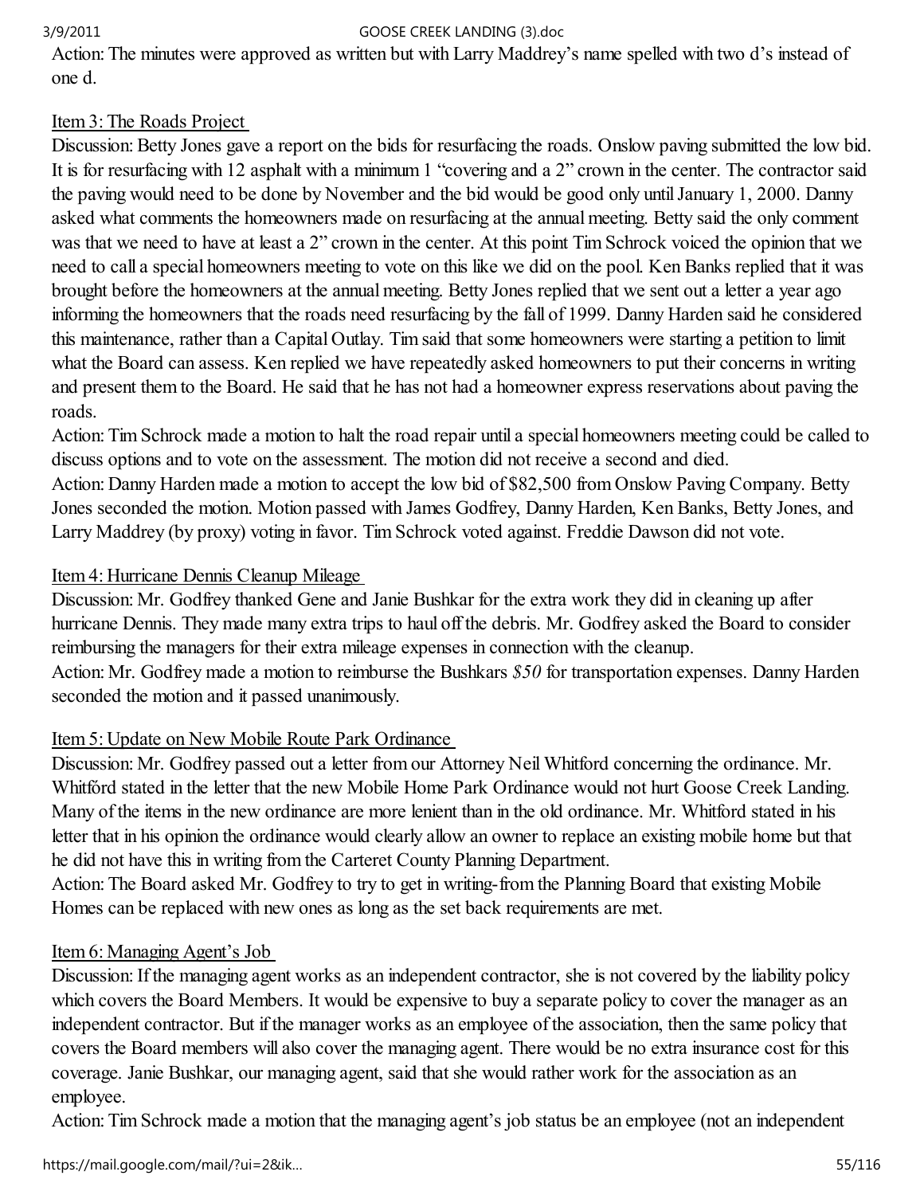Action: The minutes were approved as written but with Larry Maddrey's name spelled with two d's instead of one d.

Item 3: The Roads Project

Discussion: Betty Jones gave a report on the bids for resurfacing the roads. Onslow paving submitted the low bid. It is for resurfacing with 12 asphalt with a minimum 1 "covering and a 2" crown in the center. The contractor said the paving would need to be done by November and the bid would be good only until January 1, 2000. Danny asked what comments the homeowners made on resurfacing at the annual meeting. Betty said the only comment was that we need to have at least a 2" crown in the center. At this point Tim Schrock voiced the opinion that we need to call a special homeowners meeting to vote on this like we did on the pool. Ken Banks replied that it was brought before the homeowners at the annual meeting. Betty Jones replied that we sent out a letter a year ago informing the homeowners that the roads need resurfacing by the fall of 1999. Danny Harden said he considered this maintenance, rather than a Capital Outlay. Tim said that some homeowners were starting a petition to limit what the Board can assess. Ken replied we have repeatedly asked homeowners to put their concerns in writing and present them to the Board. He said that he has not had a homeowner express reservations about paving the roads.

Action: Tim Schrock made a motion to halt the road repair until a special homeowners meeting could be called to discuss options and to vote on the assessment. The motion did not receive a second and died.

Action: Danny Harden made a motion to accept the low bid of $82,500 from Onslow Paving Company. Betty Jones seconded the motion. Motion passed with James Godfrey, Danny Harden, Ken Banks, Betty Jones, and Larry Maddrey (by proxy) voting in favor. Tim Schrock voted against. Freddie Dawson did not vote.

Item 4: Hurricane Dennis Cleanup Mileage

Discussion: Mr. Godfrey thanked Gene and Janie Bushkar for the extra work they did in cleaning up after hurricane Dennis. They made many extra trips to haul off the debris. Mr. Godfrey asked the Board to consider reimbursing the managers for their extra mileage expenses in connection with the cleanup.

Action: Mr. Godfrey made a motion to reimburse the Bushkars *$50* for transportation expenses. Danny Harden seconded the motion and it passed unanimously.

Item 5: Update on New Mobile Route Park Ordinance

Discussion: Mr. Godfrey passed out a letter from our Attorney Neil Whitford concerning the ordinance. Mr. Whitford stated in the letter that the new Mobile Home Park Ordinance would not hurt Goose Creek Landing. Many of the items in the new ordinance are more lenient than in the old ordinance. Mr. Whitford stated in his letter that in his opinion the ordinance would clearly allow an owner to replace an existing mobile home but that he did not have this in writing from the Carteret County Planning Department.

Action: The Board asked Mr. Godfrey to try to get in writing-from the Planning Board that existing Mobile Homes can be replaced with new ones as long as the set back requirements are met.

Item 6: Managing Agent's Job

Discussion: If the managing agent works as an independent contractor, she is not covered by the liability policy which covers the Board Members. It would be expensive to buy a separate policy to cover the manager as an independent contractor. But if the manager works as an employee of the association, then the same policy that covers the Board members will also cover the managing agent. There would be no extra insurance cost for this coverage. Janie Bushkar, our managing agent, said that she would rather work for the association as an employee.

Action: Tim Schrock made a motion that the managing agent's job status be an employee (not an independent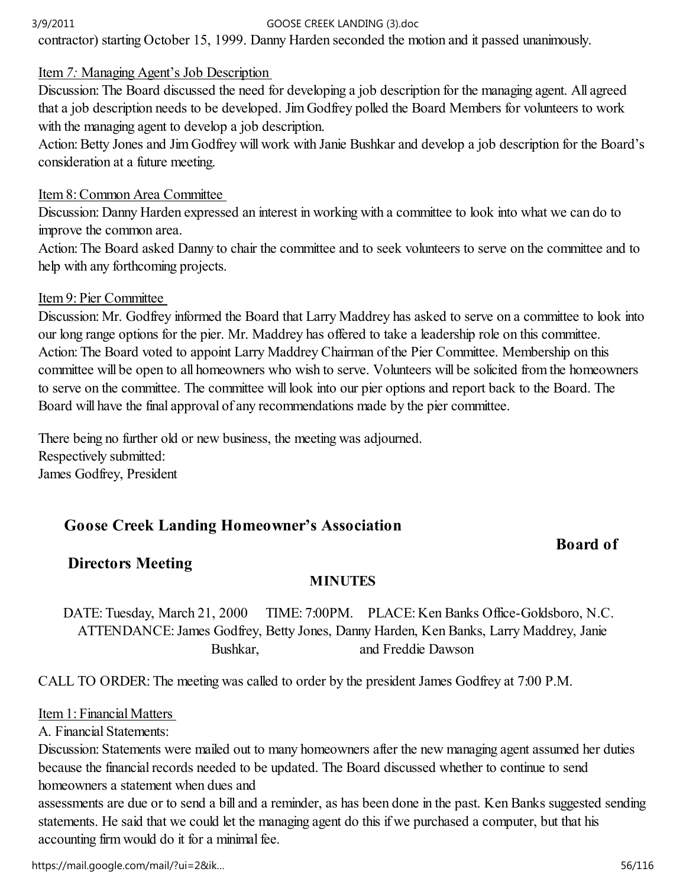contractor) starting October 15, 1999. Danny Harden seconded the motion and it passed unanimously.

Item *7:* Managing Agent's Job Description

Discussion: The Board discussed the need for developing a job description for the managing agent. All agreed that a job description needs to be developed. Jim Godfrey polled the Board Members for volunteers to work with the managing agent to develop a job description.

Action: Betty Jones and Jim Godfrey will work with Janie Bushkar and develop a job description for the Board's consideration at a future meeting.

Item 8: Common Area Committee

Discussion: Danny Harden expressed an interest in working with a committee to look into what we can do to improve the common area.

Action: The Board asked Danny to chair the committee and to seek volunteers to serve on the committee and to help with any forthcoming projects.

Item 9: Pier Committee

Discussion: Mr. Godfrey informed the Board that Larry Maddrey has asked to serve on a committee to look into our long range options for the pier. Mr. Maddrey has offered to take a leadership role on this committee.

Action: The Board voted to appoint Larry Maddrey Chairman of the Pier Committee. Membership on this committee will be open to all homeowners who wish to serve. Volunteers will be solicited from the homeowners to serve on the committee. The committee will look into our pier options and report back to the Board. The Board will have the final approval of any recommendations made by the pier committee.

There being no further old or new business, the meeting was adjourned.
Respectively submitted:
James Godfrey, President

## Goose Creek Landing Homeowner's Association

## Board of Directors Meeting

### MINUTES

DATE: Tuesday, March 21, 2000 TIME: 7:00PM. PLACE: Ken Banks Office-Goldsboro, N.C.
ATTENDANCE: James Godfrey, Betty Jones, Danny Harden, Ken Banks, Larry Maddrey, Janie Bushkar, and Freddie Dawson

CALL TO ORDER: The meeting was called to order by the president James Godfrey at 7:00 P.M.

Item 1: Financial Matters

A. Financial Statements:

Discussion: Statements were mailed out to many homeowners after the new managing agent assumed her duties because the financial records needed to be updated. The Board discussed whether to continue to send homeowners a statement when dues and
assessments are due or to send a bill and a reminder, as has been done in the past. Ken Banks suggested sending statements. He said that we could let the managing agent do this if we purchased a computer, but that his accounting firm would do it for a minimal fee.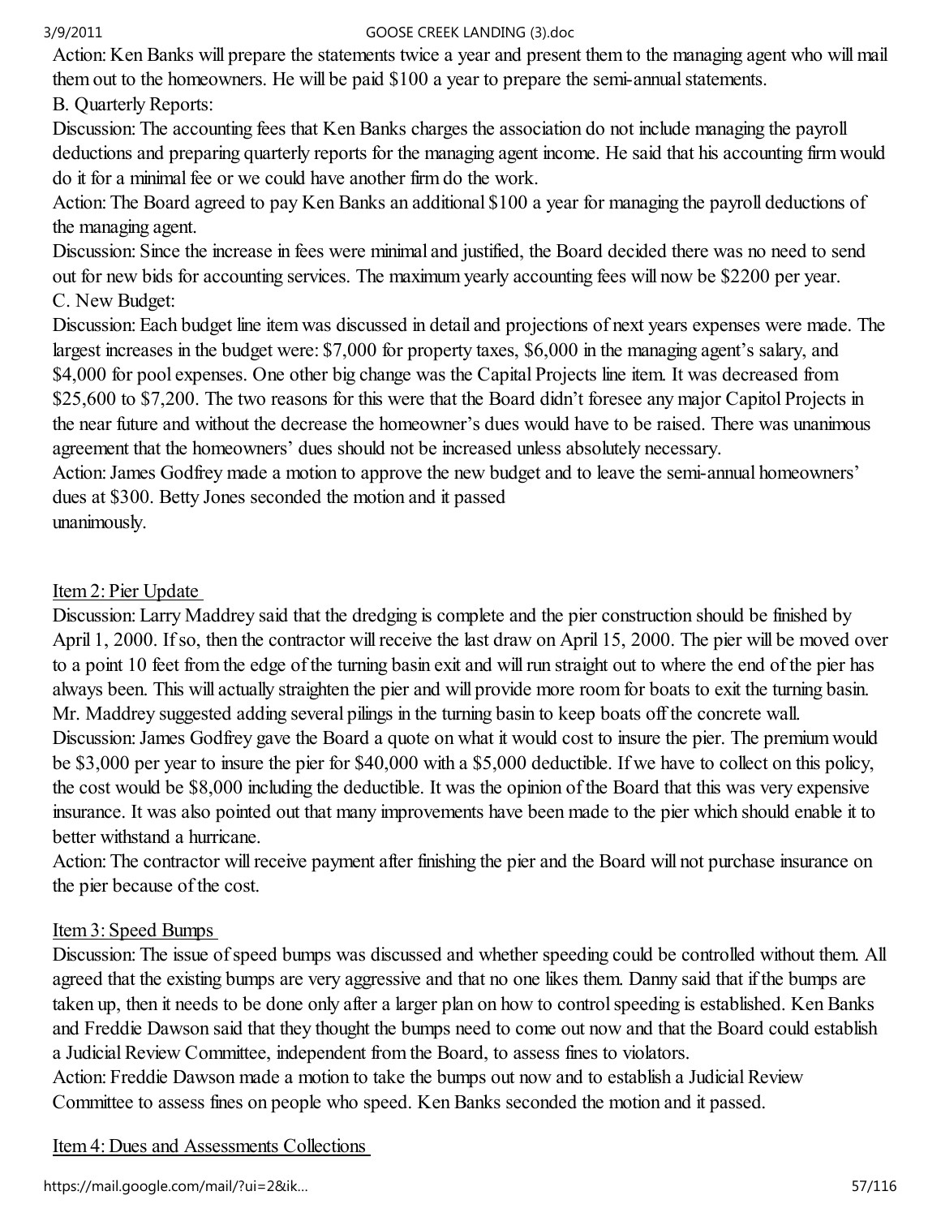Action: Ken Banks will prepare the statements twice a year and present them to the managing agent who will mail them out to the homeowners. He will be paid $100 a year to prepare the semi-annual statements.

B. Quarterly Reports:

Discussion: The accounting fees that Ken Banks charges the association do not include managing the payroll deductions and preparing quarterly reports for the managing agent income. He said that his accounting firm would do it for a minimal fee or we could have another firm do the work.

Action: The Board agreed to pay Ken Banks an additional $100 a year for managing the payroll deductions of the managing agent.

Discussion: Since the increase in fees were minimal and justified, the Board decided there was no need to send out for new bids for accounting services. The maximum yearly accounting fees will now be $2200 per year.

C. New Budget:

Discussion: Each budget line item was discussed in detail and projections of next years expenses were made. The largest increases in the budget were: $7,000 for property taxes, $6,000 in the managing agent's salary, and $4,000 for pool expenses. One other big change was the Capital Projects line item. It was decreased from $25,600 to $7,200. The two reasons for this were that the Board didn't foresee any major Capitol Projects in the near future and without the decrease the homeowner's dues would have to be raised. There was unanimous agreement that the homeowners' dues should not be increased unless absolutely necessary.

Action: James Godfrey made a motion to approve the new budget and to leave the semi-annual homeowners' dues at $300. Betty Jones seconded the motion and it passed unanimously.

<u>Item 2: Pier Update</u>

Discussion: Larry Maddrey said that the dredging is complete and the pier construction should be finished by April 1, 2000. If so, then the contractor will receive the last draw on April 15, 2000. The pier will be moved over to a point 10 feet from the edge of the turning basin exit and will run straight out to where the end of the pier has always been. This will actually straighten the pier and will provide more room for boats to exit the turning basin. Mr. Maddrey suggested adding several pilings in the turning basin to keep boats off the concrete wall.

Discussion: James Godfrey gave the Board a quote on what it would cost to insure the pier. The premium would be $3,000 per year to insure the pier for $40,000 with a $5,000 deductible. If we have to collect on this policy, the cost would be $8,000 including the deductible. It was the opinion of the Board that this was very expensive insurance. It was also pointed out that many improvements have been made to the pier which should enable it to better withstand a hurricane.

Action: The contractor will receive payment after finishing the pier and the Board will not purchase insurance on the pier because of the cost.

<u>Item 3: Speed Bumps</u>

Discussion: The issue of speed bumps was discussed and whether speeding could be controlled without them. All agreed that the existing bumps are very aggressive and that no one likes them. Danny said that if the bumps are taken up, then it needs to be done only after a larger plan on how to control speeding is established. Ken Banks and Freddie Dawson said that they thought the bumps need to come out now and that the Board could establish a Judicial Review Committee, independent from the Board, to assess fines to violators.

Action: Freddie Dawson made a motion to take the bumps out now and to establish a Judicial Review Committee to assess fines on people who speed. Ken Banks seconded the motion and it passed.

<u>Item 4: Dues and Assessments Collections</u>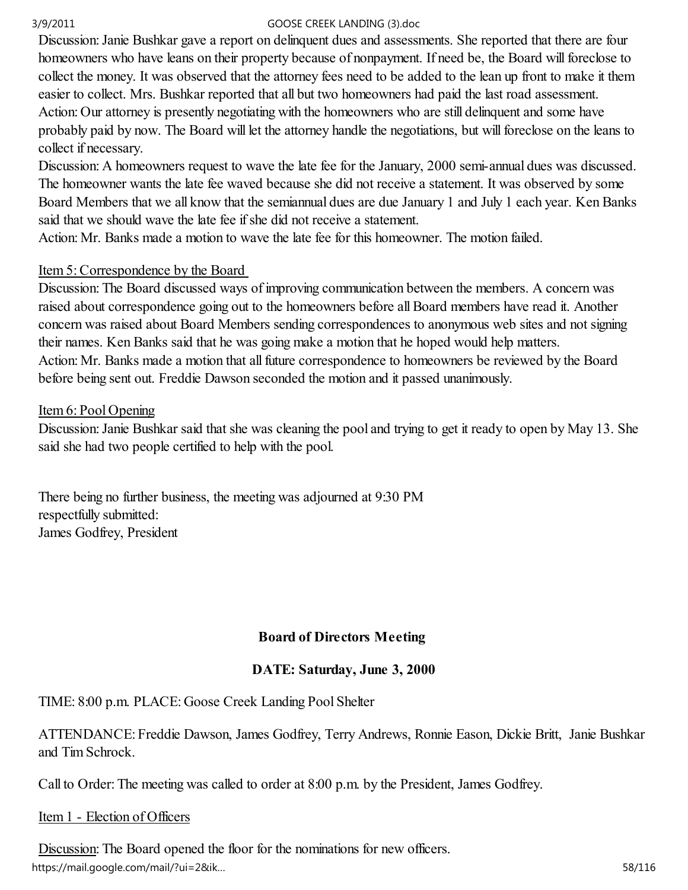Discussion: Janie Bushkar gave a report on delinquent dues and assessments. She reported that there are four homeowners who have leans on their property because of nonpayment. If need be, the Board will foreclose to collect the money. It was observed that the attorney fees need to be added to the lean up front to make it them easier to collect. Mrs. Bushkar reported that all but two homeowners had paid the last road assessment.
Action: Our attorney is presently negotiating with the homeowners who are still delinquent and some have probably paid by now. The Board will let the attorney handle the negotiations, but will foreclose on the leans to collect if necessary.
Discussion: A homeowners request to wave the late fee for the January, 2000 semi-annual dues was discussed. The homeowner wants the late fee waved because she did not receive a statement. It was observed by some Board Members that we all know that the semiannual dues are due January 1 and July 1 each year. Ken Banks said that we should wave the late fee if she did not receive a statement.
Action: Mr. Banks made a motion to wave the late fee for this homeowner. The motion failed.

Item 5: Correspondence by the Board
Discussion: The Board discussed ways of improving communication between the members. A concern was raised about correspondence going out to the homeowners before all Board members have read it. Another concern was raised about Board Members sending correspondences to anonymous web sites and not signing their names. Ken Banks said that he was going make a motion that he hoped would help matters.
Action: Mr. Banks made a motion that all future correspondence to homeowners be reviewed by the Board before being sent out. Freddie Dawson seconded the motion and it passed unanimously.

Item 6: Pool Opening
Discussion: Janie Bushkar said that she was cleaning the pool and trying to get it ready to open by May 13. She said she had two people certified to help with the pool.

There being no further business, the meeting was adjourned at 9:30 PM
respectfully submitted:
James Godfrey, President

**Board of Directors Meeting**

**DATE: Saturday, June 3, 2000**

TIME: 8:00 p.m. PLACE: Goose Creek Landing Pool Shelter

ATTENDANCE: Freddie Dawson, James Godfrey, Terry Andrews, Ronnie Eason, Dickie Britt, Janie Bushkar and Tim Schrock.

Call to Order: The meeting was called to order at 8:00 p.m. by the President, James Godfrey.

Item 1 - Election of Officers

Discussion: The Board opened the floor for the nominations for new officers.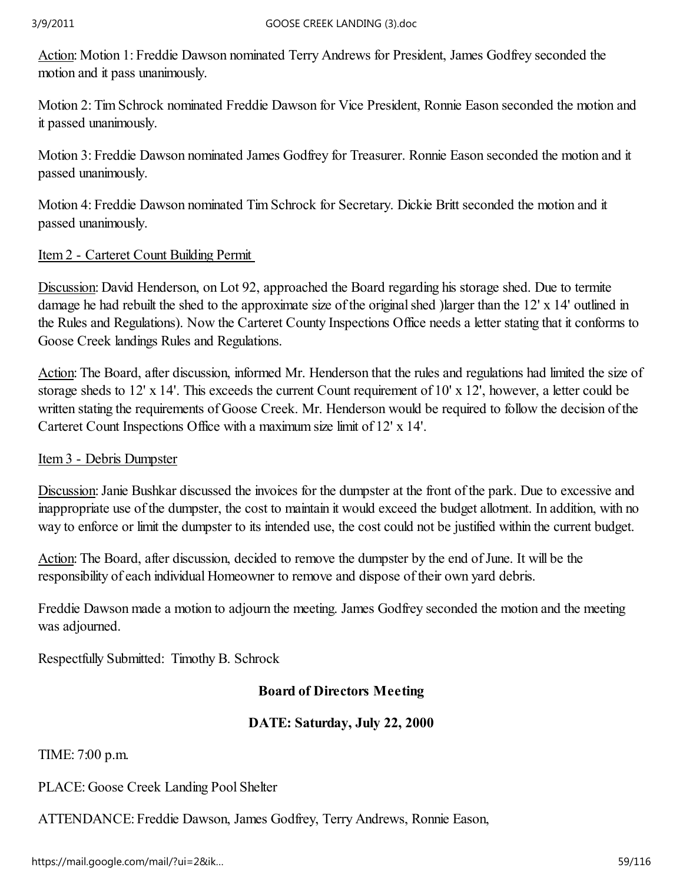Action: Motion 1: Freddie Dawson nominated Terry Andrews for President, James Godfrey seconded the motion and it pass unanimously.

Motion 2: Tim Schrock nominated Freddie Dawson for Vice President, Ronnie Eason seconded the motion and it passed unanimously.

Motion 3: Freddie Dawson nominated James Godfrey for Treasurer. Ronnie Eason seconded the motion and it passed unanimously.

Motion 4: Freddie Dawson nominated Tim Schrock for Secretary. Dickie Britt seconded the motion and it passed unanimously.

Item 2 - Carteret Count Building Permit

Discussion: David Henderson, on Lot 92, approached the Board regarding his storage shed. Due to termite damage he had rebuilt the shed to the approximate size of the original shed )larger than the 12' x 14' outlined in the Rules and Regulations). Now the Carteret County Inspections Office needs a letter stating that it conforms to Goose Creek landings Rules and Regulations.

Action: The Board, after discussion, informed Mr. Henderson that the rules and regulations had limited the size of storage sheds to 12' x 14'. This exceeds the current Count requirement of 10' x 12', however, a letter could be written stating the requirements of Goose Creek. Mr. Henderson would be required to follow the decision of the Carteret Count Inspections Office with a maximum size limit of 12' x 14'.

Item 3 - Debris Dumpster

Discussion: Janie Bushkar discussed the invoices for the dumpster at the front of the park. Due to excessive and inappropriate use of the dumpster, the cost to maintain it would exceed the budget allotment. In addition, with no way to enforce or limit the dumpster to its intended use, the cost could not be justified within the current budget.

Action: The Board, after discussion, decided to remove the dumpster by the end of June. It will be the responsibility of each individual Homeowner to remove and dispose of their own yard debris.

Freddie Dawson made a motion to adjourn the meeting. James Godfrey seconded the motion and the meeting was adjourned.

Respectfully Submitted: Timothy B. Schrock

**Board of Directors Meeting**

**DATE: Saturday, July 22, 2000**

TIME: 7:00 p.m.

PLACE: Goose Creek Landing Pool Shelter

ATTENDANCE: Freddie Dawson, James Godfrey, Terry Andrews, Ronnie Eason,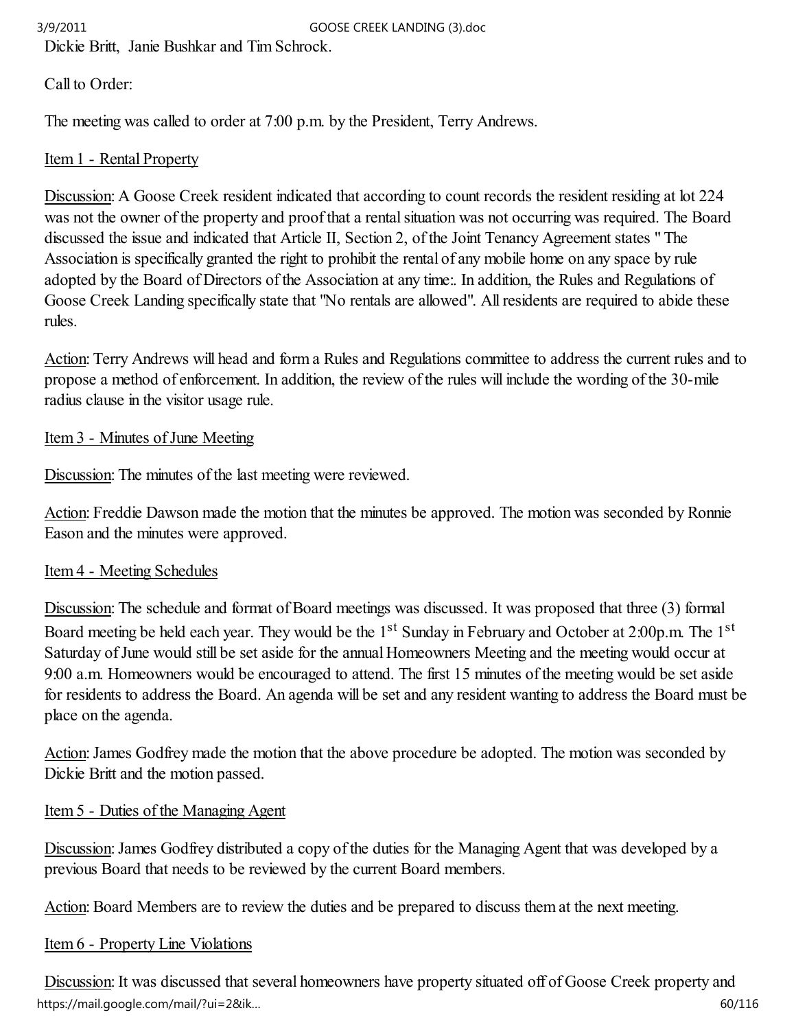Dickie Britt, Janie Bushkar and Tim Schrock.

Call to Order:

The meeting was called to order at 7:00 p.m. by the President, Terry Andrews.

Item 1 - Rental Property

Discussion: A Goose Creek resident indicated that according to count records the resident residing at lot 224 was not the owner of the property and proof that a rental situation was not occurring was required. The Board discussed the issue and indicated that Article II, Section 2, of the Joint Tenancy Agreement states " The Association is specifically granted the right to prohibit the rental of any mobile home on any space by rule adopted by the Board of Directors of the Association at any time:. In addition, the Rules and Regulations of Goose Creek Landing specifically state that "No rentals are allowed". All residents are required to abide these rules.

Action: Terry Andrews will head and form a Rules and Regulations committee to address the current rules and to propose a method of enforcement. In addition, the review of the rules will include the wording of the 30-mile radius clause in the visitor usage rule.

Item 3 - Minutes of June Meeting

Discussion: The minutes of the last meeting were reviewed.

Action: Freddie Dawson made the motion that the minutes be approved. The motion was seconded by Ronnie Eason and the minutes were approved.

Item 4 - Meeting Schedules

Discussion: The schedule and format of Board meetings was discussed. It was proposed that three (3) formal Board meeting be held each year. They would be the 1st Sunday in February and October at 2:00p.m. The 1st Saturday of June would still be set aside for the annual Homeowners Meeting and the meeting would occur at 9:00 a.m. Homeowners would be encouraged to attend. The first 15 minutes of the meeting would be set aside for residents to address the Board. An agenda will be set and any resident wanting to address the Board must be place on the agenda.

Action: James Godfrey made the motion that the above procedure be adopted. The motion was seconded by Dickie Britt and the motion passed.

Item 5 - Duties of the Managing Agent

Discussion: James Godfrey distributed a copy of the duties for the Managing Agent that was developed by a previous Board that needs to be reviewed by the current Board members.

Action: Board Members are to review the duties and be prepared to discuss them at the next meeting.

Item 6 - Property Line Violations

Discussion: It was discussed that several homeowners have property situated off of Goose Creek property and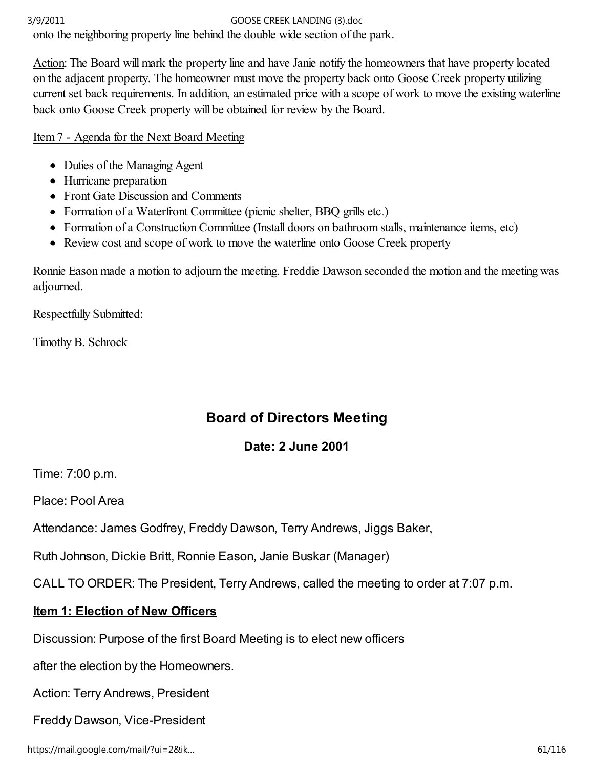onto the neighboring property line behind the double wide section of the park.

Action: The Board will mark the property line and have Janie notify the homeowners that have property located on the adjacent property. The homeowner must move the property back onto Goose Creek property utilizing current set back requirements. In addition, an estimated price with a scope of work to move the existing waterline back onto Goose Creek property will be obtained for review by the Board.

Item 7 - Agenda for the Next Board Meeting

- Duties of the Managing Agent
- Hurricane preparation
- Front Gate Discussion and Comments
- Formation of a Waterfront Committee (picnic shelter, BBQ grills etc.)
- Formation of a Construction Committee (Install doors on bathroom stalls, maintenance items, etc)
- Review cost and scope of work to move the waterline onto Goose Creek property

Ronnie Eason made a motion to adjourn the meeting. Freddie Dawson seconded the motion and the meeting was adjourned.

Respectfully Submitted:

Timothy B. Schrock

## Board of Directors Meeting

### Date: 2 June 2001

Time: 7:00 p.m.

Place: Pool Area

Attendance: James Godfrey, Freddy Dawson, Terry Andrews, Jiggs Baker,

Ruth Johnson, Dickie Britt, Ronnie Eason, Janie Buskar (Manager)

CALL TO ORDER: The President, Terry Andrews, called the meeting to order at 7:07 p.m.

**Item 1: Election of New Officers**

Discussion: Purpose of the first Board Meeting is to elect new officers

after the election by the Homeowners.

Action: Terry Andrews, President

Freddy Dawson, Vice-President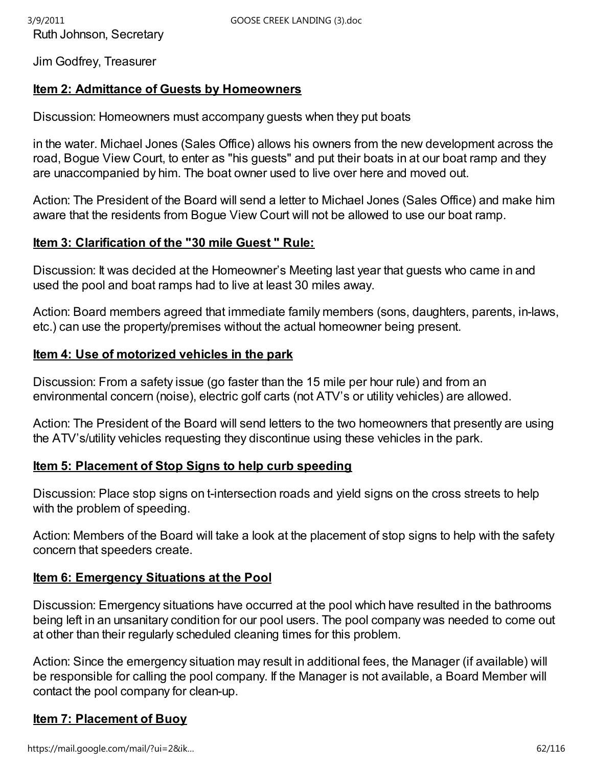Ruth Johnson, Secretary

Jim Godfrey, Treasurer

**Item 2: Admittance of Guests by Homeowners**

Discussion: Homeowners must accompany guests when they put boats

in the water. Michael Jones (Sales Office) allows his owners from the new development across the road, Bogue View Court, to enter as "his guests" and put their boats in at our boat ramp and they are unaccompanied by him. The boat owner used to live over here and moved out.

Action: The President of the Board will send a letter to Michael Jones (Sales Office) and make him aware that the residents from Bogue View Court will not be allowed to use our boat ramp.

**Item 3: Clarification of the "30 mile Guest " Rule:**

Discussion: It was decided at the Homeowner's Meeting last year that guests who came in and used the pool and boat ramps had to live at least 30 miles away.

Action: Board members agreed that immediate family members (sons, daughters, parents, in-laws, etc.) can use the property/premises without the actual homeowner being present.

**Item 4: Use of motorized vehicles in the park**

Discussion: From a safety issue (go faster than the 15 mile per hour rule) and from an environmental concern (noise), electric golf carts (not ATV's or utility vehicles) are allowed.

Action: The President of the Board will send letters to the two homeowners that presently are using the ATV's/utility vehicles requesting they discontinue using these vehicles in the park.

**Item 5: Placement of Stop Signs to help curb speeding**

Discussion: Place stop signs on t-intersection roads and yield signs on the cross streets to help with the problem of speeding.

Action: Members of the Board will take a look at the placement of stop signs to help with the safety concern that speeders create.

**Item 6: Emergency Situations at the Pool**

Discussion: Emergency situations have occurred at the pool which have resulted in the bathrooms being left in an unsanitary condition for our pool users. The pool company was needed to come out at other than their regularly scheduled cleaning times for this problem.

Action: Since the emergency situation may result in additional fees, the Manager (if available) will be responsible for calling the pool company. If the Manager is not available, a Board Member will contact the pool company for clean-up.

**Item 7: Placement of Buoy**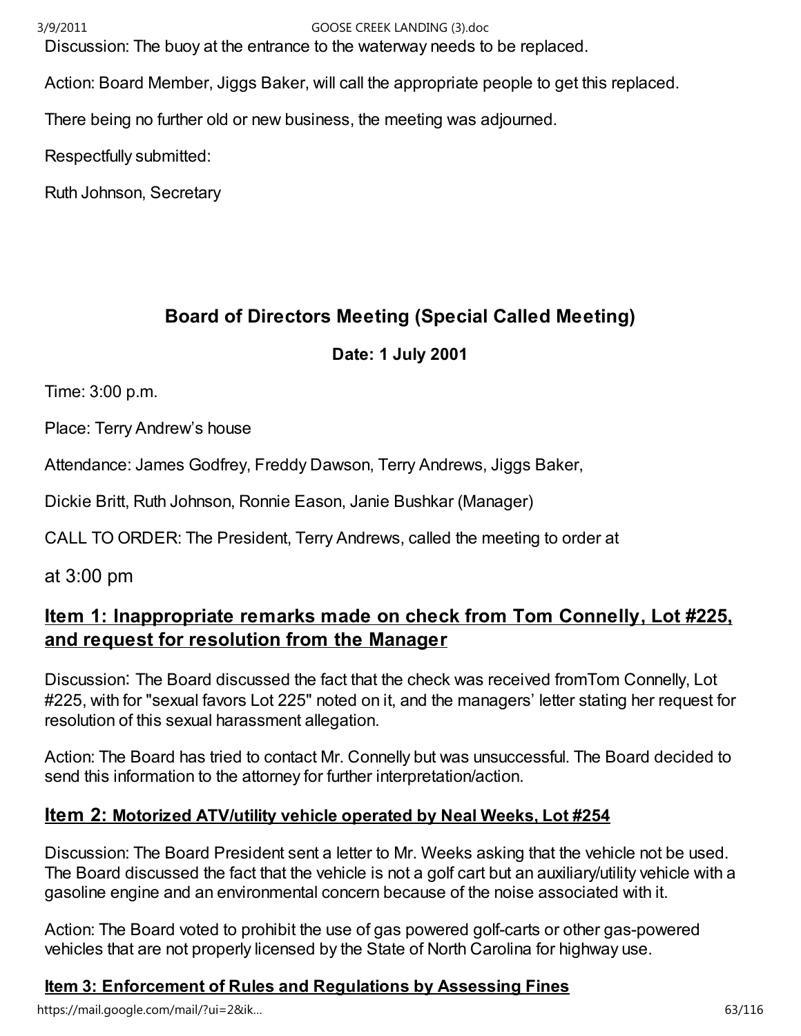Discussion: The buoy at the entrance to the waterway needs to be replaced.

Action: Board Member, Jiggs Baker, will call the appropriate people to get this replaced.

There being no further old or new business, the meeting was adjourned.

Respectfully submitted:

Ruth Johnson, Secretary

## Board of Directors Meeting (Special Called Meeting)

**Date: 1 July 2001**

Time: 3:00 p.m.

Place: Terry Andrew's house

Attendance: James Godfrey, Freddy Dawson, Terry Andrews, Jiggs Baker,

Dickie Britt, Ruth Johnson, Ronnie Eason, Janie Bushkar (Manager)

CALL TO ORDER: The President, Terry Andrews, called the meeting to order at

at 3:00 pm

### Item 1: Inappropriate remarks made on check from Tom Connelly, Lot #225, and request for resolution from the Manager

Discussion: The Board discussed the fact that the check was received fromTom Connelly, Lot #225, with for "sexual favors Lot 225" noted on it, and the managers' letter stating her request for resolution of this sexual harassment allegation.

Action: The Board has tried to contact Mr. Connelly but was unsuccessful. The Board decided to send this information to the attorney for further interpretation/action.

### Item 2: Motorized ATV/utility vehicle operated by Neal Weeks, Lot #254

Discussion: The Board President sent a letter to Mr. Weeks asking that the vehicle not be used. The Board discussed the fact that the vehicle is not a golf cart but an auxiliary/utility vehicle with a gasoline engine and an environmental concern because of the noise associated with it.

Action: The Board voted to prohibit the use of gas powered golf-carts or other gas-powered vehicles that are not properly licensed by the State of North Carolina for highway use.

### Item 3: Enforcement of Rules and Regulations by Assessing Fines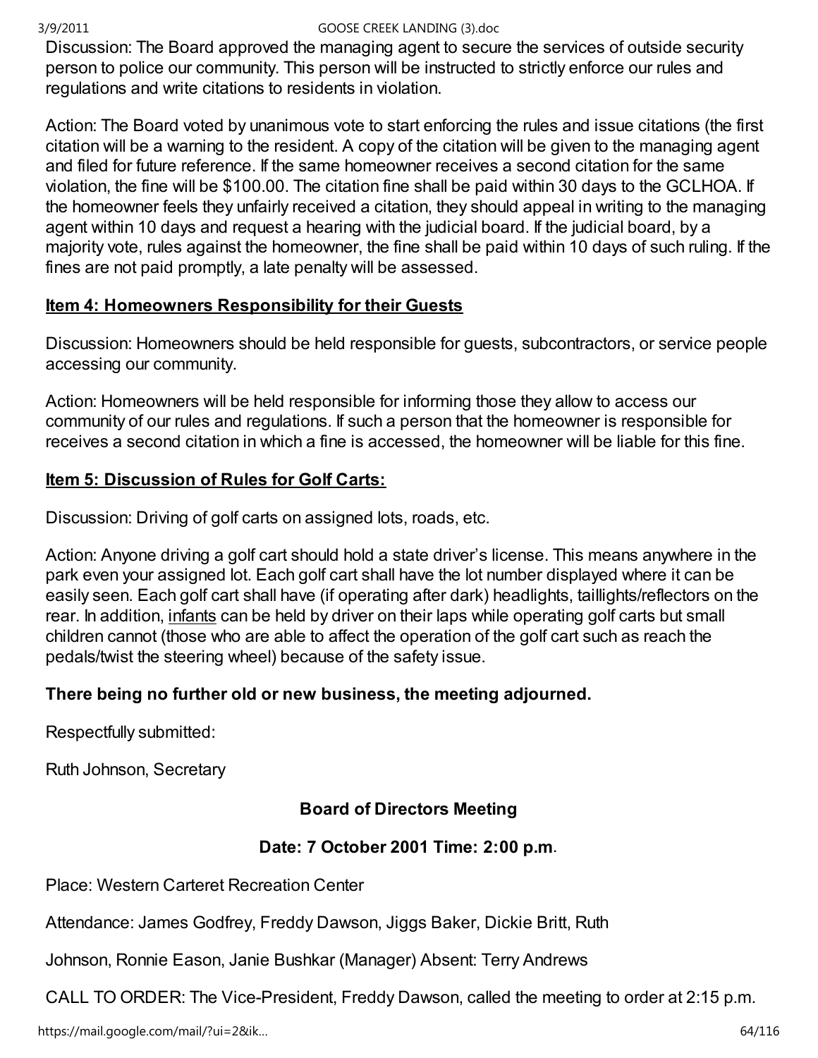Discussion: The Board approved the managing agent to secure the services of outside security person to police our community. This person will be instructed to strictly enforce our rules and regulations and write citations to residents in violation.

Action: The Board voted by unanimous vote to start enforcing the rules and issue citations (the first citation will be a warning to the resident. A copy of the citation will be given to the managing agent and filed for future reference. If the same homeowner receives a second citation for the same violation, the fine will be $100.00. The citation fine shall be paid within 30 days to the GCLHOA. If the homeowner feels they unfairly received a citation, they should appeal in writing to the managing agent within 10 days and request a hearing with the judicial board. If the judicial board, by a majority vote, rules against the homeowner, the fine shall be paid within 10 days of such ruling. If the fines are not paid promptly, a late penalty will be assessed.

**Item 4: Homeowners Responsibility for their Guests**

Discussion: Homeowners should be held responsible for guests, subcontractors, or service people accessing our community.

Action: Homeowners will be held responsible for informing those they allow to access our community of our rules and regulations. If such a person that the homeowner is responsible for receives a second citation in which a fine is accessed, the homeowner will be liable for this fine.

**Item 5: Discussion of Rules for Golf Carts:**

Discussion: Driving of golf carts on assigned lots, roads, etc.

Action: Anyone driving a golf cart should hold a state driver's license. This means anywhere in the park even your assigned lot. Each golf cart shall have the lot number displayed where it can be easily seen. Each golf cart shall have (if operating after dark) headlights, taillights/reflectors on the rear. In addition, infants can be held by driver on their laps while operating golf carts but small children cannot (those who are able to affect the operation of the golf cart such as reach the pedals/twist the steering wheel) because of the safety issue.

**There being no further old or new business, the meeting adjourned.**

Respectfully submitted:

Ruth Johnson, Secretary

**Board of Directors Meeting**

**Date: 7 October 2001 Time: 2:00 p.m**.

Place: Western Carteret Recreation Center

Attendance: James Godfrey, Freddy Dawson, Jiggs Baker, Dickie Britt, Ruth

Johnson, Ronnie Eason, Janie Bushkar (Manager) Absent: Terry Andrews

CALL TO ORDER: The Vice-President, Freddy Dawson, called the meeting to order at 2:15 p.m.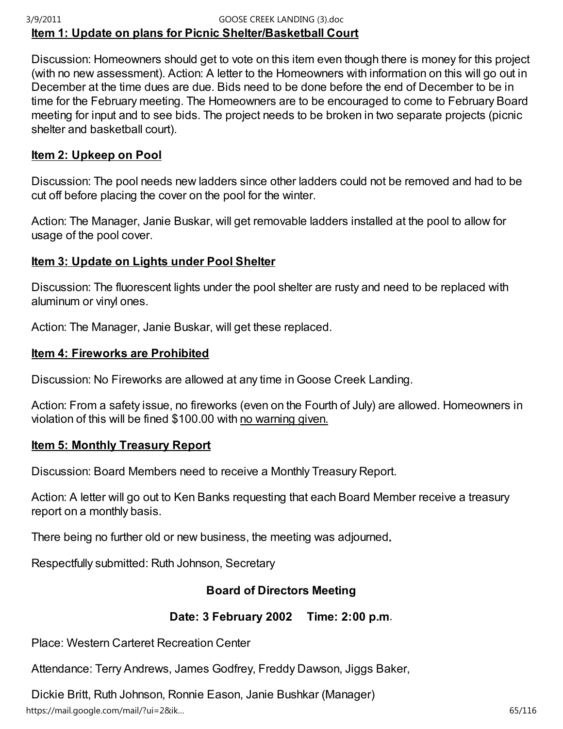**Item 1: Update on plans for Picnic Shelter/Basketball Court**

Discussion: Homeowners should get to vote on this item even though there is money for this project (with no new assessment). Action: A letter to the Homeowners with information on this will go out in December at the time dues are due. Bids need to be done before the end of December to be in time for the February meeting. The Homeowners are to be encouraged to come to February Board meeting for input and to see bids. The project needs to be broken in two separate projects (picnic shelter and basketball court).

**Item 2: Upkeep on Pool**

Discussion: The pool needs new ladders since other ladders could not be removed and had to be cut off before placing the cover on the pool for the winter.

Action: The Manager, Janie Buskar, will get removable ladders installed at the pool to allow for usage of the pool cover.

**Item 3: Update on Lights under Pool Shelter**

Discussion: The fluorescent lights under the pool shelter are rusty and need to be replaced with aluminum or vinyl ones.

Action: The Manager, Janie Buskar, will get these replaced.

**Item 4: Fireworks are Prohibited**

Discussion: No Fireworks are allowed at any time in Goose Creek Landing.

Action: From a safety issue, no fireworks (even on the Fourth of July) are allowed. Homeowners in violation of this will be fined $100.00 with no warning given.

**Item 5: Monthly Treasury Report**

Discussion: Board Members need to receive a Monthly Treasury Report.

Action: A letter will go out to Ken Banks requesting that each Board Member receive a treasury report on a monthly basis.

There being no further old or new business, the meeting was adjourned.

Respectfully submitted: Ruth Johnson, Secretary

**Board of Directors Meeting**

**Date: 3 February 2002 Time: 2:00 p.m.**

Place: Western Carteret Recreation Center

Attendance: Terry Andrews, James Godfrey, Freddy Dawson, Jiggs Baker,

Dickie Britt, Ruth Johnson, Ronnie Eason, Janie Bushkar (Manager)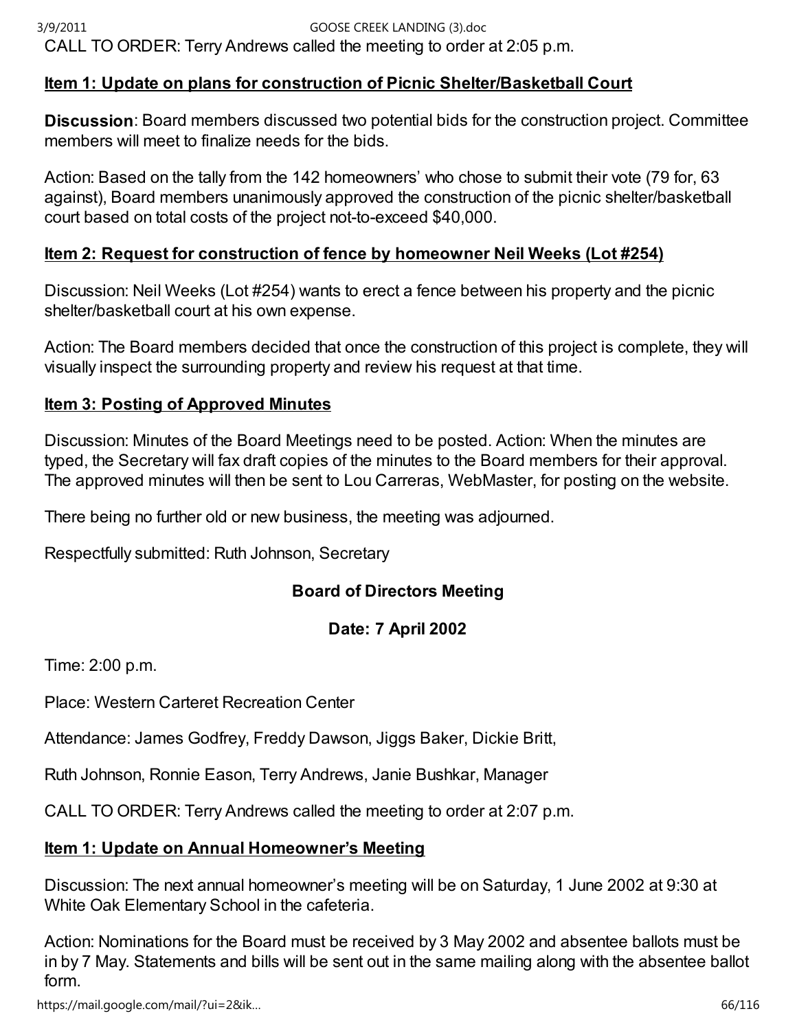CALL TO ORDER: Terry Andrews called the meeting to order at 2:05 p.m.

**Item 1: Update on plans for construction of Picnic Shelter/Basketball Court**

**Discussion**: Board members discussed two potential bids for the construction project. Committee members will meet to finalize needs for the bids.

Action: Based on the tally from the 142 homeowners' who chose to submit their vote (79 for, 63 against), Board members unanimously approved the construction of the picnic shelter/basketball court based on total costs of the project not-to-exceed $40,000.

**Item 2: Request for construction of fence by homeowner Neil Weeks (Lot #254)**

Discussion: Neil Weeks (Lot #254) wants to erect a fence between his property and the picnic shelter/basketball court at his own expense.

Action: The Board members decided that once the construction of this project is complete, they will visually inspect the surrounding property and review his request at that time.

**Item 3: Posting of Approved Minutes**

Discussion: Minutes of the Board Meetings need to be posted. Action: When the minutes are typed, the Secretary will fax draft copies of the minutes to the Board members for their approval. The approved minutes will then be sent to Lou Carreras, WebMaster, for posting on the website.

There being no further old or new business, the meeting was adjourned.

Respectfully submitted: Ruth Johnson, Secretary

**Board of Directors Meeting**

**Date: 7 April 2002**

Time: 2:00 p.m.

Place: Western Carteret Recreation Center

Attendance: James Godfrey, Freddy Dawson, Jiggs Baker, Dickie Britt,

Ruth Johnson, Ronnie Eason, Terry Andrews, Janie Bushkar, Manager

CALL TO ORDER: Terry Andrews called the meeting to order at 2:07 p.m.

**Item 1: Update on Annual Homeowner's Meeting**

Discussion: The next annual homeowner's meeting will be on Saturday, 1 June 2002 at 9:30 at White Oak Elementary School in the cafeteria.

Action: Nominations for the Board must be received by 3 May 2002 and absentee ballots must be in by 7 May. Statements and bills will be sent out in the same mailing along with the absentee ballot form.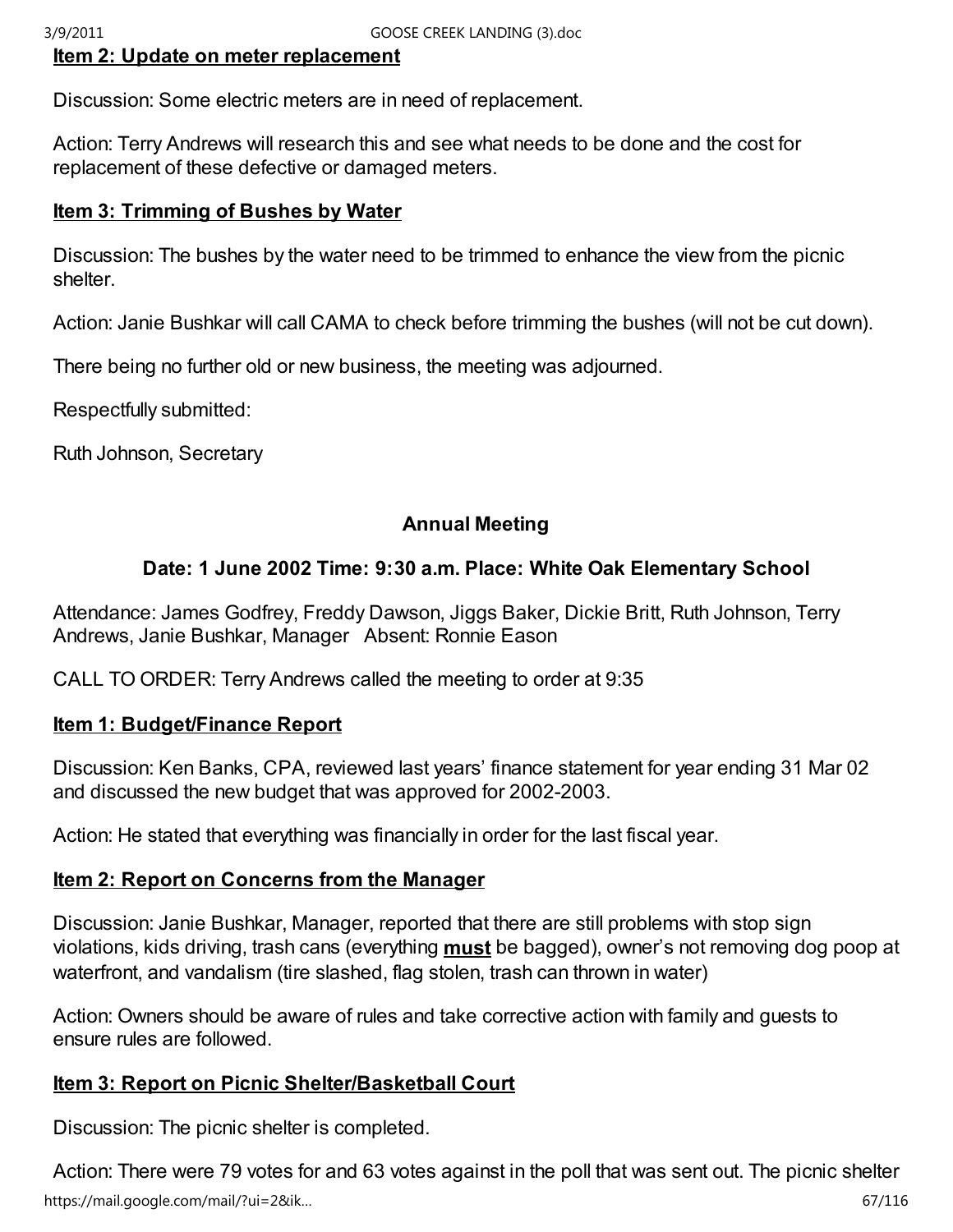**Item 2: Update on meter replacement**

Discussion: Some electric meters are in need of replacement.

Action: Terry Andrews will research this and see what needs to be done and the cost for replacement of these defective or damaged meters.

**Item 3: Trimming of Bushes by Water**

Discussion: The bushes by the water need to be trimmed to enhance the view from the picnic shelter.

Action: Janie Bushkar will call CAMA to check before trimming the bushes (will not be cut down).

There being no further old or new business, the meeting was adjourned.

Respectfully submitted:

Ruth Johnson, Secretary

## Annual Meeting

### Date: 1 June 2002 Time: 9:30 a.m. Place: White Oak Elementary School

Attendance: James Godfrey, Freddy Dawson, Jiggs Baker, Dickie Britt, Ruth Johnson, Terry Andrews, Janie Bushkar, Manager Absent: Ronnie Eason

CALL TO ORDER: Terry Andrews called the meeting to order at 9:35

**Item 1: Budget/Finance Report**

Discussion: Ken Banks, CPA, reviewed last years' finance statement for year ending 31 Mar 02 and discussed the new budget that was approved for 2002-2003.

Action: He stated that everything was financially in order for the last fiscal year.

**Item 2: Report on Concerns from the Manager**

Discussion: Janie Bushkar, Manager, reported that there are still problems with stop sign violations, kids driving, trash cans (everything **must** be bagged), owner's not removing dog poop at waterfront, and vandalism (tire slashed, flag stolen, trash can thrown in water)

Action: Owners should be aware of rules and take corrective action with family and guests to ensure rules are followed.

**Item 3: Report on Picnic Shelter/Basketball Court**

Discussion: The picnic shelter is completed.

Action: There were 79 votes for and 63 votes against in the poll that was sent out. The picnic shelter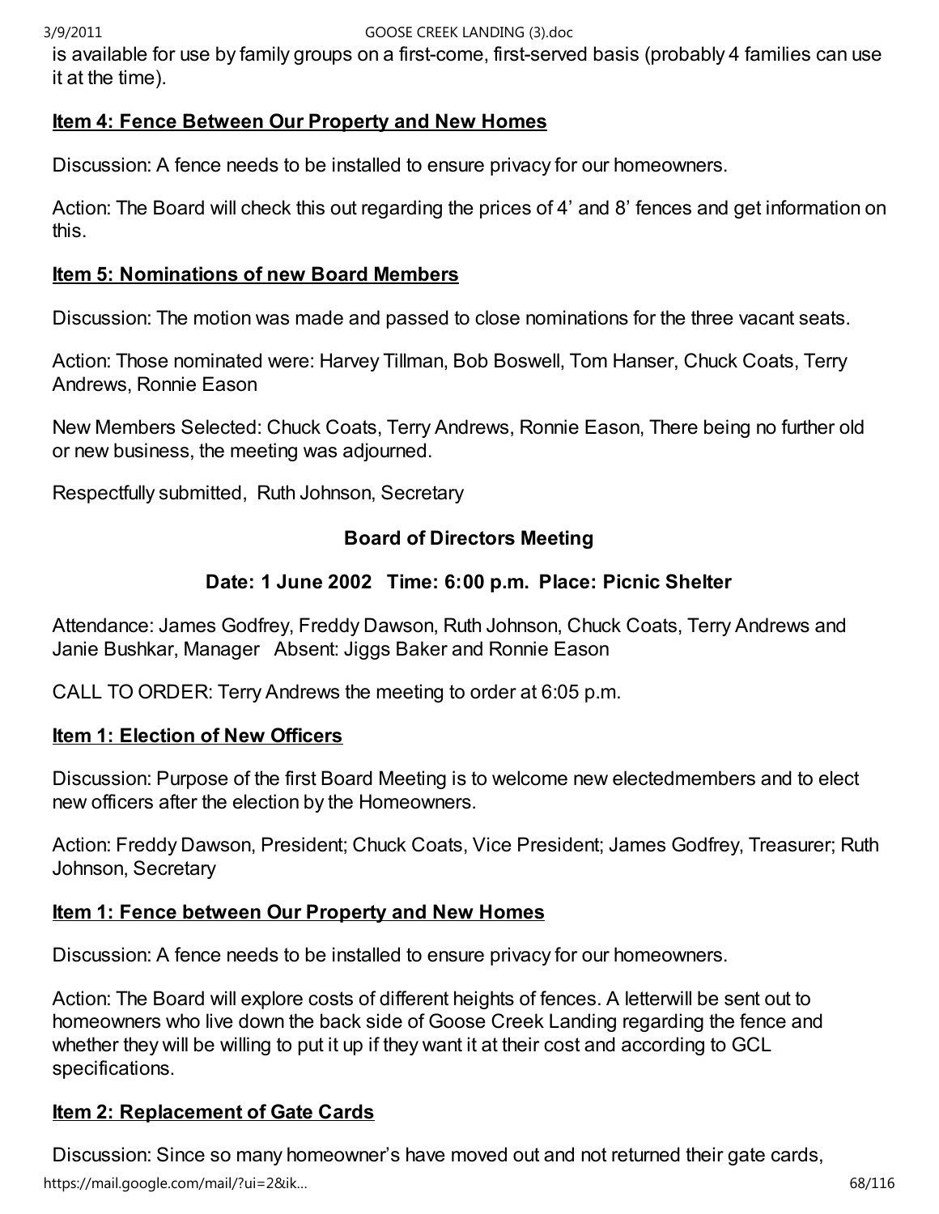is available for use by family groups on a first-come, first-served basis (probably 4 families can use it at the time).

**Item 4: Fence Between Our Property and New Homes**

Discussion: A fence needs to be installed to ensure privacy for our homeowners.

Action: The Board will check this out regarding the prices of 4' and 8' fences and get information on this.

**Item 5: Nominations of new Board Members**

Discussion: The motion was made and passed to close nominations for the three vacant seats.

Action: Those nominated were: Harvey Tillman, Bob Boswell, Tom Hanser, Chuck Coats, Terry Andrews, Ronnie Eason

New Members Selected: Chuck Coats, Terry Andrews, Ronnie Eason, There being no further old or new business, the meeting was adjourned.

Respectfully submitted, Ruth Johnson, Secretary

## Board of Directors Meeting

### Date: 1 June 2002 Time: 6:00 p.m. Place: Picnic Shelter

Attendance: James Godfrey, Freddy Dawson, Ruth Johnson, Chuck Coats, Terry Andrews and Janie Bushkar, Manager Absent: Jiggs Baker and Ronnie Eason

CALL TO ORDER: Terry Andrews the meeting to order at 6:05 p.m.

**Item 1: Election of New Officers**

Discussion: Purpose of the first Board Meeting is to welcome new electedmembers and to elect new officers after the election by the Homeowners.

Action: Freddy Dawson, President; Chuck Coats, Vice President; James Godfrey, Treasurer; Ruth Johnson, Secretary

**Item 1: Fence between Our Property and New Homes**

Discussion: A fence needs to be installed to ensure privacy for our homeowners.

Action: The Board will explore costs of different heights of fences. A letterwill be sent out to homeowners who live down the back side of Goose Creek Landing regarding the fence and whether they will be willing to put it up if they want it at their cost and according to GCL specifications.

**Item 2: Replacement of Gate Cards**

Discussion: Since so many homeowner's have moved out and not returned their gate cards,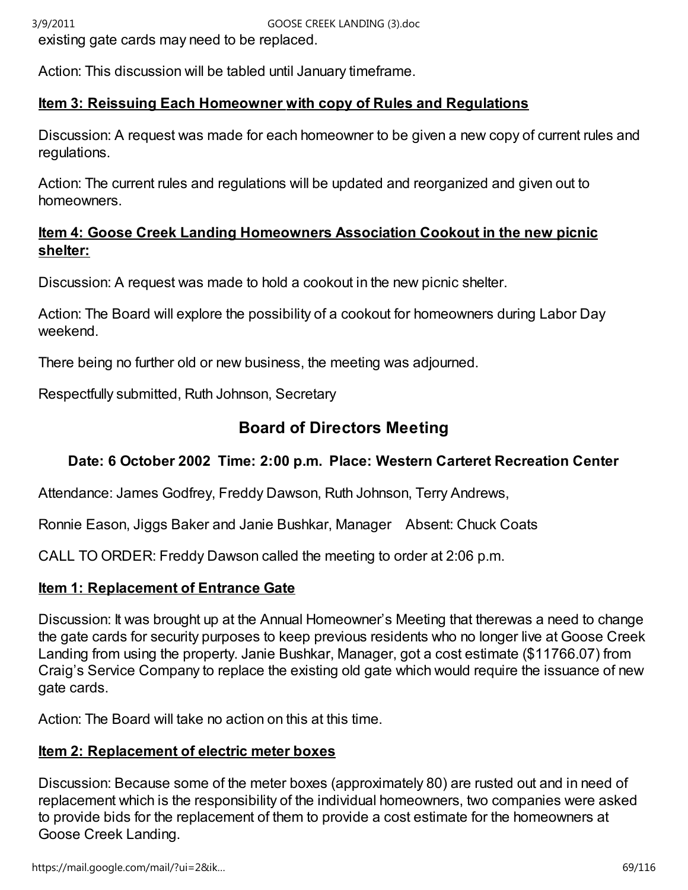existing gate cards may need to be replaced.

Action: This discussion will be tabled until January timeframe.

**Item 3: Reissuing Each Homeowner with copy of Rules and Regulations**

Discussion: A request was made for each homeowner to be given a new copy of current rules and regulations.

Action: The current rules and regulations will be updated and reorganized and given out to homeowners.

**Item 4: Goose Creek Landing Homeowners Association Cookout in the new picnic shelter:**

Discussion: A request was made to hold a cookout in the new picnic shelter.

Action: The Board will explore the possibility of a cookout for homeowners during Labor Day weekend.

There being no further old or new business, the meeting was adjourned.

Respectfully submitted, Ruth Johnson, Secretary

## Board of Directors Meeting

### Date: 6 October 2002 Time: 2:00 p.m. Place: Western Carteret Recreation Center

Attendance: James Godfrey, Freddy Dawson, Ruth Johnson, Terry Andrews,

Ronnie Eason, Jiggs Baker and Janie Bushkar, Manager Absent: Chuck Coats

CALL TO ORDER: Freddy Dawson called the meeting to order at 2:06 p.m.

**Item 1: Replacement of Entrance Gate**

Discussion: It was brought up at the Annual Homeowner's Meeting that therewas a need to change the gate cards for security purposes to keep previous residents who no longer live at Goose Creek Landing from using the property. Janie Bushkar, Manager, got a cost estimate ($11766.07) from Craig's Service Company to replace the existing old gate which would require the issuance of new gate cards.

Action: The Board will take no action on this at this time.

**Item 2: Replacement of electric meter boxes**

Discussion: Because some of the meter boxes (approximately 80) are rusted out and in need of replacement which is the responsibility of the individual homeowners, two companies were asked to provide bids for the replacement of them to provide a cost estimate for the homeowners at Goose Creek Landing.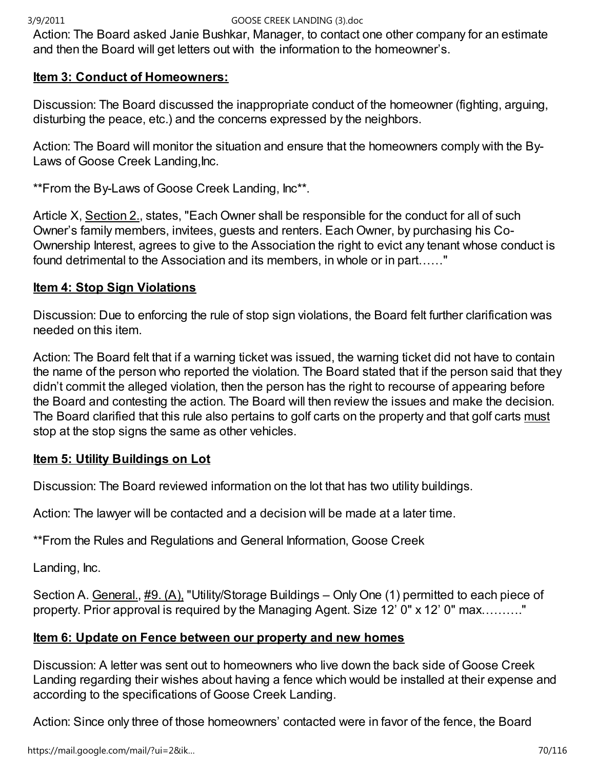Action: The Board asked Janie Bushkar, Manager, to contact one other company for an estimate and then the Board will get letters out with the information to the homeowner's.

**Item 3: Conduct of Homeowners:**

Discussion: The Board discussed the inappropriate conduct of the homeowner (fighting, arguing, disturbing the peace, etc.) and the concerns expressed by the neighbors.

Action: The Board will monitor the situation and ensure that the homeowners comply with the By-Laws of Goose Creek Landing,Inc.

**From the By-Laws of Goose Creek Landing, Inc**.

Article X, Section 2., states, "Each Owner shall be responsible for the conduct for all of such Owner's family members, invitees, guests and renters. Each Owner, by purchasing his Co-Ownership Interest, agrees to give to the Association the right to evict any tenant whose conduct is found detrimental to the Association and its members, in whole or in part……"

**Item 4: Stop Sign Violations**

Discussion: Due to enforcing the rule of stop sign violations, the Board felt further clarification was needed on this item.

Action: The Board felt that if a warning ticket was issued, the warning ticket did not have to contain the name of the person who reported the violation. The Board stated that if the person said that they didn't commit the alleged violation, then the person has the right to recourse of appearing before the Board and contesting the action. The Board will then review the issues and make the decision. The Board clarified that this rule also pertains to golf carts on the property and that golf carts must stop at the stop signs the same as other vehicles.

**Item 5: Utility Buildings on Lot**

Discussion: The Board reviewed information on the lot that has two utility buildings.

Action: The lawyer will be contacted and a decision will be made at a later time.

**From the Rules and Regulations and General Information, Goose Creek

Landing, Inc.

Section A. General., #9. (A), "Utility/Storage Buildings – Only One (1) permitted to each piece of property. Prior approval is required by the Managing Agent. Size 12' 0" x 12' 0" max………."

**Item 6: Update on Fence between our property and new homes**

Discussion: A letter was sent out to homeowners who live down the back side of Goose Creek Landing regarding their wishes about having a fence which would be installed at their expense and according to the specifications of Goose Creek Landing.

Action: Since only three of those homeowners' contacted were in favor of the fence, the Board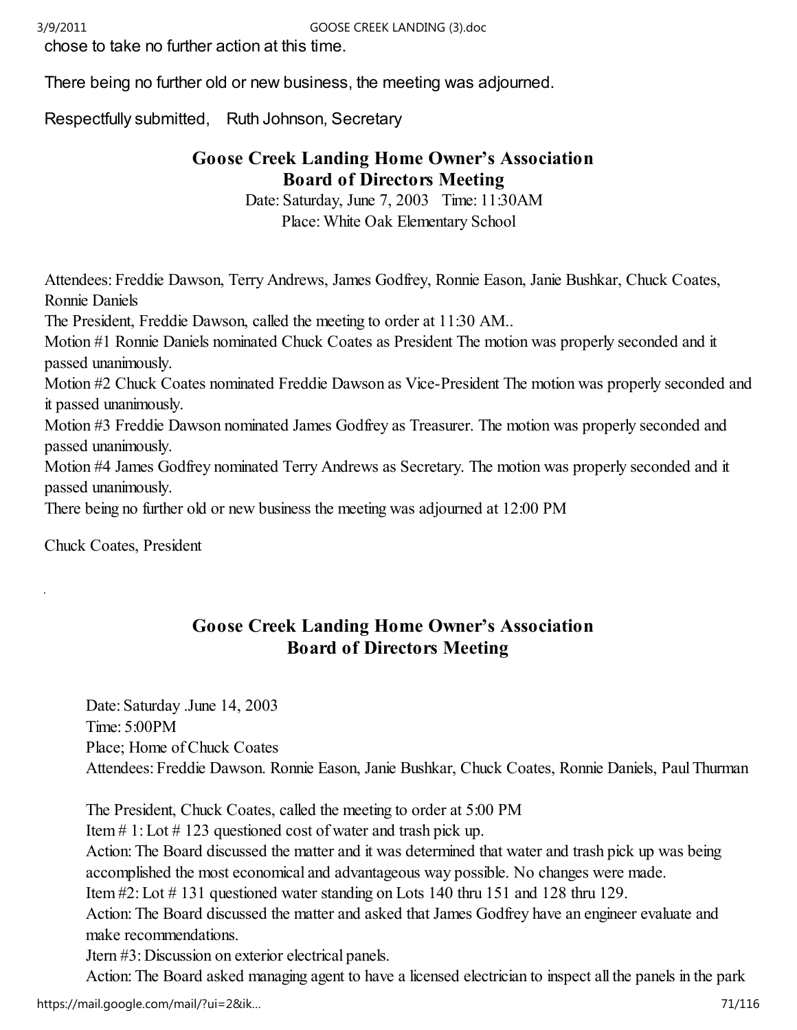chose to take no further action at this time.

There being no further old or new business, the meeting was adjourned.

Respectfully submitted, Ruth Johnson, Secretary

## Goose Creek Landing Home Owner's Association
## Board of Directors Meeting

Date: Saturday, June 7, 2003 Time: 11:30AM
Place: White Oak Elementary School

Attendees: Freddie Dawson, Terry Andrews, James Godfrey, Ronnie Eason, Janie Bushkar, Chuck Coates, Ronnie Daniels

The President, Freddie Dawson, called the meeting to order at 11:30 AM..

Motion #1 Ronnie Daniels nominated Chuck Coates as President The motion was properly seconded and it passed unanimously.

Motion #2 Chuck Coates nominated Freddie Dawson as Vice-President The motion was properly seconded and it passed unanimously.

Motion #3 Freddie Dawson nominated James Godfrey as Treasurer. The motion was properly seconded and passed unanimously.

Motion #4 James Godfrey nominated Terry Andrews as Secretary. The motion was properly seconded and it passed unanimously.

There being no further old or new business the meeting was adjourned at 12:00 PM

Chuck Coates, President

## Goose Creek Landing Home Owner's Association
## Board of Directors Meeting

Date: Saturday .June 14, 2003
Time: 5:00PM
Place; Home of Chuck Coates
Attendees: Freddie Dawson. Ronnie Eason, Janie Bushkar, Chuck Coates, Ronnie Daniels, Paul Thurman

The President, Chuck Coates, called the meeting to order at 5:00 PM

Item # 1: Lot # 123 questioned cost of water and trash pick up.

Action: The Board discussed the matter and it was determined that water and trash pick up was being accomplished the most economical and advantageous way possible. No changes were made.

Item #2: Lot # 131 questioned water standing on Lots 140 thru 151 and 128 thru 129.

Action: The Board discussed the matter and asked that James Godfrey have an engineer evaluate and make recommendations.

Jtern #3: Discussion on exterior electrical panels.

Action: The Board asked managing agent to have a licensed electrician to inspect all the panels in the park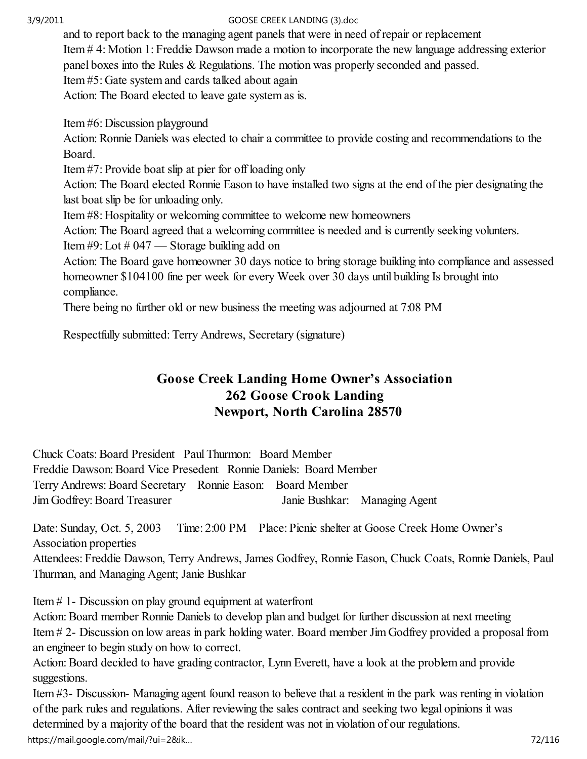and to report back to the managing agent panels that were in need of repair or replacement

Item # 4: Motion 1: Freddie Dawson made a motion to incorporate the new language addressing exterior panel boxes into the Rules & Regulations. The motion was properly seconded and passed.

Item #5: Gate system and cards talked about again

Action: The Board elected to leave gate system as is.

Item #6: Discussion playground

Action: Ronnie Daniels was elected to chair a committee to provide costing and recommendations to the Board.

Item #7: Provide boat slip at pier for off loading only

Action: The Board elected Ronnie Eason to have installed two signs at the end of the pier designating the last boat slip be for unloading only.

Item #8: Hospitality or welcoming committee to welcome new homeowners

Action: The Board agreed that a welcoming committee is needed and is currently seeking volunters.

Item #9: Lot # 047 — Storage building add on

Action: The Board gave homeowner 30 days notice to bring storage building into compliance and assessed homeowner $104100 fine per week for every Week over 30 days until building Is brought into compliance.

There being no further old or new business the meeting was adjourned at 7:08 PM

Respectfully submitted: Terry Andrews, Secretary (signature)

## Goose Creek Landing Home Owner's Association
## 262 Goose Crook Landing
## Newport, North Carolina 28570

Chuck Coats: Board President   Paul Thurmon: Board Member
Freddie Dawson: Board Vice Presedent   Ronnie Daniels: Board Member
Terry Andrews: Board Secretary   Ronnie Eason: Board Member
Jim Godfrey: Board Treasurer   Janie Bushkar: Managing Agent

Date: Sunday, Oct. 5, 2003   Time: 2:00 PM   Place: Picnic shelter at Goose Creek Home Owner's Association properties

Attendees: Freddie Dawson, Terry Andrews, James Godfrey, Ronnie Eason, Chuck Coats, Ronnie Daniels, Paul Thurman, and Managing Agent; Janie Bushkar

Item # 1- Discussion on play ground equipment at waterfront

Action: Board member Ronnie Daniels to develop plan and budget for further discussion at next meeting

Item # 2- Discussion on low areas in park holding water. Board member Jim Godfrey provided a proposal from an engineer to begin study on how to correct.

Action: Board decided to have grading contractor, Lynn Everett, have a look at the problem and provide suggestions.

Item #3- Discussion- Managing agent found reason to believe that a resident in the park was renting in violation of the park rules and regulations. After reviewing the sales contract and seeking two legal opinions it was determined by a majority of the board that the resident was not in violation of our regulations.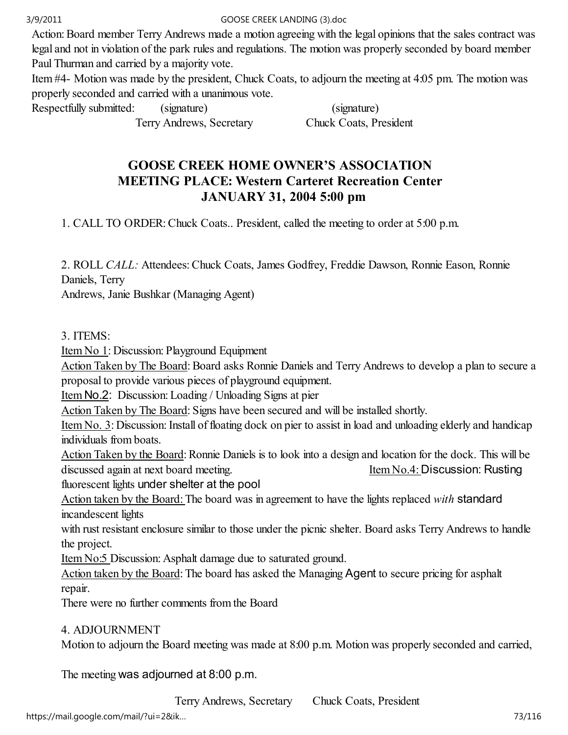Action: Board member Terry Andrews made a motion agreeing with the legal opinions that the sales contract was legal and not in violation of the park rules and regulations. The motion was properly seconded by board member Paul Thurman and carried by a majority vote.

Item #4- Motion was made by the president, Chuck Coats, to adjourn the meeting at 4:05 pm. The motion was properly seconded and carried with a unanimous vote.

Respectfully submitted: (signature) (signature)
Terry Andrews, Secretary Chuck Coats, President

## GOOSE CREEK HOME OWNER'S ASSOCIATION
## MEETING PLACE: Western Carteret Recreation Center
## JANUARY 31, 2004 5:00 pm

1. CALL TO ORDER: Chuck Coats.. President, called the meeting to order at 5:00 p.m.

2. ROLL *CALL:* Attendees: Chuck Coats, James Godfrey, Freddie Dawson, Ronnie Eason, Ronnie Daniels, Terry
Andrews, Janie Bushkar (Managing Agent)

3. ITEMS:

Item No 1: Discussion: Playground Equipment

Action Taken by The Board: Board asks Ronnie Daniels and Terry Andrews to develop a plan to secure a proposal to provide various pieces of playground equipment.

Item No.2: Discussion: Loading / Unloading Signs at pier

Action Taken by The Board: Signs have been secured and will be installed shortly.

Item No. 3: Discussion: Install of floating dock on pier to assist in load and unloading elderly and handicap individuals from boats.

Action Taken by the Board: Ronnie Daniels is to look into a design and location for the dock. This will be discussed again at next board meeting.

Item No.4: Discussion: Rusting fluorescent lights under shelter at the pool

Action taken by the Board: The board was in agreement to have the lights replaced *with* standard incandescent lights
with rust resistant enclosure similar to those under the picnic shelter. Board asks Terry Andrews to handle the project.

Item No:5 Discussion: Asphalt damage due to saturated ground.

Action taken by the Board: The board has asked the Managing Agent to secure pricing for asphalt repair.

There were no further comments from the Board

4. ADJOURNMENT

Motion to adjourn the Board meeting was made at 8:00 p.m. Motion was properly seconded and carried,

The meeting was adjourned at 8:00 p.m.

Terry Andrews, Secretary Chuck Coats, President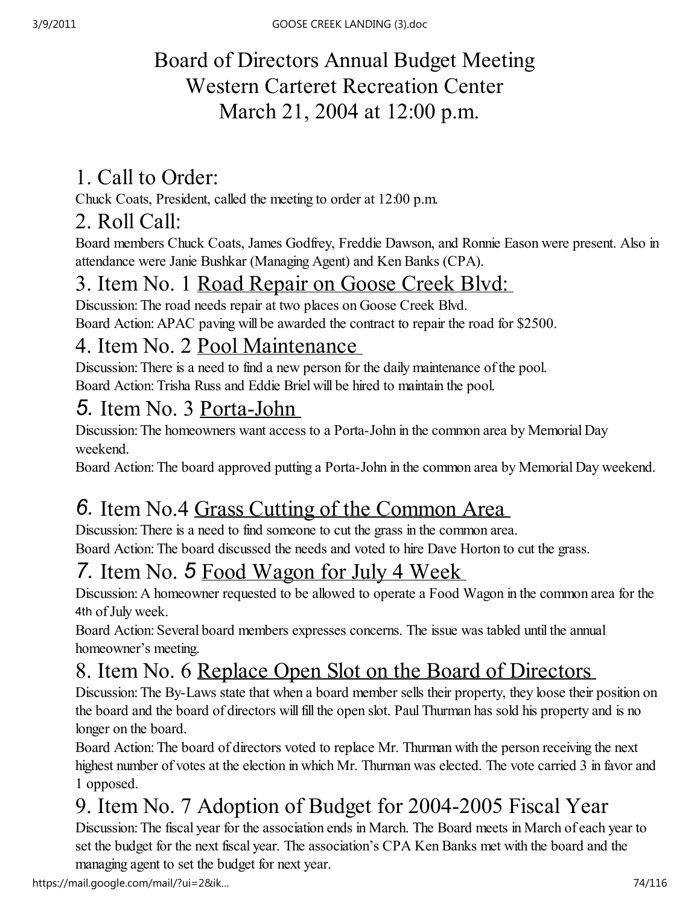# Board of Directors Annual Budget Meeting
# Western Carteret Recreation Center
# March 21, 2004 at 12:00 p.m.

## 1. Call to Order:

Chuck Coats, President, called the meeting to order at 12:00 p.m.

## 2. Roll Call:

Board members Chuck Coats, James Godfrey, Freddie Dawson, and Ronnie Eason were present. Also in attendance were Janie Bushkar (Managing Agent) and Ken Banks (CPA).

## 3. Item No. 1 Road Repair on Goose Creek Blvd:

Discussion: The road needs repair at two places on Goose Creek Blvd.
Board Action: APAC paving will be awarded the contract to repair the road for $2500.

## 4. Item No. 2 Pool Maintenance

Discussion: There is a need to find a new person for the daily maintenance of the pool.
Board Action: Trisha Russ and Eddie Briel will be hired to maintain the pool.

## 5. Item No. 3 Porta-John

Discussion: The homeowners want access to a Porta-John in the common area by Memorial Day weekend.
Board Action: The board approved putting a Porta-John in the common area by Memorial Day weekend.

## 6. Item No.4 Grass Cutting of the Common Area

Discussion: There is a need to find someone to cut the grass in the common area.
Board Action: The board discussed the needs and voted to hire Dave Horton to cut the grass.

## 7. Item No. 5 Food Wagon for July 4 Week

Discussion: A homeowner requested to be allowed to operate a Food Wagon in the common area for the 4th of July week.
Board Action: Several board members expresses concerns. The issue was tabled until the annual homeowner's meeting.

## 8. Item No. 6 Replace Open Slot on the Board of Directors

Discussion: The By-Laws state that when a board member sells their property, they loose their position on the board and the board of directors will fill the open slot. Paul Thurman has sold his property and is no longer on the board.
Board Action: The board of directors voted to replace Mr. Thurman with the person receiving the next highest number of votes at the election in which Mr. Thurman was elected. The vote carried 3 in favor and 1 opposed.

## 9. Item No. 7 Adoption of Budget for 2004-2005 Fiscal Year

Discussion: The fiscal year for the association ends in March. The Board meets in March of each year to set the budget for the next fiscal year. The association's CPA Ken Banks met with the board and the managing agent to set the budget for next year.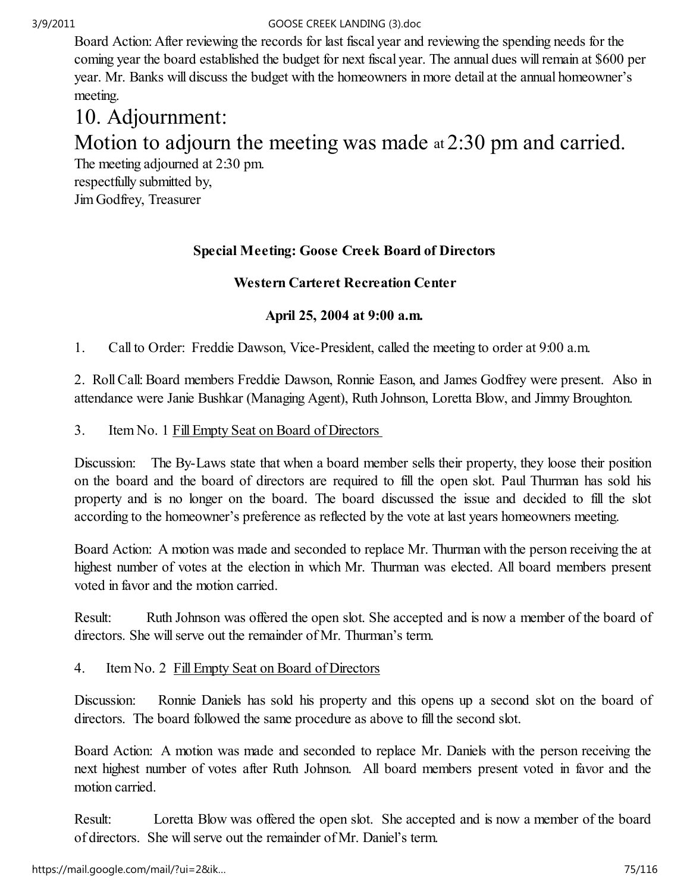Board Action: After reviewing the records for last fiscal year and reviewing the spending needs for the coming year the board established the budget for next fiscal year. The annual dues will remain at $600 per year. Mr. Banks will discuss the budget with the homeowners in more detail at the annual homeowner's meeting.

# 10. Adjournment:

# Motion to adjourn the meeting was made at 2:30 pm and carried.

The meeting adjourned at 2:30 pm.
respectfully submitted by,
Jim Godfrey, Treasurer

**Special Meeting: Goose Creek Board of Directors**

**Western Carteret Recreation Center**

**April 25, 2004 at 9:00 a.m.**

1. Call to Order: Freddie Dawson, Vice-President, called the meeting to order at 9:00 a.m.

2. Roll Call: Board members Freddie Dawson, Ronnie Eason, and James Godfrey were present. Also in attendance were Janie Bushkar (Managing Agent), Ruth Johnson, Loretta Blow, and Jimmy Broughton.

3. Item No. 1 Fill Empty Seat on Board of Directors

Discussion: The By-Laws state that when a board member sells their property, they loose their position on the board and the board of directors are required to fill the open slot. Paul Thurman has sold his property and is no longer on the board. The board discussed the issue and decided to fill the slot according to the homeowner's preference as reflected by the vote at last years homeowners meeting.

Board Action: A motion was made and seconded to replace Mr. Thurman with the person receiving the at highest number of votes at the election in which Mr. Thurman was elected. All board members present voted in favor and the motion carried.

Result: Ruth Johnson was offered the open slot. She accepted and is now a member of the board of directors. She will serve out the remainder of Mr. Thurman's term.

4. Item No. 2 Fill Empty Seat on Board of Directors

Discussion: Ronnie Daniels has sold his property and this opens up a second slot on the board of directors. The board followed the same procedure as above to fill the second slot.

Board Action: A motion was made and seconded to replace Mr. Daniels with the person receiving the next highest number of votes after Ruth Johnson. All board members present voted in favor and the motion carried.

Result: Loretta Blow was offered the open slot. She accepted and is now a member of the board of directors. She will serve out the remainder of Mr. Daniel's term.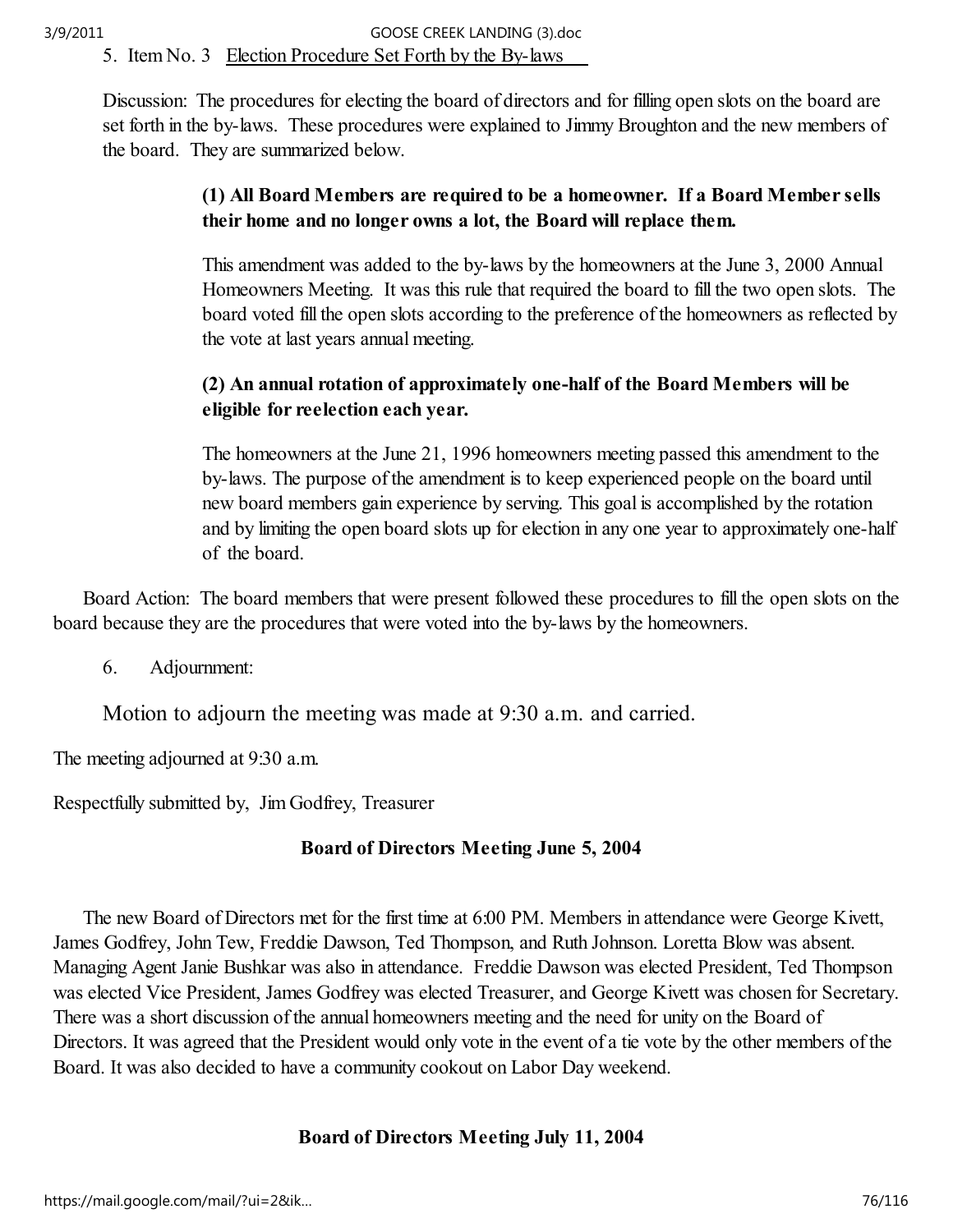5. Item No. 3 Election Procedure Set Forth by the By-laws

Discussion: The procedures for electing the board of directors and for filling open slots on the board are set forth in the by-laws. These procedures were explained to Jimmy Broughton and the new members of the board. They are summarized below.

**(1) All Board Members are required to be a homeowner. If a Board Member sells their home and no longer owns a lot, the Board will replace them.**

This amendment was added to the by-laws by the homeowners at the June 3, 2000 Annual Homeowners Meeting. It was this rule that required the board to fill the two open slots. The board voted fill the open slots according to the preference of the homeowners as reflected by the vote at last years annual meeting.

**(2) An annual rotation of approximately one-half of the Board Members will be eligible for reelection each year.**

The homeowners at the June 21, 1996 homeowners meeting passed this amendment to the by-laws. The purpose of the amendment is to keep experienced people on the board until new board members gain experience by serving. This goal is accomplished by the rotation and by limiting the open board slots up for election in any one year to approximately one-half of the board.

Board Action: The board members that were present followed these procedures to fill the open slots on the board because they are the procedures that were voted into the by-laws by the homeowners.

6. Adjournment:

Motion to adjourn the meeting was made at 9:30 a.m. and carried.

The meeting adjourned at 9:30 a.m.

Respectfully submitted by, Jim Godfrey, Treasurer

**Board of Directors Meeting June 5, 2004**

The new Board of Directors met for the first time at 6:00 PM. Members in attendance were George Kivett, James Godfrey, John Tew, Freddie Dawson, Ted Thompson, and Ruth Johnson. Loretta Blow was absent. Managing Agent Janie Bushkar was also in attendance. Freddie Dawson was elected President, Ted Thompson was elected Vice President, James Godfrey was elected Treasurer, and George Kivett was chosen for Secretary. There was a short discussion of the annual homeowners meeting and the need for unity on the Board of Directors. It was agreed that the President would only vote in the event of a tie vote by the other members of the Board. It was also decided to have a community cookout on Labor Day weekend.

**Board of Directors Meeting July 11, 2004**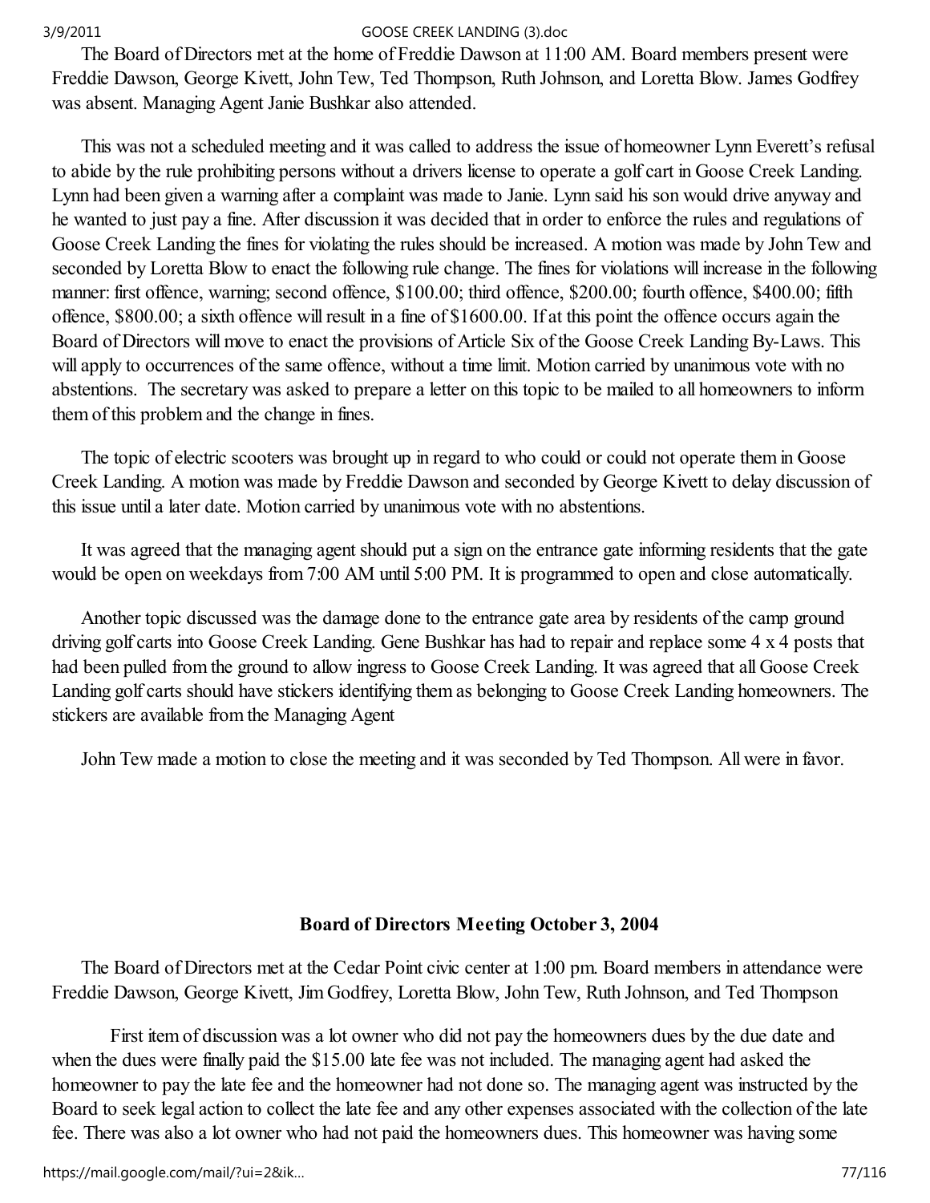The Board of Directors met at the home of Freddie Dawson at 11:00 AM. Board members present were Freddie Dawson, George Kivett, John Tew, Ted Thompson, Ruth Johnson, and Loretta Blow. James Godfrey was absent. Managing Agent Janie Bushkar also attended.

This was not a scheduled meeting and it was called to address the issue of homeowner Lynn Everett's refusal to abide by the rule prohibiting persons without a drivers license to operate a golf cart in Goose Creek Landing. Lynn had been given a warning after a complaint was made to Janie. Lynn said his son would drive anyway and he wanted to just pay a fine. After discussion it was decided that in order to enforce the rules and regulations of Goose Creek Landing the fines for violating the rules should be increased. A motion was made by John Tew and seconded by Loretta Blow to enact the following rule change. The fines for violations will increase in the following manner: first offence, warning; second offence, $100.00; third offence, $200.00; fourth offence, $400.00; fifth offence, $800.00; a sixth offence will result in a fine of $1600.00. If at this point the offence occurs again the Board of Directors will move to enact the provisions of Article Six of the Goose Creek Landing By-Laws. This will apply to occurrences of the same offence, without a time limit. Motion carried by unanimous vote with no abstentions. The secretary was asked to prepare a letter on this topic to be mailed to all homeowners to inform them of this problem and the change in fines.

The topic of electric scooters was brought up in regard to who could or could not operate them in Goose Creek Landing. A motion was made by Freddie Dawson and seconded by George Kivett to delay discussion of this issue until a later date. Motion carried by unanimous vote with no abstentions.

It was agreed that the managing agent should put a sign on the entrance gate informing residents that the gate would be open on weekdays from 7:00 AM until 5:00 PM. It is programmed to open and close automatically.

Another topic discussed was the damage done to the entrance gate area by residents of the camp ground driving golf carts into Goose Creek Landing. Gene Bushkar has had to repair and replace some 4 x 4 posts that had been pulled from the ground to allow ingress to Goose Creek Landing. It was agreed that all Goose Creek Landing golf carts should have stickers identifying them as belonging to Goose Creek Landing homeowners. The stickers are available from the Managing Agent

John Tew made a motion to close the meeting and it was seconded by Ted Thompson. All were in favor.

## Board of Directors Meeting October 3, 2004

The Board of Directors met at the Cedar Point civic center at 1:00 pm. Board members in attendance were Freddie Dawson, George Kivett, Jim Godfrey, Loretta Blow, John Tew, Ruth Johnson, and Ted Thompson

First item of discussion was a lot owner who did not pay the homeowners dues by the due date and when the dues were finally paid the $15.00 late fee was not included. The managing agent had asked the homeowner to pay the late fee and the homeowner had not done so. The managing agent was instructed by the Board to seek legal action to collect the late fee and any other expenses associated with the collection of the late fee. There was also a lot owner who had not paid the homeowners dues. This homeowner was having some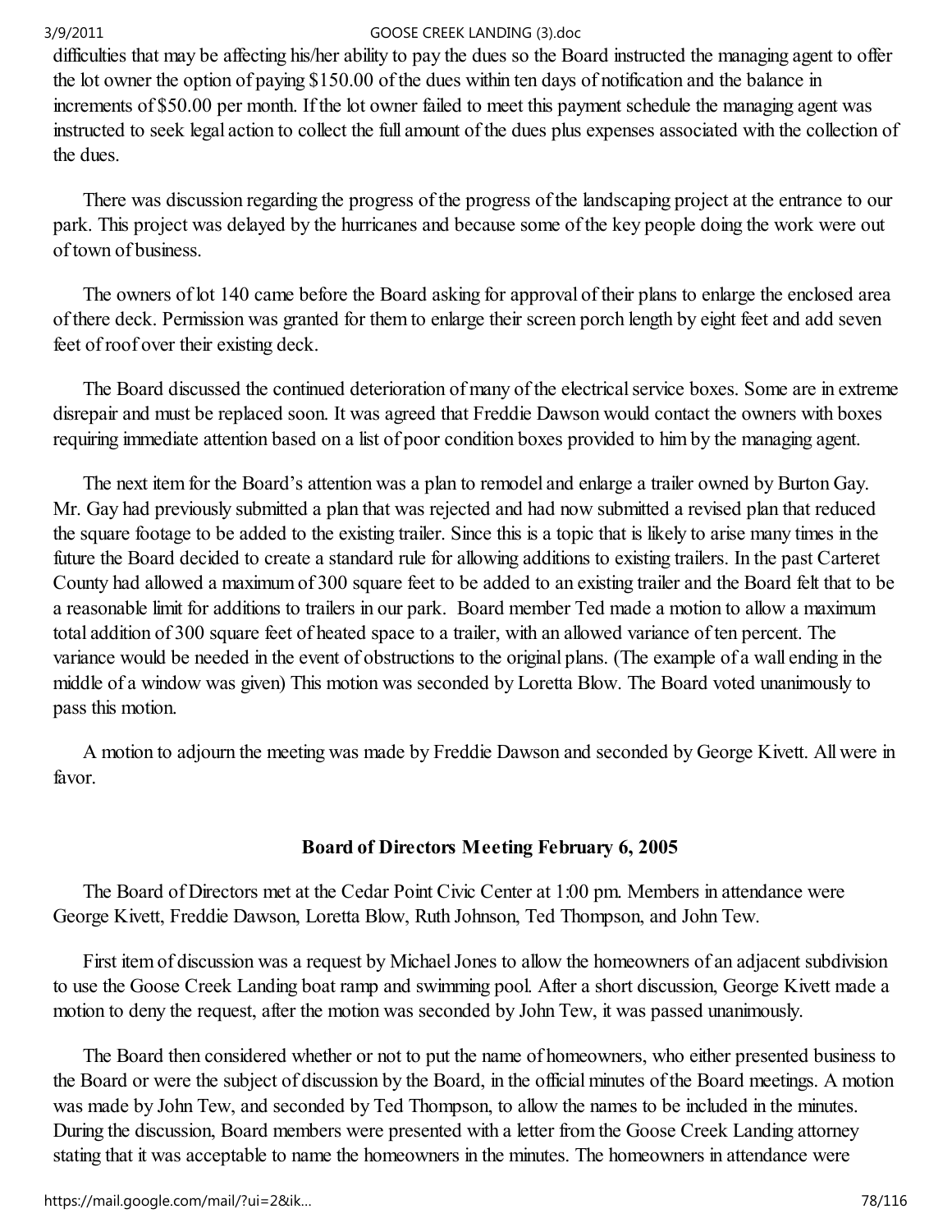difficulties that may be affecting his/her ability to pay the dues so the Board instructed the managing agent to offer the lot owner the option of paying $150.00 of the dues within ten days of notification and the balance in increments of $50.00 per month. If the lot owner failed to meet this payment schedule the managing agent was instructed to seek legal action to collect the full amount of the dues plus expenses associated with the collection of the dues.

There was discussion regarding the progress of the progress of the landscaping project at the entrance to our park. This project was delayed by the hurricanes and because some of the key people doing the work were out of town of business.

The owners of lot 140 came before the Board asking for approval of their plans to enlarge the enclosed area of there deck. Permission was granted for them to enlarge their screen porch length by eight feet and add seven feet of roof over their existing deck.

The Board discussed the continued deterioration of many of the electrical service boxes. Some are in extreme disrepair and must be replaced soon. It was agreed that Freddie Dawson would contact the owners with boxes requiring immediate attention based on a list of poor condition boxes provided to him by the managing agent.

The next item for the Board's attention was a plan to remodel and enlarge a trailer owned by Burton Gay. Mr. Gay had previously submitted a plan that was rejected and had now submitted a revised plan that reduced the square footage to be added to the existing trailer. Since this is a topic that is likely to arise many times in the future the Board decided to create a standard rule for allowing additions to existing trailers. In the past Carteret County had allowed a maximum of 300 square feet to be added to an existing trailer and the Board felt that to be a reasonable limit for additions to trailers in our park. Board member Ted made a motion to allow a maximum total addition of 300 square feet of heated space to a trailer, with an allowed variance of ten percent. The variance would be needed in the event of obstructions to the original plans. (The example of a wall ending in the middle of a window was given) This motion was seconded by Loretta Blow. The Board voted unanimously to pass this motion.

A motion to adjourn the meeting was made by Freddie Dawson and seconded by George Kivett. All were in favor.

## Board of Directors Meeting February 6, 2005

The Board of Directors met at the Cedar Point Civic Center at 1:00 pm. Members in attendance were George Kivett, Freddie Dawson, Loretta Blow, Ruth Johnson, Ted Thompson, and John Tew.

First item of discussion was a request by Michael Jones to allow the homeowners of an adjacent subdivision to use the Goose Creek Landing boat ramp and swimming pool. After a short discussion, George Kivett made a motion to deny the request, after the motion was seconded by John Tew, it was passed unanimously.

The Board then considered whether or not to put the name of homeowners, who either presented business to the Board or were the subject of discussion by the Board, in the official minutes of the Board meetings. A motion was made by John Tew, and seconded by Ted Thompson, to allow the names to be included in the minutes. During the discussion, Board members were presented with a letter from the Goose Creek Landing attorney stating that it was acceptable to name the homeowners in the minutes. The homeowners in attendance were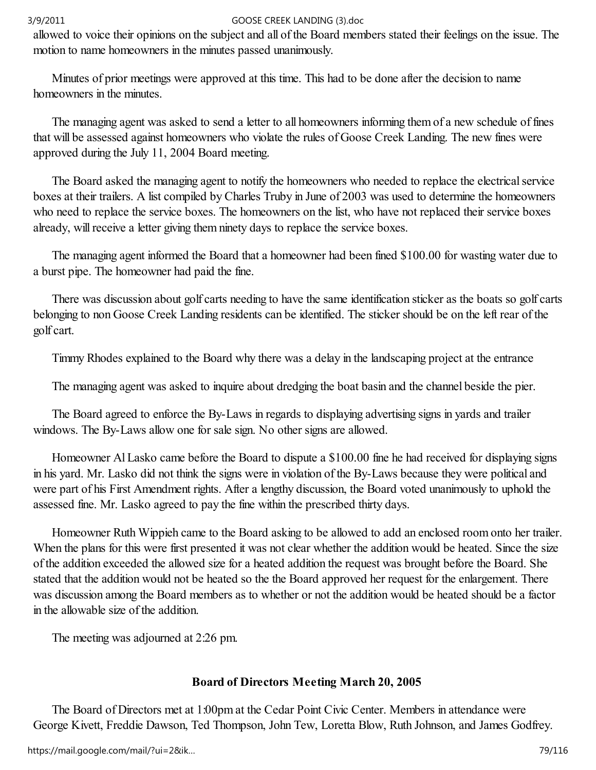allowed to voice their opinions on the subject and all of the Board members stated their feelings on the issue. The motion to name homeowners in the minutes passed unanimously.

Minutes of prior meetings were approved at this time. This had to be done after the decision to name homeowners in the minutes.

The managing agent was asked to send a letter to all homeowners informing them of a new schedule of fines that will be assessed against homeowners who violate the rules of Goose Creek Landing. The new fines were approved during the July 11, 2004 Board meeting.

The Board asked the managing agent to notify the homeowners who needed to replace the electrical service boxes at their trailers. A list compiled by Charles Truby in June of 2003 was used to determine the homeowners who need to replace the service boxes. The homeowners on the list, who have not replaced their service boxes already, will receive a letter giving them ninety days to replace the service boxes.

The managing agent informed the Board that a homeowner had been fined $100.00 for wasting water due to a burst pipe. The homeowner had paid the fine.

There was discussion about golf carts needing to have the same identification sticker as the boats so golf carts belonging to non Goose Creek Landing residents can be identified. The sticker should be on the left rear of the golf cart.

Timmy Rhodes explained to the Board why there was a delay in the landscaping project at the entrance

The managing agent was asked to inquire about dredging the boat basin and the channel beside the pier.

The Board agreed to enforce the By-Laws in regards to displaying advertising signs in yards and trailer windows. The By-Laws allow one for sale sign. No other signs are allowed.

Homeowner Al Lasko came before the Board to dispute a $100.00 fine he had received for displaying signs in his yard. Mr. Lasko did not think the signs were in violation of the By-Laws because they were political and were part of his First Amendment rights. After a lengthy discussion, the Board voted unanimously to uphold the assessed fine. Mr. Lasko agreed to pay the fine within the prescribed thirty days.

Homeowner Ruth Wippieh came to the Board asking to be allowed to add an enclosed room onto her trailer. When the plans for this were first presented it was not clear whether the addition would be heated. Since the size of the addition exceeded the allowed size for a heated addition the request was brought before the Board. She stated that the addition would not be heated so the the Board approved her request for the enlargement. There was discussion among the Board members as to whether or not the addition would be heated should be a factor in the allowable size of the addition.

The meeting was adjourned at 2:26 pm.

### Board of Directors Meeting March 20, 2005

The Board of Directors met at 1:00pm at the Cedar Point Civic Center. Members in attendance were George Kivett, Freddie Dawson, Ted Thompson, John Tew, Loretta Blow, Ruth Johnson, and James Godfrey.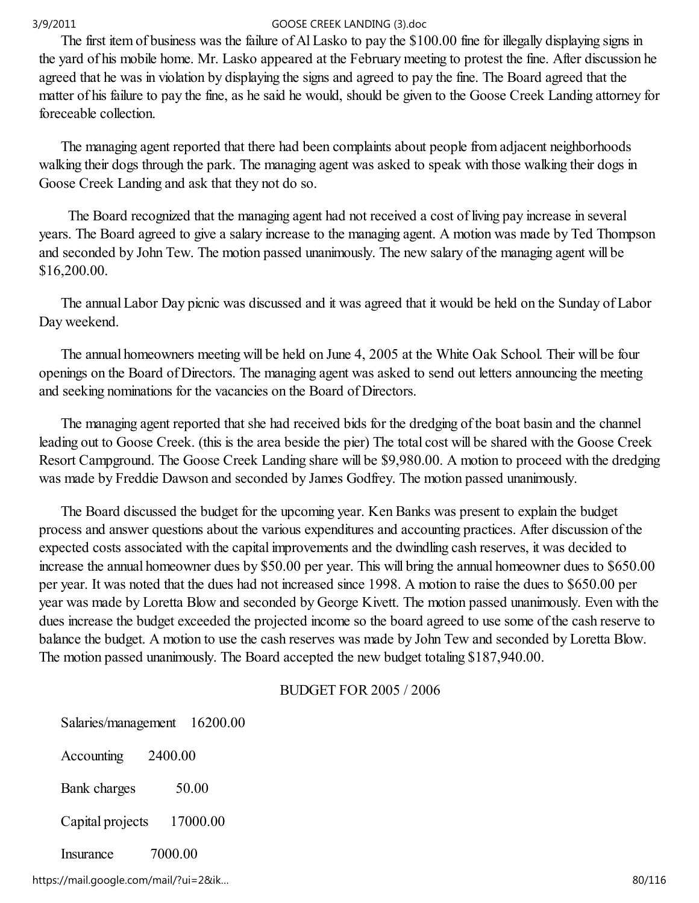The first item of business was the failure of Al Lasko to pay the $100.00 fine for illegally displaying signs in the yard of his mobile home. Mr. Lasko appeared at the February meeting to protest the fine. After discussion he agreed that he was in violation by displaying the signs and agreed to pay the fine. The Board agreed that the matter of his failure to pay the fine, as he said he would, should be given to the Goose Creek Landing attorney for foreceable collection.

The managing agent reported that there had been complaints about people from adjacent neighborhoods walking their dogs through the park. The managing agent was asked to speak with those walking their dogs in Goose Creek Landing and ask that they not do so.

The Board recognized that the managing agent had not received a cost of living pay increase in several years. The Board agreed to give a salary increase to the managing agent. A motion was made by Ted Thompson and seconded by John Tew. The motion passed unanimously. The new salary of the managing agent will be $16,200.00.

The annual Labor Day picnic was discussed and it was agreed that it would be held on the Sunday of Labor Day weekend.

The annual homeowners meeting will be held on June 4, 2005 at the White Oak School. Their will be four openings on the Board of Directors. The managing agent was asked to send out letters announcing the meeting and seeking nominations for the vacancies on the Board of Directors.

The managing agent reported that she had received bids for the dredging of the boat basin and the channel leading out to Goose Creek. (this is the area beside the pier) The total cost will be shared with the Goose Creek Resort Campground. The Goose Creek Landing share will be $9,980.00. A motion to proceed with the dredging was made by Freddie Dawson and seconded by James Godfrey. The motion passed unanimously.

The Board discussed the budget for the upcoming year. Ken Banks was present to explain the budget process and answer questions about the various expenditures and accounting practices. After discussion of the expected costs associated with the capital improvements and the dwindling cash reserves, it was decided to increase the annual homeowner dues by $50.00 per year. This will bring the annual homeowner dues to $650.00 per year. It was noted that the dues had not increased since 1998. A motion to raise the dues to $650.00 per year was made by Loretta Blow and seconded by George Kivett. The motion passed unanimously. Even with the dues increase the budget exceeded the projected income so the board agreed to use some of the cash reserve to balance the budget. A motion to use the cash reserves was made by John Tew and seconded by Loretta Blow. The motion passed unanimously. The Board accepted the new budget totaling $187,940.00.

BUDGET FOR 2005 / 2006

Salaries/management 16200.00

Accounting 2400.00

Bank charges 50.00

Capital projects 17000.00

Insurance 7000.00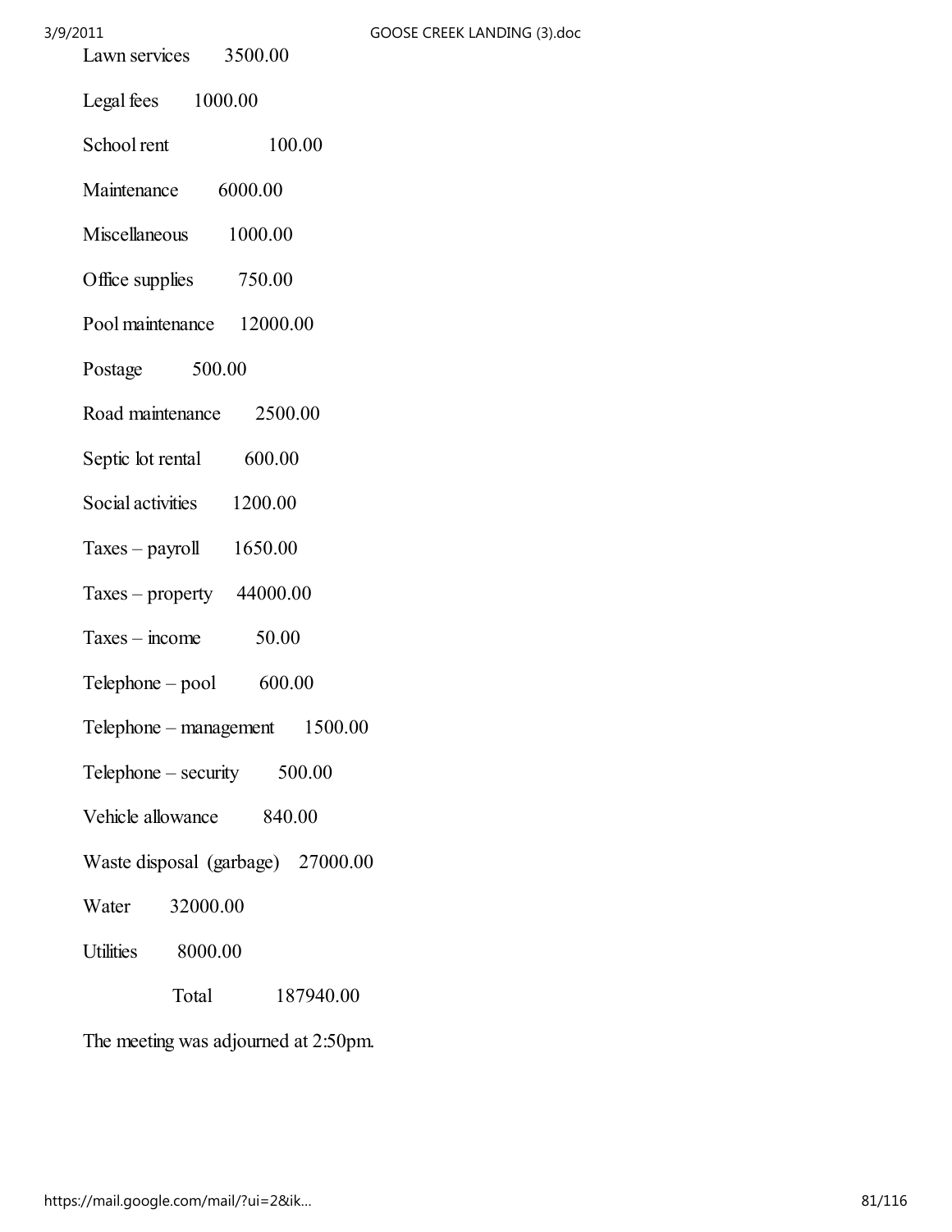| | |
|---|---|
| Lawn services | 3500.00 |
| Legal fees | 1000.00 |
| School rent | 100.00 |
| Maintenance | 6000.00 |
| Miscellaneous | 1000.00 |
| Office supplies | 750.00 |
| Pool maintenance | 12000.00 |
| Postage | 500.00 |
| Road maintenance | 2500.00 |
| Septic lot rental | 600.00 |
| Social activities | 1200.00 |
| Taxes – payroll | 1650.00 |
| Taxes – property | 44000.00 |
| Taxes – income | 50.00 |
| Telephone – pool | 600.00 |
| Telephone – management | 1500.00 |
| Telephone – security | 500.00 |
| Vehicle allowance | 840.00 |
| Waste disposal (garbage) | 27000.00 |
| Water | 32000.00 |
| Utilities | 8000.00 |
| Total | 187940.00 |

The meeting was adjourned at 2:50pm.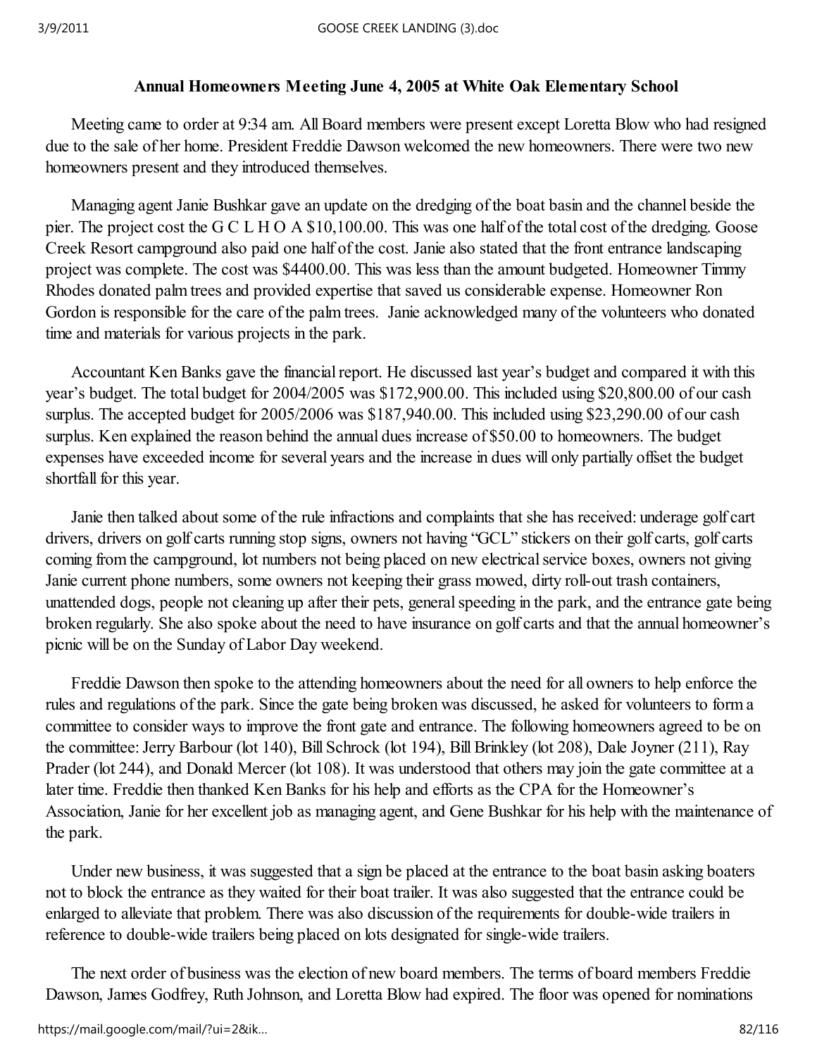**Annual Homeowners Meeting June 4, 2005 at White Oak Elementary School**

Meeting came to order at 9:34 am. All Board members were present except Loretta Blow who had resigned due to the sale of her home. President Freddie Dawson welcomed the new homeowners. There were two new homeowners present and they introduced themselves.

Managing agent Janie Bushkar gave an update on the dredging of the boat basin and the channel beside the pier. The project cost the G C L H O A $10,100.00. This was one half of the total cost of the dredging. Goose Creek Resort campground also paid one half of the cost. Janie also stated that the front entrance landscaping project was complete. The cost was $4400.00. This was less than the amount budgeted. Homeowner Timmy Rhodes donated palm trees and provided expertise that saved us considerable expense. Homeowner Ron Gordon is responsible for the care of the palm trees. Janie acknowledged many of the volunteers who donated time and materials for various projects in the park.

Accountant Ken Banks gave the financial report. He discussed last year's budget and compared it with this year's budget. The total budget for 2004/2005 was $172,900.00. This included using $20,800.00 of our cash surplus. The accepted budget for 2005/2006 was $187,940.00. This included using $23,290.00 of our cash surplus. Ken explained the reason behind the annual dues increase of $50.00 to homeowners. The budget expenses have exceeded income for several years and the increase in dues will only partially offset the budget shortfall for this year.

Janie then talked about some of the rule infractions and complaints that she has received: underage golf cart drivers, drivers on golf carts running stop signs, owners not having "GCL" stickers on their golf carts, golf carts coming from the campground, lot numbers not being placed on new electrical service boxes, owners not giving Janie current phone numbers, some owners not keeping their grass mowed, dirty roll-out trash containers, unattended dogs, people not cleaning up after their pets, general speeding in the park, and the entrance gate being broken regularly. She also spoke about the need to have insurance on golf carts and that the annual homeowner's picnic will be on the Sunday of Labor Day weekend.

Freddie Dawson then spoke to the attending homeowners about the need for all owners to help enforce the rules and regulations of the park. Since the gate being broken was discussed, he asked for volunteers to form a committee to consider ways to improve the front gate and entrance. The following homeowners agreed to be on the committee: Jerry Barbour (lot 140), Bill Schrock (lot 194), Bill Brinkley (lot 208), Dale Joyner (211), Ray Prader (lot 244), and Donald Mercer (lot 108). It was understood that others may join the gate committee at a later time. Freddie then thanked Ken Banks for his help and efforts as the CPA for the Homeowner's Association, Janie for her excellent job as managing agent, and Gene Bushkar for his help with the maintenance of the park.

Under new business, it was suggested that a sign be placed at the entrance to the boat basin asking boaters not to block the entrance as they waited for their boat trailer. It was also suggested that the entrance could be enlarged to alleviate that problem. There was also discussion of the requirements for double-wide trailers in reference to double-wide trailers being placed on lots designated for single-wide trailers.

The next order of business was the election of new board members. The terms of board members Freddie Dawson, James Godfrey, Ruth Johnson, and Loretta Blow had expired. The floor was opened for nominations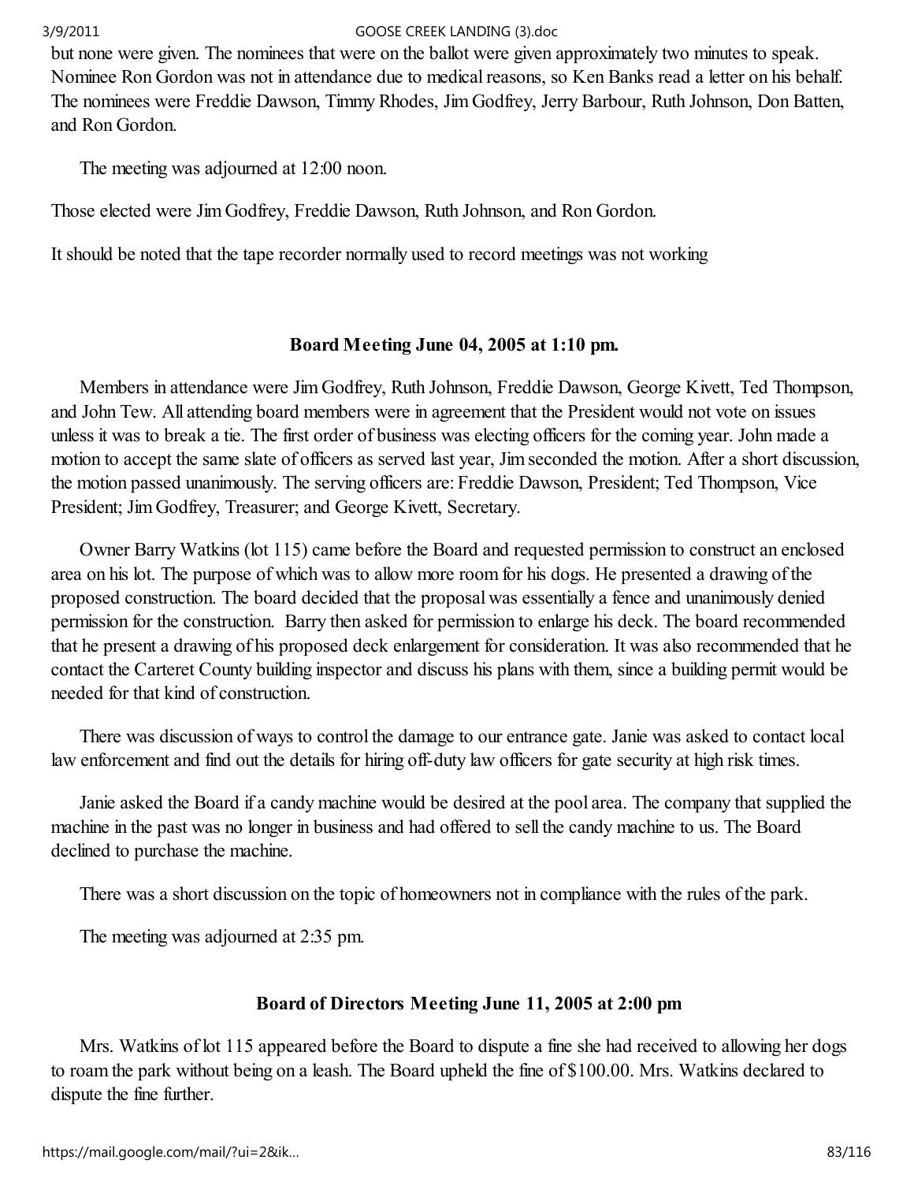but none were given. The nominees that were on the ballot were given approximately two minutes to speak. Nominee Ron Gordon was not in attendance due to medical reasons, so Ken Banks read a letter on his behalf. The nominees were Freddie Dawson, Timmy Rhodes, Jim Godfrey, Jerry Barbour, Ruth Johnson, Don Batten, and Ron Gordon.

The meeting was adjourned at 12:00 noon.

Those elected were Jim Godfrey, Freddie Dawson, Ruth Johnson, and Ron Gordon.

It should be noted that the tape recorder normally used to record meetings was not working

### Board Meeting June 04, 2005 at 1:10 pm.

Members in attendance were Jim Godfrey, Ruth Johnson, Freddie Dawson, George Kivett, Ted Thompson, and John Tew. All attending board members were in agreement that the President would not vote on issues unless it was to break a tie. The first order of business was electing officers for the coming year. John made a motion to accept the same slate of officers as served last year, Jim seconded the motion. After a short discussion, the motion passed unanimously. The serving officers are: Freddie Dawson, President; Ted Thompson, Vice President; Jim Godfrey, Treasurer; and George Kivett, Secretary.

Owner Barry Watkins (lot 115) came before the Board and requested permission to construct an enclosed area on his lot. The purpose of which was to allow more room for his dogs. He presented a drawing of the proposed construction. The board decided that the proposal was essentially a fence and unanimously denied permission for the construction. Barry then asked for permission to enlarge his deck. The board recommended that he present a drawing of his proposed deck enlargement for consideration. It was also recommended that he contact the Carteret County building inspector and discuss his plans with them, since a building permit would be needed for that kind of construction.

There was discussion of ways to control the damage to our entrance gate. Janie was asked to contact local law enforcement and find out the details for hiring off-duty law officers for gate security at high risk times.

Janie asked the Board if a candy machine would be desired at the pool area. The company that supplied the machine in the past was no longer in business and had offered to sell the candy machine to us. The Board declined to purchase the machine.

There was a short discussion on the topic of homeowners not in compliance with the rules of the park.

The meeting was adjourned at 2:35 pm.

### Board of Directors Meeting June 11, 2005 at 2:00 pm

Mrs. Watkins of lot 115 appeared before the Board to dispute a fine she had received to allowing her dogs to roam the park without being on a leash. The Board upheld the fine of $100.00. Mrs. Watkins declared to dispute the fine further.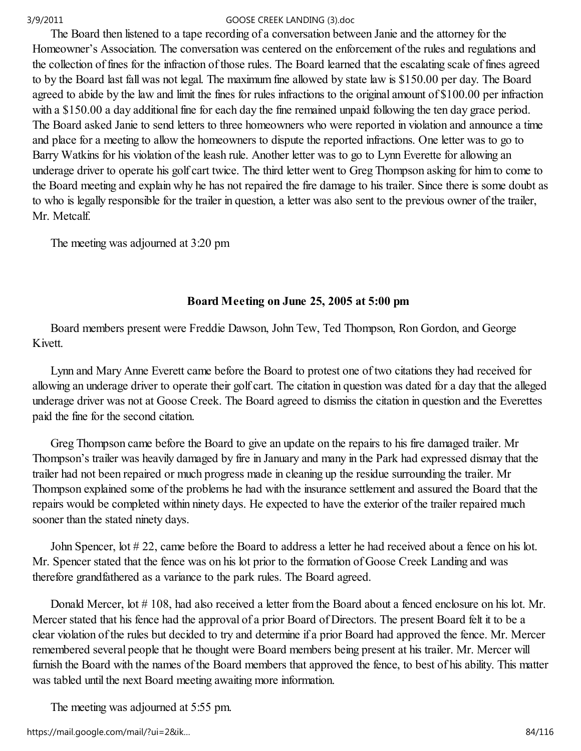The Board then listened to a tape recording of a conversation between Janie and the attorney for the Homeowner's Association. The conversation was centered on the enforcement of the rules and regulations and the collection of fines for the infraction of those rules. The Board learned that the escalating scale of fines agreed to by the Board last fall was not legal. The maximum fine allowed by state law is $150.00 per day. The Board agreed to abide by the law and limit the fines for rules infractions to the original amount of $100.00 per infraction with a $150.00 a day additional fine for each day the fine remained unpaid following the ten day grace period. The Board asked Janie to send letters to three homeowners who were reported in violation and announce a time and place for a meeting to allow the homeowners to dispute the reported infractions. One letter was to go to Barry Watkins for his violation of the leash rule. Another letter was to go to Lynn Everette for allowing an underage driver to operate his golf cart twice. The third letter went to Greg Thompson asking for him to come to the Board meeting and explain why he has not repaired the fire damage to his trailer. Since there is some doubt as to who is legally responsible for the trailer in question, a letter was also sent to the previous owner of the trailer, Mr. Metcalf.

The meeting was adjourned at 3:20 pm

**Board Meeting on June 25, 2005 at 5:00 pm**

Board members present were Freddie Dawson, John Tew, Ted Thompson, Ron Gordon, and George Kivett.

Lynn and Mary Anne Everett came before the Board to protest one of two citations they had received for allowing an underage driver to operate their golf cart. The citation in question was dated for a day that the alleged underage driver was not at Goose Creek. The Board agreed to dismiss the citation in question and the Everettes paid the fine for the second citation.

Greg Thompson came before the Board to give an update on the repairs to his fire damaged trailer. Mr Thompson's trailer was heavily damaged by fire in January and many in the Park had expressed dismay that the trailer had not been repaired or much progress made in cleaning up the residue surrounding the trailer. Mr Thompson explained some of the problems he had with the insurance settlement and assured the Board that the repairs would be completed within ninety days. He expected to have the exterior of the trailer repaired much sooner than the stated ninety days.

John Spencer, lot # 22, came before the Board to address a letter he had received about a fence on his lot. Mr. Spencer stated that the fence was on his lot prior to the formation of Goose Creek Landing and was therefore grandfathered as a variance to the park rules. The Board agreed.

Donald Mercer, lot # 108, had also received a letter from the Board about a fenced enclosure on his lot. Mr. Mercer stated that his fence had the approval of a prior Board of Directors. The present Board felt it to be a clear violation of the rules but decided to try and determine if a prior Board had approved the fence. Mr. Mercer remembered several people that he thought were Board members being present at his trailer. Mr. Mercer will furnish the Board with the names of the Board members that approved the fence, to best of his ability. This matter was tabled until the next Board meeting awaiting more information.

The meeting was adjourned at 5:55 pm.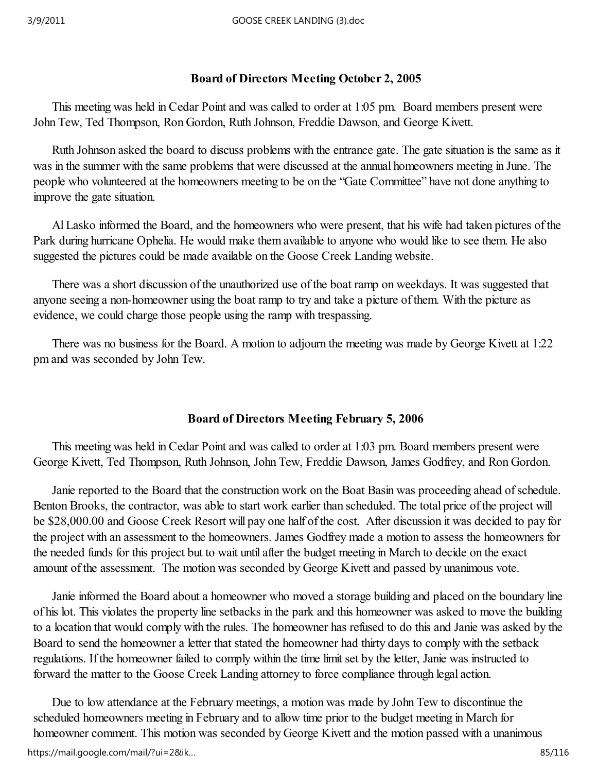## Board of Directors Meeting October 2, 2005

This meeting was held in Cedar Point and was called to order at 1:05 pm. Board members present were John Tew, Ted Thompson, Ron Gordon, Ruth Johnson, Freddie Dawson, and George Kivett.

Ruth Johnson asked the board to discuss problems with the entrance gate. The gate situation is the same as it was in the summer with the same problems that were discussed at the annual homeowners meeting in June. The people who volunteered at the homeowners meeting to be on the "Gate Committee" have not done anything to improve the gate situation.

Al Lasko informed the Board, and the homeowners who were present, that his wife had taken pictures of the Park during hurricane Ophelia. He would make them available to anyone who would like to see them. He also suggested the pictures could be made available on the Goose Creek Landing website.

There was a short discussion of the unauthorized use of the boat ramp on weekdays. It was suggested that anyone seeing a non-homeowner using the boat ramp to try and take a picture of them. With the picture as evidence, we could charge those people using the ramp with trespassing.

There was no business for the Board. A motion to adjourn the meeting was made by George Kivett at 1:22 pm and was seconded by John Tew.

## Board of Directors Meeting February 5, 2006

This meeting was held in Cedar Point and was called to order at 1:03 pm. Board members present were George Kivett, Ted Thompson, Ruth Johnson, John Tew, Freddie Dawson, James Godfrey, and Ron Gordon.

Janie reported to the Board that the construction work on the Boat Basin was proceeding ahead of schedule. Benton Brooks, the contractor, was able to start work earlier than scheduled. The total price of the project will be $28,000.00 and Goose Creek Resort will pay one half of the cost. After discussion it was decided to pay for the project with an assessment to the homeowners. James Godfrey made a motion to assess the homeowners for the needed funds for this project but to wait until after the budget meeting in March to decide on the exact amount of the assessment. The motion was seconded by George Kivett and passed by unanimous vote.

Janie informed the Board about a homeowner who moved a storage building and placed on the boundary line of his lot. This violates the property line setbacks in the park and this homeowner was asked to move the building to a location that would comply with the rules. The homeowner has refused to do this and Janie was asked by the Board to send the homeowner a letter that stated the homeowner had thirty days to comply with the setback regulations. If the homeowner failed to comply within the time limit set by the letter, Janie was instructed to forward the matter to the Goose Creek Landing attorney to force compliance through legal action.

Due to low attendance at the February meetings, a motion was made by John Tew to discontinue the scheduled homeowners meeting in February and to allow time prior to the budget meeting in March for homeowner comment. This motion was seconded by George Kivett and the motion passed with a unanimous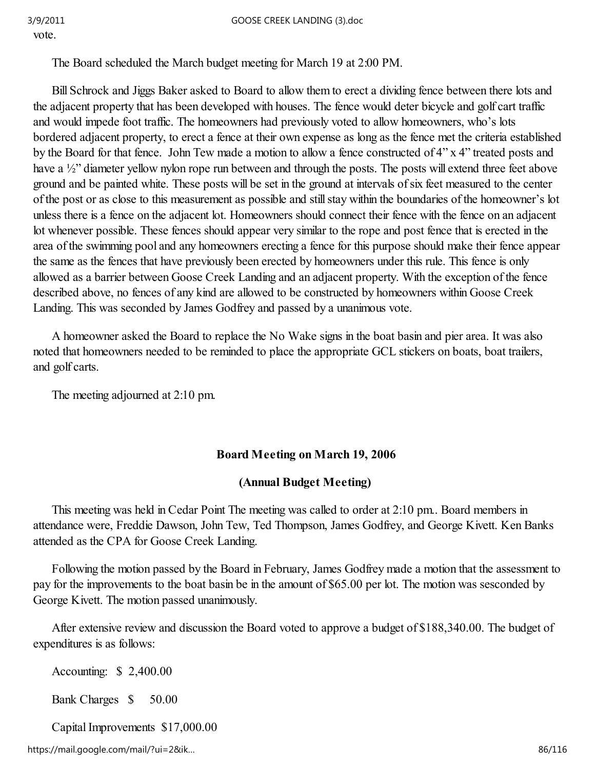vote.

The Board scheduled the March budget meeting for March 19 at 2:00 PM.

Bill Schrock and Jiggs Baker asked to Board to allow them to erect a dividing fence between there lots and the adjacent property that has been developed with houses. The fence would deter bicycle and golf cart traffic and would impede foot traffic. The homeowners had previously voted to allow homeowners, who's lots bordered adjacent property, to erect a fence at their own expense as long as the fence met the criteria established by the Board for that fence. John Tew made a motion to allow a fence constructed of 4" x 4" treated posts and have a ½" diameter yellow nylon rope run between and through the posts. The posts will extend three feet above ground and be painted white. These posts will be set in the ground at intervals of six feet measured to the center of the post or as close to this measurement as possible and still stay within the boundaries of the homeowner's lot unless there is a fence on the adjacent lot. Homeowners should connect their fence with the fence on an adjacent lot whenever possible. These fences should appear very similar to the rope and post fence that is erected in the area of the swimming pool and any homeowners erecting a fence for this purpose should make their fence appear the same as the fences that have previously been erected by homeowners under this rule. This fence is only allowed as a barrier between Goose Creek Landing and an adjacent property. With the exception of the fence described above, no fences of any kind are allowed to be constructed by homeowners within Goose Creek Landing. This was seconded by James Godfrey and passed by a unanimous vote.

A homeowner asked the Board to replace the No Wake signs in the boat basin and pier area. It was also noted that homeowners needed to be reminded to place the appropriate GCL stickers on boats, boat trailers, and golf carts.

The meeting adjourned at 2:10 pm.

**Board Meeting on March 19, 2006**

**(Annual Budget Meeting)**

This meeting was held in Cedar Point The meeting was called to order at 2:10 pm.. Board members in attendance were, Freddie Dawson, John Tew, Ted Thompson, James Godfrey, and George Kivett. Ken Banks attended as the CPA for Goose Creek Landing.

Following the motion passed by the Board in February, James Godfrey made a motion that the assessment to pay for the improvements to the boat basin be in the amount of $65.00 per lot. The motion was sesconded by George Kivett. The motion passed unanimously.

After extensive review and discussion the Board voted to approve a budget of $188,340.00. The budget of expenditures is as follows:

Accounting: $ 2,400.00

Bank Charges $ 50.00

Capital Improvements $17,000.00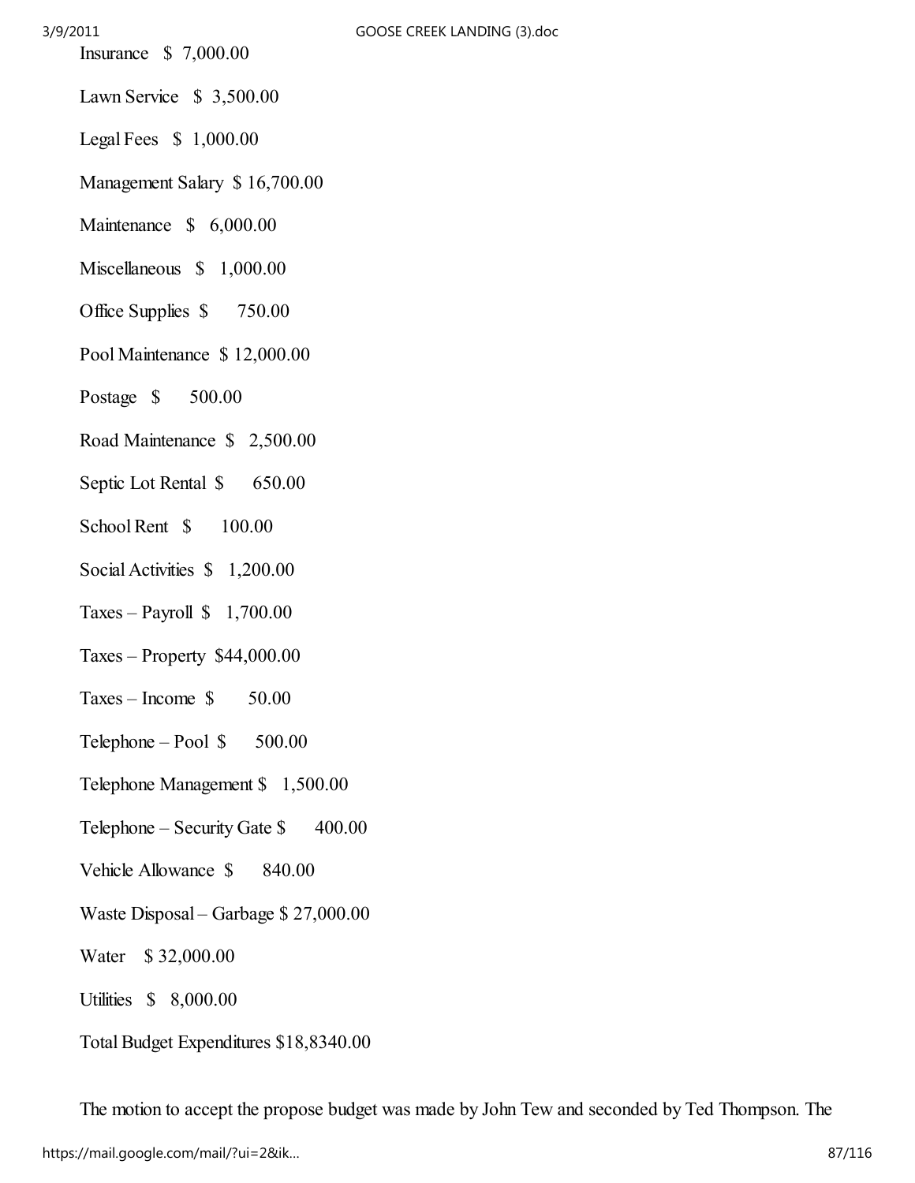Insurance $ 7,000.00

Lawn Service $ 3,500.00

Legal Fees $ 1,000.00

Management Salary $ 16,700.00

Maintenance $ 6,000.00

Miscellaneous $ 1,000.00

Office Supplies $ 750.00

Pool Maintenance $ 12,000.00

Postage $ 500.00

Road Maintenance $ 2,500.00

Septic Lot Rental $ 650.00

School Rent $ 100.00

Social Activities $ 1,200.00

Taxes – Payroll $ 1,700.00

Taxes – Property $44,000.00

Taxes – Income $ 50.00

Telephone – Pool $ 500.00

Telephone Management $ 1,500.00

Telephone – Security Gate $ 400.00

Vehicle Allowance $ 840.00

Waste Disposal – Garbage $ 27,000.00

Water $ 32,000.00

Utilities $ 8,000.00

Total Budget Expenditures $18,8340.00

The motion to accept the propose budget was made by John Tew and seconded by Ted Thompson. The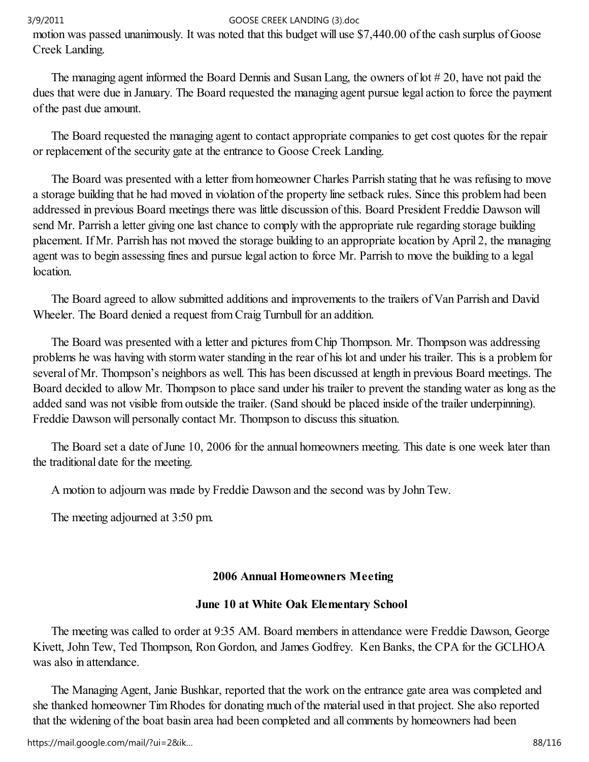motion was passed unanimously. It was noted that this budget will use $7,440.00 of the cash surplus of Goose Creek Landing.

The managing agent informed the Board Dennis and Susan Lang, the owners of lot # 20, have not paid the dues that were due in January. The Board requested the managing agent pursue legal action to force the payment of the past due amount.

The Board requested the managing agent to contact appropriate companies to get cost quotes for the repair or replacement of the security gate at the entrance to Goose Creek Landing.

The Board was presented with a letter from homeowner Charles Parrish stating that he was refusing to move a storage building that he had moved in violation of the property line setback rules. Since this problem had been addressed in previous Board meetings there was little discussion of this. Board President Freddie Dawson will send Mr. Parrish a letter giving one last chance to comply with the appropriate rule regarding storage building placement. If Mr. Parrish has not moved the storage building to an appropriate location by April 2, the managing agent was to begin assessing fines and pursue legal action to force Mr. Parrish to move the building to a legal location.

The Board agreed to allow submitted additions and improvements to the trailers of Van Parrish and David Wheeler. The Board denied a request from Craig Turnbull for an addition.

The Board was presented with a letter and pictures from Chip Thompson. Mr. Thompson was addressing problems he was having with storm water standing in the rear of his lot and under his trailer. This is a problem for several of Mr. Thompson's neighbors as well. This has been discussed at length in previous Board meetings. The Board decided to allow Mr. Thompson to place sand under his trailer to prevent the standing water as long as the added sand was not visible from outside the trailer. (Sand should be placed inside of the trailer underpinning). Freddie Dawson will personally contact Mr. Thompson to discuss this situation.

The Board set a date of June 10, 2006 for the annual homeowners meeting. This date is one week later than the traditional date for the meeting.

A motion to adjourn was made by Freddie Dawson and the second was by John Tew.

The meeting adjourned at 3:50 pm.

## 2006 Annual Homeowners Meeting

### June 10 at White Oak Elementary School

The meeting was called to order at 9:35 AM. Board members in attendance were Freddie Dawson, George Kivett, John Tew, Ted Thompson, Ron Gordon, and James Godfrey. Ken Banks, the CPA for the GCLHOA was also in attendance.

The Managing Agent, Janie Bushkar, reported that the work on the entrance gate area was completed and she thanked homeowner Tim Rhodes for donating much of the material used in that project. She also reported that the widening of the boat basin area had been completed and all comments by homeowners had been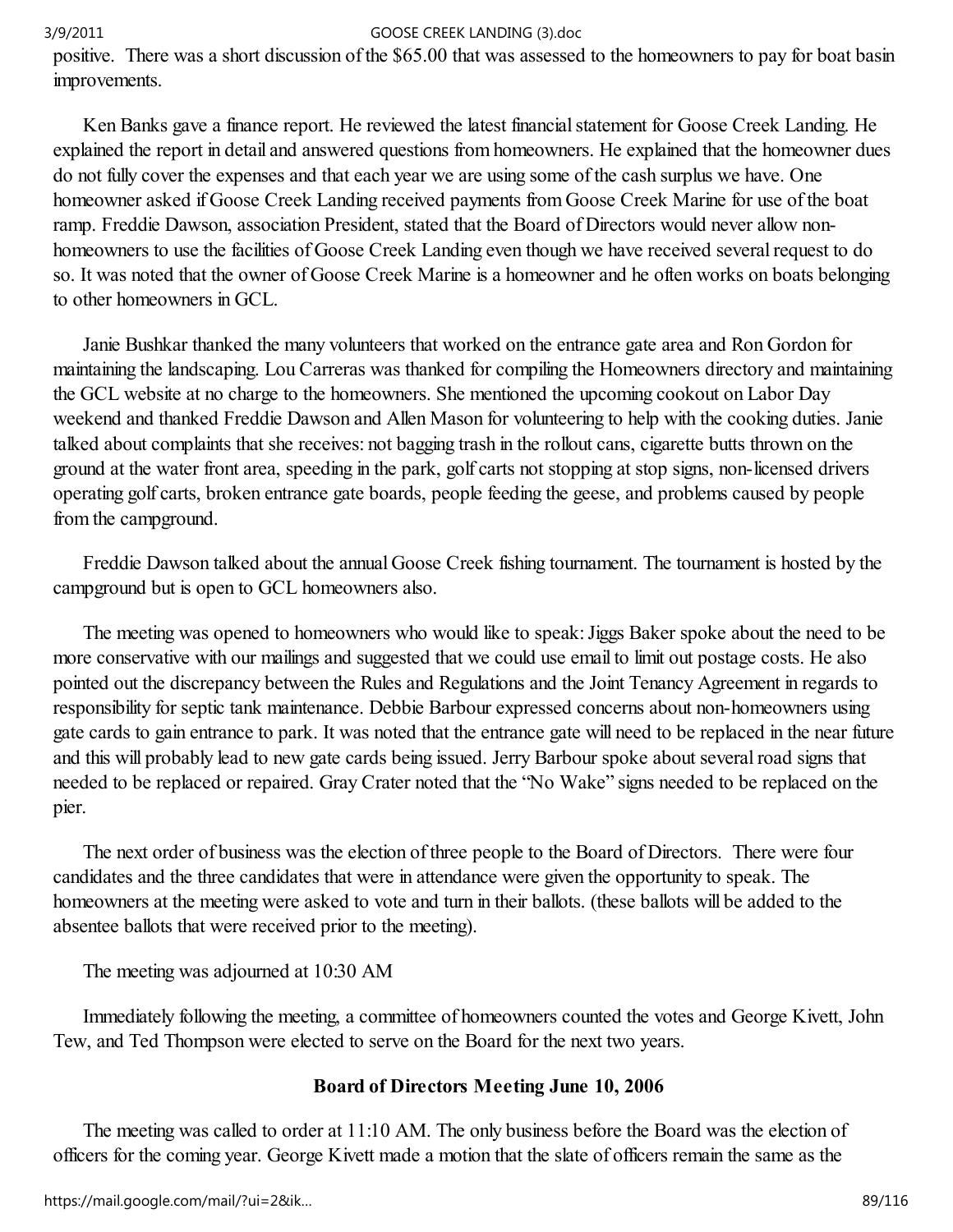positive. There was a short discussion of the $65.00 that was assessed to the homeowners to pay for boat basin improvements.

Ken Banks gave a finance report. He reviewed the latest financial statement for Goose Creek Landing. He explained the report in detail and answered questions from homeowners. He explained that the homeowner dues do not fully cover the expenses and that each year we are using some of the cash surplus we have. One homeowner asked if Goose Creek Landing received payments from Goose Creek Marine for use of the boat ramp. Freddie Dawson, association President, stated that the Board of Directors would never allow non-homeowners to use the facilities of Goose Creek Landing even though we have received several request to do so. It was noted that the owner of Goose Creek Marine is a homeowner and he often works on boats belonging to other homeowners in GCL.

Janie Bushkar thanked the many volunteers that worked on the entrance gate area and Ron Gordon for maintaining the landscaping. Lou Carreras was thanked for compiling the Homeowners directory and maintaining the GCL website at no charge to the homeowners. She mentioned the upcoming cookout on Labor Day weekend and thanked Freddie Dawson and Allen Mason for volunteering to help with the cooking duties. Janie talked about complaints that she receives: not bagging trash in the rollout cans, cigarette butts thrown on the ground at the water front area, speeding in the park, golf carts not stopping at stop signs, non-licensed drivers operating golf carts, broken entrance gate boards, people feeding the geese, and problems caused by people from the campground.

Freddie Dawson talked about the annual Goose Creek fishing tournament. The tournament is hosted by the campground but is open to GCL homeowners also.

The meeting was opened to homeowners who would like to speak: Jiggs Baker spoke about the need to be more conservative with our mailings and suggested that we could use email to limit out postage costs. He also pointed out the discrepancy between the Rules and Regulations and the Joint Tenancy Agreement in regards to responsibility for septic tank maintenance. Debbie Barbour expressed concerns about non-homeowners using gate cards to gain entrance to park. It was noted that the entrance gate will need to be replaced in the near future and this will probably lead to new gate cards being issued. Jerry Barbour spoke about several road signs that needed to be replaced or repaired. Gray Crater noted that the "No Wake" signs needed to be replaced on the pier.

The next order of business was the election of three people to the Board of Directors. There were four candidates and the three candidates that were in attendance were given the opportunity to speak. The homeowners at the meeting were asked to vote and turn in their ballots. (these ballots will be added to the absentee ballots that were received prior to the meeting).

The meeting was adjourned at 10:30 AM

Immediately following the meeting, a committee of homeowners counted the votes and George Kivett, John Tew, and Ted Thompson were elected to serve on the Board for the next two years.

## Board of Directors Meeting June 10, 2006

The meeting was called to order at 11:10 AM. The only business before the Board was the election of officers for the coming year. George Kivett made a motion that the slate of officers remain the same as the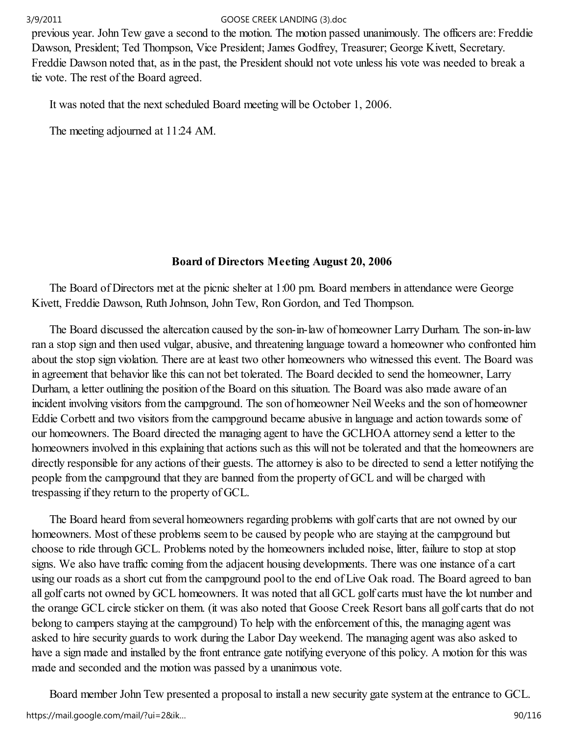previous year. John Tew gave a second to the motion. The motion passed unanimously. The officers are: Freddie Dawson, President; Ted Thompson, Vice President; James Godfrey, Treasurer; George Kivett, Secretary. Freddie Dawson noted that, as in the past, the President should not vote unless his vote was needed to break a tie vote. The rest of the Board agreed.

It was noted that the next scheduled Board meeting will be October 1, 2006.

The meeting adjourned at 11:24 AM.

## Board of Directors Meeting August 20, 2006

The Board of Directors met at the picnic shelter at 1:00 pm. Board members in attendance were George Kivett, Freddie Dawson, Ruth Johnson, John Tew, Ron Gordon, and Ted Thompson.

The Board discussed the altercation caused by the son-in-law of homeowner Larry Durham. The son-in-law ran a stop sign and then used vulgar, abusive, and threatening language toward a homeowner who confronted him about the stop sign violation. There are at least two other homeowners who witnessed this event. The Board was in agreement that behavior like this can not bet tolerated. The Board decided to send the homeowner, Larry Durham, a letter outlining the position of the Board on this situation. The Board was also made aware of an incident involving visitors from the campground. The son of homeowner Neil Weeks and the son of homeowner Eddie Corbett and two visitors from the campground became abusive in language and action towards some of our homeowners. The Board directed the managing agent to have the GCLHOA attorney send a letter to the homeowners involved in this explaining that actions such as this will not be tolerated and that the homeowners are directly responsible for any actions of their guests. The attorney is also to be directed to send a letter notifying the people from the campground that they are banned from the property of GCL and will be charged with trespassing if they return to the property of GCL.

The Board heard from several homeowners regarding problems with golf carts that are not owned by our homeowners. Most of these problems seem to be caused by people who are staying at the campground but choose to ride through GCL. Problems noted by the homeowners included noise, litter, failure to stop at stop signs. We also have traffic coming from the adjacent housing developments. There was one instance of a cart using our roads as a short cut from the campground pool to the end of Live Oak road. The Board agreed to ban all golf carts not owned by GCL homeowners. It was noted that all GCL golf carts must have the lot number and the orange GCL circle sticker on them. (it was also noted that Goose Creek Resort bans all golf carts that do not belong to campers staying at the campground) To help with the enforcement of this, the managing agent was asked to hire security guards to work during the Labor Day weekend. The managing agent was also asked to have a sign made and installed by the front entrance gate notifying everyone of this policy. A motion for this was made and seconded and the motion was passed by a unanimous vote.

Board member John Tew presented a proposal to install a new security gate system at the entrance to GCL.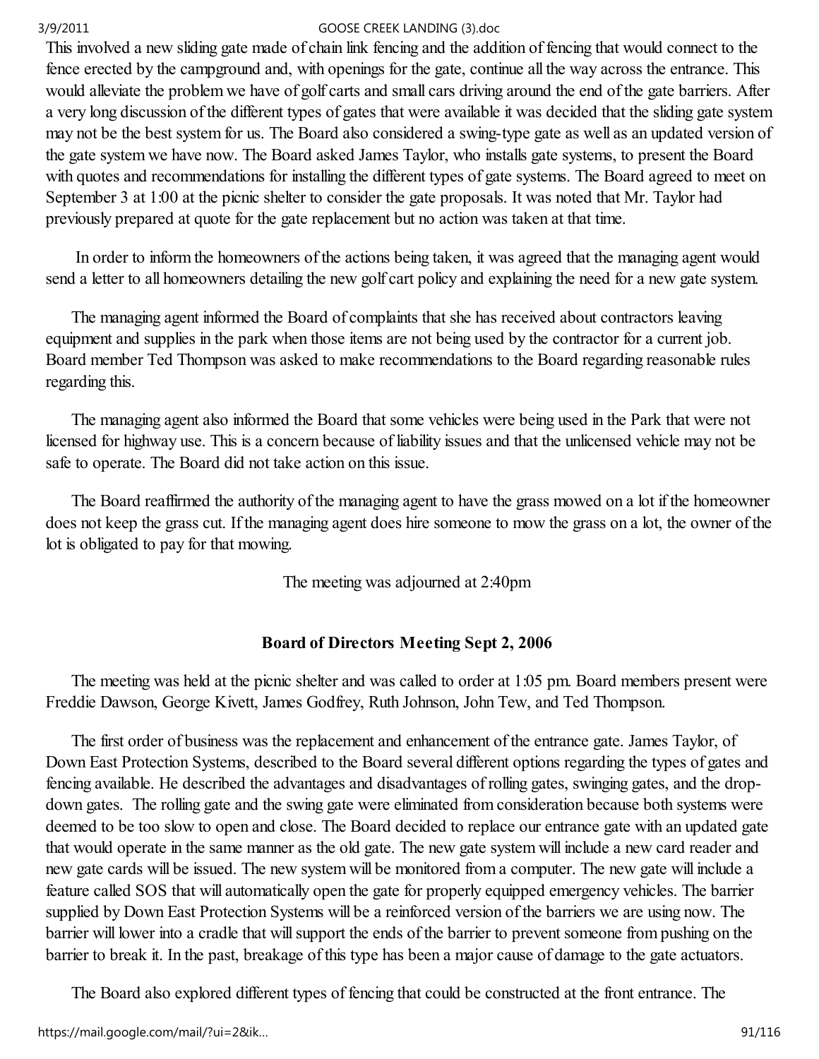This involved a new sliding gate made of chain link fencing and the addition of fencing that would connect to the fence erected by the campground and, with openings for the gate, continue all the way across the entrance. This would alleviate the problem we have of golf carts and small cars driving around the end of the gate barriers. After a very long discussion of the different types of gates that were available it was decided that the sliding gate system may not be the best system for us. The Board also considered a swing-type gate as well as an updated version of the gate system we have now. The Board asked James Taylor, who installs gate systems, to present the Board with quotes and recommendations for installing the different types of gate systems. The Board agreed to meet on September 3 at 1:00 at the picnic shelter to consider the gate proposals. It was noted that Mr. Taylor had previously prepared at quote for the gate replacement but no action was taken at that time.

In order to inform the homeowners of the actions being taken, it was agreed that the managing agent would send a letter to all homeowners detailing the new golf cart policy and explaining the need for a new gate system.

The managing agent informed the Board of complaints that she has received about contractors leaving equipment and supplies in the park when those items are not being used by the contractor for a current job. Board member Ted Thompson was asked to make recommendations to the Board regarding reasonable rules regarding this.

The managing agent also informed the Board that some vehicles were being used in the Park that were not licensed for highway use. This is a concern because of liability issues and that the unlicensed vehicle may not be safe to operate. The Board did not take action on this issue.

The Board reaffirmed the authority of the managing agent to have the grass mowed on a lot if the homeowner does not keep the grass cut. If the managing agent does hire someone to mow the grass on a lot, the owner of the lot is obligated to pay for that mowing.

The meeting was adjourned at 2:40pm

## Board of Directors Meeting Sept 2, 2006

The meeting was held at the picnic shelter and was called to order at 1:05 pm. Board members present were Freddie Dawson, George Kivett, James Godfrey, Ruth Johnson, John Tew, and Ted Thompson.

The first order of business was the replacement and enhancement of the entrance gate. James Taylor, of Down East Protection Systems, described to the Board several different options regarding the types of gates and fencing available. He described the advantages and disadvantages of rolling gates, swinging gates, and the drop-down gates. The rolling gate and the swing gate were eliminated from consideration because both systems were deemed to be too slow to open and close. The Board decided to replace our entrance gate with an updated gate that would operate in the same manner as the old gate. The new gate system will include a new card reader and new gate cards will be issued. The new system will be monitored from a computer. The new gate will include a feature called SOS that will automatically open the gate for properly equipped emergency vehicles. The barrier supplied by Down East Protection Systems will be a reinforced version of the barriers we are using now. The barrier will lower into a cradle that will support the ends of the barrier to prevent someone from pushing on the barrier to break it. In the past, breakage of this type has been a major cause of damage to the gate actuators.

The Board also explored different types of fencing that could be constructed at the front entrance. The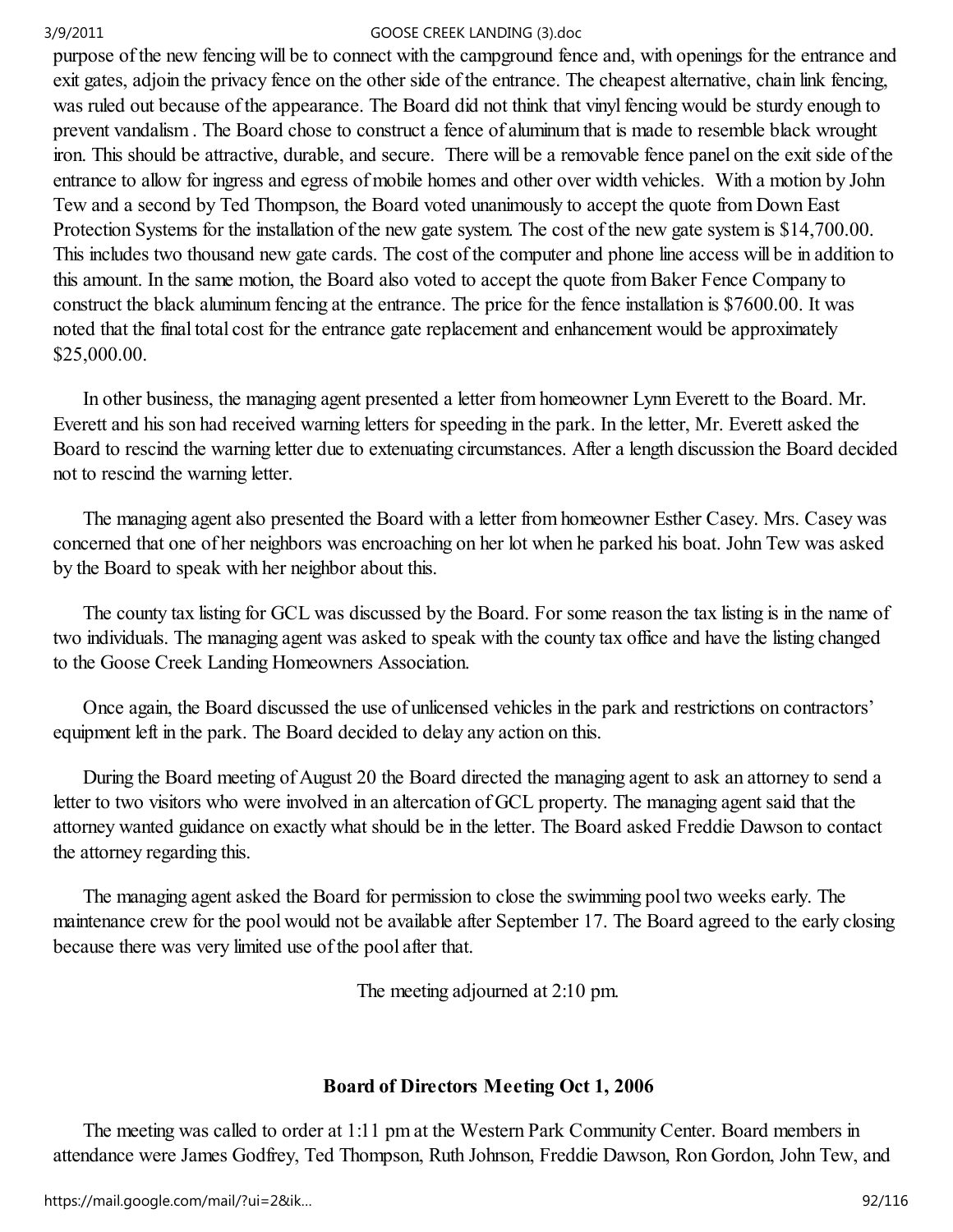purpose of the new fencing will be to connect with the campground fence and, with openings for the entrance and exit gates, adjoin the privacy fence on the other side of the entrance. The cheapest alternative, chain link fencing, was ruled out because of the appearance. The Board did not think that vinyl fencing would be sturdy enough to prevent vandalism . The Board chose to construct a fence of aluminum that is made to resemble black wrought iron. This should be attractive, durable, and secure. There will be a removable fence panel on the exit side of the entrance to allow for ingress and egress of mobile homes and other over width vehicles. With a motion by John Tew and a second by Ted Thompson, the Board voted unanimously to accept the quote from Down East Protection Systems for the installation of the new gate system. The cost of the new gate system is $14,700.00. This includes two thousand new gate cards. The cost of the computer and phone line access will be in addition to this amount. In the same motion, the Board also voted to accept the quote from Baker Fence Company to construct the black aluminum fencing at the entrance. The price for the fence installation is $7600.00. It was noted that the final total cost for the entrance gate replacement and enhancement would be approximately $25,000.00.

In other business, the managing agent presented a letter from homeowner Lynn Everett to the Board. Mr. Everett and his son had received warning letters for speeding in the park. In the letter, Mr. Everett asked the Board to rescind the warning letter due to extenuating circumstances. After a length discussion the Board decided not to rescind the warning letter.

The managing agent also presented the Board with a letter from homeowner Esther Casey. Mrs. Casey was concerned that one of her neighbors was encroaching on her lot when he parked his boat. John Tew was asked by the Board to speak with her neighbor about this.

The county tax listing for GCL was discussed by the Board. For some reason the tax listing is in the name of two individuals. The managing agent was asked to speak with the county tax office and have the listing changed to the Goose Creek Landing Homeowners Association.

Once again, the Board discussed the use of unlicensed vehicles in the park and restrictions on contractors' equipment left in the park. The Board decided to delay any action on this.

During the Board meeting of August 20 the Board directed the managing agent to ask an attorney to send a letter to two visitors who were involved in an altercation of GCL property. The managing agent said that the attorney wanted guidance on exactly what should be in the letter. The Board asked Freddie Dawson to contact the attorney regarding this.

The managing agent asked the Board for permission to close the swimming pool two weeks early. The maintenance crew for the pool would not be available after September 17. The Board agreed to the early closing because there was very limited use of the pool after that.

The meeting adjourned at 2:10 pm.

## Board of Directors Meeting Oct 1, 2006

The meeting was called to order at 1:11 pm at the Western Park Community Center. Board members in attendance were James Godfrey, Ted Thompson, Ruth Johnson, Freddie Dawson, Ron Gordon, John Tew, and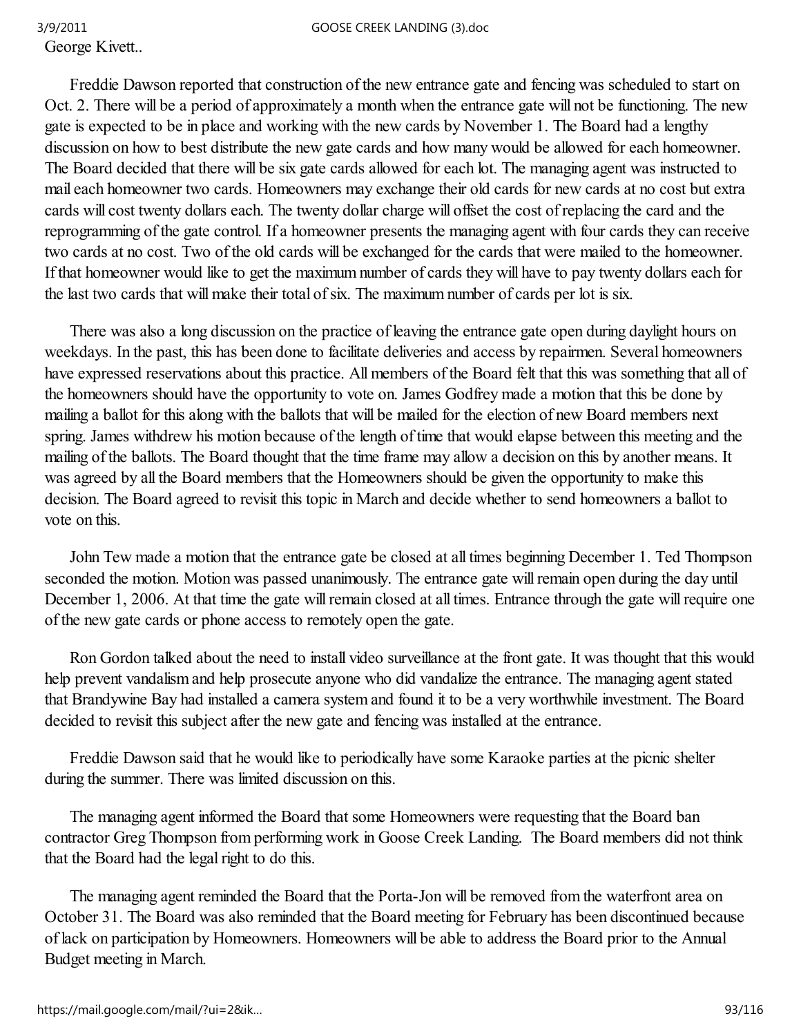George Kivett..

Freddie Dawson reported that construction of the new entrance gate and fencing was scheduled to start on Oct. 2. There will be a period of approximately a month when the entrance gate will not be functioning. The new gate is expected to be in place and working with the new cards by November 1. The Board had a lengthy discussion on how to best distribute the new gate cards and how many would be allowed for each homeowner. The Board decided that there will be six gate cards allowed for each lot. The managing agent was instructed to mail each homeowner two cards. Homeowners may exchange their old cards for new cards at no cost but extra cards will cost twenty dollars each. The twenty dollar charge will offset the cost of replacing the card and the reprogramming of the gate control. If a homeowner presents the managing agent with four cards they can receive two cards at no cost. Two of the old cards will be exchanged for the cards that were mailed to the homeowner. If that homeowner would like to get the maximum number of cards they will have to pay twenty dollars each for the last two cards that will make their total of six. The maximum number of cards per lot is six.

There was also a long discussion on the practice of leaving the entrance gate open during daylight hours on weekdays. In the past, this has been done to facilitate deliveries and access by repairmen. Several homeowners have expressed reservations about this practice. All members of the Board felt that this was something that all of the homeowners should have the opportunity to vote on. James Godfrey made a motion that this be done by mailing a ballot for this along with the ballots that will be mailed for the election of new Board members next spring. James withdrew his motion because of the length of time that would elapse between this meeting and the mailing of the ballots. The Board thought that the time frame may allow a decision on this by another means. It was agreed by all the Board members that the Homeowners should be given the opportunity to make this decision. The Board agreed to revisit this topic in March and decide whether to send homeowners a ballot to vote on this.

John Tew made a motion that the entrance gate be closed at all times beginning December 1. Ted Thompson seconded the motion. Motion was passed unanimously. The entrance gate will remain open during the day until December 1, 2006. At that time the gate will remain closed at all times. Entrance through the gate will require one of the new gate cards or phone access to remotely open the gate.

Ron Gordon talked about the need to install video surveillance at the front gate. It was thought that this would help prevent vandalism and help prosecute anyone who did vandalize the entrance. The managing agent stated that Brandywine Bay had installed a camera system and found it to be a very worthwhile investment. The Board decided to revisit this subject after the new gate and fencing was installed at the entrance.

Freddie Dawson said that he would like to periodically have some Karaoke parties at the picnic shelter during the summer. There was limited discussion on this.

The managing agent informed the Board that some Homeowners were requesting that the Board ban contractor Greg Thompson from performing work in Goose Creek Landing. The Board members did not think that the Board had the legal right to do this.

The managing agent reminded the Board that the Porta-Jon will be removed from the waterfront area on October 31. The Board was also reminded that the Board meeting for February has been discontinued because of lack on participation by Homeowners. Homeowners will be able to address the Board prior to the Annual Budget meeting in March.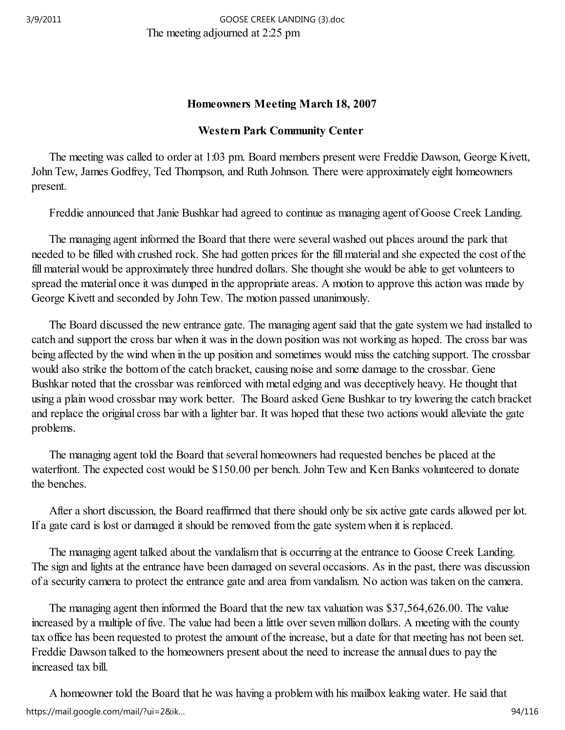The meeting adjourned at 2:25 pm

**Homeowners Meeting March 18, 2007**

**Western Park Community Center**

The meeting was called to order at 1:03 pm. Board members present were Freddie Dawson, George Kivett, John Tew, James Godfrey, Ted Thompson, and Ruth Johnson. There were approximately eight homeowners present.

Freddie announced that Janie Bushkar had agreed to continue as managing agent of Goose Creek Landing.

The managing agent informed the Board that there were several washed out places around the park that needed to be filled with crushed rock. She had gotten prices for the fill material and she expected the cost of the fill material would be approximately three hundred dollars. She thought she would be able to get volunteers to spread the material once it was dumped in the appropriate areas. A motion to approve this action was made by George Kivett and seconded by John Tew. The motion passed unanimously.

The Board discussed the new entrance gate. The managing agent said that the gate system we had installed to catch and support the cross bar when it was in the down position was not working as hoped. The cross bar was being affected by the wind when in the up position and sometimes would miss the catching support. The crossbar would also strike the bottom of the catch bracket, causing noise and some damage to the crossbar. Gene Bushkar noted that the crossbar was reinforced with metal edging and was deceptively heavy. He thought that using a plain wood crossbar may work better. The Board asked Gene Bushkar to try lowering the catch bracket and replace the original cross bar with a lighter bar. It was hoped that these two actions would alleviate the gate problems.

The managing agent told the Board that several homeowners had requested benches be placed at the waterfront. The expected cost would be $150.00 per bench. John Tew and Ken Banks volunteered to donate the benches.

After a short discussion, the Board reaffirmed that there should only be six active gate cards allowed per lot. If a gate card is lost or damaged it should be removed from the gate system when it is replaced.

The managing agent talked about the vandalism that is occurring at the entrance to Goose Creek Landing. The sign and lights at the entrance have been damaged on several occasions. As in the past, there was discussion of a security camera to protect the entrance gate and area from vandalism. No action was taken on the camera.

The managing agent then informed the Board that the new tax valuation was $37,564,626.00. The value increased by a multiple of five. The value had been a little over seven million dollars. A meeting with the county tax office has been requested to protest the amount of the increase, but a date for that meeting has not been set. Freddie Dawson talked to the homeowners present about the need to increase the annual dues to pay the increased tax bill.

A homeowner told the Board that he was having a problem with his mailbox leaking water. He said that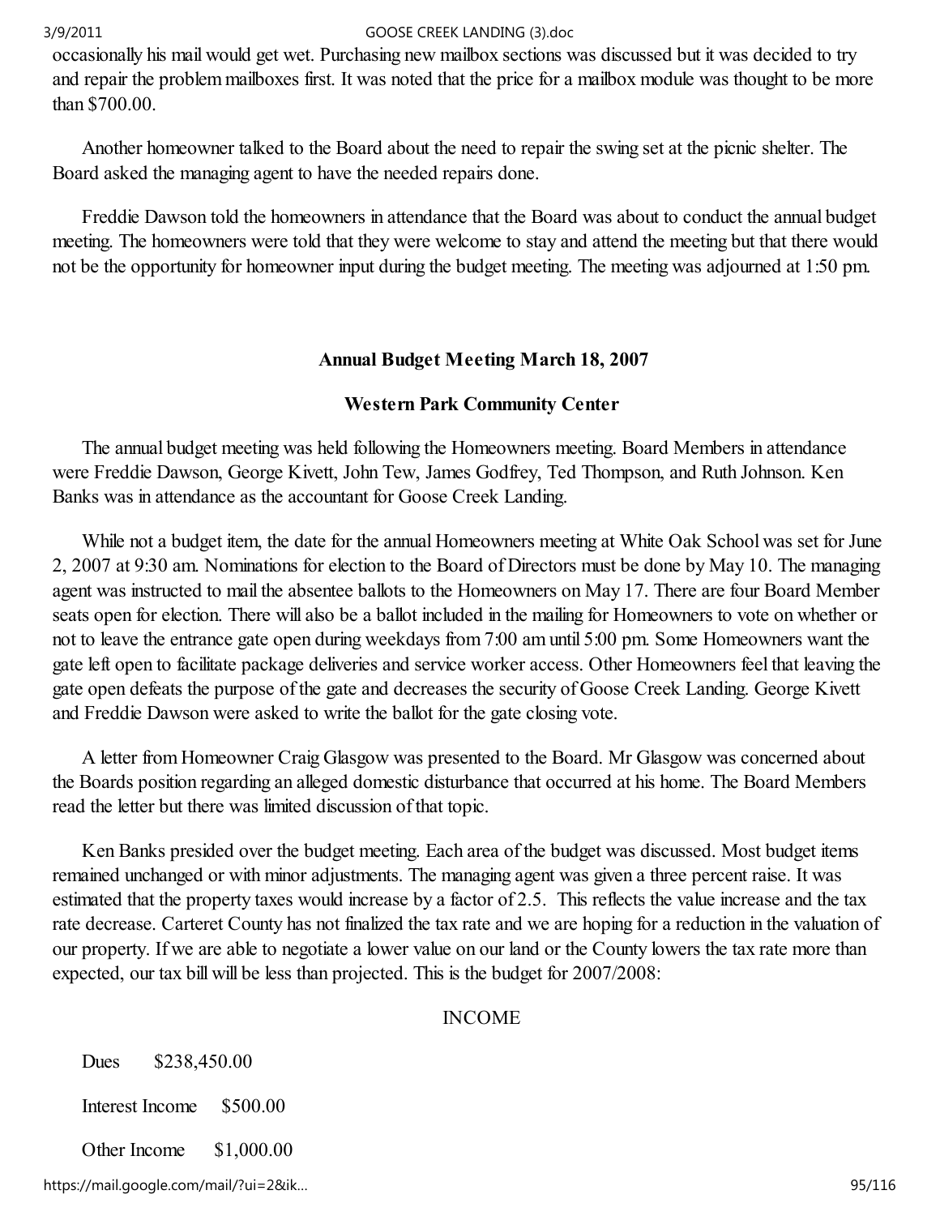occasionally his mail would get wet. Purchasing new mailbox sections was discussed but it was decided to try and repair the problem mailboxes first. It was noted that the price for a mailbox module was thought to be more than $700.00.

Another homeowner talked to the Board about the need to repair the swing set at the picnic shelter. The Board asked the managing agent to have the needed repairs done.

Freddie Dawson told the homeowners in attendance that the Board was about to conduct the annual budget meeting. The homeowners were told that they were welcome to stay and attend the meeting but that there would not be the opportunity for homeowner input during the budget meeting. The meeting was adjourned at 1:50 pm.

**Annual Budget Meeting March 18, 2007**

**Western Park Community Center**

The annual budget meeting was held following the Homeowners meeting. Board Members in attendance were Freddie Dawson, George Kivett, John Tew, James Godfrey, Ted Thompson, and Ruth Johnson. Ken Banks was in attendance as the accountant for Goose Creek Landing.

While not a budget item, the date for the annual Homeowners meeting at White Oak School was set for June 2, 2007 at 9:30 am. Nominations for election to the Board of Directors must be done by May 10. The managing agent was instructed to mail the absentee ballots to the Homeowners on May 17. There are four Board Member seats open for election. There will also be a ballot included in the mailing for Homeowners to vote on whether or not to leave the entrance gate open during weekdays from 7:00 am until 5:00 pm. Some Homeowners want the gate left open to facilitate package deliveries and service worker access. Other Homeowners feel that leaving the gate open defeats the purpose of the gate and decreases the security of Goose Creek Landing. George Kivett and Freddie Dawson were asked to write the ballot for the gate closing vote.

A letter from Homeowner Craig Glasgow was presented to the Board. Mr Glasgow was concerned about the Boards position regarding an alleged domestic disturbance that occurred at his home. The Board Members read the letter but there was limited discussion of that topic.

Ken Banks presided over the budget meeting. Each area of the budget was discussed. Most budget items remained unchanged or with minor adjustments. The managing agent was given a three percent raise. It was estimated that the property taxes would increase by a factor of 2.5. This reflects the value increase and the tax rate decrease. Carteret County has not finalized the tax rate and we are hoping for a reduction in the valuation of our property. If we are able to negotiate a lower value on our land or the County lowers the tax rate more than expected, our tax bill will be less than projected. This is the budget for 2007/2008:

INCOME

Dues $238,450.00

Interest Income $500.00

Other Income $1,000.00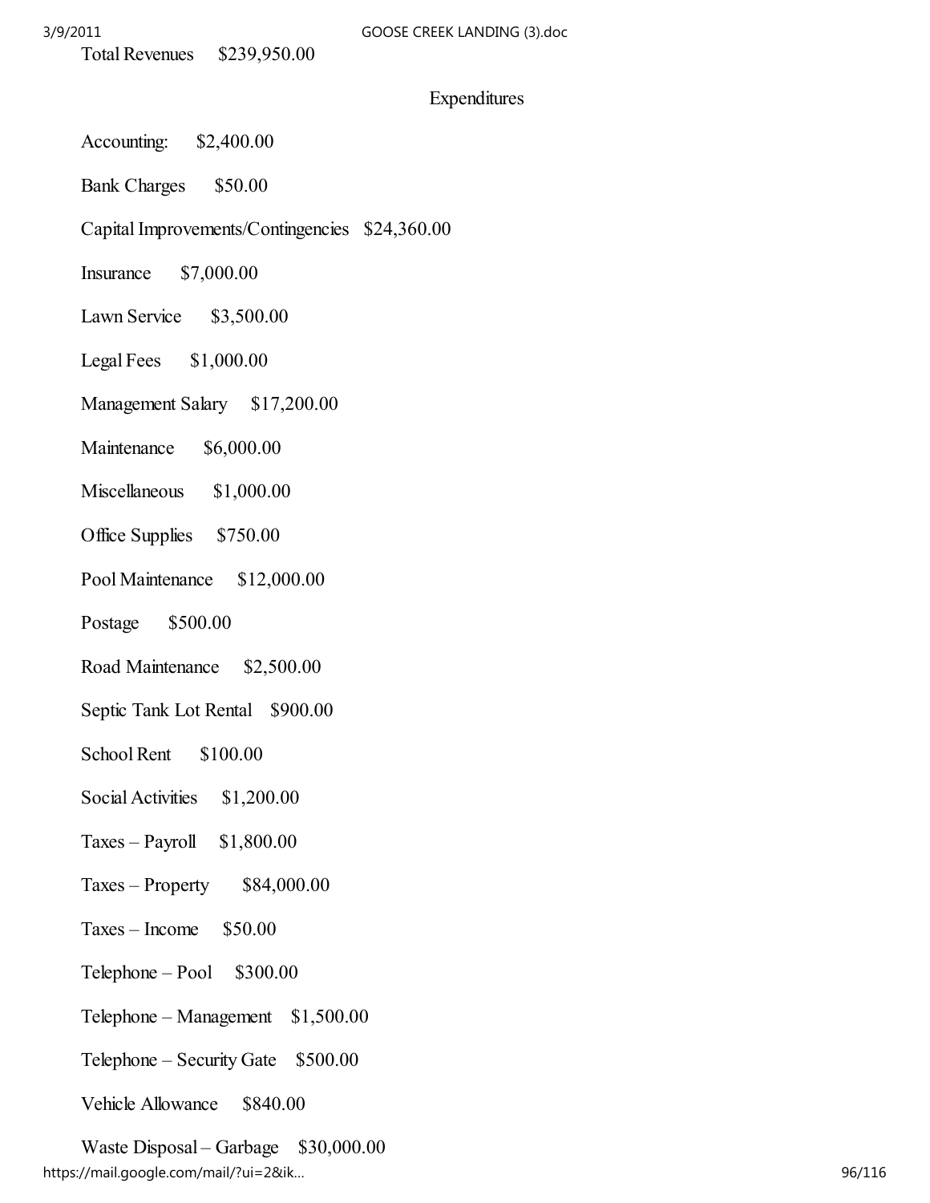Total Revenues $239,950.00

## Expenditures

Accounting: $2,400.00

Bank Charges $50.00

Capital Improvements/Contingencies $24,360.00

Insurance $7,000.00

Lawn Service $3,500.00

Legal Fees $1,000.00

Management Salary $17,200.00

Maintenance $6,000.00

Miscellaneous $1,000.00

Office Supplies $750.00

Pool Maintenance $12,000.00

Postage $500.00

Road Maintenance $2,500.00

Septic Tank Lot Rental $900.00

School Rent $100.00

Social Activities $1,200.00

Taxes – Payroll $1,800.00

Taxes – Property $84,000.00

Taxes – Income $50.00

Telephone – Pool $300.00

Telephone – Management $1,500.00

Telephone – Security Gate $500.00

Vehicle Allowance $840.00

Waste Disposal – Garbage $30,000.00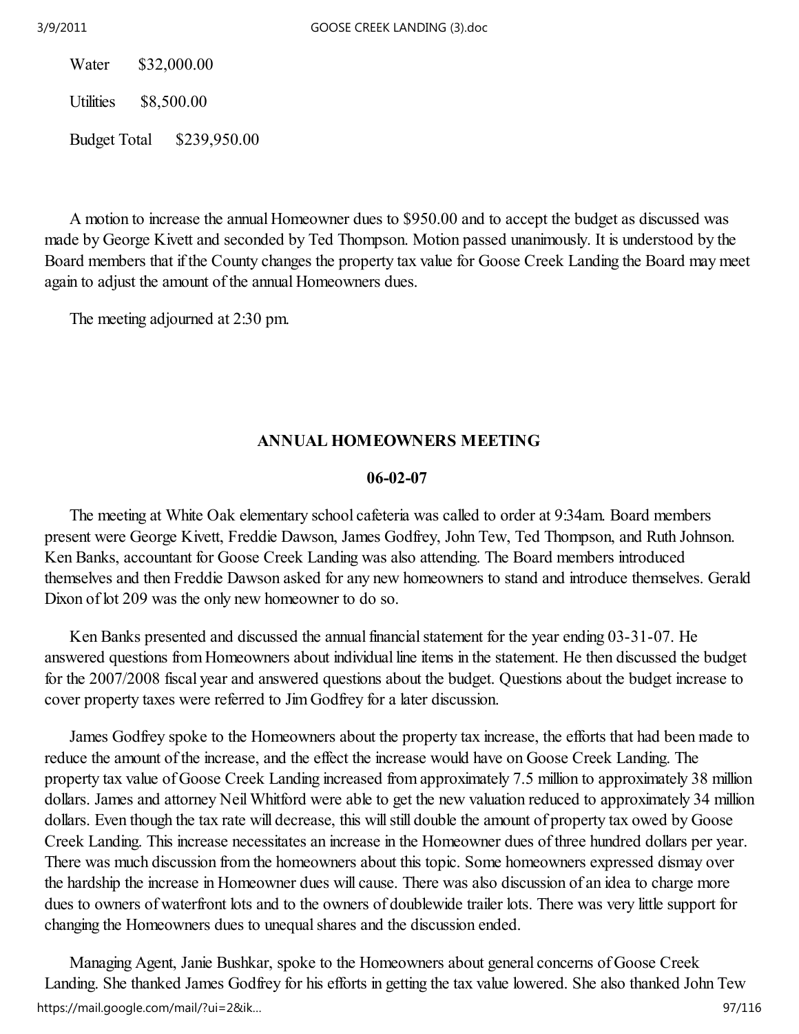Water $32,000.00

Utilities $8,500.00

Budget Total $239,950.00

A motion to increase the annual Homeowner dues to $950.00 and to accept the budget as discussed was made by George Kivett and seconded by Ted Thompson. Motion passed unanimously. It is understood by the Board members that if the County changes the property tax value for Goose Creek Landing the Board may meet again to adjust the amount of the annual Homeowners dues.

The meeting adjourned at 2:30 pm.

## ANNUAL HOMEOWNERS MEETING

### 06-02-07

The meeting at White Oak elementary school cafeteria was called to order at 9:34am. Board members present were George Kivett, Freddie Dawson, James Godfrey, John Tew, Ted Thompson, and Ruth Johnson. Ken Banks, accountant for Goose Creek Landing was also attending. The Board members introduced themselves and then Freddie Dawson asked for any new homeowners to stand and introduce themselves. Gerald Dixon of lot 209 was the only new homeowner to do so.

Ken Banks presented and discussed the annual financial statement for the year ending 03-31-07. He answered questions from Homeowners about individual line items in the statement. He then discussed the budget for the 2007/2008 fiscal year and answered questions about the budget. Questions about the budget increase to cover property taxes were referred to Jim Godfrey for a later discussion.

James Godfrey spoke to the Homeowners about the property tax increase, the efforts that had been made to reduce the amount of the increase, and the effect the increase would have on Goose Creek Landing. The property tax value of Goose Creek Landing increased from approximately 7.5 million to approximately 38 million dollars. James and attorney Neil Whitford were able to get the new valuation reduced to approximately 34 million dollars. Even though the tax rate will decrease, this will still double the amount of property tax owed by Goose Creek Landing. This increase necessitates an increase in the Homeowner dues of three hundred dollars per year. There was much discussion from the homeowners about this topic. Some homeowners expressed dismay over the hardship the increase in Homeowner dues will cause. There was also discussion of an idea to charge more dues to owners of waterfront lots and to the owners of doublewide trailer lots. There was very little support for changing the Homeowners dues to unequal shares and the discussion ended.

Managing Agent, Janie Bushkar, spoke to the Homeowners about general concerns of Goose Creek Landing. She thanked James Godfrey for his efforts in getting the tax value lowered. She also thanked John Tew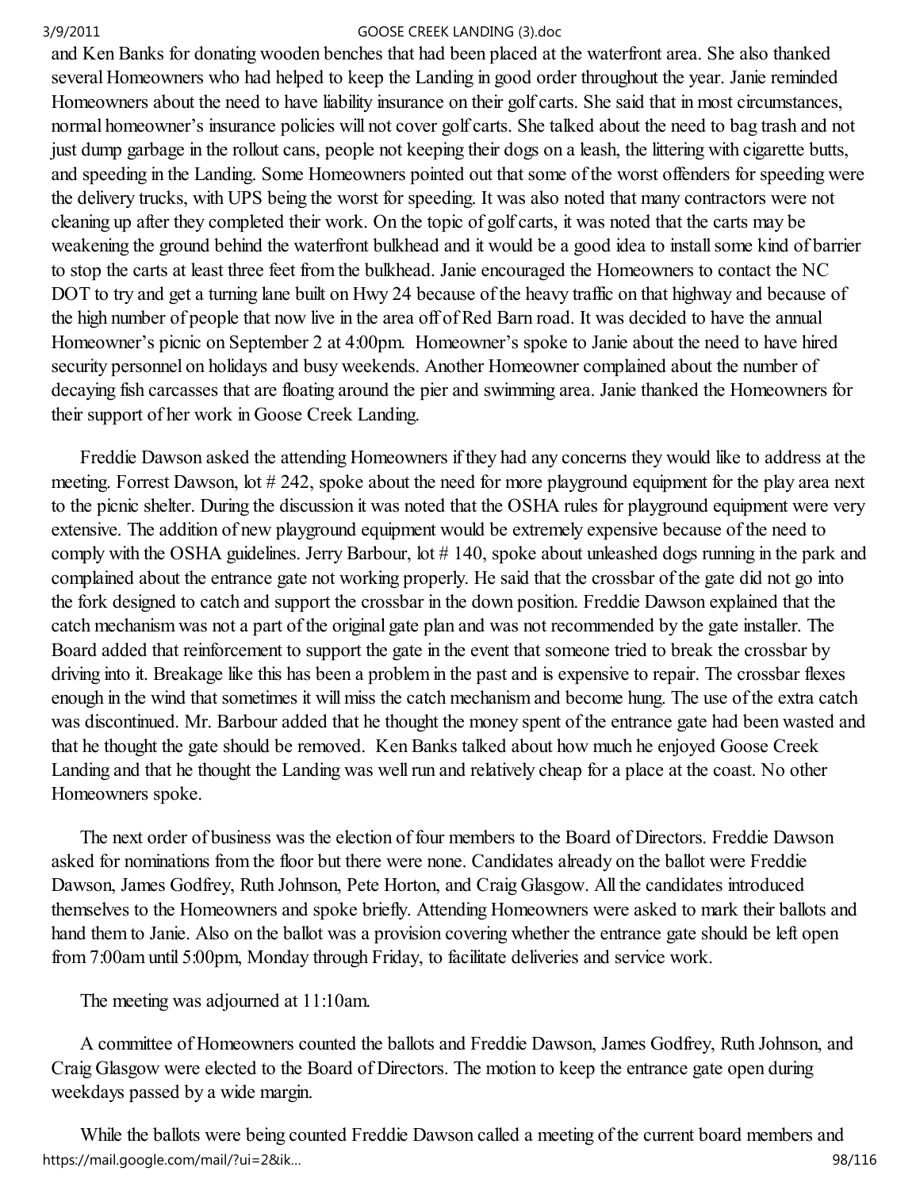and Ken Banks for donating wooden benches that had been placed at the waterfront area. She also thanked several Homeowners who had helped to keep the Landing in good order throughout the year. Janie reminded Homeowners about the need to have liability insurance on their golf carts. She said that in most circumstances, normal homeowner's insurance policies will not cover golf carts. She talked about the need to bag trash and not just dump garbage in the rollout cans, people not keeping their dogs on a leash, the littering with cigarette butts, and speeding in the Landing. Some Homeowners pointed out that some of the worst offenders for speeding were the delivery trucks, with UPS being the worst for speeding. It was also noted that many contractors were not cleaning up after they completed their work. On the topic of golf carts, it was noted that the carts may be weakening the ground behind the waterfront bulkhead and it would be a good idea to install some kind of barrier to stop the carts at least three feet from the bulkhead. Janie encouraged the Homeowners to contact the NC DOT to try and get a turning lane built on Hwy 24 because of the heavy traffic on that highway and because of the high number of people that now live in the area off of Red Barn road. It was decided to have the annual Homeowner's picnic on September 2 at 4:00pm. Homeowner's spoke to Janie about the need to have hired security personnel on holidays and busy weekends. Another Homeowner complained about the number of decaying fish carcasses that are floating around the pier and swimming area. Janie thanked the Homeowners for their support of her work in Goose Creek Landing.

Freddie Dawson asked the attending Homeowners if they had any concerns they would like to address at the meeting. Forrest Dawson, lot # 242, spoke about the need for more playground equipment for the play area next to the picnic shelter. During the discussion it was noted that the OSHA rules for playground equipment were very extensive. The addition of new playground equipment would be extremely expensive because of the need to comply with the OSHA guidelines. Jerry Barbour, lot # 140, spoke about unleashed dogs running in the park and complained about the entrance gate not working properly. He said that the crossbar of the gate did not go into the fork designed to catch and support the crossbar in the down position. Freddie Dawson explained that the catch mechanism was not a part of the original gate plan and was not recommended by the gate installer. The Board added that reinforcement to support the gate in the event that someone tried to break the crossbar by driving into it. Breakage like this has been a problem in the past and is expensive to repair. The crossbar flexes enough in the wind that sometimes it will miss the catch mechanism and become hung. The use of the extra catch was discontinued. Mr. Barbour added that he thought the money spent of the entrance gate had been wasted and that he thought the gate should be removed. Ken Banks talked about how much he enjoyed Goose Creek Landing and that he thought the Landing was well run and relatively cheap for a place at the coast. No other Homeowners spoke.

The next order of business was the election of four members to the Board of Directors. Freddie Dawson asked for nominations from the floor but there were none. Candidates already on the ballot were Freddie Dawson, James Godfrey, Ruth Johnson, Pete Horton, and Craig Glasgow. All the candidates introduced themselves to the Homeowners and spoke briefly. Attending Homeowners were asked to mark their ballots and hand them to Janie. Also on the ballot was a provision covering whether the entrance gate should be left open from 7:00am until 5:00pm, Monday through Friday, to facilitate deliveries and service work.

The meeting was adjourned at 11:10am.

A committee of Homeowners counted the ballots and Freddie Dawson, James Godfrey, Ruth Johnson, and Craig Glasgow were elected to the Board of Directors. The motion to keep the entrance gate open during weekdays passed by a wide margin.

While the ballots were being counted Freddie Dawson called a meeting of the current board members and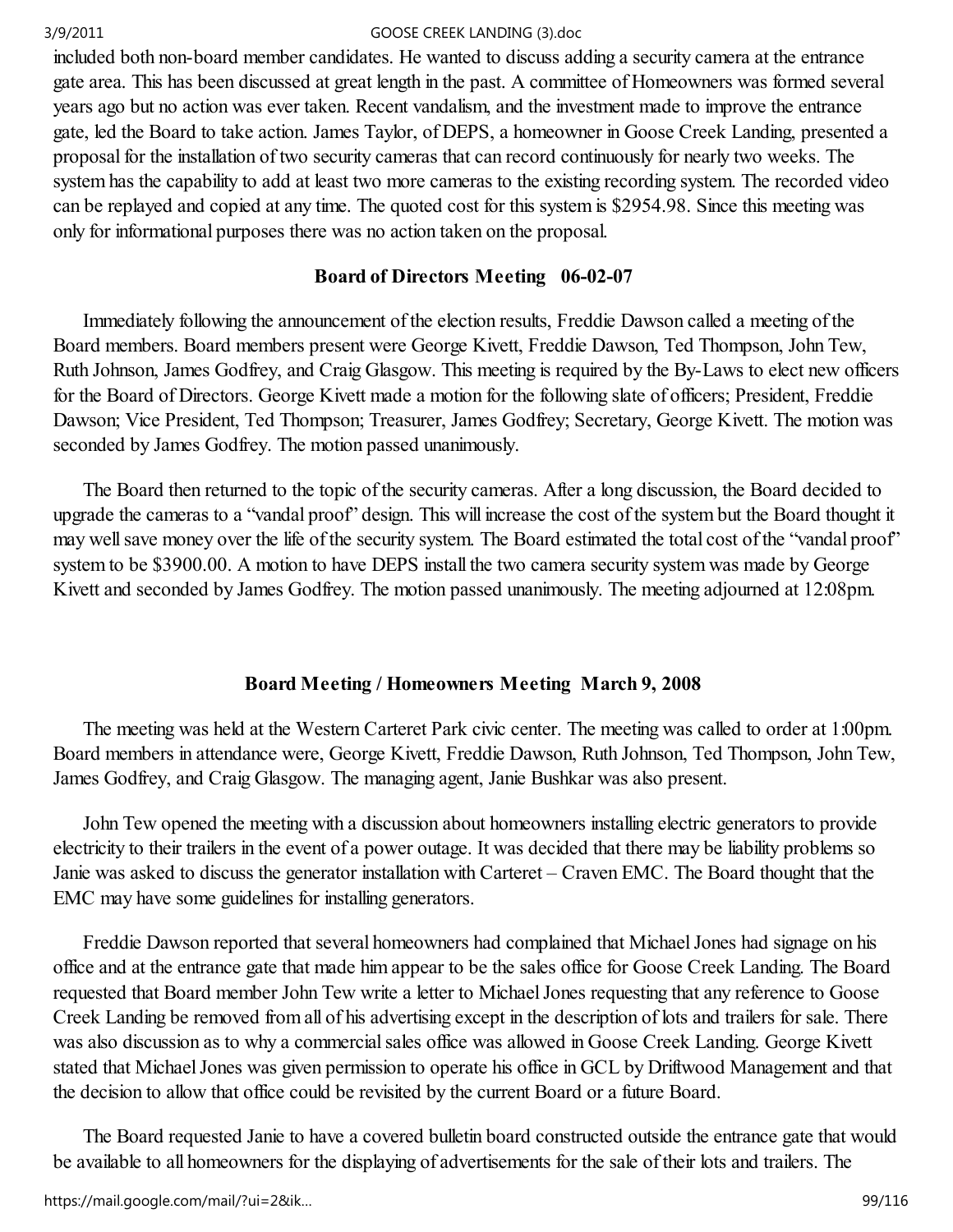included both non-board member candidates. He wanted to discuss adding a security camera at the entrance gate area. This has been discussed at great length in the past. A committee of Homeowners was formed several years ago but no action was ever taken. Recent vandalism, and the investment made to improve the entrance gate, led the Board to take action. James Taylor, of DEPS, a homeowner in Goose Creek Landing, presented a proposal for the installation of two security cameras that can record continuously for nearly two weeks. The system has the capability to add at least two more cameras to the existing recording system. The recorded video can be replayed and copied at any time. The quoted cost for this system is $2954.98. Since this meeting was only for informational purposes there was no action taken on the proposal.

**Board of Directors Meeting 06-02-07**

Immediately following the announcement of the election results, Freddie Dawson called a meeting of the Board members. Board members present were George Kivett, Freddie Dawson, Ted Thompson, John Tew, Ruth Johnson, James Godfrey, and Craig Glasgow. This meeting is required by the By-Laws to elect new officers for the Board of Directors. George Kivett made a motion for the following slate of officers; President, Freddie Dawson; Vice President, Ted Thompson; Treasurer, James Godfrey; Secretary, George Kivett. The motion was seconded by James Godfrey. The motion passed unanimously.

The Board then returned to the topic of the security cameras. After a long discussion, the Board decided to upgrade the cameras to a "vandal proof" design. This will increase the cost of the system but the Board thought it may well save money over the life of the security system. The Board estimated the total cost of the "vandal proof" system to be $3900.00. A motion to have DEPS install the two camera security system was made by George Kivett and seconded by James Godfrey. The motion passed unanimously. The meeting adjourned at 12:08pm.

**Board Meeting / Homeowners Meeting March 9, 2008**

The meeting was held at the Western Carteret Park civic center. The meeting was called to order at 1:00pm. Board members in attendance were, George Kivett, Freddie Dawson, Ruth Johnson, Ted Thompson, John Tew, James Godfrey, and Craig Glasgow. The managing agent, Janie Bushkar was also present.

John Tew opened the meeting with a discussion about homeowners installing electric generators to provide electricity to their trailers in the event of a power outage. It was decided that there may be liability problems so Janie was asked to discuss the generator installation with Carteret – Craven EMC. The Board thought that the EMC may have some guidelines for installing generators.

Freddie Dawson reported that several homeowners had complained that Michael Jones had signage on his office and at the entrance gate that made him appear to be the sales office for Goose Creek Landing. The Board requested that Board member John Tew write a letter to Michael Jones requesting that any reference to Goose Creek Landing be removed from all of his advertising except in the description of lots and trailers for sale. There was also discussion as to why a commercial sales office was allowed in Goose Creek Landing. George Kivett stated that Michael Jones was given permission to operate his office in GCL by Driftwood Management and that the decision to allow that office could be revisited by the current Board or a future Board.

The Board requested Janie to have a covered bulletin board constructed outside the entrance gate that would be available to all homeowners for the displaying of advertisements for the sale of their lots and trailers. The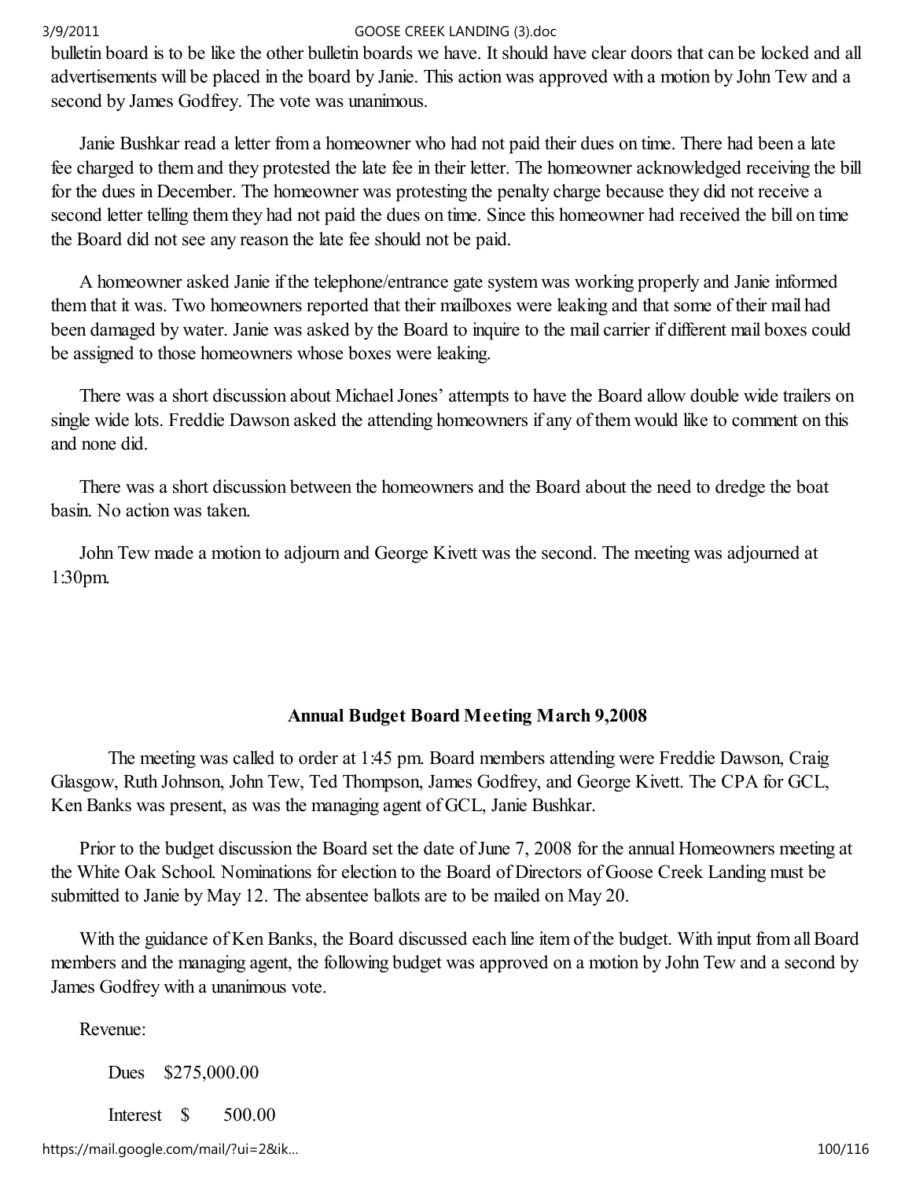bulletin board is to be like the other bulletin boards we have. It should have clear doors that can be locked and all advertisements will be placed in the board by Janie. This action was approved with a motion by John Tew and a second by James Godfrey. The vote was unanimous.

Janie Bushkar read a letter from a homeowner who had not paid their dues on time. There had been a late fee charged to them and they protested the late fee in their letter. The homeowner acknowledged receiving the bill for the dues in December. The homeowner was protesting the penalty charge because they did not receive a second letter telling them they had not paid the dues on time. Since this homeowner had received the bill on time the Board did not see any reason the late fee should not be paid.

A homeowner asked Janie if the telephone/entrance gate system was working properly and Janie informed them that it was. Two homeowners reported that their mailboxes were leaking and that some of their mail had been damaged by water. Janie was asked by the Board to inquire to the mail carrier if different mail boxes could be assigned to those homeowners whose boxes were leaking.

There was a short discussion about Michael Jones' attempts to have the Board allow double wide trailers on single wide lots. Freddie Dawson asked the attending homeowners if any of them would like to comment on this and none did.

There was a short discussion between the homeowners and the Board about the need to dredge the boat basin. No action was taken.

John Tew made a motion to adjourn and George Kivett was the second. The meeting was adjourned at 1:30pm.

## Annual Budget Board Meeting March 9,2008

The meeting was called to order at 1:45 pm. Board members attending were Freddie Dawson, Craig Glasgow, Ruth Johnson, John Tew, Ted Thompson, James Godfrey, and George Kivett. The CPA for GCL, Ken Banks was present, as was the managing agent of GCL, Janie Bushkar.

Prior to the budget discussion the Board set the date of June 7, 2008 for the annual Homeowners meeting at the White Oak School. Nominations for election to the Board of Directors of Goose Creek Landing must be submitted to Janie by May 12. The absentee ballots are to be mailed on May 20.

With the guidance of Ken Banks, the Board discussed each line item of the budget. With input from all Board members and the managing agent, the following budget was approved on a motion by John Tew and a second by James Godfrey with a unanimous vote.

Revenue:

Dues $275,000.00

Interest $ 500.00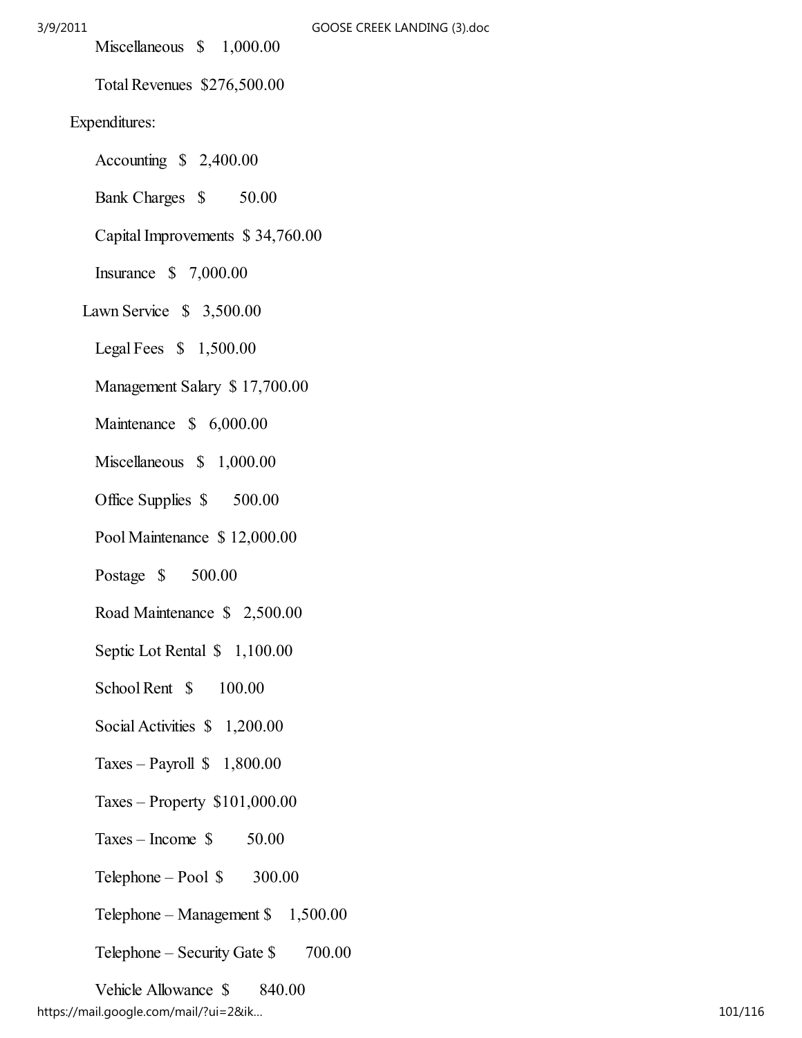Miscellaneous $ 1,000.00

Total Revenues $276,500.00

Expenditures:

Accounting $ 2,400.00

Bank Charges $ 50.00

Capital Improvements $ 34,760.00

Insurance $ 7,000.00

Lawn Service $ 3,500.00

Legal Fees $ 1,500.00

Management Salary $ 17,700.00

Maintenance $ 6,000.00

Miscellaneous $ 1,000.00

Office Supplies $ 500.00

Pool Maintenance $ 12,000.00

Postage $ 500.00

Road Maintenance $ 2,500.00

Septic Lot Rental $ 1,100.00

School Rent $ 100.00

Social Activities $ 1,200.00

Taxes – Payroll $ 1,800.00

Taxes – Property $101,000.00

Taxes – Income $ 50.00

Telephone – Pool $ 300.00

Telephone – Management $ 1,500.00

Telephone – Security Gate $ 700.00

Vehicle Allowance $ 840.00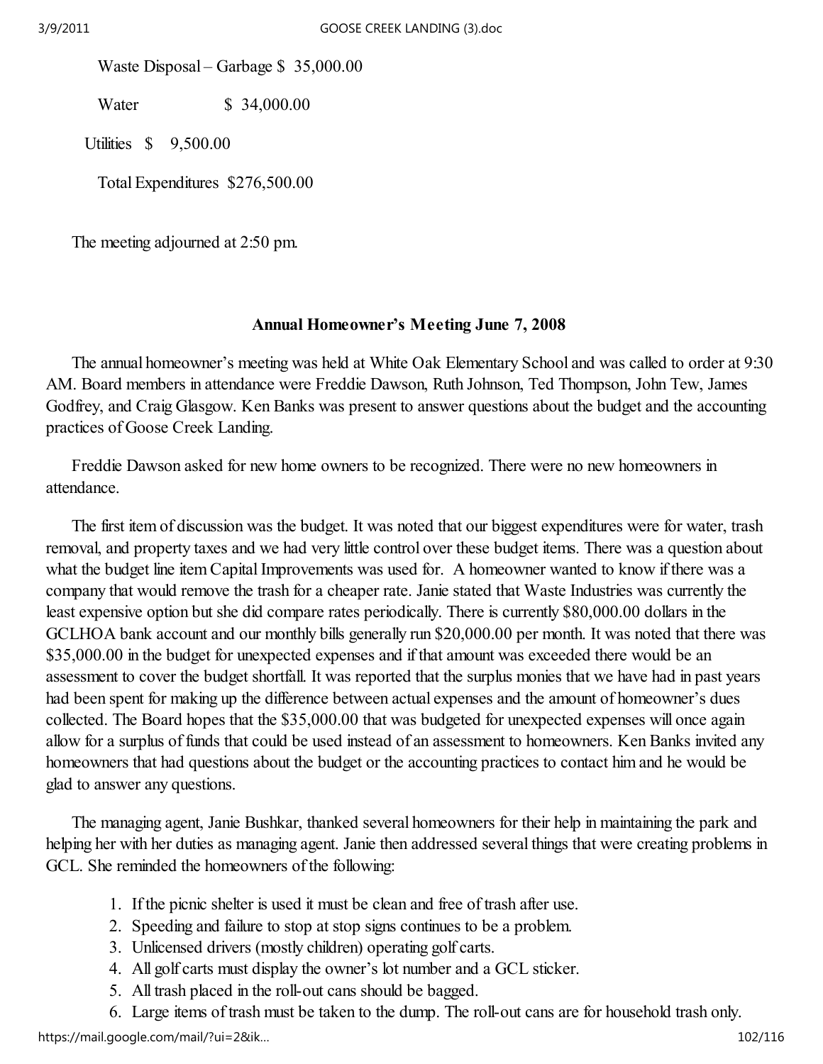Waste Disposal – Garbage $ 35,000.00

Water $ 34,000.00

Utilities $ 9,500.00

Total Expenditures $276,500.00

The meeting adjourned at 2:50 pm.

### Annual Homeowner's Meeting June 7, 2008

The annual homeowner's meeting was held at White Oak Elementary School and was called to order at 9:30 AM. Board members in attendance were Freddie Dawson, Ruth Johnson, Ted Thompson, John Tew, James Godfrey, and Craig Glasgow. Ken Banks was present to answer questions about the budget and the accounting practices of Goose Creek Landing.

Freddie Dawson asked for new home owners to be recognized. There were no new homeowners in attendance.

The first item of discussion was the budget. It was noted that our biggest expenditures were for water, trash removal, and property taxes and we had very little control over these budget items. There was a question about what the budget line item Capital Improvements was used for. A homeowner wanted to know if there was a company that would remove the trash for a cheaper rate. Janie stated that Waste Industries was currently the least expensive option but she did compare rates periodically. There is currently $80,000.00 dollars in the GCLHOA bank account and our monthly bills generally run $20,000.00 per month. It was noted that there was $35,000.00 in the budget for unexpected expenses and if that amount was exceeded there would be an assessment to cover the budget shortfall. It was reported that the surplus monies that we have had in past years had been spent for making up the difference between actual expenses and the amount of homeowner's dues collected. The Board hopes that the $35,000.00 that was budgeted for unexpected expenses will once again allow for a surplus of funds that could be used instead of an assessment to homeowners. Ken Banks invited any homeowners that had questions about the budget or the accounting practices to contact him and he would be glad to answer any questions.

The managing agent, Janie Bushkar, thanked several homeowners for their help in maintaining the park and helping her with her duties as managing agent. Janie then addressed several things that were creating problems in GCL. She reminded the homeowners of the following:

1. If the picnic shelter is used it must be clean and free of trash after use.
2. Speeding and failure to stop at stop signs continues to be a problem.
3. Unlicensed drivers (mostly children) operating golf carts.
4. All golf carts must display the owner's lot number and a GCL sticker.
5. All trash placed in the roll-out cans should be bagged.
6. Large items of trash must be taken to the dump. The roll-out cans are for household trash only.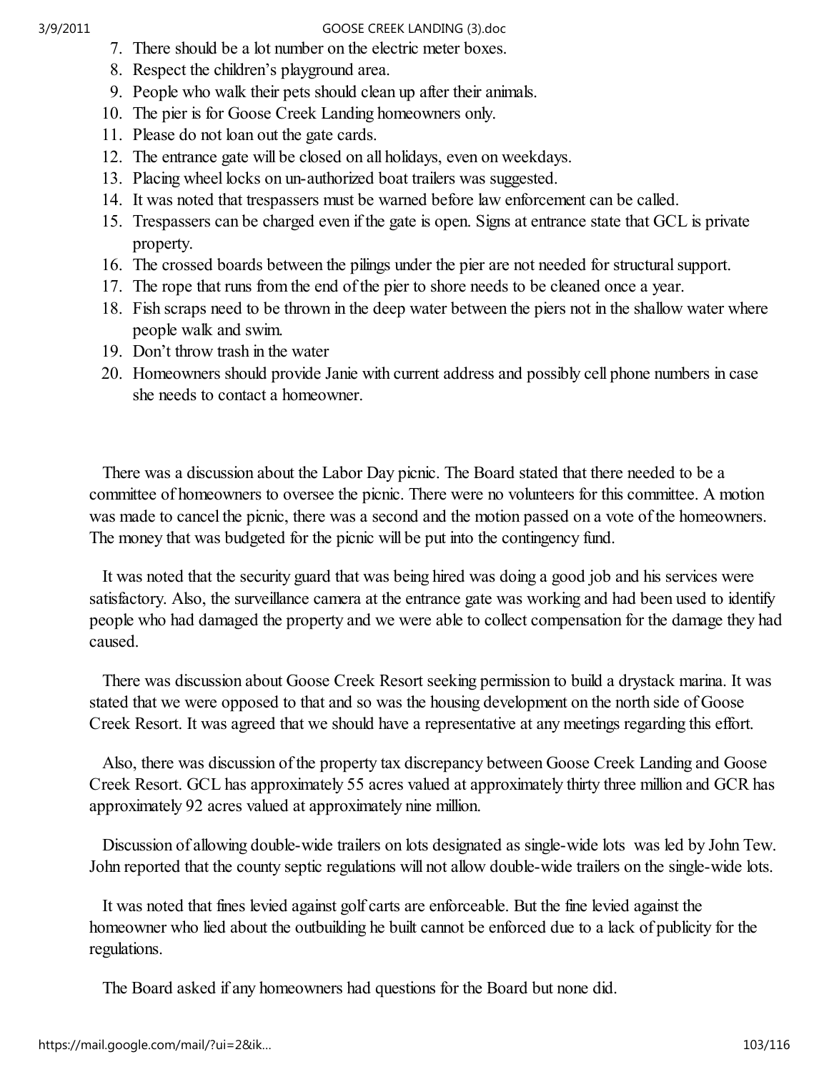7. There should be a lot number on the electric meter boxes.
8. Respect the children's playground area.
9. People who walk their pets should clean up after their animals.
10. The pier is for Goose Creek Landing homeowners only.
11. Please do not loan out the gate cards.
12. The entrance gate will be closed on all holidays, even on weekdays.
13. Placing wheel locks on un-authorized boat trailers was suggested.
14. It was noted that trespassers must be warned before law enforcement can be called.
15. Trespassers can be charged even if the gate is open. Signs at entrance state that GCL is private property.
16. The crossed boards between the pilings under the pier are not needed for structural support.
17. The rope that runs from the end of the pier to shore needs to be cleaned once a year.
18. Fish scraps need to be thrown in the deep water between the piers not in the shallow water where people walk and swim.
19. Don't throw trash in the water
20. Homeowners should provide Janie with current address and possibly cell phone numbers in case she needs to contact a homeowner.

There was a discussion about the Labor Day picnic. The Board stated that there needed to be a committee of homeowners to oversee the picnic. There were no volunteers for this committee. A motion was made to cancel the picnic, there was a second and the motion passed on a vote of the homeowners. The money that was budgeted for the picnic will be put into the contingency fund.

It was noted that the security guard that was being hired was doing a good job and his services were satisfactory. Also, the surveillance camera at the entrance gate was working and had been used to identify people who had damaged the property and we were able to collect compensation for the damage they had caused.

There was discussion about Goose Creek Resort seeking permission to build a drystack marina. It was stated that we were opposed to that and so was the housing development on the north side of Goose Creek Resort. It was agreed that we should have a representative at any meetings regarding this effort.

Also, there was discussion of the property tax discrepancy between Goose Creek Landing and Goose Creek Resort. GCL has approximately 55 acres valued at approximately thirty three million and GCR has approximately 92 acres valued at approximately nine million.

Discussion of allowing double-wide trailers on lots designated as single-wide lots was led by John Tew. John reported that the county septic regulations will not allow double-wide trailers on the single-wide lots.

It was noted that fines levied against golf carts are enforceable. But the fine levied against the homeowner who lied about the outbuilding he built cannot be enforced due to a lack of publicity for the regulations.

The Board asked if any homeowners had questions for the Board but none did.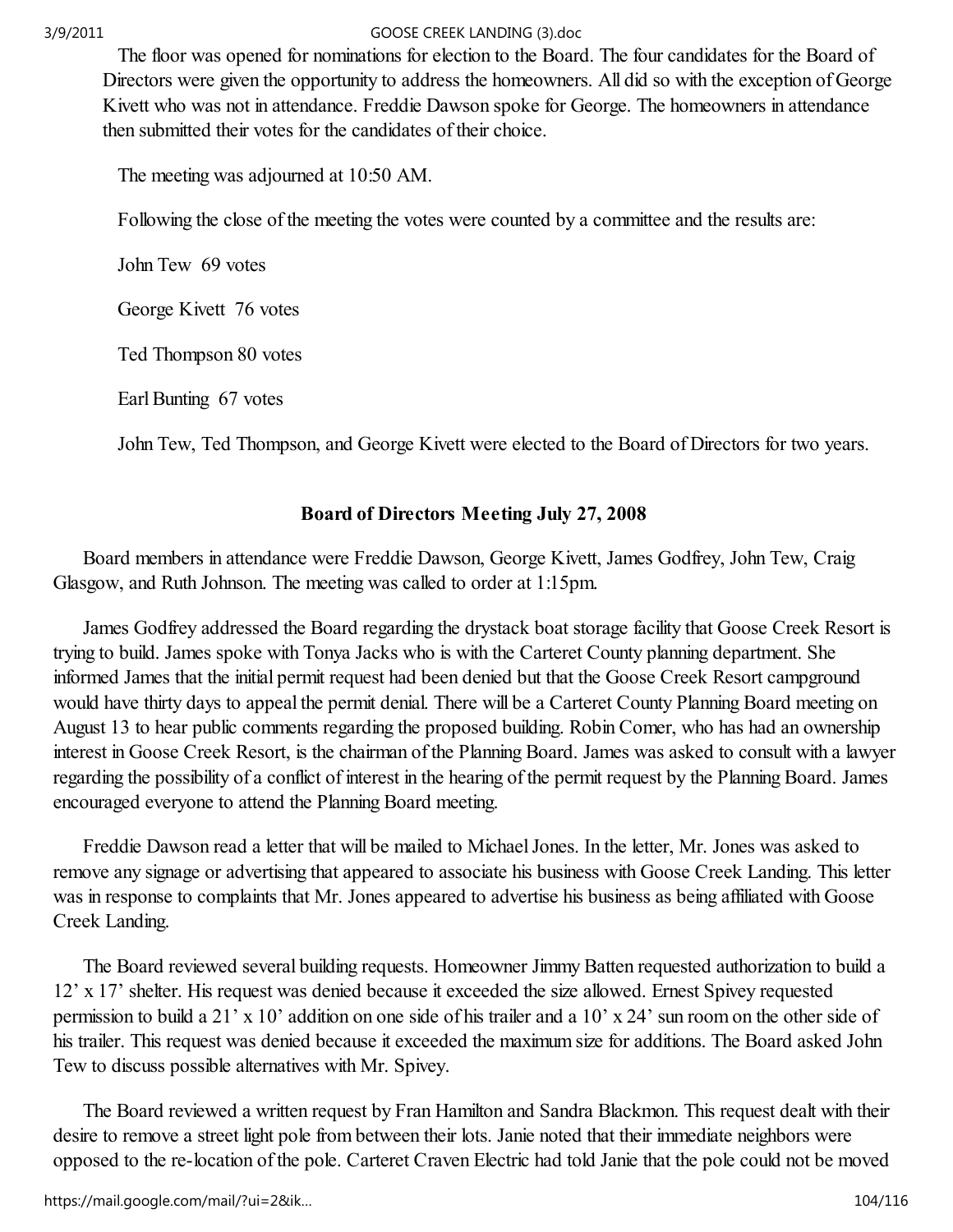The floor was opened for nominations for election to the Board. The four candidates for the Board of Directors were given the opportunity to address the homeowners. All did so with the exception of George Kivett who was not in attendance. Freddie Dawson spoke for George. The homeowners in attendance then submitted their votes for the candidates of their choice.

The meeting was adjourned at 10:50 AM.

Following the close of the meeting the votes were counted by a committee and the results are:

John Tew 69 votes

George Kivett 76 votes

Ted Thompson 80 votes

Earl Bunting 67 votes

John Tew, Ted Thompson, and George Kivett were elected to the Board of Directors for two years.

**Board of Directors Meeting July 27, 2008**

Board members in attendance were Freddie Dawson, George Kivett, James Godfrey, John Tew, Craig Glasgow, and Ruth Johnson. The meeting was called to order at 1:15pm.

James Godfrey addressed the Board regarding the drystack boat storage facility that Goose Creek Resort is trying to build. James spoke with Tonya Jacks who is with the Carteret County planning department. She informed James that the initial permit request had been denied but that the Goose Creek Resort campground would have thirty days to appeal the permit denial. There will be a Carteret County Planning Board meeting on August 13 to hear public comments regarding the proposed building. Robin Comer, who has had an ownership interest in Goose Creek Resort, is the chairman of the Planning Board. James was asked to consult with a lawyer regarding the possibility of a conflict of interest in the hearing of the permit request by the Planning Board. James encouraged everyone to attend the Planning Board meeting.

Freddie Dawson read a letter that will be mailed to Michael Jones. In the letter, Mr. Jones was asked to remove any signage or advertising that appeared to associate his business with Goose Creek Landing. This letter was in response to complaints that Mr. Jones appeared to advertise his business as being affiliated with Goose Creek Landing.

The Board reviewed several building requests. Homeowner Jimmy Batten requested authorization to build a 12' x 17' shelter. His request was denied because it exceeded the size allowed. Ernest Spivey requested permission to build a 21' x 10' addition on one side of his trailer and a 10' x 24' sun room on the other side of his trailer. This request was denied because it exceeded the maximum size for additions. The Board asked John Tew to discuss possible alternatives with Mr. Spivey.

The Board reviewed a written request by Fran Hamilton and Sandra Blackmon. This request dealt with their desire to remove a street light pole from between their lots. Janie noted that their immediate neighbors were opposed to the re-location of the pole. Carteret Craven Electric had told Janie that the pole could not be moved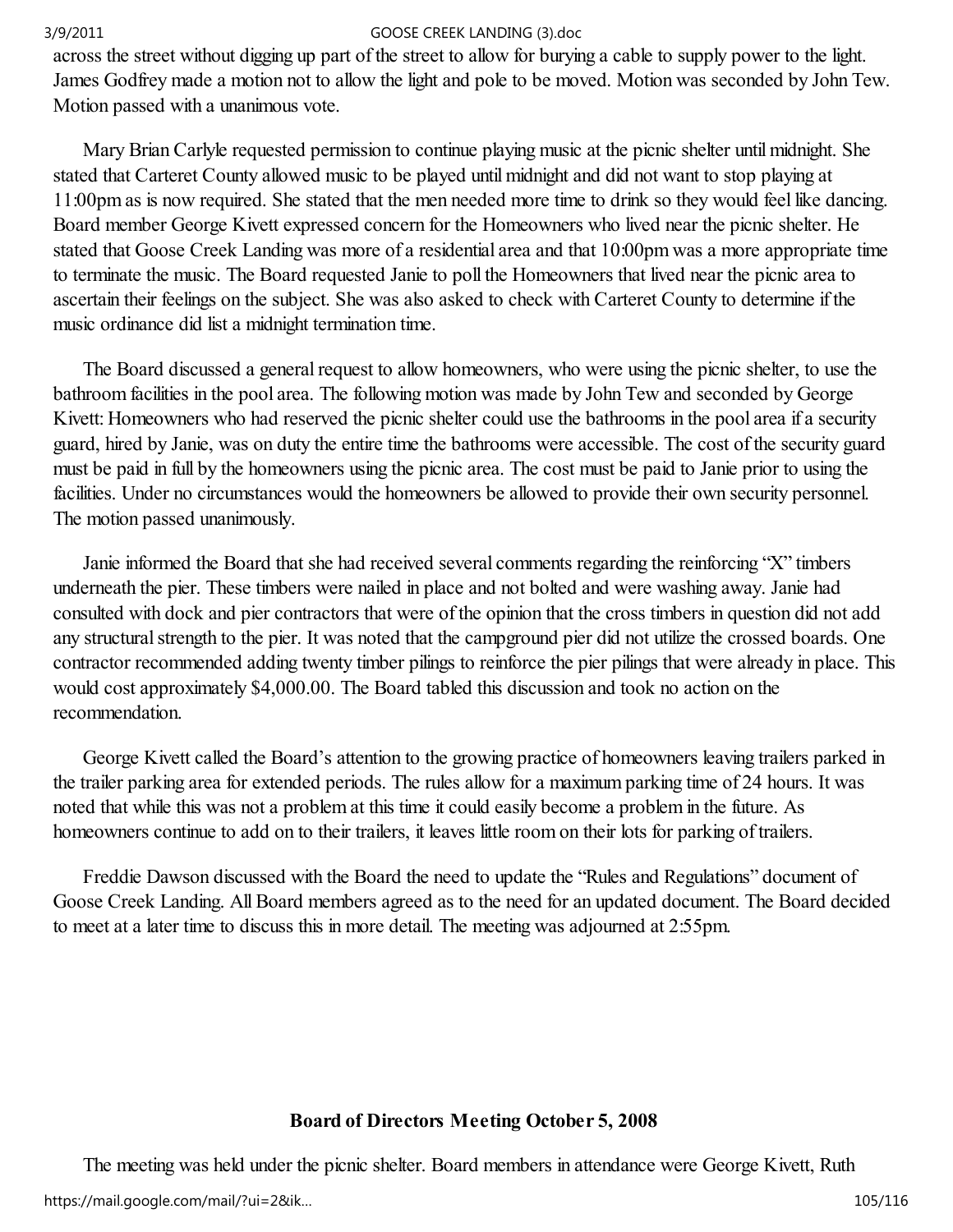across the street without digging up part of the street to allow for burying a cable to supply power to the light. James Godfrey made a motion not to allow the light and pole to be moved. Motion was seconded by John Tew. Motion passed with a unanimous vote.

Mary Brian Carlyle requested permission to continue playing music at the picnic shelter until midnight. She stated that Carteret County allowed music to be played until midnight and did not want to stop playing at 11:00pm as is now required. She stated that the men needed more time to drink so they would feel like dancing. Board member George Kivett expressed concern for the Homeowners who lived near the picnic shelter. He stated that Goose Creek Landing was more of a residential area and that 10:00pm was a more appropriate time to terminate the music. The Board requested Janie to poll the Homeowners that lived near the picnic area to ascertain their feelings on the subject. She was also asked to check with Carteret County to determine if the music ordinance did list a midnight termination time.

The Board discussed a general request to allow homeowners, who were using the picnic shelter, to use the bathroom facilities in the pool area. The following motion was made by John Tew and seconded by George Kivett: Homeowners who had reserved the picnic shelter could use the bathrooms in the pool area if a security guard, hired by Janie, was on duty the entire time the bathrooms were accessible. The cost of the security guard must be paid in full by the homeowners using the picnic area. The cost must be paid to Janie prior to using the facilities. Under no circumstances would the homeowners be allowed to provide their own security personnel. The motion passed unanimously.

Janie informed the Board that she had received several comments regarding the reinforcing "X" timbers underneath the pier. These timbers were nailed in place and not bolted and were washing away. Janie had consulted with dock and pier contractors that were of the opinion that the cross timbers in question did not add any structural strength to the pier. It was noted that the campground pier did not utilize the crossed boards. One contractor recommended adding twenty timber pilings to reinforce the pier pilings that were already in place. This would cost approximately $4,000.00. The Board tabled this discussion and took no action on the recommendation.

George Kivett called the Board's attention to the growing practice of homeowners leaving trailers parked in the trailer parking area for extended periods. The rules allow for a maximum parking time of 24 hours. It was noted that while this was not a problem at this time it could easily become a problem in the future. As homeowners continue to add on to their trailers, it leaves little room on their lots for parking of trailers.

Freddie Dawson discussed with the Board the need to update the "Rules and Regulations" document of Goose Creek Landing. All Board members agreed as to the need for an updated document. The Board decided to meet at a later time to discuss this in more detail. The meeting was adjourned at 2:55pm.

## Board of Directors Meeting October 5, 2008

The meeting was held under the picnic shelter. Board members in attendance were George Kivett, Ruth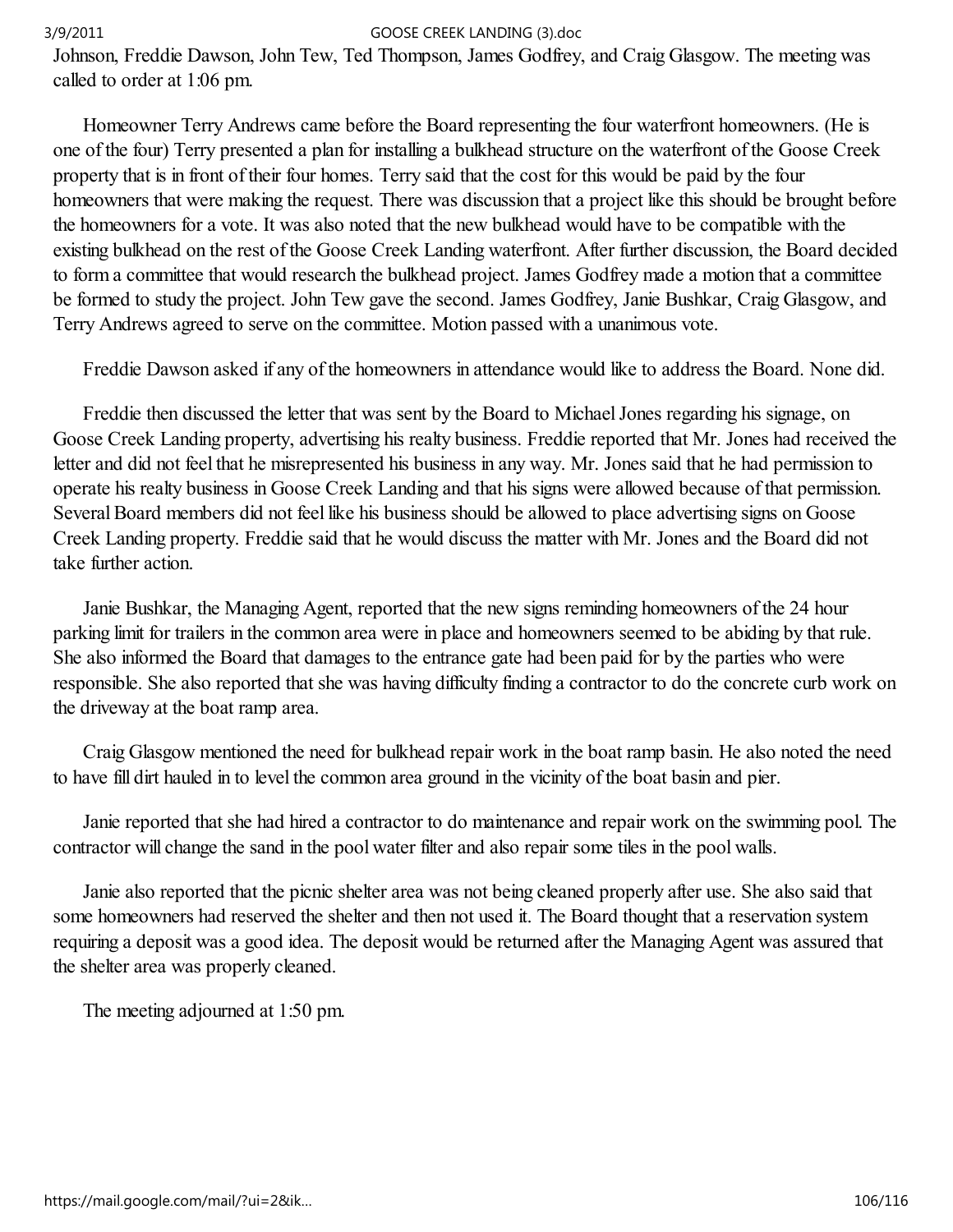Johnson, Freddie Dawson, John Tew, Ted Thompson, James Godfrey, and Craig Glasgow. The meeting was called to order at 1:06 pm.

Homeowner Terry Andrews came before the Board representing the four waterfront homeowners. (He is one of the four) Terry presented a plan for installing a bulkhead structure on the waterfront of the Goose Creek property that is in front of their four homes. Terry said that the cost for this would be paid by the four homeowners that were making the request. There was discussion that a project like this should be brought before the homeowners for a vote. It was also noted that the new bulkhead would have to be compatible with the existing bulkhead on the rest of the Goose Creek Landing waterfront. After further discussion, the Board decided to form a committee that would research the bulkhead project. James Godfrey made a motion that a committee be formed to study the project. John Tew gave the second. James Godfrey, Janie Bushkar, Craig Glasgow, and Terry Andrews agreed to serve on the committee. Motion passed with a unanimous vote.

Freddie Dawson asked if any of the homeowners in attendance would like to address the Board. None did.

Freddie then discussed the letter that was sent by the Board to Michael Jones regarding his signage, on Goose Creek Landing property, advertising his realty business. Freddie reported that Mr. Jones had received the letter and did not feel that he misrepresented his business in any way. Mr. Jones said that he had permission to operate his realty business in Goose Creek Landing and that his signs were allowed because of that permission. Several Board members did not feel like his business should be allowed to place advertising signs on Goose Creek Landing property. Freddie said that he would discuss the matter with Mr. Jones and the Board did not take further action.

Janie Bushkar, the Managing Agent, reported that the new signs reminding homeowners of the 24 hour parking limit for trailers in the common area were in place and homeowners seemed to be abiding by that rule. She also informed the Board that damages to the entrance gate had been paid for by the parties who were responsible. She also reported that she was having difficulty finding a contractor to do the concrete curb work on the driveway at the boat ramp area.

Craig Glasgow mentioned the need for bulkhead repair work in the boat ramp basin. He also noted the need to have fill dirt hauled in to level the common area ground in the vicinity of the boat basin and pier.

Janie reported that she had hired a contractor to do maintenance and repair work on the swimming pool. The contractor will change the sand in the pool water filter and also repair some tiles in the pool walls.

Janie also reported that the picnic shelter area was not being cleaned properly after use. She also said that some homeowners had reserved the shelter and then not used it. The Board thought that a reservation system requiring a deposit was a good idea. The deposit would be returned after the Managing Agent was assured that the shelter area was properly cleaned.

The meeting adjourned at 1:50 pm.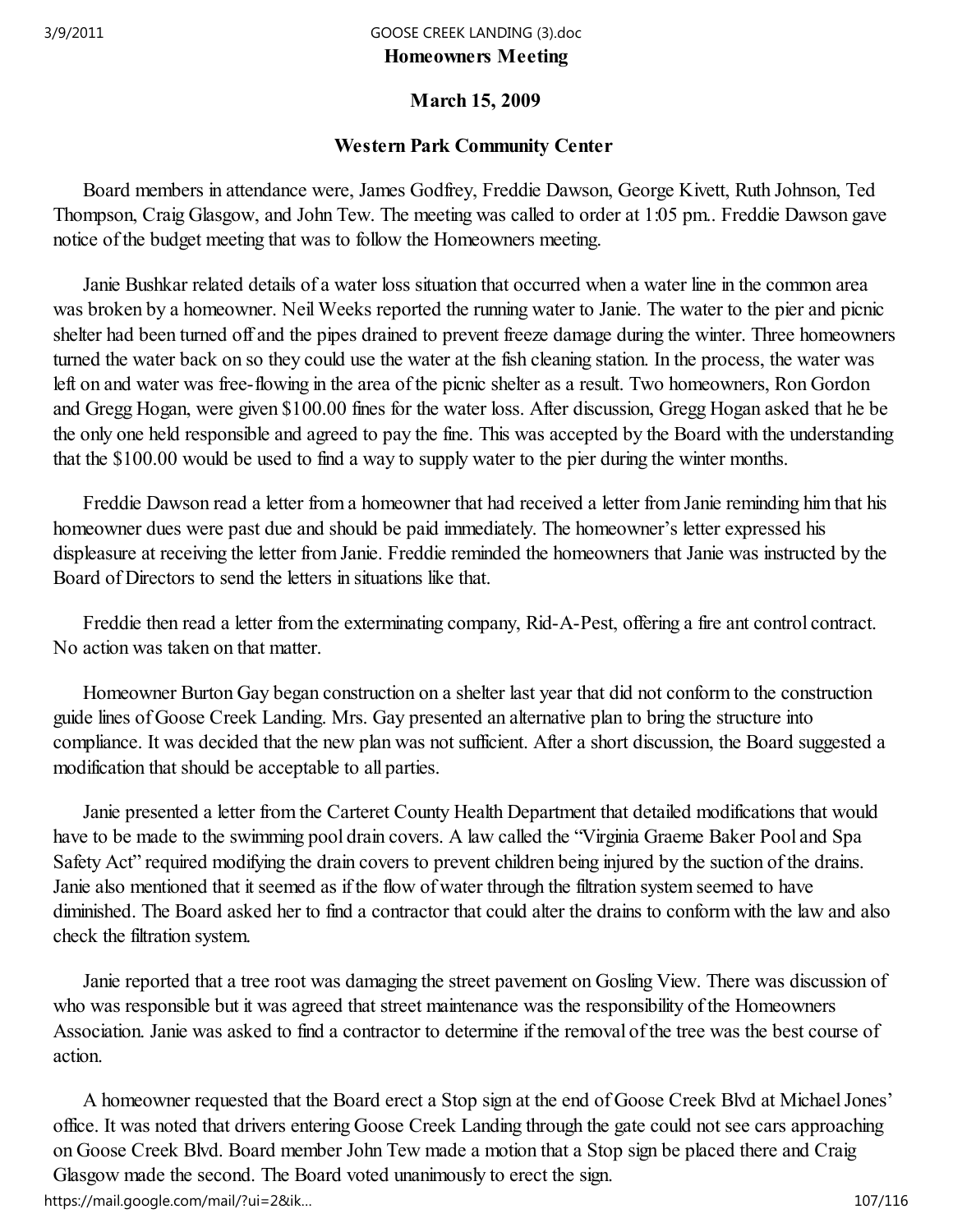**Homeowners Meeting**

**March 15, 2009**

**Western Park Community Center**

Board members in attendance were, James Godfrey, Freddie Dawson, George Kivett, Ruth Johnson, Ted Thompson, Craig Glasgow, and John Tew. The meeting was called to order at 1:05 pm.. Freddie Dawson gave notice of the budget meeting that was to follow the Homeowners meeting.

Janie Bushkar related details of a water loss situation that occurred when a water line in the common area was broken by a homeowner. Neil Weeks reported the running water to Janie. The water to the pier and picnic shelter had been turned off and the pipes drained to prevent freeze damage during the winter. Three homeowners turned the water back on so they could use the water at the fish cleaning station. In the process, the water was left on and water was free-flowing in the area of the picnic shelter as a result. Two homeowners, Ron Gordon and Gregg Hogan, were given $100.00 fines for the water loss. After discussion, Gregg Hogan asked that he be the only one held responsible and agreed to pay the fine. This was accepted by the Board with the understanding that the $100.00 would be used to find a way to supply water to the pier during the winter months.

Freddie Dawson read a letter from a homeowner that had received a letter from Janie reminding him that his homeowner dues were past due and should be paid immediately. The homeowner's letter expressed his displeasure at receiving the letter from Janie. Freddie reminded the homeowners that Janie was instructed by the Board of Directors to send the letters in situations like that.

Freddie then read a letter from the exterminating company, Rid-A-Pest, offering a fire ant control contract. No action was taken on that matter.

Homeowner Burton Gay began construction on a shelter last year that did not conform to the construction guide lines of Goose Creek Landing. Mrs. Gay presented an alternative plan to bring the structure into compliance. It was decided that the new plan was not sufficient. After a short discussion, the Board suggested a modification that should be acceptable to all parties.

Janie presented a letter from the Carteret County Health Department that detailed modifications that would have to be made to the swimming pool drain covers. A law called the "Virginia Graeme Baker Pool and Spa Safety Act" required modifying the drain covers to prevent children being injured by the suction of the drains. Janie also mentioned that it seemed as if the flow of water through the filtration system seemed to have diminished. The Board asked her to find a contractor that could alter the drains to conform with the law and also check the filtration system.

Janie reported that a tree root was damaging the street pavement on Gosling View. There was discussion of who was responsible but it was agreed that street maintenance was the responsibility of the Homeowners Association. Janie was asked to find a contractor to determine if the removal of the tree was the best course of action.

A homeowner requested that the Board erect a Stop sign at the end of Goose Creek Blvd at Michael Jones' office. It was noted that drivers entering Goose Creek Landing through the gate could not see cars approaching on Goose Creek Blvd. Board member John Tew made a motion that a Stop sign be placed there and Craig Glasgow made the second. The Board voted unanimously to erect the sign.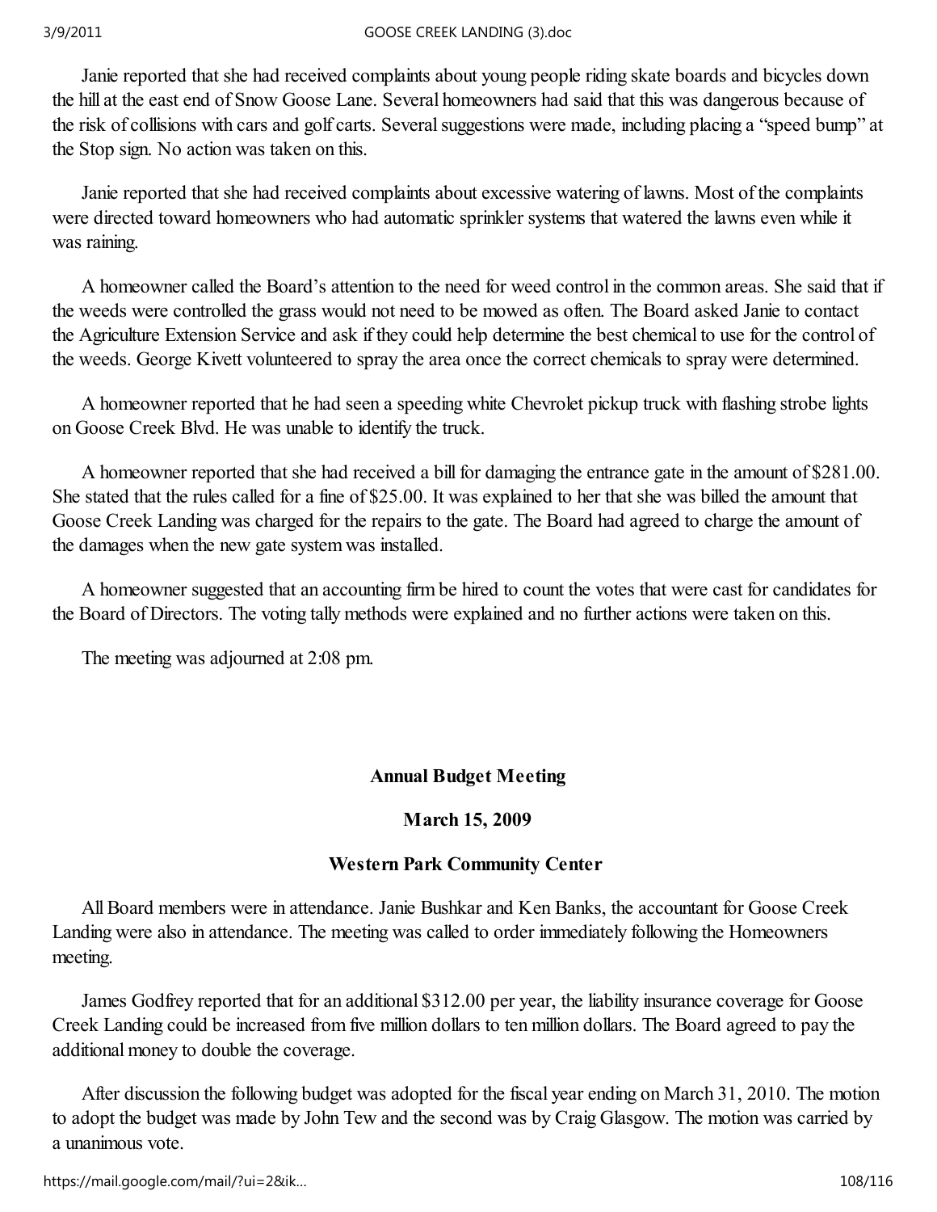Janie reported that she had received complaints about young people riding skate boards and bicycles down the hill at the east end of Snow Goose Lane. Several homeowners had said that this was dangerous because of the risk of collisions with cars and golf carts. Several suggestions were made, including placing a "speed bump" at the Stop sign. No action was taken on this.

Janie reported that she had received complaints about excessive watering of lawns. Most of the complaints were directed toward homeowners who had automatic sprinkler systems that watered the lawns even while it was raining.

A homeowner called the Board's attention to the need for weed control in the common areas. She said that if the weeds were controlled the grass would not need to be mowed as often. The Board asked Janie to contact the Agriculture Extension Service and ask if they could help determine the best chemical to use for the control of the weeds. George Kivett volunteered to spray the area once the correct chemicals to spray were determined.

A homeowner reported that he had seen a speeding white Chevrolet pickup truck with flashing strobe lights on Goose Creek Blvd. He was unable to identify the truck.

A homeowner reported that she had received a bill for damaging the entrance gate in the amount of $281.00. She stated that the rules called for a fine of $25.00. It was explained to her that she was billed the amount that Goose Creek Landing was charged for the repairs to the gate. The Board had agreed to charge the amount of the damages when the new gate system was installed.

A homeowner suggested that an accounting firm be hired to count the votes that were cast for candidates for the Board of Directors. The voting tally methods were explained and no further actions were taken on this.

The meeting was adjourned at 2:08 pm.

**Annual Budget Meeting**

**March 15, 2009**

**Western Park Community Center**

All Board members were in attendance. Janie Bushkar and Ken Banks, the accountant for Goose Creek Landing were also in attendance. The meeting was called to order immediately following the Homeowners meeting.

James Godfrey reported that for an additional $312.00 per year, the liability insurance coverage for Goose Creek Landing could be increased from five million dollars to ten million dollars. The Board agreed to pay the additional money to double the coverage.

After discussion the following budget was adopted for the fiscal year ending on March 31, 2010. The motion to adopt the budget was made by John Tew and the second was by Craig Glasgow. The motion was carried by a unanimous vote.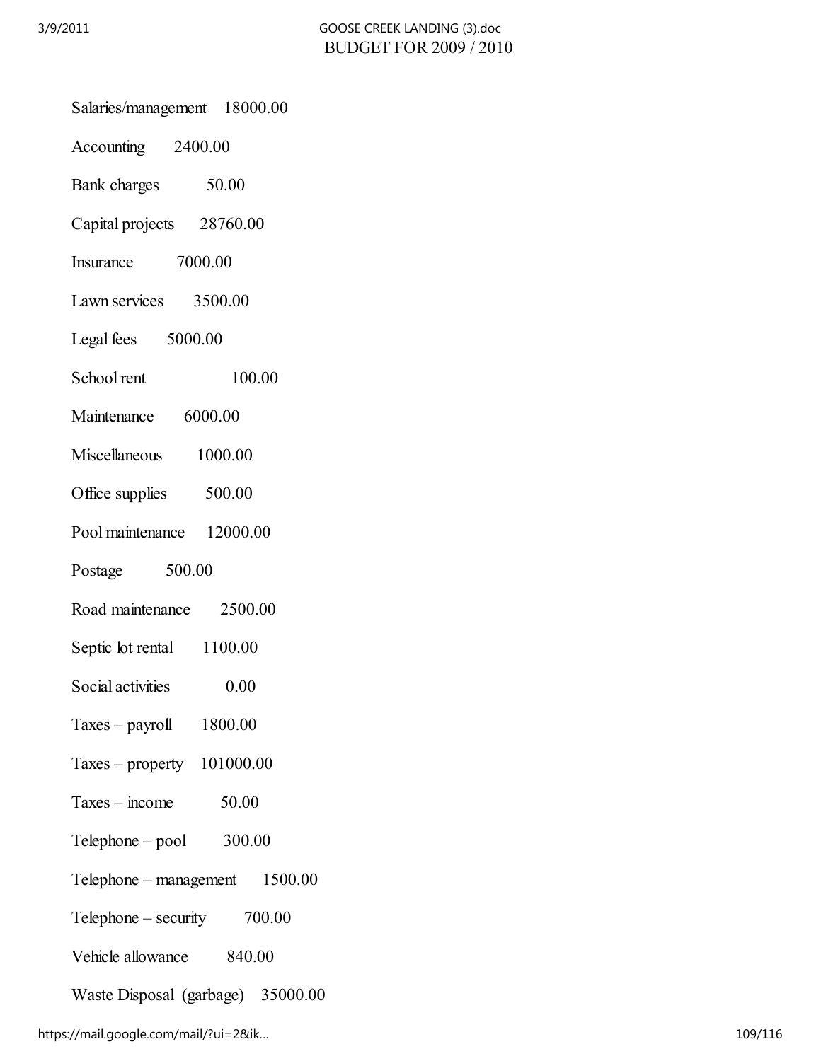# BUDGET FOR 2009 / 2010

Salaries/management 18000.00

Accounting 2400.00

Bank charges 50.00

Capital projects 28760.00

Insurance 7000.00

Lawn services 3500.00

Legal fees 5000.00

School rent 100.00

Maintenance 6000.00

Miscellaneous 1000.00

Office supplies 500.00

Pool maintenance 12000.00

Postage 500.00

Road maintenance 2500.00

Septic lot rental 1100.00

Social activities 0.00

Taxes – payroll 1800.00

Taxes – property 101000.00

Taxes – income 50.00

Telephone – pool 300.00

Telephone – management 1500.00

Telephone – security 700.00

Vehicle allowance 840.00

Waste Disposal (garbage) 35000.00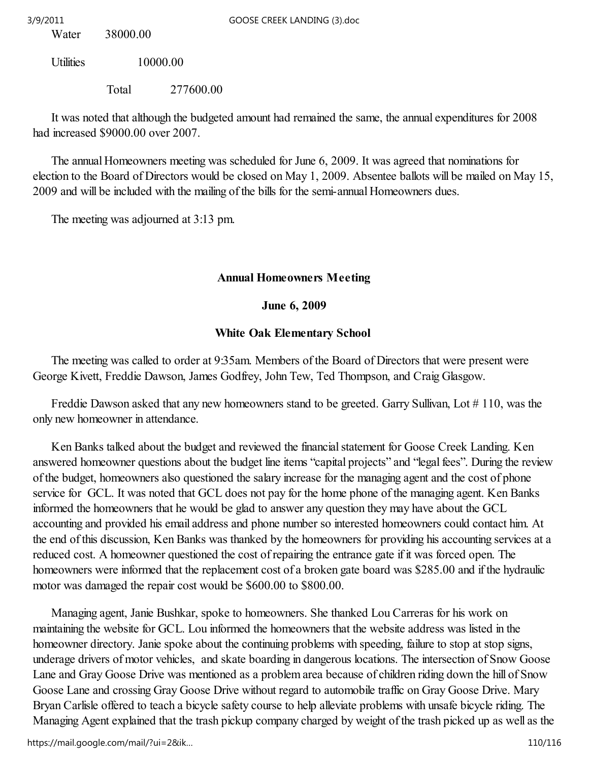Water 38000.00

Utilities 10000.00

Total 277600.00

It was noted that although the budgeted amount had remained the same, the annual expenditures for 2008 had increased $9000.00 over 2007.

The annual Homeowners meeting was scheduled for June 6, 2009. It was agreed that nominations for election to the Board of Directors would be closed on May 1, 2009. Absentee ballots will be mailed on May 15, 2009 and will be included with the mailing of the bills for the semi-annual Homeowners dues.

The meeting was adjourned at 3:13 pm.

**Annual Homeowners Meeting**

**June 6, 2009**

**White Oak Elementary School**

The meeting was called to order at 9:35am. Members of the Board of Directors that were present were George Kivett, Freddie Dawson, James Godfrey, John Tew, Ted Thompson, and Craig Glasgow.

Freddie Dawson asked that any new homeowners stand to be greeted. Garry Sullivan, Lot # 110, was the only new homeowner in attendance.

Ken Banks talked about the budget and reviewed the financial statement for Goose Creek Landing. Ken answered homeowner questions about the budget line items "capital projects" and "legal fees". During the review of the budget, homeowners also questioned the salary increase for the managing agent and the cost of phone service for GCL. It was noted that GCL does not pay for the home phone of the managing agent. Ken Banks informed the homeowners that he would be glad to answer any question they may have about the GCL accounting and provided his email address and phone number so interested homeowners could contact him. At the end of this discussion, Ken Banks was thanked by the homeowners for providing his accounting services at a reduced cost. A homeowner questioned the cost of repairing the entrance gate if it was forced open. The homeowners were informed that the replacement cost of a broken gate board was $285.00 and if the hydraulic motor was damaged the repair cost would be $600.00 to $800.00.

Managing agent, Janie Bushkar, spoke to homeowners. She thanked Lou Carreras for his work on maintaining the website for GCL. Lou informed the homeowners that the website address was listed in the homeowner directory. Janie spoke about the continuing problems with speeding, failure to stop at stop signs, underage drivers of motor vehicles, and skate boarding in dangerous locations. The intersection of Snow Goose Lane and Gray Goose Drive was mentioned as a problem area because of children riding down the hill of Snow Goose Lane and crossing Gray Goose Drive without regard to automobile traffic on Gray Goose Drive. Mary Bryan Carlisle offered to teach a bicycle safety course to help alleviate problems with unsafe bicycle riding. The Managing Agent explained that the trash pickup company charged by weight of the trash picked up as well as the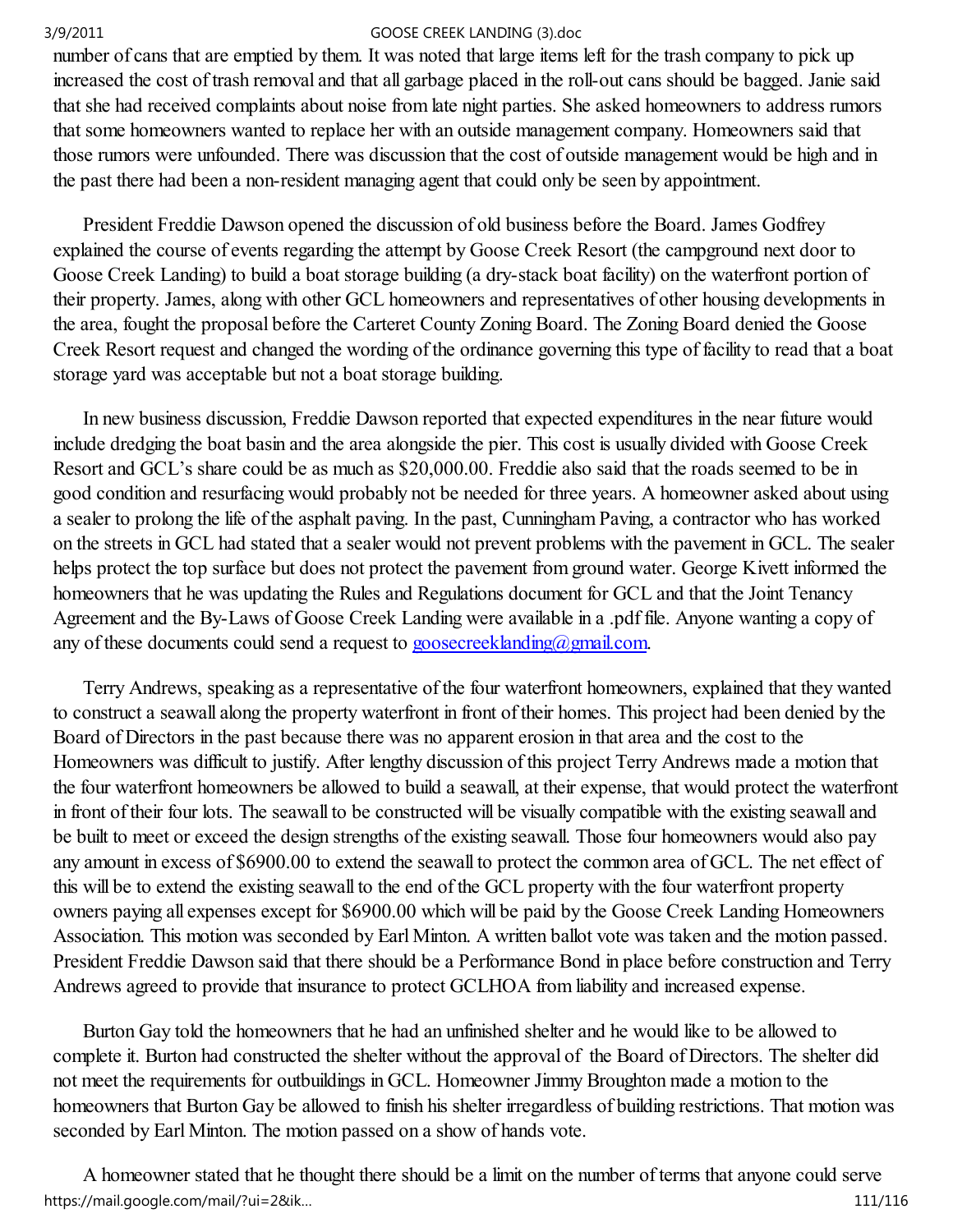number of cans that are emptied by them. It was noted that large items left for the trash company to pick up increased the cost of trash removal and that all garbage placed in the roll-out cans should be bagged. Janie said that she had received complaints about noise from late night parties. She asked homeowners to address rumors that some homeowners wanted to replace her with an outside management company. Homeowners said that those rumors were unfounded. There was discussion that the cost of outside management would be high and in the past there had been a non-resident managing agent that could only be seen by appointment.

President Freddie Dawson opened the discussion of old business before the Board. James Godfrey explained the course of events regarding the attempt by Goose Creek Resort (the campground next door to Goose Creek Landing) to build a boat storage building (a dry-stack boat facility) on the waterfront portion of their property. James, along with other GCL homeowners and representatives of other housing developments in the area, fought the proposal before the Carteret County Zoning Board. The Zoning Board denied the Goose Creek Resort request and changed the wording of the ordinance governing this type of facility to read that a boat storage yard was acceptable but not a boat storage building.

In new business discussion, Freddie Dawson reported that expected expenditures in the near future would include dredging the boat basin and the area alongside the pier. This cost is usually divided with Goose Creek Resort and GCL's share could be as much as $20,000.00. Freddie also said that the roads seemed to be in good condition and resurfacing would probably not be needed for three years. A homeowner asked about using a sealer to prolong the life of the asphalt paving. In the past, Cunningham Paving, a contractor who has worked on the streets in GCL had stated that a sealer would not prevent problems with the pavement in GCL. The sealer helps protect the top surface but does not protect the pavement from ground water. George Kivett informed the homeowners that he was updating the Rules and Regulations document for GCL and that the Joint Tenancy Agreement and the By-Laws of Goose Creek Landing were available in a .pdf file. Anyone wanting a copy of any of these documents could send a request to goosecreeklanding@gmail.com.

Terry Andrews, speaking as a representative of the four waterfront homeowners, explained that they wanted to construct a seawall along the property waterfront in front of their homes. This project had been denied by the Board of Directors in the past because there was no apparent erosion in that area and the cost to the Homeowners was difficult to justify. After lengthy discussion of this project Terry Andrews made a motion that the four waterfront homeowners be allowed to build a seawall, at their expense, that would protect the waterfront in front of their four lots. The seawall to be constructed will be visually compatible with the existing seawall and be built to meet or exceed the design strengths of the existing seawall. Those four homeowners would also pay any amount in excess of $6900.00 to extend the seawall to protect the common area of GCL. The net effect of this will be to extend the existing seawall to the end of the GCL property with the four waterfront property owners paying all expenses except for $6900.00 which will be paid by the Goose Creek Landing Homeowners Association. This motion was seconded by Earl Minton. A written ballot vote was taken and the motion passed. President Freddie Dawson said that there should be a Performance Bond in place before construction and Terry Andrews agreed to provide that insurance to protect GCLHOA from liability and increased expense.

Burton Gay told the homeowners that he had an unfinished shelter and he would like to be allowed to complete it. Burton had constructed the shelter without the approval of the Board of Directors. The shelter did not meet the requirements for outbuildings in GCL. Homeowner Jimmy Broughton made a motion to the homeowners that Burton Gay be allowed to finish his shelter irregardless of building restrictions. That motion was seconded by Earl Minton. The motion passed on a show of hands vote.

A homeowner stated that he thought there should be a limit on the number of terms that anyone could serve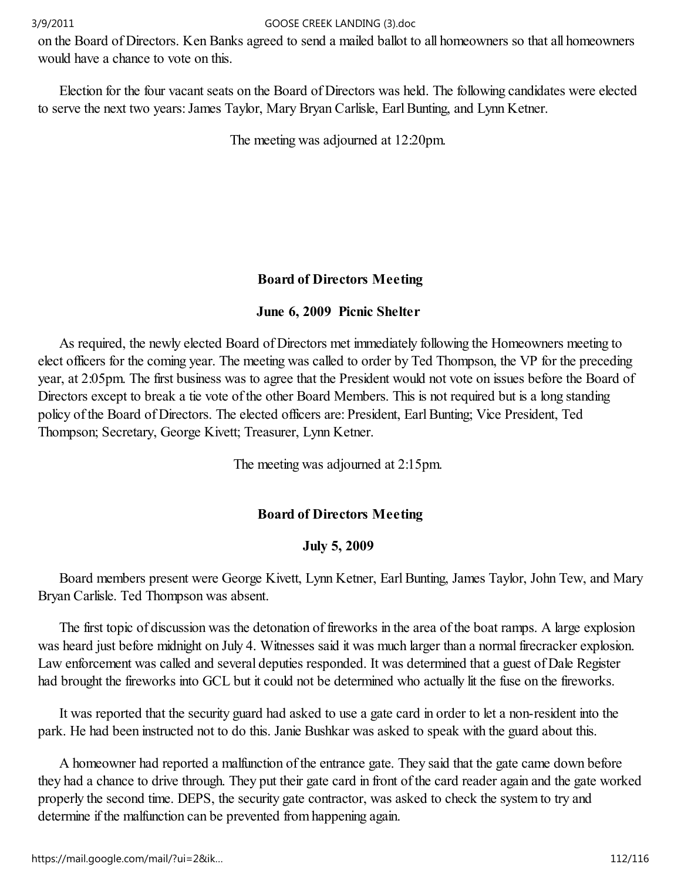on the Board of Directors. Ken Banks agreed to send a mailed ballot to all homeowners so that all homeowners would have a chance to vote on this.

Election for the four vacant seats on the Board of Directors was held. The following candidates were elected to serve the next two years: James Taylor, Mary Bryan Carlisle, Earl Bunting, and Lynn Ketner.

The meeting was adjourned at 12:20pm.

**Board of Directors Meeting**

**June 6, 2009 Picnic Shelter**

As required, the newly elected Board of Directors met immediately following the Homeowners meeting to elect officers for the coming year. The meeting was called to order by Ted Thompson, the VP for the preceding year, at 2:05pm. The first business was to agree that the President would not vote on issues before the Board of Directors except to break a tie vote of the other Board Members. This is not required but is a long standing policy of the Board of Directors. The elected officers are: President, Earl Bunting; Vice President, Ted Thompson; Secretary, George Kivett; Treasurer, Lynn Ketner.

The meeting was adjourned at 2:15pm.

**Board of Directors Meeting**

**July 5, 2009**

Board members present were George Kivett, Lynn Ketner, Earl Bunting, James Taylor, John Tew, and Mary Bryan Carlisle. Ted Thompson was absent.

The first topic of discussion was the detonation of fireworks in the area of the boat ramps. A large explosion was heard just before midnight on July 4. Witnesses said it was much larger than a normal firecracker explosion. Law enforcement was called and several deputies responded. It was determined that a guest of Dale Register had brought the fireworks into GCL but it could not be determined who actually lit the fuse on the fireworks.

It was reported that the security guard had asked to use a gate card in order to let a non-resident into the park. He had been instructed not to do this. Janie Bushkar was asked to speak with the guard about this.

A homeowner had reported a malfunction of the entrance gate. They said that the gate came down before they had a chance to drive through. They put their gate card in front of the card reader again and the gate worked properly the second time. DEPS, the security gate contractor, was asked to check the system to try and determine if the malfunction can be prevented from happening again.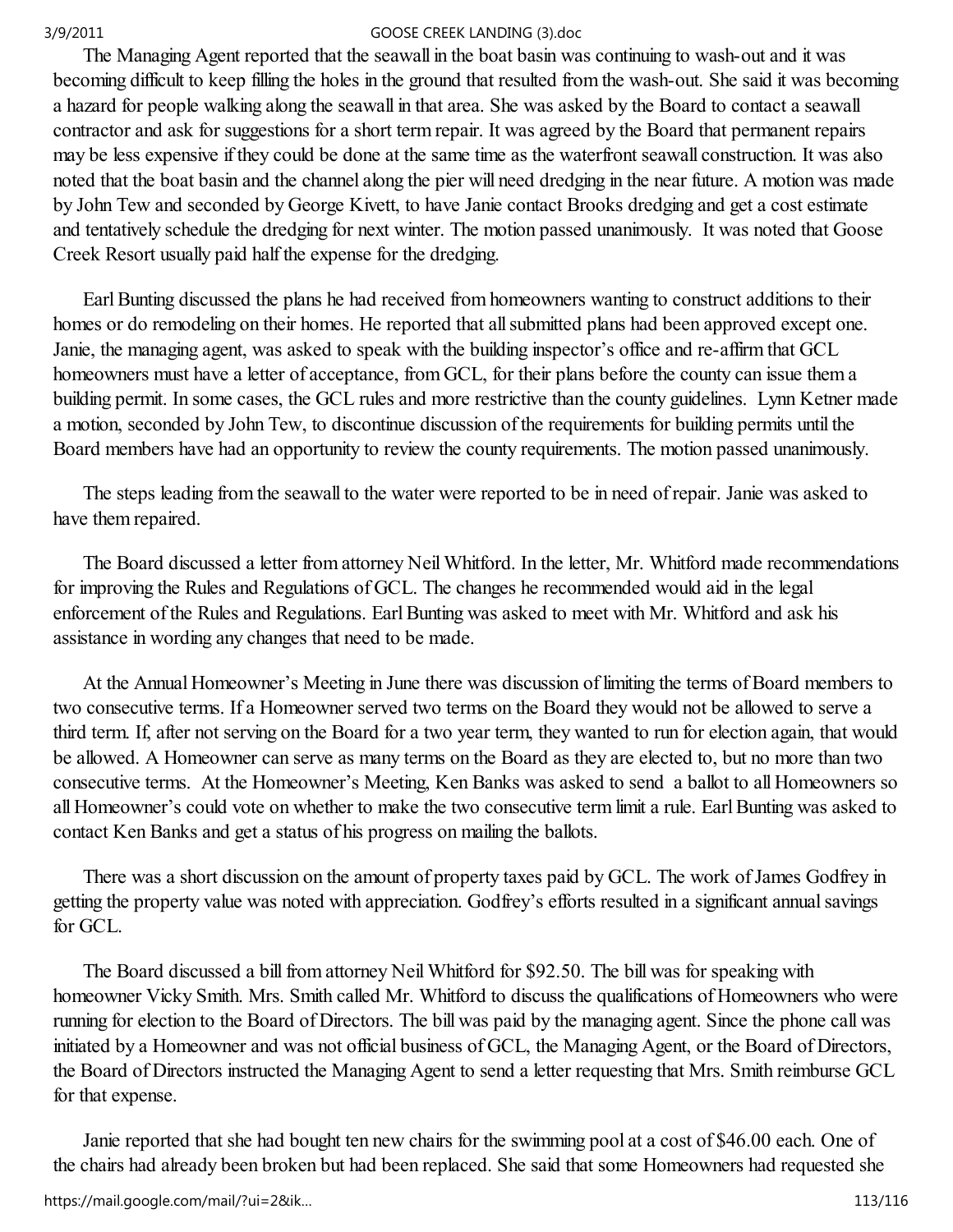The Managing Agent reported that the seawall in the boat basin was continuing to wash-out and it was becoming difficult to keep filling the holes in the ground that resulted from the wash-out. She said it was becoming a hazard for people walking along the seawall in that area. She was asked by the Board to contact a seawall contractor and ask for suggestions for a short term repair. It was agreed by the Board that permanent repairs may be less expensive if they could be done at the same time as the waterfront seawall construction. It was also noted that the boat basin and the channel along the pier will need dredging in the near future. A motion was made by John Tew and seconded by George Kivett, to have Janie contact Brooks dredging and get a cost estimate and tentatively schedule the dredging for next winter. The motion passed unanimously. It was noted that Goose Creek Resort usually paid half the expense for the dredging.

Earl Bunting discussed the plans he had received from homeowners wanting to construct additions to their homes or do remodeling on their homes. He reported that all submitted plans had been approved except one. Janie, the managing agent, was asked to speak with the building inspector's office and re-affirm that GCL homeowners must have a letter of acceptance, from GCL, for their plans before the county can issue them a building permit. In some cases, the GCL rules and more restrictive than the county guidelines. Lynn Ketner made a motion, seconded by John Tew, to discontinue discussion of the requirements for building permits until the Board members have had an opportunity to review the county requirements. The motion passed unanimously.

The steps leading from the seawall to the water were reported to be in need of repair. Janie was asked to have them repaired.

The Board discussed a letter from attorney Neil Whitford. In the letter, Mr. Whitford made recommendations for improving the Rules and Regulations of GCL. The changes he recommended would aid in the legal enforcement of the Rules and Regulations. Earl Bunting was asked to meet with Mr. Whitford and ask his assistance in wording any changes that need to be made.

At the Annual Homeowner's Meeting in June there was discussion of limiting the terms of Board members to two consecutive terms. If a Homeowner served two terms on the Board they would not be allowed to serve a third term. If, after not serving on the Board for a two year term, they wanted to run for election again, that would be allowed. A Homeowner can serve as many terms on the Board as they are elected to, but no more than two consecutive terms. At the Homeowner's Meeting, Ken Banks was asked to send a ballot to all Homeowners so all Homeowner's could vote on whether to make the two consecutive term limit a rule. Earl Bunting was asked to contact Ken Banks and get a status of his progress on mailing the ballots.

There was a short discussion on the amount of property taxes paid by GCL. The work of James Godfrey in getting the property value was noted with appreciation. Godfrey's efforts resulted in a significant annual savings for GCL.

The Board discussed a bill from attorney Neil Whitford for $92.50. The bill was for speaking with homeowner Vicky Smith. Mrs. Smith called Mr. Whitford to discuss the qualifications of Homeowners who were running for election to the Board of Directors. The bill was paid by the managing agent. Since the phone call was initiated by a Homeowner and was not official business of GCL, the Managing Agent, or the Board of Directors, the Board of Directors instructed the Managing Agent to send a letter requesting that Mrs. Smith reimburse GCL for that expense.

Janie reported that she had bought ten new chairs for the swimming pool at a cost of $46.00 each. One of the chairs had already been broken but had been replaced. She said that some Homeowners had requested she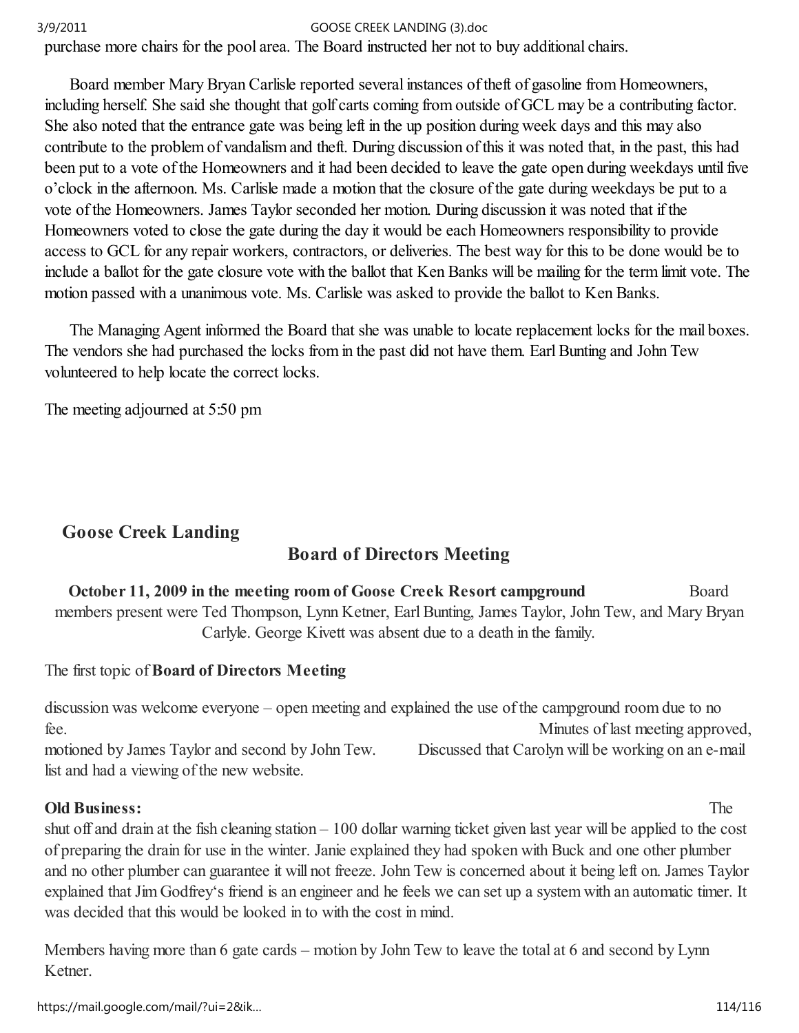purchase more chairs for the pool area. The Board instructed her not to buy additional chairs.

Board member Mary Bryan Carlisle reported several instances of theft of gasoline from Homeowners, including herself. She said she thought that golf carts coming from outside of GCL may be a contributing factor. She also noted that the entrance gate was being left in the up position during week days and this may also contribute to the problem of vandalism and theft. During discussion of this it was noted that, in the past, this had been put to a vote of the Homeowners and it had been decided to leave the gate open during weekdays until five o'clock in the afternoon. Ms. Carlisle made a motion that the closure of the gate during weekdays be put to a vote of the Homeowners. James Taylor seconded her motion. During discussion it was noted that if the Homeowners voted to close the gate during the day it would be each Homeowners responsibility to provide access to GCL for any repair workers, contractors, or deliveries. The best way for this to be done would be to include a ballot for the gate closure vote with the ballot that Ken Banks will be mailing for the term limit vote. The motion passed with a unanimous vote. Ms. Carlisle was asked to provide the ballot to Ken Banks.

The Managing Agent informed the Board that she was unable to locate replacement locks for the mail boxes. The vendors she had purchased the locks from in the past did not have them. Earl Bunting and John Tew volunteered to help locate the correct locks.

The meeting adjourned at 5:50 pm

## Goose Creek Landing

## Board of Directors Meeting

**October 11, 2009 in the meeting room of Goose Creek Resort campground** Board members present were Ted Thompson, Lynn Ketner, Earl Bunting, James Taylor, John Tew, and Mary Bryan Carlyle. George Kivett was absent due to a death in the family.

The first topic of **Board of Directors Meeting**

discussion was welcome everyone – open meeting and explained the use of the campground room due to no fee. Minutes of last meeting approved, motioned by James Taylor and second by John Tew. Discussed that Carolyn will be working on an e-mail list and had a viewing of the new website.

**Old Business:** The shut off and drain at the fish cleaning station – 100 dollar warning ticket given last year will be applied to the cost of preparing the drain for use in the winter. Janie explained they had spoken with Buck and one other plumber and no other plumber can guarantee it will not freeze. John Tew is concerned about it being left on. James Taylor explained that Jim Godfrey's friend is an engineer and he feels we can set up a system with an automatic timer. It was decided that this would be looked in to with the cost in mind.

Members having more than 6 gate cards – motion by John Tew to leave the total at 6 and second by Lynn Ketner.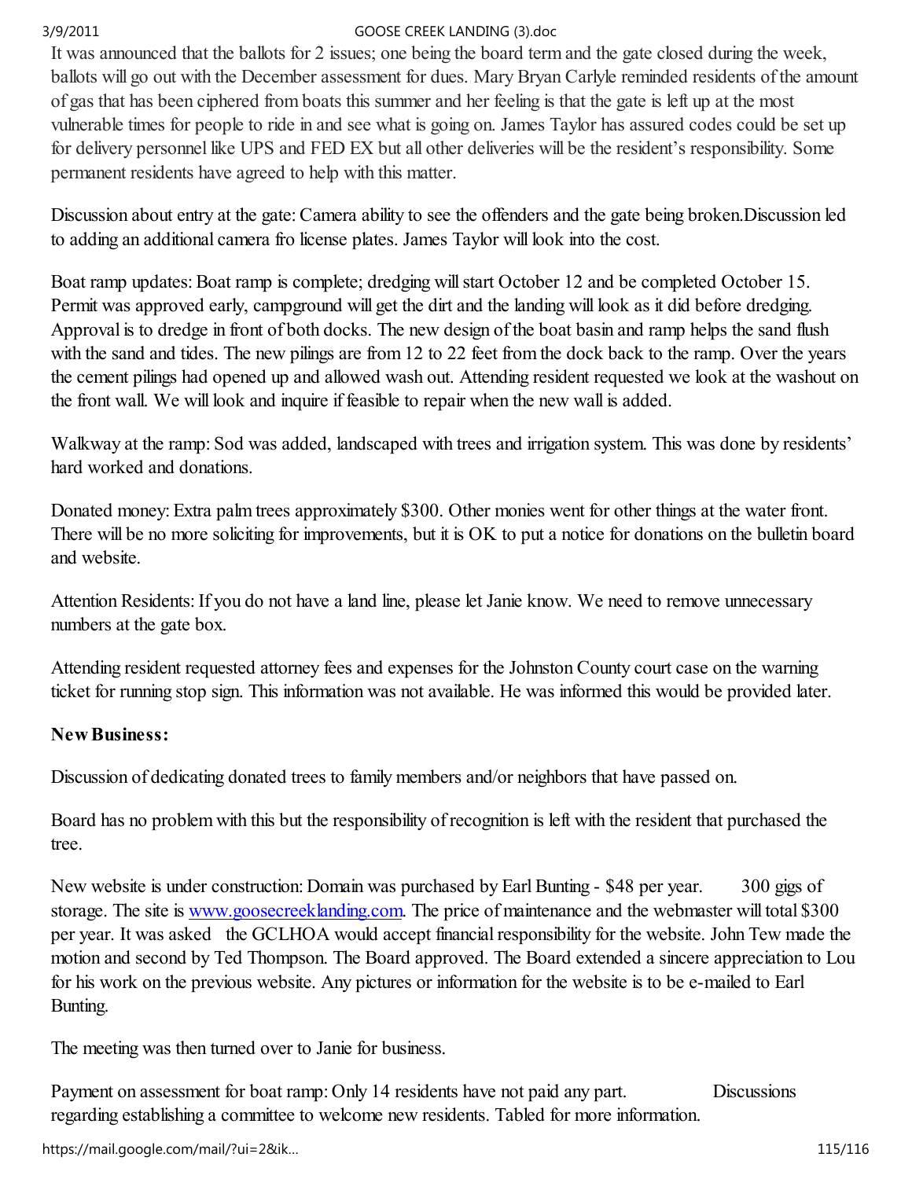It was announced that the ballots for 2 issues; one being the board term and the gate closed during the week, ballots will go out with the December assessment for dues. Mary Bryan Carlyle reminded residents of the amount of gas that has been ciphered from boats this summer and her feeling is that the gate is left up at the most vulnerable times for people to ride in and see what is going on. James Taylor has assured codes could be set up for delivery personnel like UPS and FED EX but all other deliveries will be the resident's responsibility. Some permanent residents have agreed to help with this matter.

Discussion about entry at the gate: Camera ability to see the offenders and the gate being broken.Discussion led to adding an additional camera fro license plates. James Taylor will look into the cost.

Boat ramp updates: Boat ramp is complete; dredging will start October 12 and be completed October 15. Permit was approved early, campground will get the dirt and the landing will look as it did before dredging. Approval is to dredge in front of both docks. The new design of the boat basin and ramp helps the sand flush with the sand and tides. The new pilings are from 12 to 22 feet from the dock back to the ramp. Over the years the cement pilings had opened up and allowed wash out. Attending resident requested we look at the washout on the front wall. We will look and inquire if feasible to repair when the new wall is added.

Walkway at the ramp: Sod was added, landscaped with trees and irrigation system. This was done by residents' hard worked and donations.

Donated money: Extra palm trees approximately $300. Other monies went for other things at the water front. There will be no more soliciting for improvements, but it is OK to put a notice for donations on the bulletin board and website.

Attention Residents: If you do not have a land line, please let Janie know. We need to remove unnecessary numbers at the gate box.

Attending resident requested attorney fees and expenses for the Johnston County court case on the warning ticket for running stop sign. This information was not available. He was informed this would be provided later.

**New Business:**

Discussion of dedicating donated trees to family members and/or neighbors that have passed on.

Board has no problem with this but the responsibility of recognition is left with the resident that purchased the tree.

New website is under construction: Domain was purchased by Earl Bunting - $48 per year. 300 gigs of storage. The site is [www.goosecreeklanding.com](http://www.goosecreeklanding.com). The price of maintenance and the webmaster will total $300 per year. It was asked the GCLHOA would accept financial responsibility for the website. John Tew made the motion and second by Ted Thompson. The Board approved. The Board extended a sincere appreciation to Lou for his work on the previous website. Any pictures or information for the website is to be e-mailed to Earl Bunting.

The meeting was then turned over to Janie for business.

Payment on assessment for boat ramp: Only 14 residents have not paid any part. Discussions regarding establishing a committee to welcome new residents. Tabled for more information.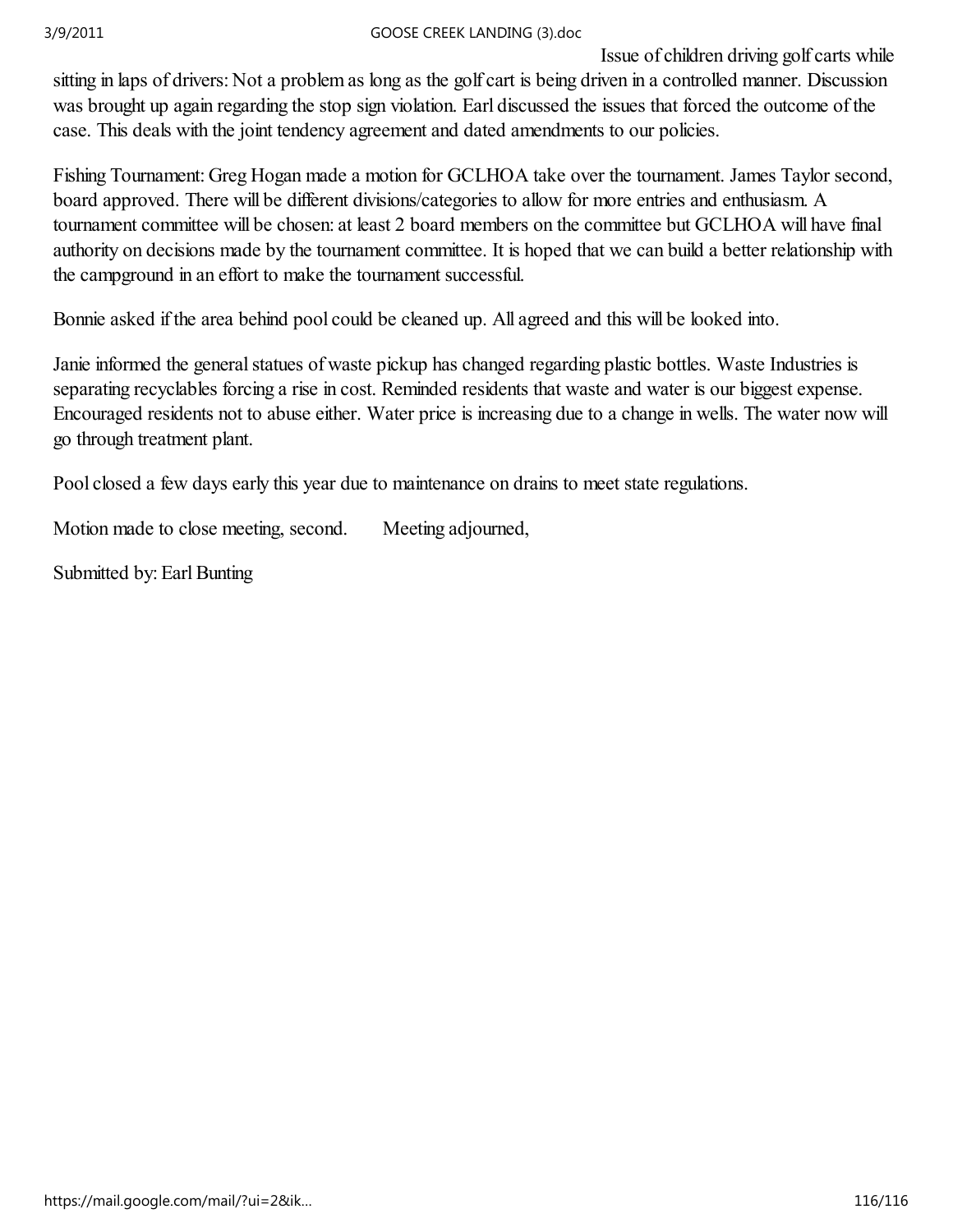Issue of children driving golf carts while sitting in laps of drivers: Not a problem as long as the golf cart is being driven in a controlled manner. Discussion was brought up again regarding the stop sign violation. Earl discussed the issues that forced the outcome of the case. This deals with the joint tendency agreement and dated amendments to our policies.

Fishing Tournament: Greg Hogan made a motion for GCLHOA take over the tournament. James Taylor second, board approved. There will be different divisions/categories to allow for more entries and enthusiasm. A tournament committee will be chosen: at least 2 board members on the committee but GCLHOA will have final authority on decisions made by the tournament committee. It is hoped that we can build a better relationship with the campground in an effort to make the tournament successful.

Bonnie asked if the area behind pool could be cleaned up. All agreed and this will be looked into.

Janie informed the general statues of waste pickup has changed regarding plastic bottles. Waste Industries is separating recyclables forcing a rise in cost. Reminded residents that waste and water is our biggest expense. Encouraged residents not to abuse either. Water price is increasing due to a change in wells. The water now will go through treatment plant.

Pool closed a few days early this year due to maintenance on drains to meet state regulations.

Motion made to close meeting, second. Meeting adjourned,

Submitted by: Earl Bunting